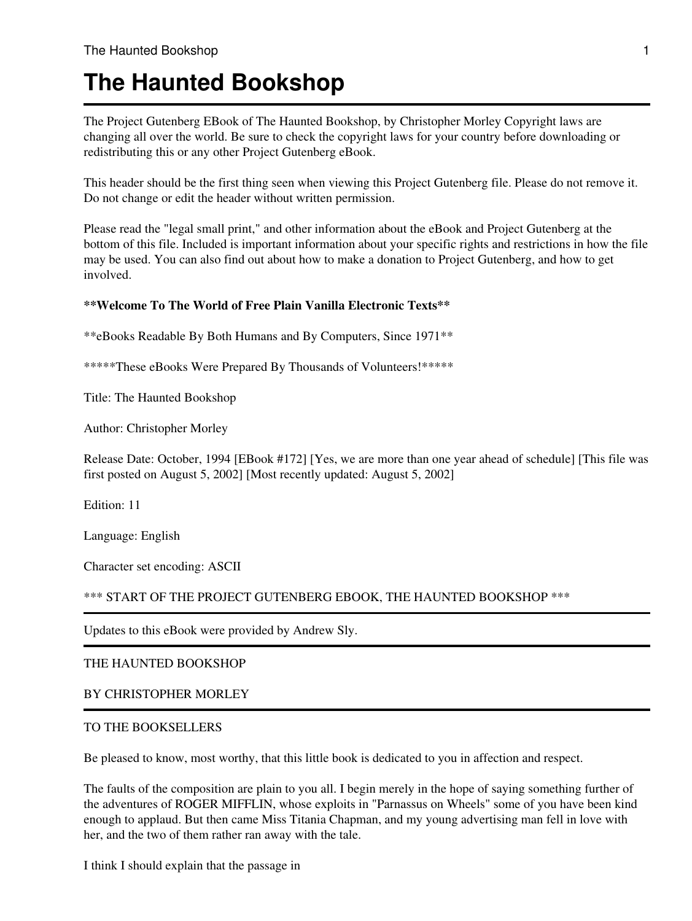# The Haunted Bookshop

The Project Gutenberg EBook of The Haunted Bookshop, by Christopher Morley Copyright laws are changing all over the world. Be sure to check the copyright laws for your country before downloading or redistributing this or any other Project Gutenberg eBook.

This header should be the first thing seen when viewing this Project Gutenberg file. Please do not remove it. Do not change or edit the header without written permission.

Please read the "legal small print," and other information about the eBook and Project Gutenberg at the bottom of this file. Included is important information about your specific rights and restrictions in how the file may be used. You can also find out about how to make a donation to Project Gutenberg, and how to get involved.

**\*\*Welcome To The World of Free Plain Vanilla Electronic Texts\*\***

\*\*eBooks Readable By Both Humans and By Computers, Since 1971\*\*

\*\*\*\*\*These eBooks Were Prepared By Thousands of Volunteers!\*\*\*\*\*

Title: The Haunted Bookshop

Author: Christopher Morley

Release Date: October, 1994 [EBook #172] [Yes, we are more than one year ahead of schedule] [This file was first posted on August 5, 2002] [Most recently updated: August 5, 2002]

Edition: 11

Language: English

Character set encoding: ASCII

\*\*\* START OF THE PROJECT GUTENBERG EBOOK, THE HAUNTED BOOKSHOP \*\*\*

---

Updates to this eBook were provided by Andrew Sly.

---

THE HAUNTED BOOKSHOP

BY CHRISTOPHER MORLEY

---

TO THE BOOKSELLERS

Be pleased to know, most worthy, that this little book is dedicated to you in affection and respect.

The faults of the composition are plain to you all. I begin merely in the hope of saying something further of the adventures of ROGER MIFFLIN, whose exploits in "Parnassus on Wheels" some of you have been kind enough to applaud. But then came Miss Titania Chapman, and my young advertising man fell in love with her, and the two of them rather ran away with the tale.

I think I should explain that the passage in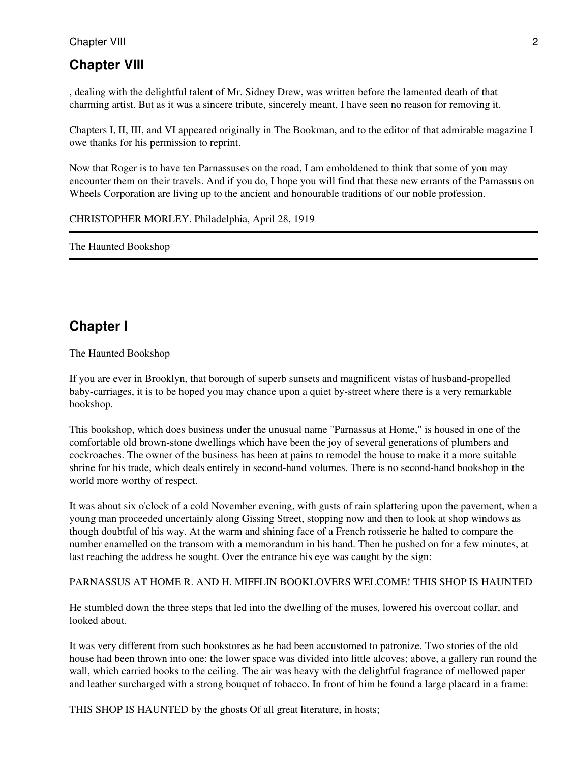## Chapter VIII

, dealing with the delightful talent of Mr. Sidney Drew, was written before the lamented death of that charming artist. But as it was a sincere tribute, sincerely meant, I have seen no reason for removing it.

Chapters I, II, III, and VI appeared originally in The Bookman, and to the editor of that admirable magazine I owe thanks for his permission to reprint.

Now that Roger is to have ten Parnassuses on the road, I am emboldened to think that some of you may encounter them on their travels. And if you do, I hope you will find that these new errants of the Parnassus on Wheels Corporation are living up to the ancient and honourable traditions of our noble profession.

CHRISTOPHER MORLEY. Philadelphia, April 28, 1919

---

The Haunted Bookshop

---

## Chapter I

The Haunted Bookshop

If you are ever in Brooklyn, that borough of superb sunsets and magnificent vistas of husband-propelled baby-carriages, it is to be hoped you may chance upon a quiet by-street where there is a very remarkable bookshop.

This bookshop, which does business under the unusual name "Parnassus at Home," is housed in one of the comfortable old brown-stone dwellings which have been the joy of several generations of plumbers and cockroaches. The owner of the business has been at pains to remodel the house to make it a more suitable shrine for his trade, which deals entirely in second-hand volumes. There is no second-hand bookshop in the world more worthy of respect.

It was about six o'clock of a cold November evening, with gusts of rain splattering upon the pavement, when a young man proceeded uncertainly along Gissing Street, stopping now and then to look at shop windows as though doubtful of his way. At the warm and shining face of a French rotisserie he halted to compare the number enamelled on the transom with a memorandum in his hand. Then he pushed on for a few minutes, at last reaching the address he sought. Over the entrance his eye was caught by the sign:

PARNASSUS AT HOME R. AND H. MIFFLIN BOOKLOVERS WELCOME! THIS SHOP IS HAUNTED

He stumbled down the three steps that led into the dwelling of the muses, lowered his overcoat collar, and looked about.

It was very different from such bookstores as he had been accustomed to patronize. Two stories of the old house had been thrown into one: the lower space was divided into little alcoves; above, a gallery ran round the wall, which carried books to the ceiling. The air was heavy with the delightful fragrance of mellowed paper and leather surcharged with a strong bouquet of tobacco. In front of him he found a large placard in a frame:

THIS SHOP IS HAUNTED by the ghosts Of all great literature, in hosts;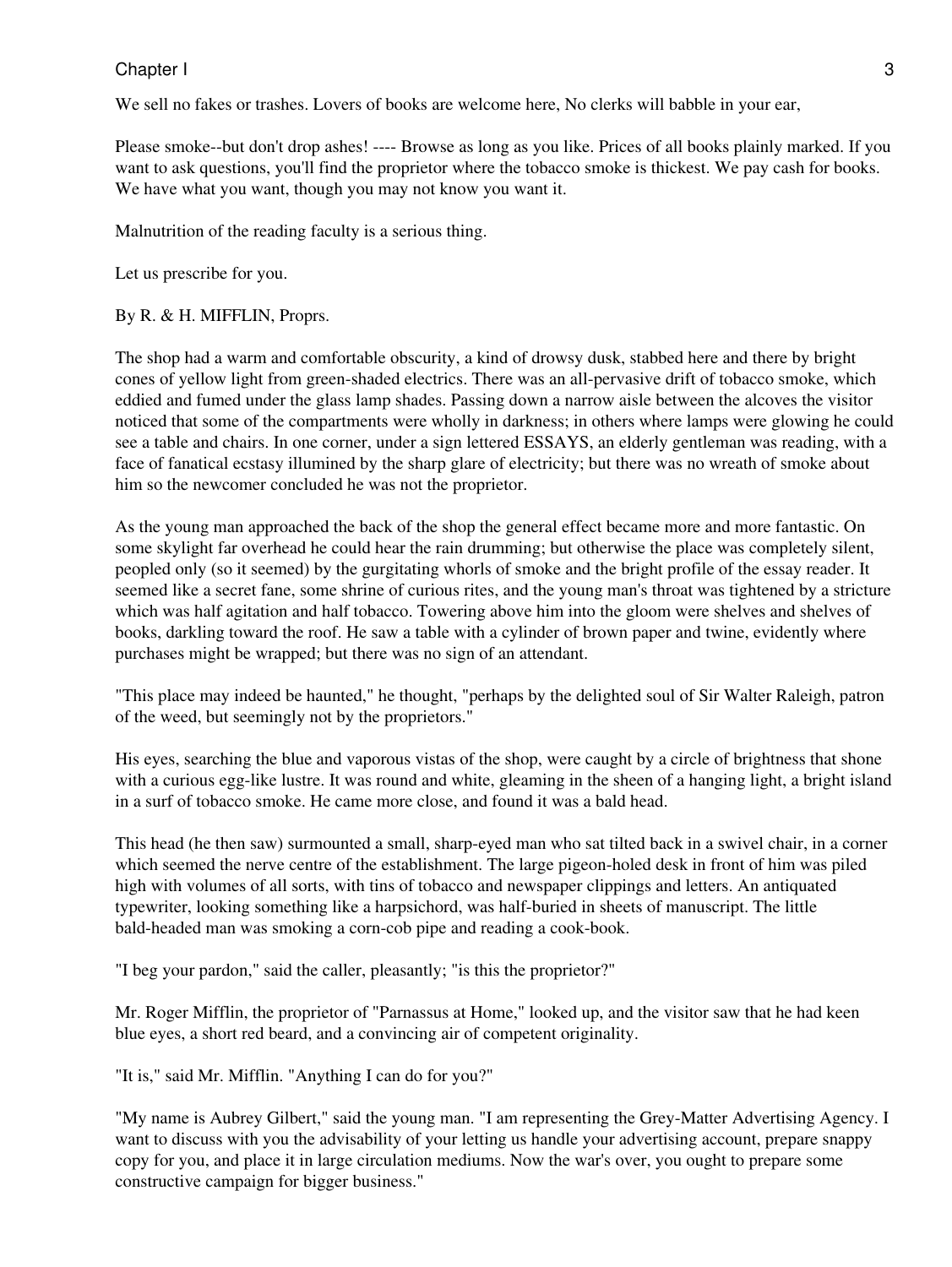We sell no fakes or trashes. Lovers of books are welcome here, No clerks will babble in your ear,

Please smoke--but don't drop ashes! ---- Browse as long as you like. Prices of all books plainly marked. If you want to ask questions, you'll find the proprietor where the tobacco smoke is thickest. We pay cash for books. We have what you want, though you may not know you want it.

Malnutrition of the reading faculty is a serious thing.

Let us prescribe for you.

By R. & H. MIFFLIN, Proprs.

The shop had a warm and comfortable obscurity, a kind of drowsy dusk, stabbed here and there by bright cones of yellow light from green-shaded electrics. There was an all-pervasive drift of tobacco smoke, which eddied and fumed under the glass lamp shades. Passing down a narrow aisle between the alcoves the visitor noticed that some of the compartments were wholly in darkness; in others where lamps were glowing he could see a table and chairs. In one corner, under a sign lettered ESSAYS, an elderly gentleman was reading, with a face of fanatical ecstasy illumined by the sharp glare of electricity; but there was no wreath of smoke about him so the newcomer concluded he was not the proprietor.

As the young man approached the back of the shop the general effect became more and more fantastic. On some skylight far overhead he could hear the rain drumming; but otherwise the place was completely silent, peopled only (so it seemed) by the gurgitating whorls of smoke and the bright profile of the essay reader. It seemed like a secret fane, some shrine of curious rites, and the young man's throat was tightened by a stricture which was half agitation and half tobacco. Towering above him into the gloom were shelves and shelves of books, darkling toward the roof. He saw a table with a cylinder of brown paper and twine, evidently where purchases might be wrapped; but there was no sign of an attendant.

"This place may indeed be haunted," he thought, "perhaps by the delighted soul of Sir Walter Raleigh, patron of the weed, but seemingly not by the proprietors."

His eyes, searching the blue and vaporous vistas of the shop, were caught by a circle of brightness that shone with a curious egg-like lustre. It was round and white, gleaming in the sheen of a hanging light, a bright island in a surf of tobacco smoke. He came more close, and found it was a bald head.

This head (he then saw) surmounted a small, sharp-eyed man who sat tilted back in a swivel chair, in a corner which seemed the nerve centre of the establishment. The large pigeon-holed desk in front of him was piled high with volumes of all sorts, with tins of tobacco and newspaper clippings and letters. An antiquated typewriter, looking something like a harpsichord, was half-buried in sheets of manuscript. The little bald-headed man was smoking a corn-cob pipe and reading a cook-book.

"I beg your pardon," said the caller, pleasantly; "is this the proprietor?"

Mr. Roger Mifflin, the proprietor of "Parnassus at Home," looked up, and the visitor saw that he had keen blue eyes, a short red beard, and a convincing air of competent originality.

"It is," said Mr. Mifflin. "Anything I can do for you?"

"My name is Aubrey Gilbert," said the young man. "I am representing the Grey-Matter Advertising Agency. I want to discuss with you the advisability of your letting us handle your advertising account, prepare snappy copy for you, and place it in large circulation mediums. Now the war's over, you ought to prepare some constructive campaign for bigger business."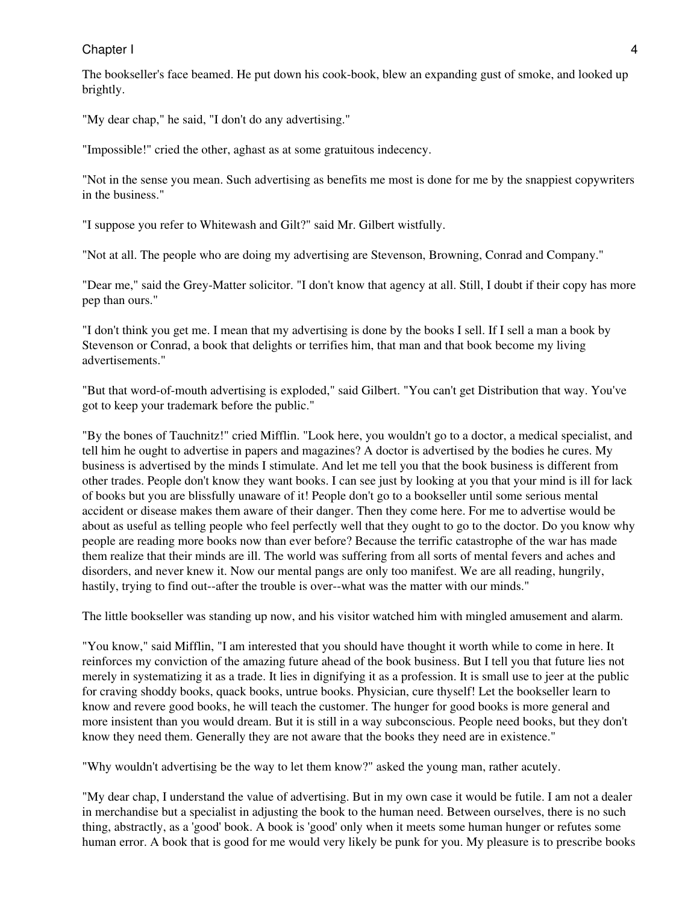The bookseller's face beamed. He put down his cook-book, blew an expanding gust of smoke, and looked up brightly.

"My dear chap," he said, "I don't do any advertising."

"Impossible!" cried the other, aghast as at some gratuitous indecency.

"Not in the sense you mean. Such advertising as benefits me most is done for me by the snappiest copywriters in the business."

"I suppose you refer to Whitewash and Gilt?" said Mr. Gilbert wistfully.

"Not at all. The people who are doing my advertising are Stevenson, Browning, Conrad and Company."

"Dear me," said the Grey-Matter solicitor. "I don't know that agency at all. Still, I doubt if their copy has more pep than ours."

"I don't think you get me. I mean that my advertising is done by the books I sell. If I sell a man a book by Stevenson or Conrad, a book that delights or terrifies him, that man and that book become my living advertisements."

"But that word-of-mouth advertising is exploded," said Gilbert. "You can't get Distribution that way. You've got to keep your trademark before the public."

"By the bones of Tauchnitz!" cried Mifflin. "Look here, you wouldn't go to a doctor, a medical specialist, and tell him he ought to advertise in papers and magazines? A doctor is advertised by the bodies he cures. My business is advertised by the minds I stimulate. And let me tell you that the book business is different from other trades. People don't know they want books. I can see just by looking at you that your mind is ill for lack of books but you are blissfully unaware of it! People don't go to a bookseller until some serious mental accident or disease makes them aware of their danger. Then they come here. For me to advertise would be about as useful as telling people who feel perfectly well that they ought to go to the doctor. Do you know why people are reading more books now than ever before? Because the terrific catastrophe of the war has made them realize that their minds are ill. The world was suffering from all sorts of mental fevers and aches and disorders, and never knew it. Now our mental pangs are only too manifest. We are all reading, hungrily, hastily, trying to find out--after the trouble is over--what was the matter with our minds."

The little bookseller was standing up now, and his visitor watched him with mingled amusement and alarm.

"You know," said Mifflin, "I am interested that you should have thought it worth while to come in here. It reinforces my conviction of the amazing future ahead of the book business. But I tell you that future lies not merely in systematizing it as a trade. It lies in dignifying it as a profession. It is small use to jeer at the public for craving shoddy books, quack books, untrue books. Physician, cure thyself! Let the bookseller learn to know and revere good books, he will teach the customer. The hunger for good books is more general and more insistent than you would dream. But it is still in a way subconscious. People need books, but they don't know they need them. Generally they are not aware that the books they need are in existence."

"Why wouldn't advertising be the way to let them know?" asked the young man, rather acutely.

"My dear chap, I understand the value of advertising. But in my own case it would be futile. I am not a dealer in merchandise but a specialist in adjusting the book to the human need. Between ourselves, there is no such thing, abstractly, as a 'good' book. A book is 'good' only when it meets some human hunger or refutes some human error. A book that is good for me would very likely be punk for you. My pleasure is to prescribe books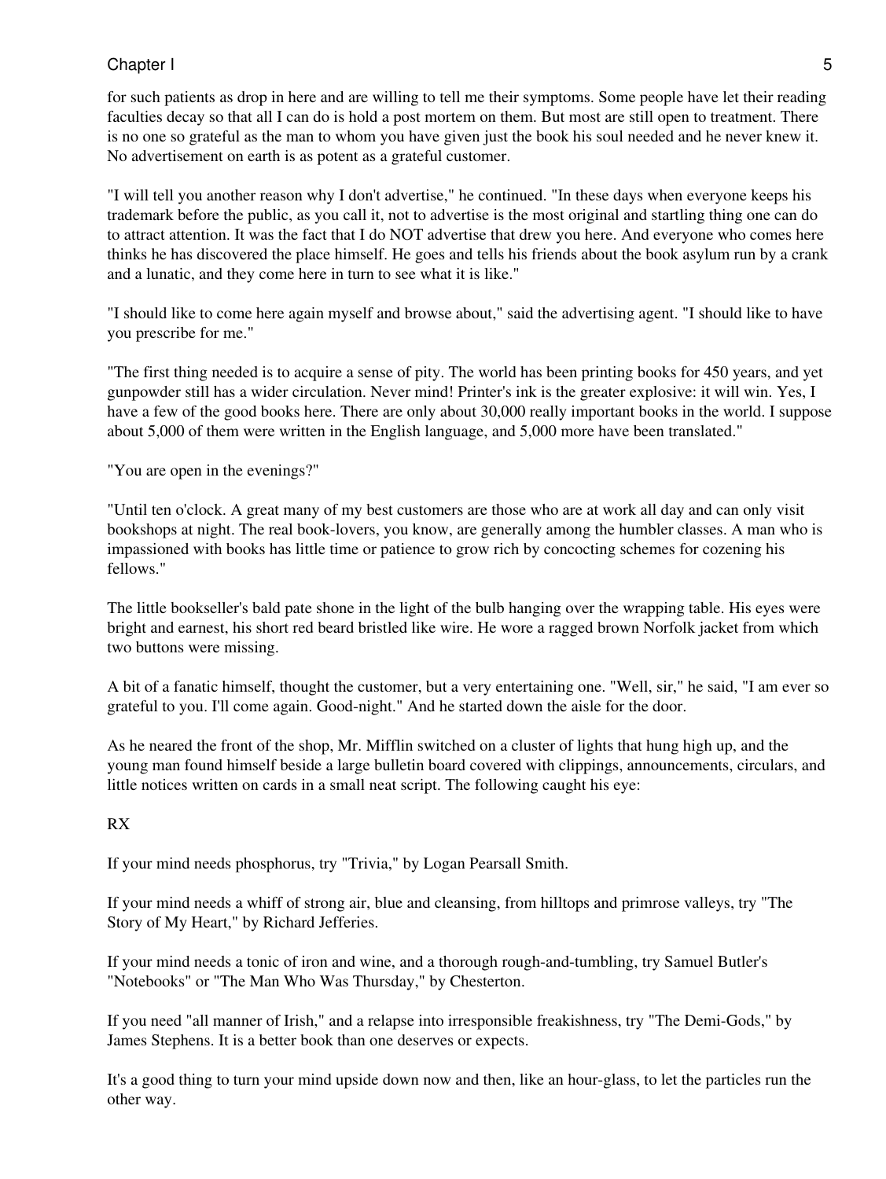for such patients as drop in here and are willing to tell me their symptoms. Some people have let their reading faculties decay so that all I can do is hold a post mortem on them. But most are still open to treatment. There is no one so grateful as the man to whom you have given just the book his soul needed and he never knew it. No advertisement on earth is as potent as a grateful customer.

"I will tell you another reason why I don't advertise," he continued. "In these days when everyone keeps his trademark before the public, as you call it, not to advertise is the most original and startling thing one can do to attract attention. It was the fact that I do NOT advertise that drew you here. And everyone who comes here thinks he has discovered the place himself. He goes and tells his friends about the book asylum run by a crank and a lunatic, and they come here in turn to see what it is like."

"I should like to come here again myself and browse about," said the advertising agent. "I should like to have you prescribe for me."

"The first thing needed is to acquire a sense of pity. The world has been printing books for 450 years, and yet gunpowder still has a wider circulation. Never mind! Printer's ink is the greater explosive: it will win. Yes, I have a few of the good books here. There are only about 30,000 really important books in the world. I suppose about 5,000 of them were written in the English language, and 5,000 more have been translated."

"You are open in the evenings?"

"Until ten o'clock. A great many of my best customers are those who are at work all day and can only visit bookshops at night. The real book-lovers, you know, are generally among the humbler classes. A man who is impassioned with books has little time or patience to grow rich by concocting schemes for cozening his fellows."

The little bookseller's bald pate shone in the light of the bulb hanging over the wrapping table. His eyes were bright and earnest, his short red beard bristled like wire. He wore a ragged brown Norfolk jacket from which two buttons were missing.

A bit of a fanatic himself, thought the customer, but a very entertaining one. "Well, sir," he said, "I am ever so grateful to you. I'll come again. Good-night." And he started down the aisle for the door.

As he neared the front of the shop, Mr. Mifflin switched on a cluster of lights that hung high up, and the young man found himself beside a large bulletin board covered with clippings, announcements, circulars, and little notices written on cards in a small neat script. The following caught his eye:

RX

If your mind needs phosphorus, try "Trivia," by Logan Pearsall Smith.

If your mind needs a whiff of strong air, blue and cleansing, from hilltops and primrose valleys, try "The Story of My Heart," by Richard Jefferies.

If your mind needs a tonic of iron and wine, and a thorough rough-and-tumbling, try Samuel Butler's "Notebooks" or "The Man Who Was Thursday," by Chesterton.

If you need "all manner of Irish," and a relapse into irresponsible freakishness, try "The Demi-Gods," by James Stephens. It is a better book than one deserves or expects.

It's a good thing to turn your mind upside down now and then, like an hour-glass, to let the particles run the other way.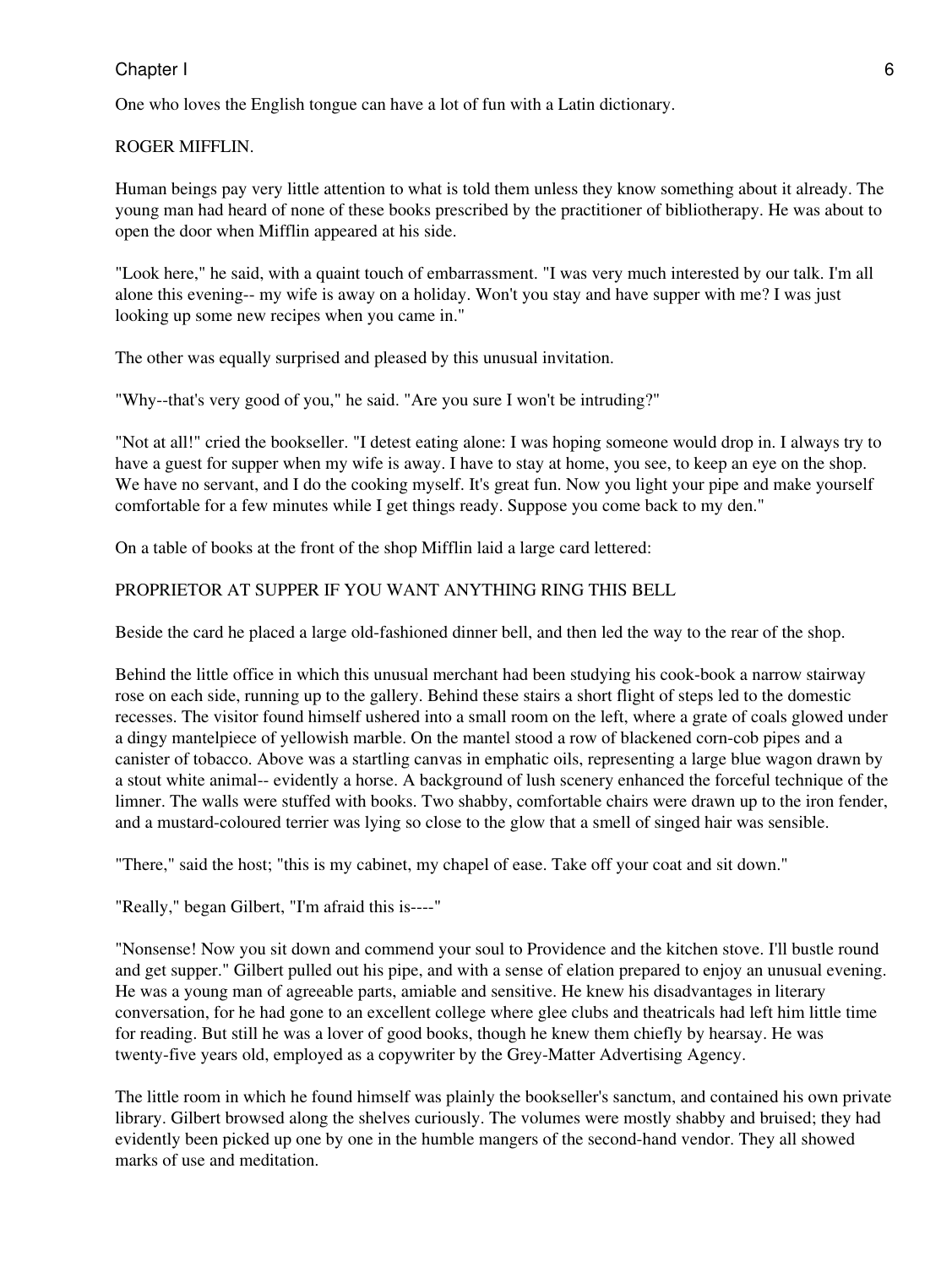One who loves the English tongue can have a lot of fun with a Latin dictionary.

ROGER MIFFLIN.

Human beings pay very little attention to what is told them unless they know something about it already. The young man had heard of none of these books prescribed by the practitioner of bibliotherapy. He was about to open the door when Mifflin appeared at his side.

"Look here," he said, with a quaint touch of embarrassment. "I was very much interested by our talk. I'm all alone this evening-- my wife is away on a holiday. Won't you stay and have supper with me? I was just looking up some new recipes when you came in."

The other was equally surprised and pleased by this unusual invitation.

"Why--that's very good of you," he said. "Are you sure I won't be intruding?"

"Not at all!" cried the bookseller. "I detest eating alone: I was hoping someone would drop in. I always try to have a guest for supper when my wife is away. I have to stay at home, you see, to keep an eye on the shop. We have no servant, and I do the cooking myself. It's great fun. Now you light your pipe and make yourself comfortable for a few minutes while I get things ready. Suppose you come back to my den."

On a table of books at the front of the shop Mifflin laid a large card lettered:

PROPRIETOR AT SUPPER IF YOU WANT ANYTHING RING THIS BELL

Beside the card he placed a large old-fashioned dinner bell, and then led the way to the rear of the shop.

Behind the little office in which this unusual merchant had been studying his cook-book a narrow stairway rose on each side, running up to the gallery. Behind these stairs a short flight of steps led to the domestic recesses. The visitor found himself ushered into a small room on the left, where a grate of coals glowed under a dingy mantelpiece of yellowish marble. On the mantel stood a row of blackened corn-cob pipes and a canister of tobacco. Above was a startling canvas in emphatic oils, representing a large blue wagon drawn by a stout white animal-- evidently a horse. A background of lush scenery enhanced the forceful technique of the limner. The walls were stuffed with books. Two shabby, comfortable chairs were drawn up to the iron fender, and a mustard-coloured terrier was lying so close to the glow that a smell of singed hair was sensible.

"There," said the host; "this is my cabinet, my chapel of ease. Take off your coat and sit down."

"Really," began Gilbert, "I'm afraid this is----"

"Nonsense! Now you sit down and commend your soul to Providence and the kitchen stove. I'll bustle round and get supper." Gilbert pulled out his pipe, and with a sense of elation prepared to enjoy an unusual evening. He was a young man of agreeable parts, amiable and sensitive. He knew his disadvantages in literary conversation, for he had gone to an excellent college where glee clubs and theatricals had left him little time for reading. But still he was a lover of good books, though he knew them chiefly by hearsay. He was twenty-five years old, employed as a copywriter by the Grey-Matter Advertising Agency.

The little room in which he found himself was plainly the bookseller's sanctum, and contained his own private library. Gilbert browsed along the shelves curiously. The volumes were mostly shabby and bruised; they had evidently been picked up one by one in the humble mangers of the second-hand vendor. They all showed marks of use and meditation.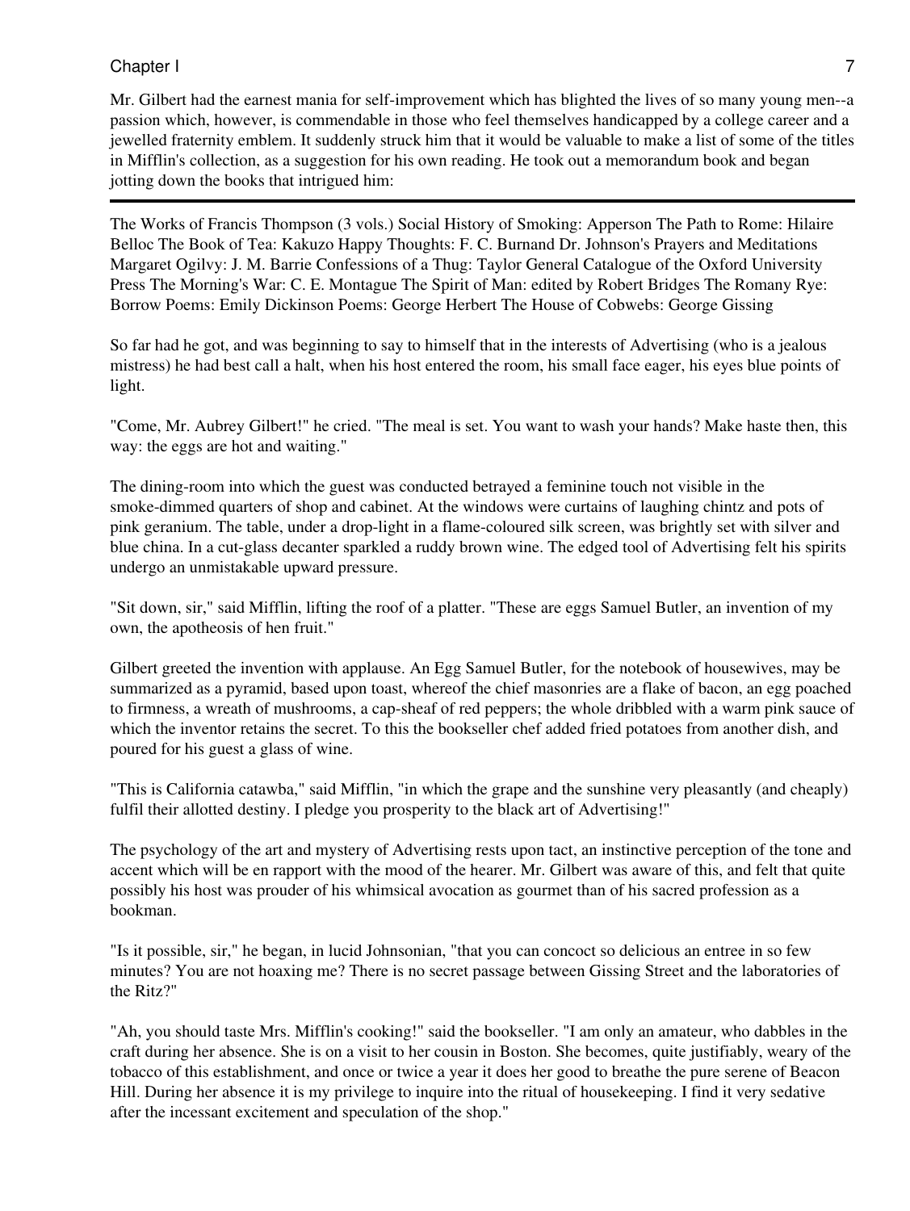Mr. Gilbert had the earnest mania for self-improvement which has blighted the lives of so many young men--a passion which, however, is commendable in those who feel themselves handicapped by a college career and a jewelled fraternity emblem. It suddenly struck him that it would be valuable to make a list of some of the titles in Mifflin's collection, as a suggestion for his own reading. He took out a memorandum book and began jotting down the books that intrigued him:

---

The Works of Francis Thompson (3 vols.) Social History of Smoking: Apperson The Path to Rome: Hilaire Belloc The Book of Tea: Kakuzo Happy Thoughts: F. C. Burnand Dr. Johnson's Prayers and Meditations Margaret Ogilvy: J. M. Barrie Confessions of a Thug: Taylor General Catalogue of the Oxford University Press The Morning's War: C. E. Montague The Spirit of Man: edited by Robert Bridges The Romany Rye: Borrow Poems: Emily Dickinson Poems: George Herbert The House of Cobwebs: George Gissing

So far had he got, and was beginning to say to himself that in the interests of Advertising (who is a jealous mistress) he had best call a halt, when his host entered the room, his small face eager, his eyes blue points of light.

"Come, Mr. Aubrey Gilbert!" he cried. "The meal is set. You want to wash your hands? Make haste then, this way: the eggs are hot and waiting."

The dining-room into which the guest was conducted betrayed a feminine touch not visible in the smoke-dimmed quarters of shop and cabinet. At the windows were curtains of laughing chintz and pots of pink geranium. The table, under a drop-light in a flame-coloured silk screen, was brightly set with silver and blue china. In a cut-glass decanter sparkled a ruddy brown wine. The edged tool of Advertising felt his spirits undergo an unmistakable upward pressure.

"Sit down, sir," said Mifflin, lifting the roof of a platter. "These are eggs Samuel Butler, an invention of my own, the apotheosis of hen fruit."

Gilbert greeted the invention with applause. An Egg Samuel Butler, for the notebook of housewives, may be summarized as a pyramid, based upon toast, whereof the chief masonries are a flake of bacon, an egg poached to firmness, a wreath of mushrooms, a cap-sheaf of red peppers; the whole dribbled with a warm pink sauce of which the inventor retains the secret. To this the bookseller chef added fried potatoes from another dish, and poured for his guest a glass of wine.

"This is California catawba," said Mifflin, "in which the grape and the sunshine very pleasantly (and cheaply) fulfil their allotted destiny. I pledge you prosperity to the black art of Advertising!"

The psychology of the art and mystery of Advertising rests upon tact, an instinctive perception of the tone and accent which will be en rapport with the mood of the hearer. Mr. Gilbert was aware of this, and felt that quite possibly his host was prouder of his whimsical avocation as gourmet than of his sacred profession as a bookman.

"Is it possible, sir," he began, in lucid Johnsonian, "that you can concoct so delicious an entree in so few minutes? You are not hoaxing me? There is no secret passage between Gissing Street and the laboratories of the Ritz?"

"Ah, you should taste Mrs. Mifflin's cooking!" said the bookseller. "I am only an amateur, who dabbles in the craft during her absence. She is on a visit to her cousin in Boston. She becomes, quite justifiably, weary of the tobacco of this establishment, and once or twice a year it does her good to breathe the pure serene of Beacon Hill. During her absence it is my privilege to inquire into the ritual of housekeeping. I find it very sedative after the incessant excitement and speculation of the shop."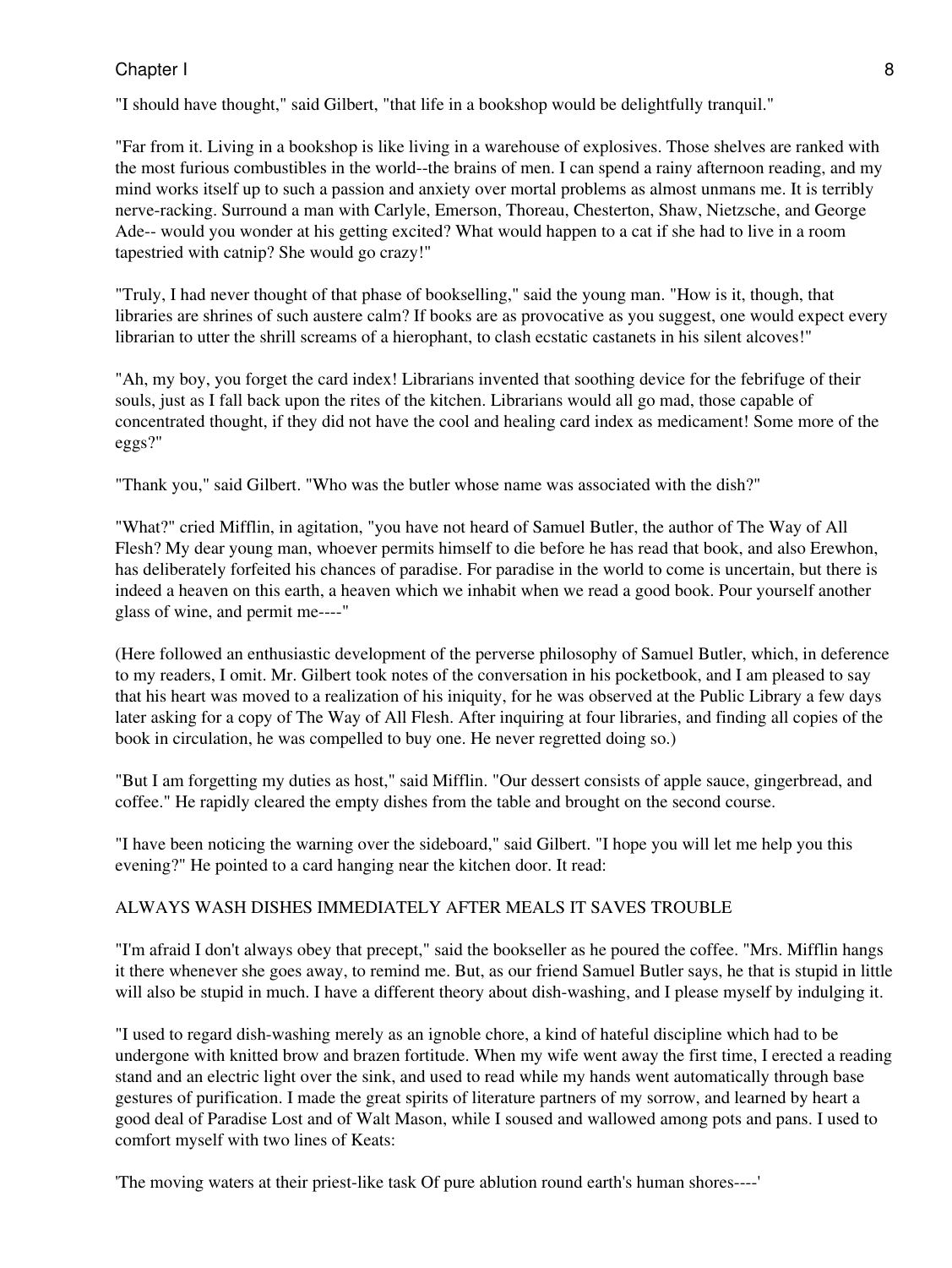"I should have thought," said Gilbert, "that life in a bookshop would be delightfully tranquil."

"Far from it. Living in a bookshop is like living in a warehouse of explosives. Those shelves are ranked with the most furious combustibles in the world--the brains of men. I can spend a rainy afternoon reading, and my mind works itself up to such a passion and anxiety over mortal problems as almost unmans me. It is terribly nerve-racking. Surround a man with Carlyle, Emerson, Thoreau, Chesterton, Shaw, Nietzsche, and George Ade-- would you wonder at his getting excited? What would happen to a cat if she had to live in a room tapestried with catnip? She would go crazy!"

"Truly, I had never thought of that phase of bookselling," said the young man. "How is it, though, that libraries are shrines of such austere calm? If books are as provocative as you suggest, one would expect every librarian to utter the shrill screams of a hierophant, to clash ecstatic castanets in his silent alcoves!"

"Ah, my boy, you forget the card index! Librarians invented that soothing device for the febrifuge of their souls, just as I fall back upon the rites of the kitchen. Librarians would all go mad, those capable of concentrated thought, if they did not have the cool and healing card index as medicament! Some more of the eggs?"

"Thank you," said Gilbert. "Who was the butler whose name was associated with the dish?"

"What?" cried Mifflin, in agitation, "you have not heard of Samuel Butler, the author of The Way of All Flesh? My dear young man, whoever permits himself to die before he has read that book, and also Erewhon, has deliberately forfeited his chances of paradise. For paradise in the world to come is uncertain, but there is indeed a heaven on this earth, a heaven which we inhabit when we read a good book. Pour yourself another glass of wine, and permit me----"

(Here followed an enthusiastic development of the perverse philosophy of Samuel Butler, which, in deference to my readers, I omit. Mr. Gilbert took notes of the conversation in his pocketbook, and I am pleased to say that his heart was moved to a realization of his iniquity, for he was observed at the Public Library a few days later asking for a copy of The Way of All Flesh. After inquiring at four libraries, and finding all copies of the book in circulation, he was compelled to buy one. He never regretted doing so.)

"But I am forgetting my duties as host," said Mifflin. "Our dessert consists of apple sauce, gingerbread, and coffee." He rapidly cleared the empty dishes from the table and brought on the second course.

"I have been noticing the warning over the sideboard," said Gilbert. "I hope you will let me help you this evening?" He pointed to a card hanging near the kitchen door. It read:

ALWAYS WASH DISHES IMMEDIATELY AFTER MEALS IT SAVES TROUBLE

"I'm afraid I don't always obey that precept," said the bookseller as he poured the coffee. "Mrs. Mifflin hangs it there whenever she goes away, to remind me. But, as our friend Samuel Butler says, he that is stupid in little will also be stupid in much. I have a different theory about dish-washing, and I please myself by indulging it.

"I used to regard dish-washing merely as an ignoble chore, a kind of hateful discipline which had to be undergone with knitted brow and brazen fortitude. When my wife went away the first time, I erected a reading stand and an electric light over the sink, and used to read while my hands went automatically through base gestures of purification. I made the great spirits of literature partners of my sorrow, and learned by heart a good deal of Paradise Lost and of Walt Mason, while I soused and wallowed among pots and pans. I used to comfort myself with two lines of Keats:

'The moving waters at their priest-like task Of pure ablution round earth's human shores----'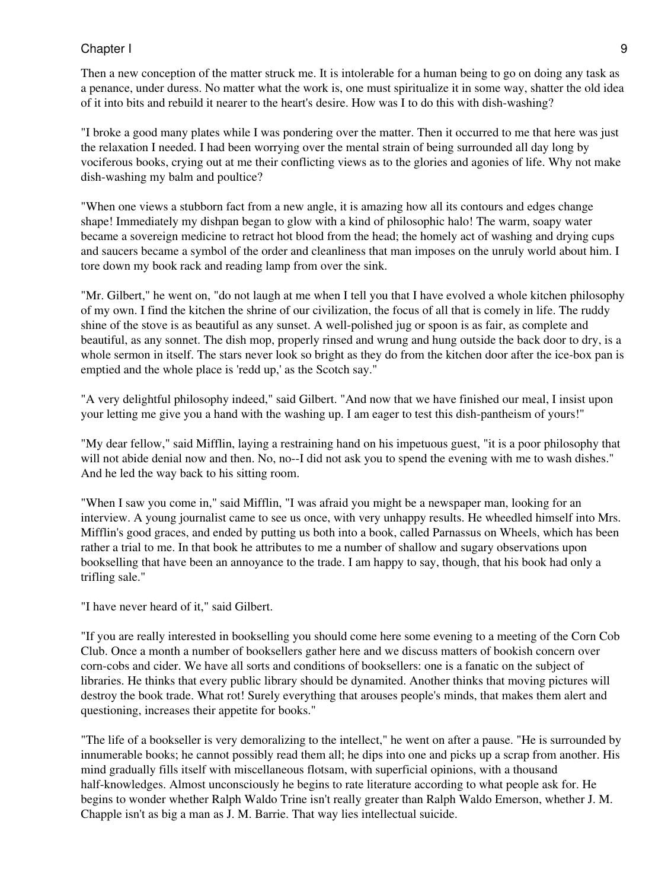Then a new conception of the matter struck me. It is intolerable for a human being to go on doing any task as a penance, under duress. No matter what the work is, one must spiritualize it in some way, shatter the old idea of it into bits and rebuild it nearer to the heart's desire. How was I to do this with dish-washing?

"I broke a good many plates while I was pondering over the matter. Then it occurred to me that here was just the relaxation I needed. I had been worrying over the mental strain of being surrounded all day long by vociferous books, crying out at me their conflicting views as to the glories and agonies of life. Why not make dish-washing my balm and poultice?

"When one views a stubborn fact from a new angle, it is amazing how all its contours and edges change shape! Immediately my dishpan began to glow with a kind of philosophic halo! The warm, soapy water became a sovereign medicine to retract hot blood from the head; the homely act of washing and drying cups and saucers became a symbol of the order and cleanliness that man imposes on the unruly world about him. I tore down my book rack and reading lamp from over the sink.

"Mr. Gilbert," he went on, "do not laugh at me when I tell you that I have evolved a whole kitchen philosophy of my own. I find the kitchen the shrine of our civilization, the focus of all that is comely in life. The ruddy shine of the stove is as beautiful as any sunset. A well-polished jug or spoon is as fair, as complete and beautiful, as any sonnet. The dish mop, properly rinsed and wrung and hung outside the back door to dry, is a whole sermon in itself. The stars never look so bright as they do from the kitchen door after the ice-box pan is emptied and the whole place is 'redd up,' as the Scotch say."

"A very delightful philosophy indeed," said Gilbert. "And now that we have finished our meal, I insist upon your letting me give you a hand with the washing up. I am eager to test this dish-pantheism of yours!"

"My dear fellow," said Mifflin, laying a restraining hand on his impetuous guest, "it is a poor philosophy that will not abide denial now and then. No, no--I did not ask you to spend the evening with me to wash dishes." And he led the way back to his sitting room.

"When I saw you come in," said Mifflin, "I was afraid you might be a newspaper man, looking for an interview. A young journalist came to see us once, with very unhappy results. He wheedled himself into Mrs. Mifflin's good graces, and ended by putting us both into a book, called Parnassus on Wheels, which has been rather a trial to me. In that book he attributes to me a number of shallow and sugary observations upon bookselling that have been an annoyance to the trade. I am happy to say, though, that his book had only a trifling sale."

"I have never heard of it," said Gilbert.

"If you are really interested in bookselling you should come here some evening to a meeting of the Corn Cob Club. Once a month a number of booksellers gather here and we discuss matters of bookish concern over corn-cobs and cider. We have all sorts and conditions of booksellers: one is a fanatic on the subject of libraries. He thinks that every public library should be dynamited. Another thinks that moving pictures will destroy the book trade. What rot! Surely everything that arouses people's minds, that makes them alert and questioning, increases their appetite for books."

"The life of a bookseller is very demoralizing to the intellect," he went on after a pause. "He is surrounded by innumerable books; he cannot possibly read them all; he dips into one and picks up a scrap from another. His mind gradually fills itself with miscellaneous flotsam, with superficial opinions, with a thousand half-knowledges. Almost unconsciously he begins to rate literature according to what people ask for. He begins to wonder whether Ralph Waldo Trine isn't really greater than Ralph Waldo Emerson, whether J. M. Chapple isn't as big a man as J. M. Barrie. That way lies intellectual suicide.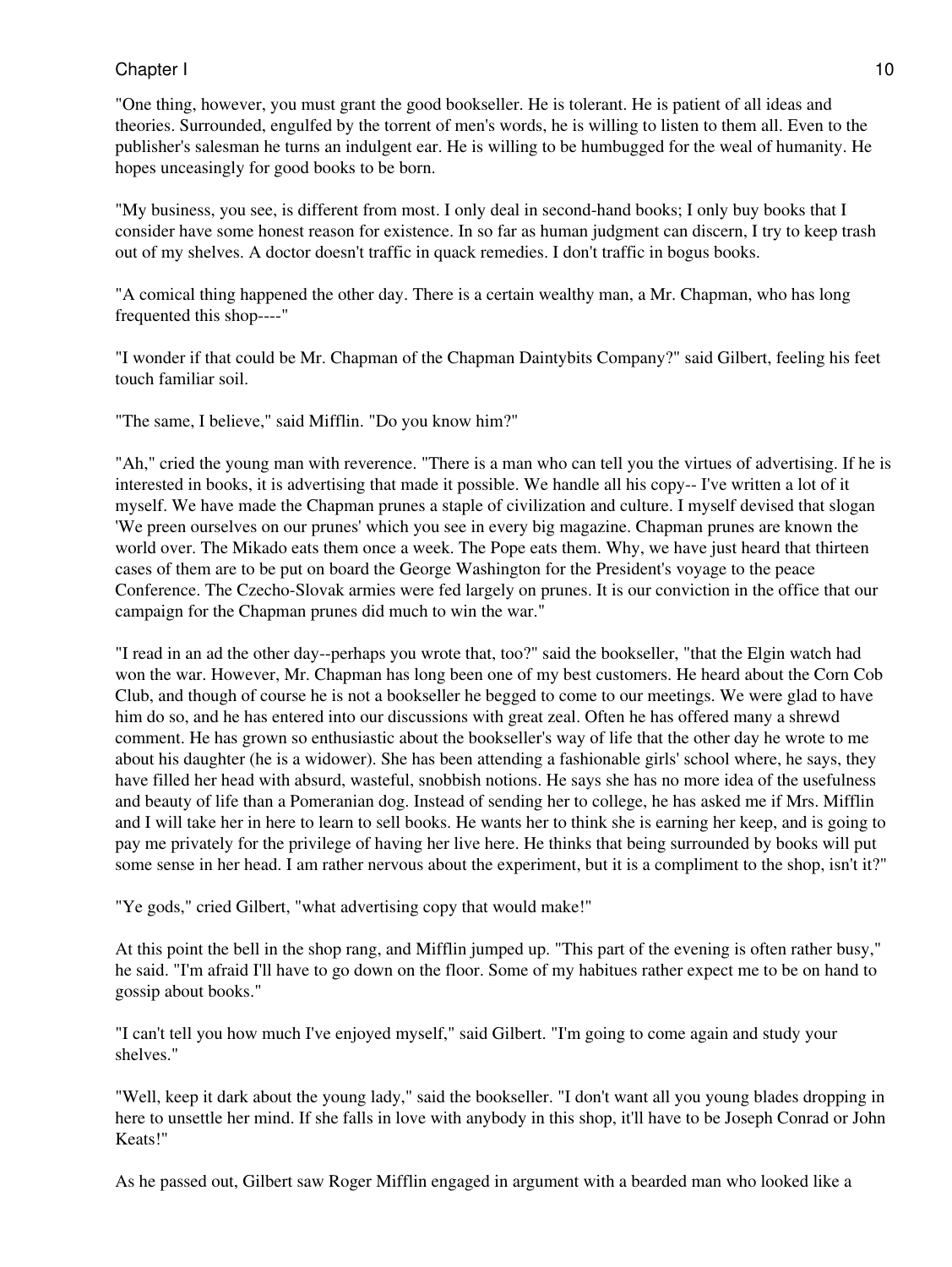"One thing, however, you must grant the good bookseller. He is tolerant. He is patient of all ideas and theories. Surrounded, engulfed by the torrent of men's words, he is willing to listen to them all. Even to the publisher's salesman he turns an indulgent ear. He is willing to be humbugged for the weal of humanity. He hopes unceasingly for good books to be born.

"My business, you see, is different from most. I only deal in second-hand books; I only buy books that I consider have some honest reason for existence. In so far as human judgment can discern, I try to keep trash out of my shelves. A doctor doesn't traffic in quack remedies. I don't traffic in bogus books.

"A comical thing happened the other day. There is a certain wealthy man, a Mr. Chapman, who has long frequented this shop----"

"I wonder if that could be Mr. Chapman of the Chapman Daintybits Company?" said Gilbert, feeling his feet touch familiar soil.

"The same, I believe," said Mifflin. "Do you know him?"

"Ah," cried the young man with reverence. "There is a man who can tell you the virtues of advertising. If he is interested in books, it is advertising that made it possible. We handle all his copy-- I've written a lot of it myself. We have made the Chapman prunes a staple of civilization and culture. I myself devised that slogan 'We preen ourselves on our prunes' which you see in every big magazine. Chapman prunes are known the world over. The Mikado eats them once a week. The Pope eats them. Why, we have just heard that thirteen cases of them are to be put on board the George Washington for the President's voyage to the peace Conference. The Czecho-Slovak armies were fed largely on prunes. It is our conviction in the office that our campaign for the Chapman prunes did much to win the war."

"I read in an ad the other day--perhaps you wrote that, too?" said the bookseller, "that the Elgin watch had won the war. However, Mr. Chapman has long been one of my best customers. He heard about the Corn Cob Club, and though of course he is not a bookseller he begged to come to our meetings. We were glad to have him do so, and he has entered into our discussions with great zeal. Often he has offered many a shrewd comment. He has grown so enthusiastic about the bookseller's way of life that the other day he wrote to me about his daughter (he is a widower). She has been attending a fashionable girls' school where, he says, they have filled her head with absurd, wasteful, snobbish notions. He says she has no more idea of the usefulness and beauty of life than a Pomeranian dog. Instead of sending her to college, he has asked me if Mrs. Mifflin and I will take her in here to learn to sell books. He wants her to think she is earning her keep, and is going to pay me privately for the privilege of having her live here. He thinks that being surrounded by books will put some sense in her head. I am rather nervous about the experiment, but it is a compliment to the shop, isn't it?"

"Ye gods," cried Gilbert, "what advertising copy that would make!"

At this point the bell in the shop rang, and Mifflin jumped up. "This part of the evening is often rather busy," he said. "I'm afraid I'll have to go down on the floor. Some of my habitues rather expect me to be on hand to gossip about books."

"I can't tell you how much I've enjoyed myself," said Gilbert. "I'm going to come again and study your shelves."

"Well, keep it dark about the young lady," said the bookseller. "I don't want all you young blades dropping in here to unsettle her mind. If she falls in love with anybody in this shop, it'll have to be Joseph Conrad or John Keats!"

As he passed out, Gilbert saw Roger Mifflin engaged in argument with a bearded man who looked like a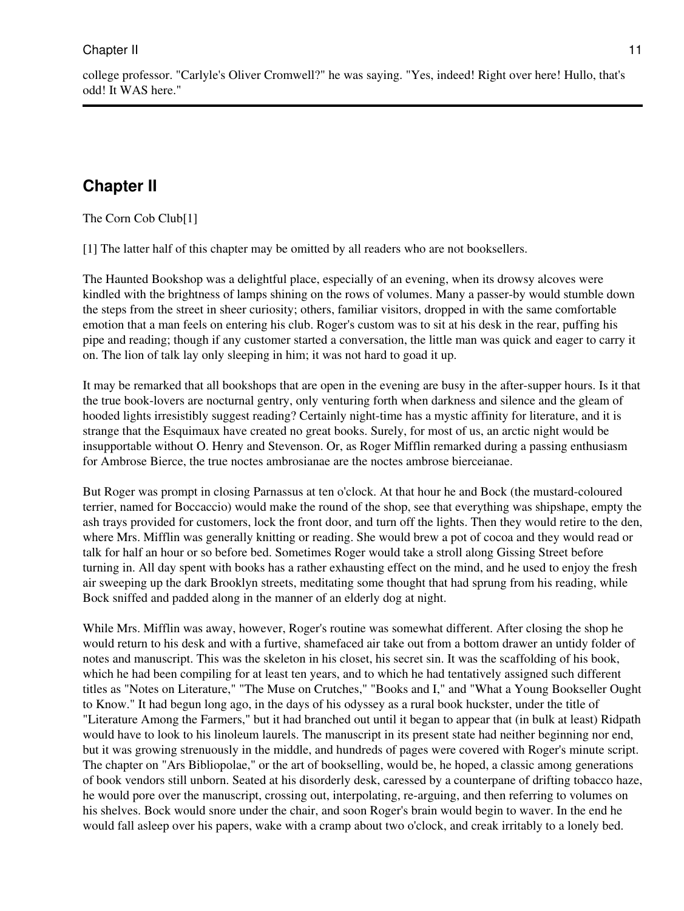college professor. "Carlyle's Oliver Cromwell?" he was saying. "Yes, indeed! Right over here! Hullo, that's odd! It WAS here."

---

## Chapter II

The Corn Cob Club[1]

[1] The latter half of this chapter may be omitted by all readers who are not booksellers.

The Haunted Bookshop was a delightful place, especially of an evening, when its drowsy alcoves were kindled with the brightness of lamps shining on the rows of volumes. Many a passer-by would stumble down the steps from the street in sheer curiosity; others, familiar visitors, dropped in with the same comfortable emotion that a man feels on entering his club. Roger's custom was to sit at his desk in the rear, puffing his pipe and reading; though if any customer started a conversation, the little man was quick and eager to carry it on. The lion of talk lay only sleeping in him; it was not hard to goad it up.

It may be remarked that all bookshops that are open in the evening are busy in the after-supper hours. Is it that the true book-lovers are nocturnal gentry, only venturing forth when darkness and silence and the gleam of hooded lights irresistibly suggest reading? Certainly night-time has a mystic affinity for literature, and it is strange that the Esquimaux have created no great books. Surely, for most of us, an arctic night would be insupportable without O. Henry and Stevenson. Or, as Roger Mifflin remarked during a passing enthusiasm for Ambrose Bierce, the true noctes ambrosianae are the noctes ambrose bierceianae.

But Roger was prompt in closing Parnassus at ten o'clock. At that hour he and Bock (the mustard-coloured terrier, named for Boccaccio) would make the round of the shop, see that everything was shipshape, empty the ash trays provided for customers, lock the front door, and turn off the lights. Then they would retire to the den, where Mrs. Mifflin was generally knitting or reading. She would brew a pot of cocoa and they would read or talk for half an hour or so before bed. Sometimes Roger would take a stroll along Gissing Street before turning in. All day spent with books has a rather exhausting effect on the mind, and he used to enjoy the fresh air sweeping up the dark Brooklyn streets, meditating some thought that had sprung from his reading, while Bock sniffed and padded along in the manner of an elderly dog at night.

While Mrs. Mifflin was away, however, Roger's routine was somewhat different. After closing the shop he would return to his desk and with a furtive, shamefaced air take out from a bottom drawer an untidy folder of notes and manuscript. This was the skeleton in his closet, his secret sin. It was the scaffolding of his book, which he had been compiling for at least ten years, and to which he had tentatively assigned such different titles as "Notes on Literature," "The Muse on Crutches," "Books and I," and "What a Young Bookseller Ought to Know." It had begun long ago, in the days of his odyssey as a rural book huckster, under the title of "Literature Among the Farmers," but it had branched out until it began to appear that (in bulk at least) Ridpath would have to look to his linoleum laurels. The manuscript in its present state had neither beginning nor end, but it was growing strenuously in the middle, and hundreds of pages were covered with Roger's minute script. The chapter on "Ars Bibliopolae," or the art of bookselling, would be, he hoped, a classic among generations of book vendors still unborn. Seated at his disorderly desk, caressed by a counterpane of drifting tobacco haze, he would pore over the manuscript, crossing out, interpolating, re-arguing, and then referring to volumes on his shelves. Bock would snore under the chair, and soon Roger's brain would begin to waver. In the end he would fall asleep over his papers, wake with a cramp about two o'clock, and creak irritably to a lonely bed.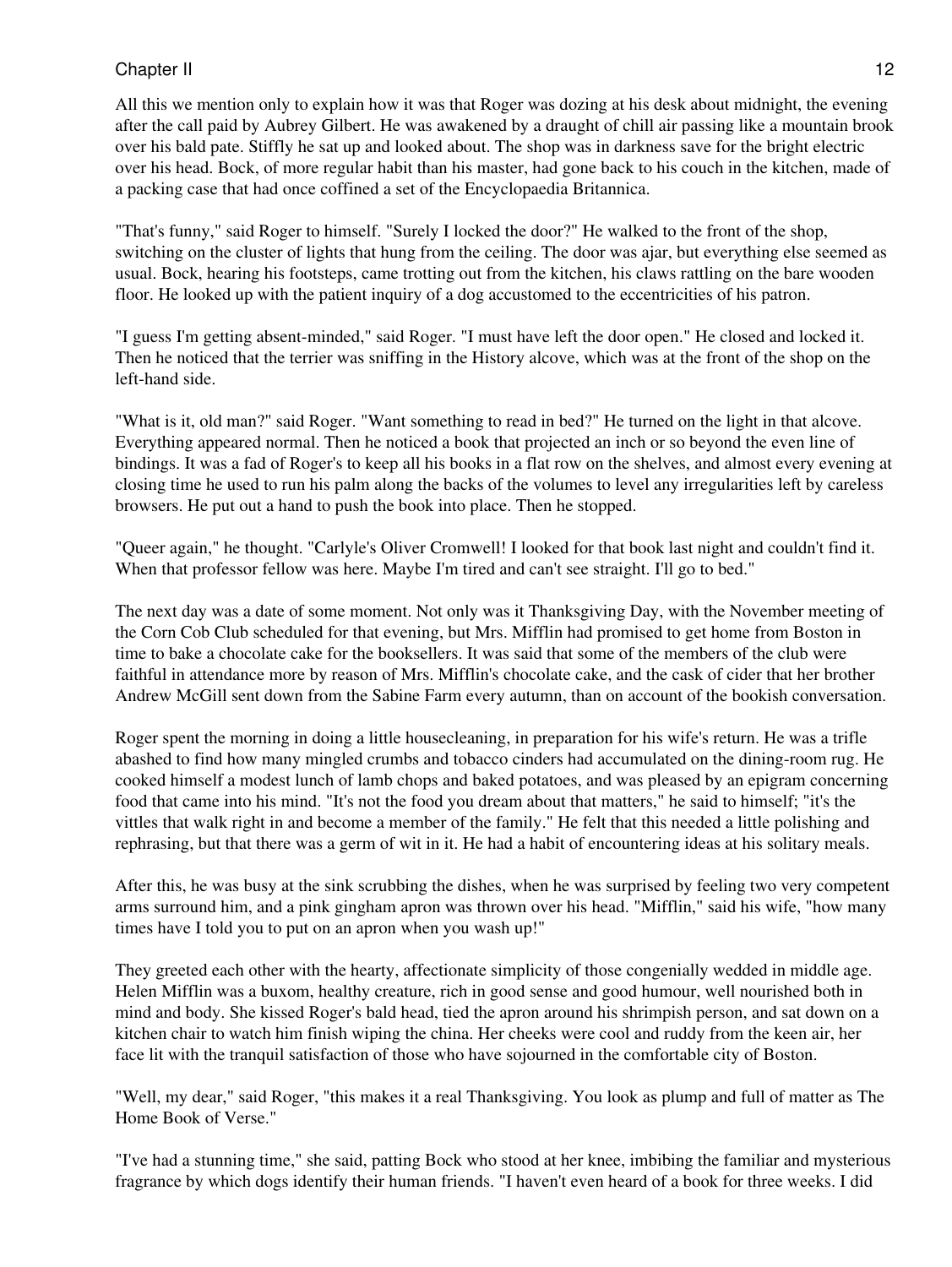All this we mention only to explain how it was that Roger was dozing at his desk about midnight, the evening after the call paid by Aubrey Gilbert. He was awakened by a draught of chill air passing like a mountain brook over his bald pate. Stiffly he sat up and looked about. The shop was in darkness save for the bright electric over his head. Bock, of more regular habit than his master, had gone back to his couch in the kitchen, made of a packing case that had once coffined a set of the Encyclopaedia Britannica.

"That's funny," said Roger to himself. "Surely I locked the door?" He walked to the front of the shop, switching on the cluster of lights that hung from the ceiling. The door was ajar, but everything else seemed as usual. Bock, hearing his footsteps, came trotting out from the kitchen, his claws rattling on the bare wooden floor. He looked up with the patient inquiry of a dog accustomed to the eccentricities of his patron.

"I guess I'm getting absent-minded," said Roger. "I must have left the door open." He closed and locked it. Then he noticed that the terrier was sniffing in the History alcove, which was at the front of the shop on the left-hand side.

"What is it, old man?" said Roger. "Want something to read in bed?" He turned on the light in that alcove. Everything appeared normal. Then he noticed a book that projected an inch or so beyond the even line of bindings. It was a fad of Roger's to keep all his books in a flat row on the shelves, and almost every evening at closing time he used to run his palm along the backs of the volumes to level any irregularities left by careless browsers. He put out a hand to push the book into place. Then he stopped.

"Queer again," he thought. "Carlyle's Oliver Cromwell! I looked for that book last night and couldn't find it. When that professor fellow was here. Maybe I'm tired and can't see straight. I'll go to bed."

The next day was a date of some moment. Not only was it Thanksgiving Day, with the November meeting of the Corn Cob Club scheduled for that evening, but Mrs. Mifflin had promised to get home from Boston in time to bake a chocolate cake for the booksellers. It was said that some of the members of the club were faithful in attendance more by reason of Mrs. Mifflin's chocolate cake, and the cask of cider that her brother Andrew McGill sent down from the Sabine Farm every autumn, than on account of the bookish conversation.

Roger spent the morning in doing a little housecleaning, in preparation for his wife's return. He was a trifle abashed to find how many mingled crumbs and tobacco cinders had accumulated on the dining-room rug. He cooked himself a modest lunch of lamb chops and baked potatoes, and was pleased by an epigram concerning food that came into his mind. "It's not the food you dream about that matters," he said to himself; "it's the vittles that walk right in and become a member of the family." He felt that this needed a little polishing and rephrasing, but that there was a germ of wit in it. He had a habit of encountering ideas at his solitary meals.

After this, he was busy at the sink scrubbing the dishes, when he was surprised by feeling two very competent arms surround him, and a pink gingham apron was thrown over his head. "Mifflin," said his wife, "how many times have I told you to put on an apron when you wash up!"

They greeted each other with the hearty, affectionate simplicity of those congenially wedded in middle age. Helen Mifflin was a buxom, healthy creature, rich in good sense and good humour, well nourished both in mind and body. She kissed Roger's bald head, tied the apron around his shrimpish person, and sat down on a kitchen chair to watch him finish wiping the china. Her cheeks were cool and ruddy from the keen air, her face lit with the tranquil satisfaction of those who have sojourned in the comfortable city of Boston.

"Well, my dear," said Roger, "this makes it a real Thanksgiving. You look as plump and full of matter as The Home Book of Verse."

"I've had a stunning time," she said, patting Bock who stood at her knee, imbibing the familiar and mysterious fragrance by which dogs identify their human friends. "I haven't even heard of a book for three weeks. I did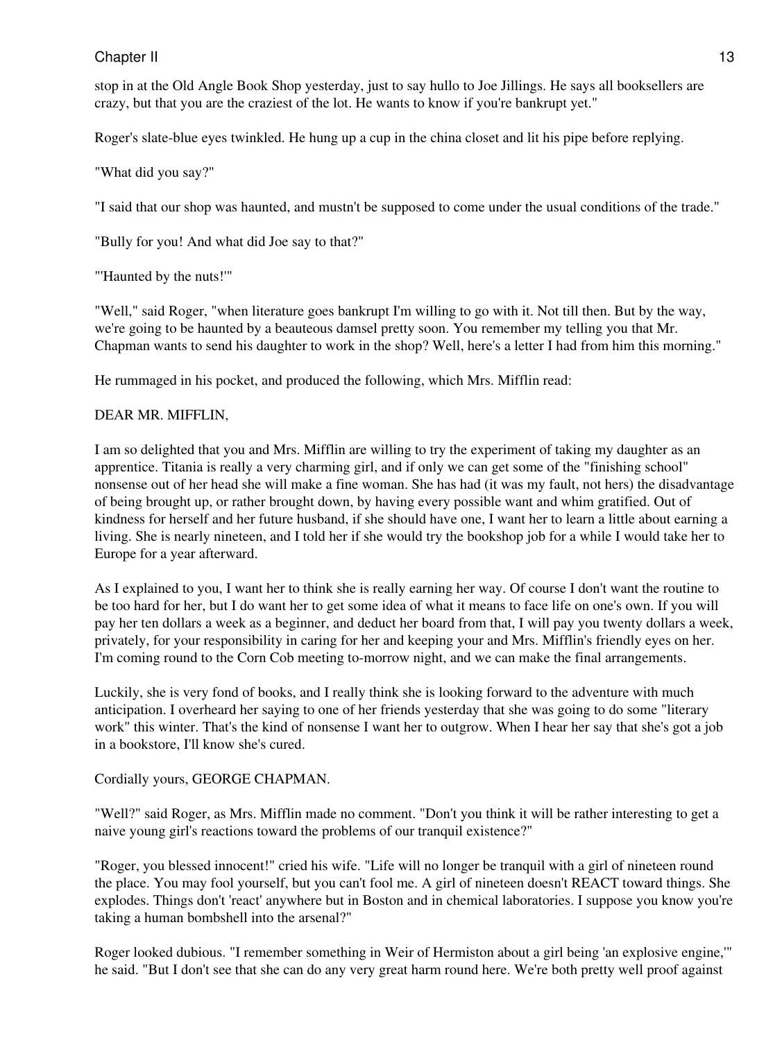stop in at the Old Angle Book Shop yesterday, just to say hullo to Joe Jillings. He says all booksellers are crazy, but that you are the craziest of the lot. He wants to know if you're bankrupt yet."

Roger's slate-blue eyes twinkled. He hung up a cup in the china closet and lit his pipe before replying.

"What did you say?"

"I said that our shop was haunted, and mustn't be supposed to come under the usual conditions of the trade."

"Bully for you! And what did Joe say to that?"

"'Haunted by the nuts!'"

"Well," said Roger, "when literature goes bankrupt I'm willing to go with it. Not till then. But by the way, we're going to be haunted by a beauteous damsel pretty soon. You remember my telling you that Mr. Chapman wants to send his daughter to work in the shop? Well, here's a letter I had from him this morning."

He rummaged in his pocket, and produced the following, which Mrs. Mifflin read:

DEAR MR. MIFFLIN,

I am so delighted that you and Mrs. Mifflin are willing to try the experiment of taking my daughter as an apprentice. Titania is really a very charming girl, and if only we can get some of the "finishing school" nonsense out of her head she will make a fine woman. She has had (it was my fault, not hers) the disadvantage of being brought up, or rather brought down, by having every possible want and whim gratified. Out of kindness for herself and her future husband, if she should have one, I want her to learn a little about earning a living. She is nearly nineteen, and I told her if she would try the bookshop job for a while I would take her to Europe for a year afterward.

As I explained to you, I want her to think she is really earning her way. Of course I don't want the routine to be too hard for her, but I do want her to get some idea of what it means to face life on one's own. If you will pay her ten dollars a week as a beginner, and deduct her board from that, I will pay you twenty dollars a week, privately, for your responsibility in caring for her and keeping your and Mrs. Mifflin's friendly eyes on her. I'm coming round to the Corn Cob meeting to-morrow night, and we can make the final arrangements.

Luckily, she is very fond of books, and I really think she is looking forward to the adventure with much anticipation. I overheard her saying to one of her friends yesterday that she was going to do some "literary work" this winter. That's the kind of nonsense I want her to outgrow. When I hear her say that she's got a job in a bookstore, I'll know she's cured.

Cordially yours, GEORGE CHAPMAN.

"Well?" said Roger, as Mrs. Mifflin made no comment. "Don't you think it will be rather interesting to get a naive young girl's reactions toward the problems of our tranquil existence?"

"Roger, you blessed innocent!" cried his wife. "Life will no longer be tranquil with a girl of nineteen round the place. You may fool yourself, but you can't fool me. A girl of nineteen doesn't REACT toward things. She explodes. Things don't 'react' anywhere but in Boston and in chemical laboratories. I suppose you know you're taking a human bombshell into the arsenal?"

Roger looked dubious. "I remember something in Weir of Hermiston about a girl being 'an explosive engine,'" he said. "But I don't see that she can do any very great harm round here. We're both pretty well proof against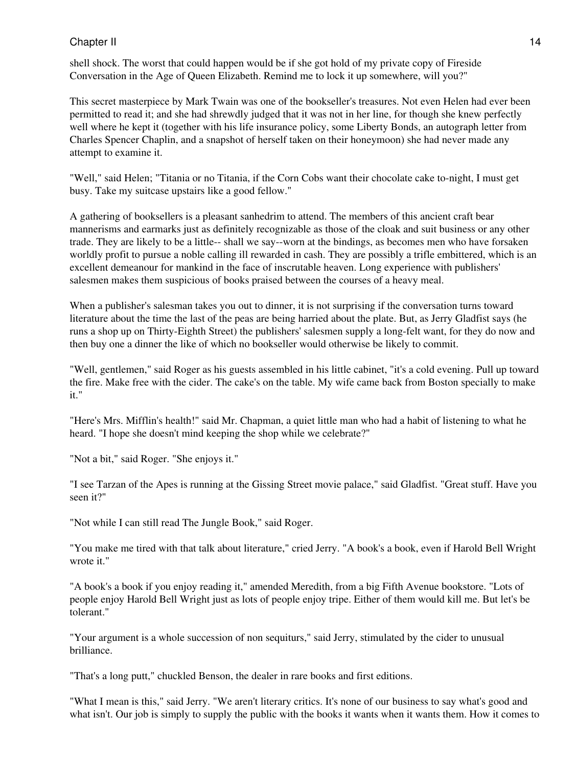shell shock. The worst that could happen would be if she got hold of my private copy of Fireside Conversation in the Age of Queen Elizabeth. Remind me to lock it up somewhere, will you?"

This secret masterpiece by Mark Twain was one of the bookseller's treasures. Not even Helen had ever been permitted to read it; and she had shrewdly judged that it was not in her line, for though she knew perfectly well where he kept it (together with his life insurance policy, some Liberty Bonds, an autograph letter from Charles Spencer Chaplin, and a snapshot of herself taken on their honeymoon) she had never made any attempt to examine it.

"Well," said Helen; "Titania or no Titania, if the Corn Cobs want their chocolate cake to-night, I must get busy. Take my suitcase upstairs like a good fellow."

A gathering of booksellers is a pleasant sanhedrim to attend. The members of this ancient craft bear mannerisms and earmarks just as definitely recognizable as those of the cloak and suit business or any other trade. They are likely to be a little-- shall we say--worn at the bindings, as becomes men who have forsaken worldly profit to pursue a noble calling ill rewarded in cash. They are possibly a trifle embittered, which is an excellent demeanour for mankind in the face of inscrutable heaven. Long experience with publishers' salesmen makes them suspicious of books praised between the courses of a heavy meal.

When a publisher's salesman takes you out to dinner, it is not surprising if the conversation turns toward literature about the time the last of the peas are being harried about the plate. But, as Jerry Gladfist says (he runs a shop up on Thirty-Eighth Street) the publishers' salesmen supply a long-felt want, for they do now and then buy one a dinner the like of which no bookseller would otherwise be likely to commit.

"Well, gentlemen," said Roger as his guests assembled in his little cabinet, "it's a cold evening. Pull up toward the fire. Make free with the cider. The cake's on the table. My wife came back from Boston specially to make it."

"Here's Mrs. Mifflin's health!" said Mr. Chapman, a quiet little man who had a habit of listening to what he heard. "I hope she doesn't mind keeping the shop while we celebrate?"

"Not a bit," said Roger. "She enjoys it."

"I see Tarzan of the Apes is running at the Gissing Street movie palace," said Gladfist. "Great stuff. Have you seen it?"

"Not while I can still read The Jungle Book," said Roger.

"You make me tired with that talk about literature," cried Jerry. "A book's a book, even if Harold Bell Wright wrote it."

"A book's a book if you enjoy reading it," amended Meredith, from a big Fifth Avenue bookstore. "Lots of people enjoy Harold Bell Wright just as lots of people enjoy tripe. Either of them would kill me. But let's be tolerant."

"Your argument is a whole succession of non sequiturs," said Jerry, stimulated by the cider to unusual brilliance.

"That's a long putt," chuckled Benson, the dealer in rare books and first editions.

"What I mean is this," said Jerry. "We aren't literary critics. It's none of our business to say what's good and what isn't. Our job is simply to supply the public with the books it wants when it wants them. How it comes to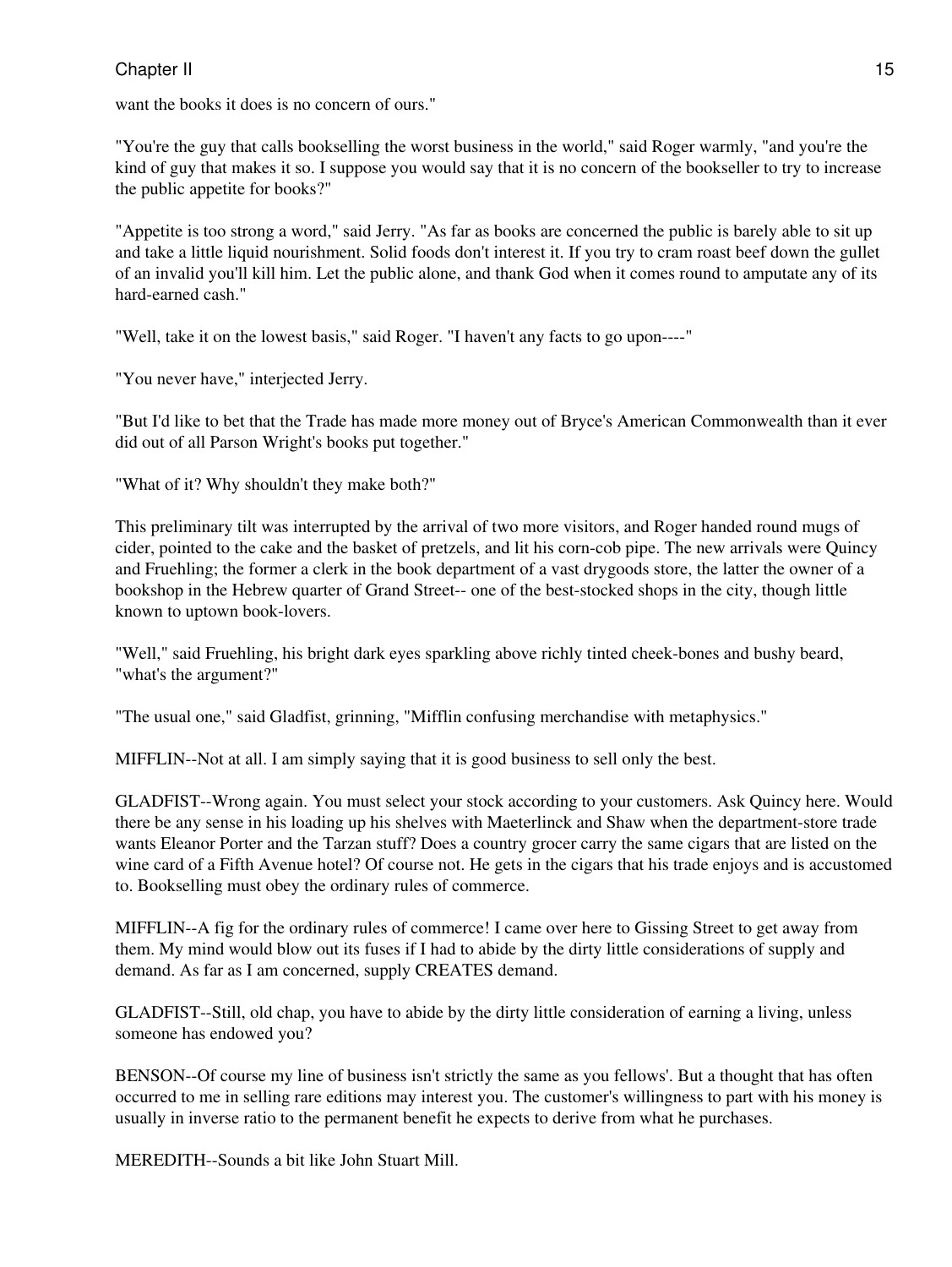want the books it does is no concern of ours."

"You're the guy that calls bookselling the worst business in the world," said Roger warmly, "and you're the kind of guy that makes it so. I suppose you would say that it is no concern of the bookseller to try to increase the public appetite for books?"

"Appetite is too strong a word," said Jerry. "As far as books are concerned the public is barely able to sit up and take a little liquid nourishment. Solid foods don't interest it. If you try to cram roast beef down the gullet of an invalid you'll kill him. Let the public alone, and thank God when it comes round to amputate any of its hard-earned cash."

"Well, take it on the lowest basis," said Roger. "I haven't any facts to go upon----"

"You never have," interjected Jerry.

"But I'd like to bet that the Trade has made more money out of Bryce's American Commonwealth than it ever did out of all Parson Wright's books put together."

"What of it? Why shouldn't they make both?"

This preliminary tilt was interrupted by the arrival of two more visitors, and Roger handed round mugs of cider, pointed to the cake and the basket of pretzels, and lit his corn-cob pipe. The new arrivals were Quincy and Fruehling; the former a clerk in the book department of a vast drygoods store, the latter the owner of a bookshop in the Hebrew quarter of Grand Street-- one of the best-stocked shops in the city, though little known to uptown book-lovers.

"Well," said Fruehling, his bright dark eyes sparkling above richly tinted cheek-bones and bushy beard, "what's the argument?"

"The usual one," said Gladfist, grinning, "Mifflin confusing merchandise with metaphysics."

MIFFLIN--Not at all. I am simply saying that it is good business to sell only the best.

GLADFIST--Wrong again. You must select your stock according to your customers. Ask Quincy here. Would there be any sense in his loading up his shelves with Maeterlinck and Shaw when the department-store trade wants Eleanor Porter and the Tarzan stuff? Does a country grocer carry the same cigars that are listed on the wine card of a Fifth Avenue hotel? Of course not. He gets in the cigars that his trade enjoys and is accustomed to. Bookselling must obey the ordinary rules of commerce.

MIFFLIN--A fig for the ordinary rules of commerce! I came over here to Gissing Street to get away from them. My mind would blow out its fuses if I had to abide by the dirty little considerations of supply and demand. As far as I am concerned, supply CREATES demand.

GLADFIST--Still, old chap, you have to abide by the dirty little consideration of earning a living, unless someone has endowed you?

BENSON--Of course my line of business isn't strictly the same as you fellows'. But a thought that has often occurred to me in selling rare editions may interest you. The customer's willingness to part with his money is usually in inverse ratio to the permanent benefit he expects to derive from what he purchases.

MEREDITH--Sounds a bit like John Stuart Mill.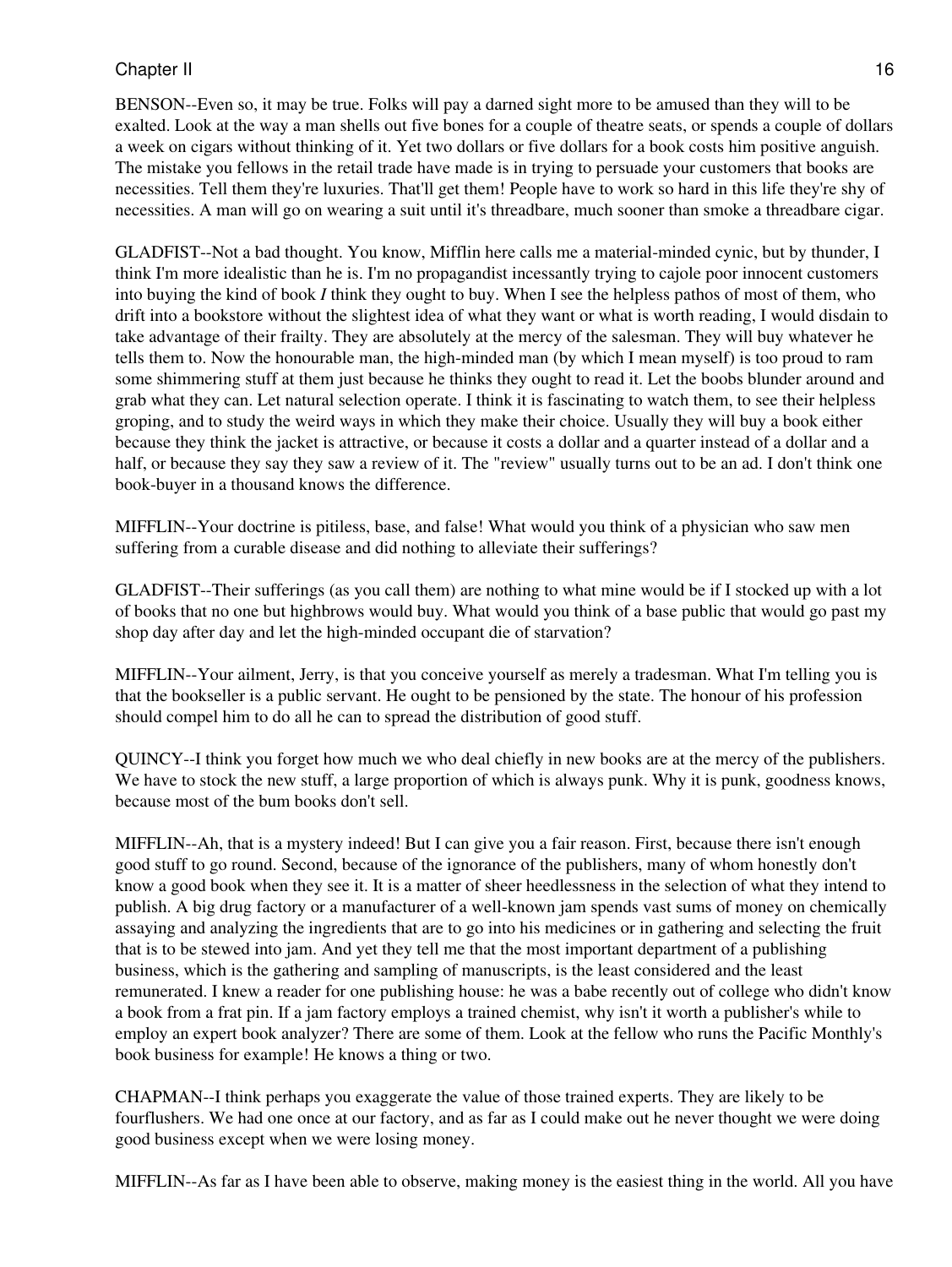BENSON--Even so, it may be true. Folks will pay a darned sight more to be amused than they will to be exalted. Look at the way a man shells out five bones for a couple of theatre seats, or spends a couple of dollars a week on cigars without thinking of it. Yet two dollars or five dollars for a book costs him positive anguish. The mistake you fellows in the retail trade have made is in trying to persuade your customers that books are necessities. Tell them they're luxuries. That'll get them! People have to work so hard in this life they're shy of necessities. A man will go on wearing a suit until it's threadbare, much sooner than smoke a threadbare cigar.

GLADFIST--Not a bad thought. You know, Mifflin here calls me a material-minded cynic, but by thunder, I think I'm more idealistic than he is. I'm no propagandist incessantly trying to cajole poor innocent customers into buying the kind of book *I* think they ought to buy. When I see the helpless pathos of most of them, who drift into a bookstore without the slightest idea of what they want or what is worth reading, I would disdain to take advantage of their frailty. They are absolutely at the mercy of the salesman. They will buy whatever he tells them to. Now the honourable man, the high-minded man (by which I mean myself) is too proud to ram some shimmering stuff at them just because he thinks they ought to read it. Let the boobs blunder around and grab what they can. Let natural selection operate. I think it is fascinating to watch them, to see their helpless groping, and to study the weird ways in which they make their choice. Usually they will buy a book either because they think the jacket is attractive, or because it costs a dollar and a quarter instead of a dollar and a half, or because they say they saw a review of it. The "review" usually turns out to be an ad. I don't think one book-buyer in a thousand knows the difference.

MIFFLIN--Your doctrine is pitiless, base, and false! What would you think of a physician who saw men suffering from a curable disease and did nothing to alleviate their sufferings?

GLADFIST--Their sufferings (as you call them) are nothing to what mine would be if I stocked up with a lot of books that no one but highbrows would buy. What would you think of a base public that would go past my shop day after day and let the high-minded occupant die of starvation?

MIFFLIN--Your ailment, Jerry, is that you conceive yourself as merely a tradesman. What I'm telling you is that the bookseller is a public servant. He ought to be pensioned by the state. The honour of his profession should compel him to do all he can to spread the distribution of good stuff.

QUINCY--I think you forget how much we who deal chiefly in new books are at the mercy of the publishers. We have to stock the new stuff, a large proportion of which is always punk. Why it is punk, goodness knows, because most of the bum books don't sell.

MIFFLIN--Ah, that is a mystery indeed! But I can give you a fair reason. First, because there isn't enough good stuff to go round. Second, because of the ignorance of the publishers, many of whom honestly don't know a good book when they see it. It is a matter of sheer heedlessness in the selection of what they intend to publish. A big drug factory or a manufacturer of a well-known jam spends vast sums of money on chemically assaying and analyzing the ingredients that are to go into his medicines or in gathering and selecting the fruit that is to be stewed into jam. And yet they tell me that the most important department of a publishing business, which is the gathering and sampling of manuscripts, is the least considered and the least remunerated. I knew a reader for one publishing house: he was a babe recently out of college who didn't know a book from a frat pin. If a jam factory employs a trained chemist, why isn't it worth a publisher's while to employ an expert book analyzer? There are some of them. Look at the fellow who runs the Pacific Monthly's book business for example! He knows a thing or two.

CHAPMAN--I think perhaps you exaggerate the value of those trained experts. They are likely to be fourflushers. We had one once at our factory, and as far as I could make out he never thought we were doing good business except when we were losing money.

MIFFLIN--As far as I have been able to observe, making money is the easiest thing in the world. All you have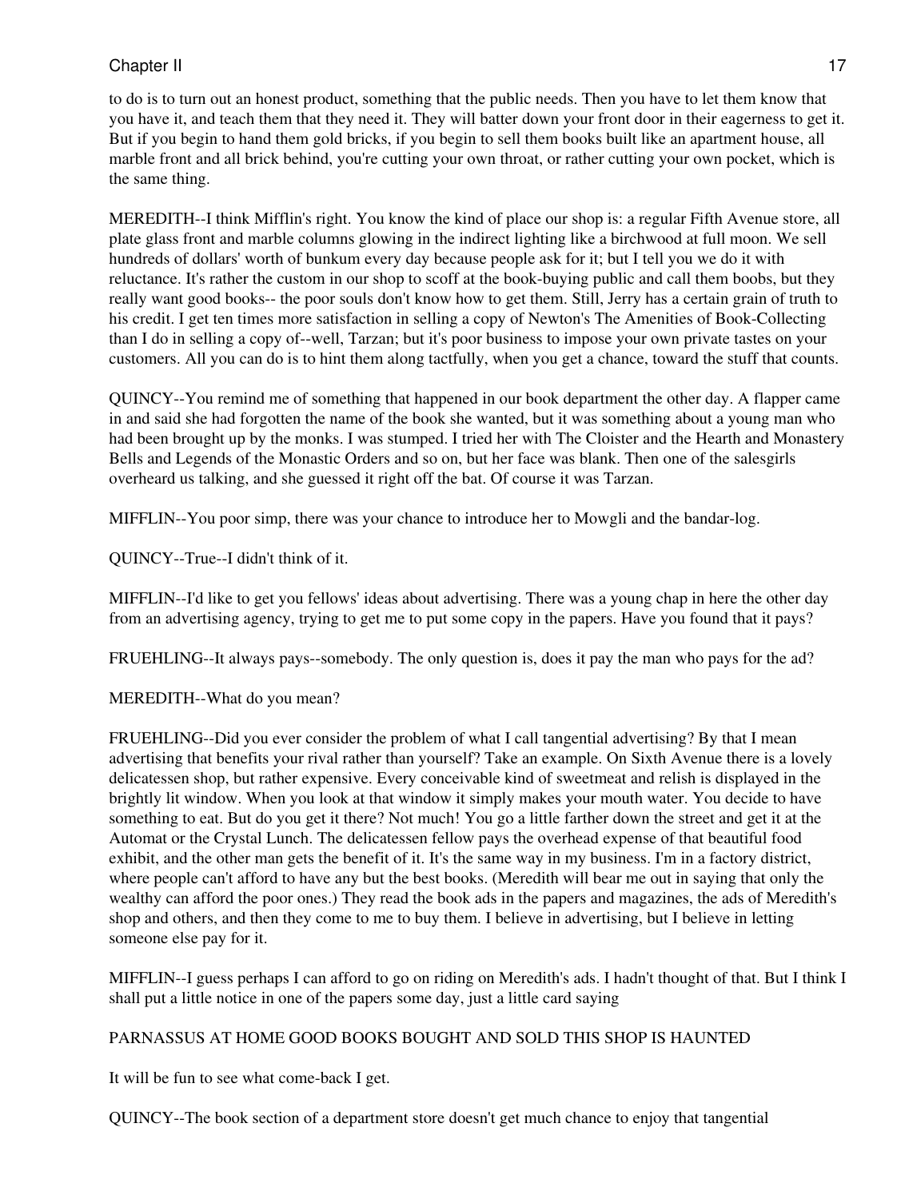to do is to turn out an honest product, something that the public needs. Then you have to let them know that you have it, and teach them that they need it. They will batter down your front door in their eagerness to get it. But if you begin to hand them gold bricks, if you begin to sell them books built like an apartment house, all marble front and all brick behind, you're cutting your own throat, or rather cutting your own pocket, which is the same thing.

MEREDITH--I think Mifflin's right. You know the kind of place our shop is: a regular Fifth Avenue store, all plate glass front and marble columns glowing in the indirect lighting like a birchwood at full moon. We sell hundreds of dollars' worth of bunkum every day because people ask for it; but I tell you we do it with reluctance. It's rather the custom in our shop to scoff at the book-buying public and call them boobs, but they really want good books-- the poor souls don't know how to get them. Still, Jerry has a certain grain of truth to his credit. I get ten times more satisfaction in selling a copy of Newton's The Amenities of Book-Collecting than I do in selling a copy of--well, Tarzan; but it's poor business to impose your own private tastes on your customers. All you can do is to hint them along tactfully, when you get a chance, toward the stuff that counts.

QUINCY--You remind me of something that happened in our book department the other day. A flapper came in and said she had forgotten the name of the book she wanted, but it was something about a young man who had been brought up by the monks. I was stumped. I tried her with The Cloister and the Hearth and Monastery Bells and Legends of the Monastic Orders and so on, but her face was blank. Then one of the salesgirls overheard us talking, and she guessed it right off the bat. Of course it was Tarzan.

MIFFLIN--You poor simp, there was your chance to introduce her to Mowgli and the bandar-log.

QUINCY--True--I didn't think of it.

MIFFLIN--I'd like to get you fellows' ideas about advertising. There was a young chap in here the other day from an advertising agency, trying to get me to put some copy in the papers. Have you found that it pays?

FRUEHLING--It always pays--somebody. The only question is, does it pay the man who pays for the ad?

MEREDITH--What do you mean?

FRUEHLING--Did you ever consider the problem of what I call tangential advertising? By that I mean advertising that benefits your rival rather than yourself? Take an example. On Sixth Avenue there is a lovely delicatessen shop, but rather expensive. Every conceivable kind of sweetmeat and relish is displayed in the brightly lit window. When you look at that window it simply makes your mouth water. You decide to have something to eat. But do you get it there? Not much! You go a little farther down the street and get it at the Automat or the Crystal Lunch. The delicatessen fellow pays the overhead expense of that beautiful food exhibit, and the other man gets the benefit of it. It's the same way in my business. I'm in a factory district, where people can't afford to have any but the best books. (Meredith will bear me out in saying that only the wealthy can afford the poor ones.) They read the book ads in the papers and magazines, the ads of Meredith's shop and others, and then they come to me to buy them. I believe in advertising, but I believe in letting someone else pay for it.

MIFFLIN--I guess perhaps I can afford to go on riding on Meredith's ads. I hadn't thought of that. But I think I shall put a little notice in one of the papers some day, just a little card saying

PARNASSUS AT HOME GOOD BOOKS BOUGHT AND SOLD THIS SHOP IS HAUNTED

It will be fun to see what come-back I get.

QUINCY--The book section of a department store doesn't get much chance to enjoy that tangential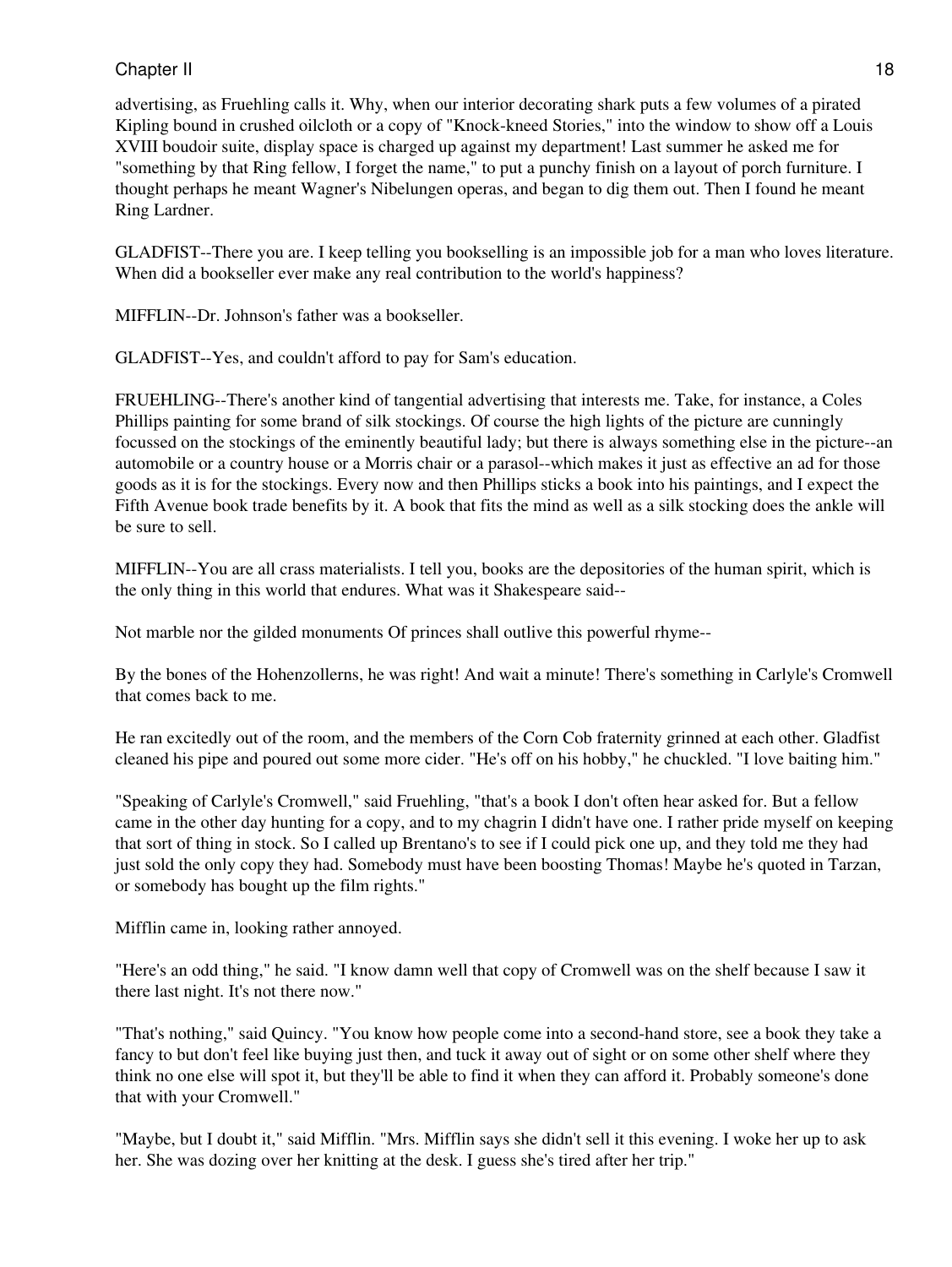advertising, as Fruehling calls it. Why, when our interior decorating shark puts a few volumes of a pirated Kipling bound in crushed oilcloth or a copy of "Knock-kneed Stories," into the window to show off a Louis XVIII boudoir suite, display space is charged up against my department! Last summer he asked me for "something by that Ring fellow, I forget the name," to put a punchy finish on a layout of porch furniture. I thought perhaps he meant Wagner's Nibelungen operas, and began to dig them out. Then I found he meant Ring Lardner.

GLADFIST--There you are. I keep telling you bookselling is an impossible job for a man who loves literature. When did a bookseller ever make any real contribution to the world's happiness?

MIFFLIN--Dr. Johnson's father was a bookseller.

GLADFIST--Yes, and couldn't afford to pay for Sam's education.

FRUEHLING--There's another kind of tangential advertising that interests me. Take, for instance, a Coles Phillips painting for some brand of silk stockings. Of course the high lights of the picture are cunningly focussed on the stockings of the eminently beautiful lady; but there is always something else in the picture--an automobile or a country house or a Morris chair or a parasol--which makes it just as effective an ad for those goods as it is for the stockings. Every now and then Phillips sticks a book into his paintings, and I expect the Fifth Avenue book trade benefits by it. A book that fits the mind as well as a silk stocking does the ankle will be sure to sell.

MIFFLIN--You are all crass materialists. I tell you, books are the depositories of the human spirit, which is the only thing in this world that endures. What was it Shakespeare said--

Not marble nor the gilded monuments Of princes shall outlive this powerful rhyme--

By the bones of the Hohenzollerns, he was right! And wait a minute! There's something in Carlyle's Cromwell that comes back to me.

He ran excitedly out of the room, and the members of the Corn Cob fraternity grinned at each other. Gladfist cleaned his pipe and poured out some more cider. "He's off on his hobby," he chuckled. "I love baiting him."

"Speaking of Carlyle's Cromwell," said Fruehling, "that's a book I don't often hear asked for. But a fellow came in the other day hunting for a copy, and to my chagrin I didn't have one. I rather pride myself on keeping that sort of thing in stock. So I called up Brentano's to see if I could pick one up, and they told me they had just sold the only copy they had. Somebody must have been boosting Thomas! Maybe he's quoted in Tarzan, or somebody has bought up the film rights."

Mifflin came in, looking rather annoyed.

"Here's an odd thing," he said. "I know damn well that copy of Cromwell was on the shelf because I saw it there last night. It's not there now."

"That's nothing," said Quincy. "You know how people come into a second-hand store, see a book they take a fancy to but don't feel like buying just then, and tuck it away out of sight or on some other shelf where they think no one else will spot it, but they'll be able to find it when they can afford it. Probably someone's done that with your Cromwell."

"Maybe, but I doubt it," said Mifflin. "Mrs. Mifflin says she didn't sell it this evening. I woke her up to ask her. She was dozing over her knitting at the desk. I guess she's tired after her trip."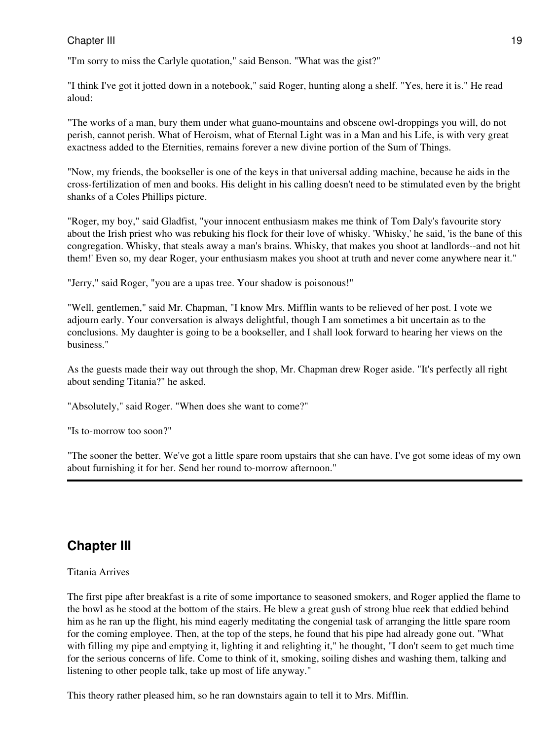"I'm sorry to miss the Carlyle quotation," said Benson. "What was the gist?"

"I think I've got it jotted down in a notebook," said Roger, hunting along a shelf. "Yes, here it is." He read aloud:

"The works of a man, bury them under what guano-mountains and obscene owl-droppings you will, do not perish, cannot perish. What of Heroism, what of Eternal Light was in a Man and his Life, is with very great exactness added to the Eternities, remains forever a new divine portion of the Sum of Things.

"Now, my friends, the bookseller is one of the keys in that universal adding machine, because he aids in the cross-fertilization of men and books. His delight in his calling doesn't need to be stimulated even by the bright shanks of a Coles Phillips picture.

"Roger, my boy," said Gladfist, "your innocent enthusiasm makes me think of Tom Daly's favourite story about the Irish priest who was rebuking his flock for their love of whisky. 'Whisky,' he said, 'is the bane of this congregation. Whisky, that steals away a man's brains. Whisky, that makes you shoot at landlords--and not hit them!' Even so, my dear Roger, your enthusiasm makes you shoot at truth and never come anywhere near it."

"Jerry," said Roger, "you are a upas tree. Your shadow is poisonous!"

"Well, gentlemen," said Mr. Chapman, "I know Mrs. Mifflin wants to be relieved of her post. I vote we adjourn early. Your conversation is always delightful, though I am sometimes a bit uncertain as to the conclusions. My daughter is going to be a bookseller, and I shall look forward to hearing her views on the business."

As the guests made their way out through the shop, Mr. Chapman drew Roger aside. "It's perfectly all right about sending Titania?" he asked.

"Absolutely," said Roger. "When does she want to come?"

"Is to-morrow too soon?"

"The sooner the better. We've got a little spare room upstairs that she can have. I've got some ideas of my own about furnishing it for her. Send her round to-morrow afternoon."

---

## Chapter III

Titania Arrives

The first pipe after breakfast is a rite of some importance to seasoned smokers, and Roger applied the flame to the bowl as he stood at the bottom of the stairs. He blew a great gush of strong blue reek that eddied behind him as he ran up the flight, his mind eagerly meditating the congenial task of arranging the little spare room for the coming employee. Then, at the top of the steps, he found that his pipe had already gone out. "What with filling my pipe and emptying it, lighting it and relighting it," he thought, "I don't seem to get much time for the serious concerns of life. Come to think of it, smoking, soiling dishes and washing them, talking and listening to other people talk, take up most of life anyway."

This theory rather pleased him, so he ran downstairs again to tell it to Mrs. Mifflin.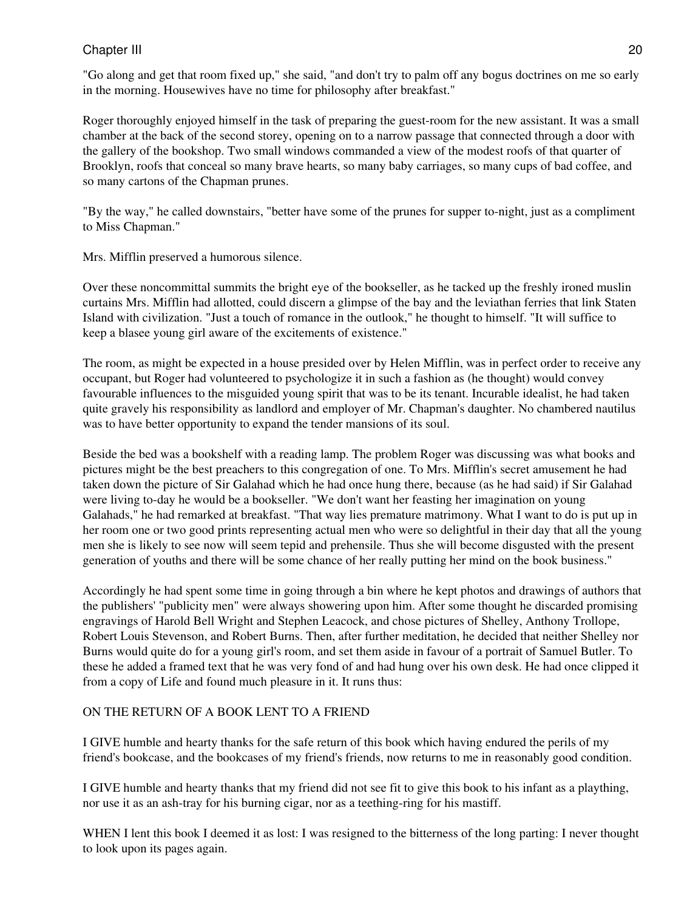"Go along and get that room fixed up," she said, "and don't try to palm off any bogus doctrines on me so early in the morning. Housewives have no time for philosophy after breakfast."

Roger thoroughly enjoyed himself in the task of preparing the guest-room for the new assistant. It was a small chamber at the back of the second storey, opening on to a narrow passage that connected through a door with the gallery of the bookshop. Two small windows commanded a view of the modest roofs of that quarter of Brooklyn, roofs that conceal so many brave hearts, so many baby carriages, so many cups of bad coffee, and so many cartons of the Chapman prunes.

"By the way," he called downstairs, "better have some of the prunes for supper to-night, just as a compliment to Miss Chapman."

Mrs. Mifflin preserved a humorous silence.

Over these noncommittal summits the bright eye of the bookseller, as he tacked up the freshly ironed muslin curtains Mrs. Mifflin had allotted, could discern a glimpse of the bay and the leviathan ferries that link Staten Island with civilization. "Just a touch of romance in the outlook," he thought to himself. "It will suffice to keep a blasee young girl aware of the excitements of existence."

The room, as might be expected in a house presided over by Helen Mifflin, was in perfect order to receive any occupant, but Roger had volunteered to psychologize it in such a fashion as (he thought) would convey favourable influences to the misguided young spirit that was to be its tenant. Incurable idealist, he had taken quite gravely his responsibility as landlord and employer of Mr. Chapman's daughter. No chambered nautilus was to have better opportunity to expand the tender mansions of its soul.

Beside the bed was a bookshelf with a reading lamp. The problem Roger was discussing was what books and pictures might be the best preachers to this congregation of one. To Mrs. Mifflin's secret amusement he had taken down the picture of Sir Galahad which he had once hung there, because (as he had said) if Sir Galahad were living to-day he would be a bookseller. "We don't want her feasting her imagination on young Galahads," he had remarked at breakfast. "That way lies premature matrimony. What I want to do is put up in her room one or two good prints representing actual men who were so delightful in their day that all the young men she is likely to see now will seem tepid and prehensile. Thus she will become disgusted with the present generation of youths and there will be some chance of her really putting her mind on the book business."

Accordingly he had spent some time in going through a bin where he kept photos and drawings of authors that the publishers' "publicity men" were always showering upon him. After some thought he discarded promising engravings of Harold Bell Wright and Stephen Leacock, and chose pictures of Shelley, Anthony Trollope, Robert Louis Stevenson, and Robert Burns. Then, after further meditation, he decided that neither Shelley nor Burns would quite do for a young girl's room, and set them aside in favour of a portrait of Samuel Butler. To these he added a framed text that he was very fond of and had hung over his own desk. He had once clipped it from a copy of Life and found much pleasure in it. It runs thus:

ON THE RETURN OF A BOOK LENT TO A FRIEND

I GIVE humble and hearty thanks for the safe return of this book which having endured the perils of my friend's bookcase, and the bookcases of my friend's friends, now returns to me in reasonably good condition.

I GIVE humble and hearty thanks that my friend did not see fit to give this book to his infant as a plaything, nor use it as an ash-tray for his burning cigar, nor as a teething-ring for his mastiff.

WHEN I lent this book I deemed it as lost: I was resigned to the bitterness of the long parting: I never thought to look upon its pages again.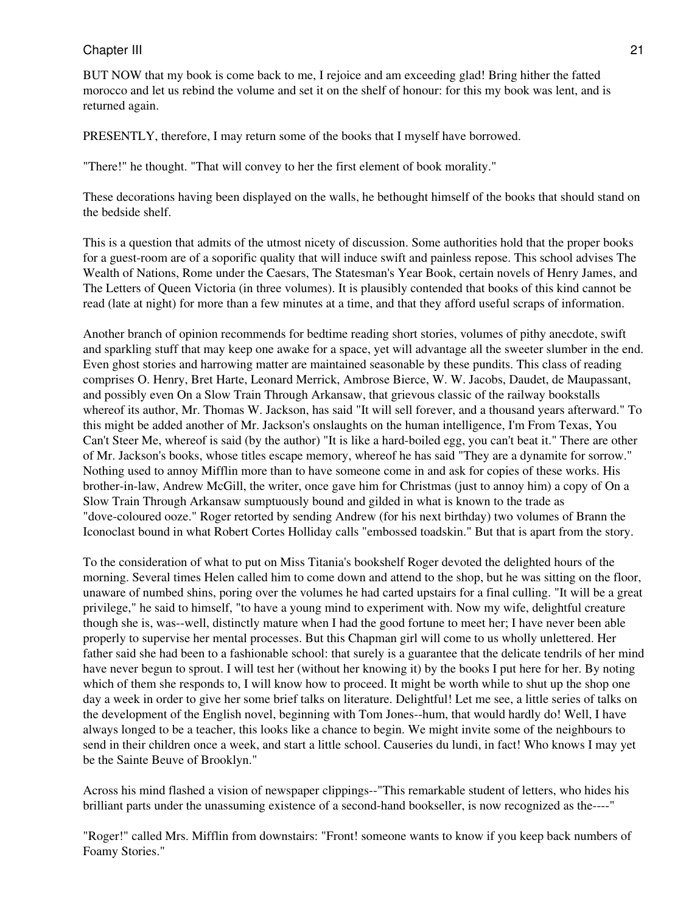BUT NOW that my book is come back to me, I rejoice and am exceeding glad! Bring hither the fatted morocco and let us rebind the volume and set it on the shelf of honour: for this my book was lent, and is returned again.

PRESENTLY, therefore, I may return some of the books that I myself have borrowed.

"There!" he thought. "That will convey to her the first element of book morality."

These decorations having been displayed on the walls, he bethought himself of the books that should stand on the bedside shelf.

This is a question that admits of the utmost nicety of discussion. Some authorities hold that the proper books for a guest-room are of a soporific quality that will induce swift and painless repose. This school advises The Wealth of Nations, Rome under the Caesars, The Statesman's Year Book, certain novels of Henry James, and The Letters of Queen Victoria (in three volumes). It is plausibly contended that books of this kind cannot be read (late at night) for more than a few minutes at a time, and that they afford useful scraps of information.

Another branch of opinion recommends for bedtime reading short stories, volumes of pithy anecdote, swift and sparkling stuff that may keep one awake for a space, yet will advantage all the sweeter slumber in the end. Even ghost stories and harrowing matter are maintained seasonable by these pundits. This class of reading comprises O. Henry, Bret Harte, Leonard Merrick, Ambrose Bierce, W. W. Jacobs, Daudet, de Maupassant, and possibly even On a Slow Train Through Arkansaw, that grievous classic of the railway bookstalls whereof its author, Mr. Thomas W. Jackson, has said "It will sell forever, and a thousand years afterward." To this might be added another of Mr. Jackson's onslaughts on the human intelligence, I'm From Texas, You Can't Steer Me, whereof is said (by the author) "It is like a hard-boiled egg, you can't beat it." There are other of Mr. Jackson's books, whose titles escape memory, whereof he has said "They are a dynamite for sorrow." Nothing used to annoy Mifflin more than to have someone come in and ask for copies of these works. His brother-in-law, Andrew McGill, the writer, once gave him for Christmas (just to annoy him) a copy of On a Slow Train Through Arkansaw sumptuously bound and gilded in what is known to the trade as "dove-coloured ooze." Roger retorted by sending Andrew (for his next birthday) two volumes of Brann the Iconoclast bound in what Robert Cortes Holliday calls "embossed toadskin." But that is apart from the story.

To the consideration of what to put on Miss Titania's bookshelf Roger devoted the delighted hours of the morning. Several times Helen called him to come down and attend to the shop, but he was sitting on the floor, unaware of numbed shins, poring over the volumes he had carted upstairs for a final culling. "It will be a great privilege," he said to himself, "to have a young mind to experiment with. Now my wife, delightful creature though she is, was--well, distinctly mature when I had the good fortune to meet her; I have never been able properly to supervise her mental processes. But this Chapman girl will come to us wholly unlettered. Her father said she had been to a fashionable school: that surely is a guarantee that the delicate tendrils of her mind have never begun to sprout. I will test her (without her knowing it) by the books I put here for her. By noting which of them she responds to, I will know how to proceed. It might be worth while to shut up the shop one day a week in order to give her some brief talks on literature. Delightful! Let me see, a little series of talks on the development of the English novel, beginning with Tom Jones--hum, that would hardly do! Well, I have always longed to be a teacher, this looks like a chance to begin. We might invite some of the neighbours to send in their children once a week, and start a little school. Causeries du lundi, in fact! Who knows I may yet be the Sainte Beuve of Brooklyn."

Across his mind flashed a vision of newspaper clippings--"This remarkable student of letters, who hides his brilliant parts under the unassuming existence of a second-hand bookseller, is now recognized as the----"

"Roger!" called Mrs. Mifflin from downstairs: "Front! someone wants to know if you keep back numbers of Foamy Stories."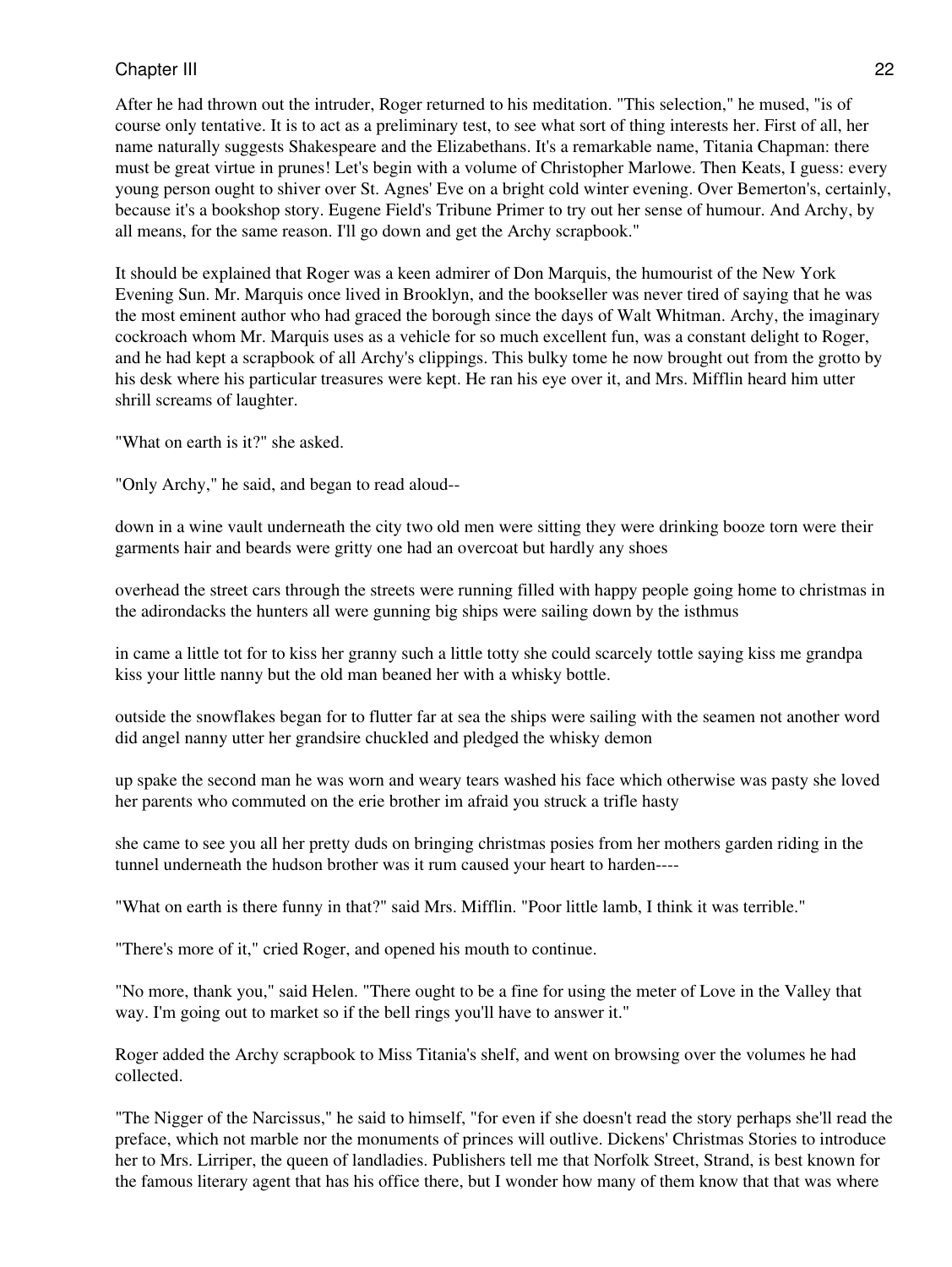After he had thrown out the intruder, Roger returned to his meditation. "This selection," he mused, "is of course only tentative. It is to act as a preliminary test, to see what sort of thing interests her. First of all, her name naturally suggests Shakespeare and the Elizabethans. It's a remarkable name, Titania Chapman: there must be great virtue in prunes! Let's begin with a volume of Christopher Marlowe. Then Keats, I guess: every young person ought to shiver over St. Agnes' Eve on a bright cold winter evening. Over Bemerton's, certainly, because it's a bookshop story. Eugene Field's Tribune Primer to try out her sense of humour. And Archy, by all means, for the same reason. I'll go down and get the Archy scrapbook."

It should be explained that Roger was a keen admirer of Don Marquis, the humourist of the New York Evening Sun. Mr. Marquis once lived in Brooklyn, and the bookseller was never tired of saying that he was the most eminent author who had graced the borough since the days of Walt Whitman. Archy, the imaginary cockroach whom Mr. Marquis uses as a vehicle for so much excellent fun, was a constant delight to Roger, and he had kept a scrapbook of all Archy's clippings. This bulky tome he now brought out from the grotto by his desk where his particular treasures were kept. He ran his eye over it, and Mrs. Mifflin heard him utter shrill screams of laughter.

"What on earth is it?" she asked.

"Only Archy," he said, and began to read aloud--

down in a wine vault underneath the city two old men were sitting they were drinking booze torn were their garments hair and beards were gritty one had an overcoat but hardly any shoes

overhead the street cars through the streets were running filled with happy people going home to christmas in the adirondacks the hunters all were gunning big ships were sailing down by the isthmus

in came a little tot for to kiss her granny such a little totty she could scarcely tottle saying kiss me grandpa kiss your little nanny but the old man beaned her with a whisky bottle.

outside the snowflakes began for to flutter far at sea the ships were sailing with the seamen not another word did angel nanny utter her grandsire chuckled and pledged the whisky demon

up spake the second man he was worn and weary tears washed his face which otherwise was pasty she loved her parents who commuted on the erie brother im afraid you struck a trifle hasty

she came to see you all her pretty duds on bringing christmas posies from her mothers garden riding in the tunnel underneath the hudson brother was it rum caused your heart to harden----

"What on earth is there funny in that?" said Mrs. Mifflin. "Poor little lamb, I think it was terrible."

"There's more of it," cried Roger, and opened his mouth to continue.

"No more, thank you," said Helen. "There ought to be a fine for using the meter of Love in the Valley that way. I'm going out to market so if the bell rings you'll have to answer it."

Roger added the Archy scrapbook to Miss Titania's shelf, and went on browsing over the volumes he had collected.

"The Nigger of the Narcissus," he said to himself, "for even if she doesn't read the story perhaps she'll read the preface, which not marble nor the monuments of princes will outlive. Dickens' Christmas Stories to introduce her to Mrs. Lirriper, the queen of landladies. Publishers tell me that Norfolk Street, Strand, is best known for the famous literary agent that has his office there, but I wonder how many of them know that that was where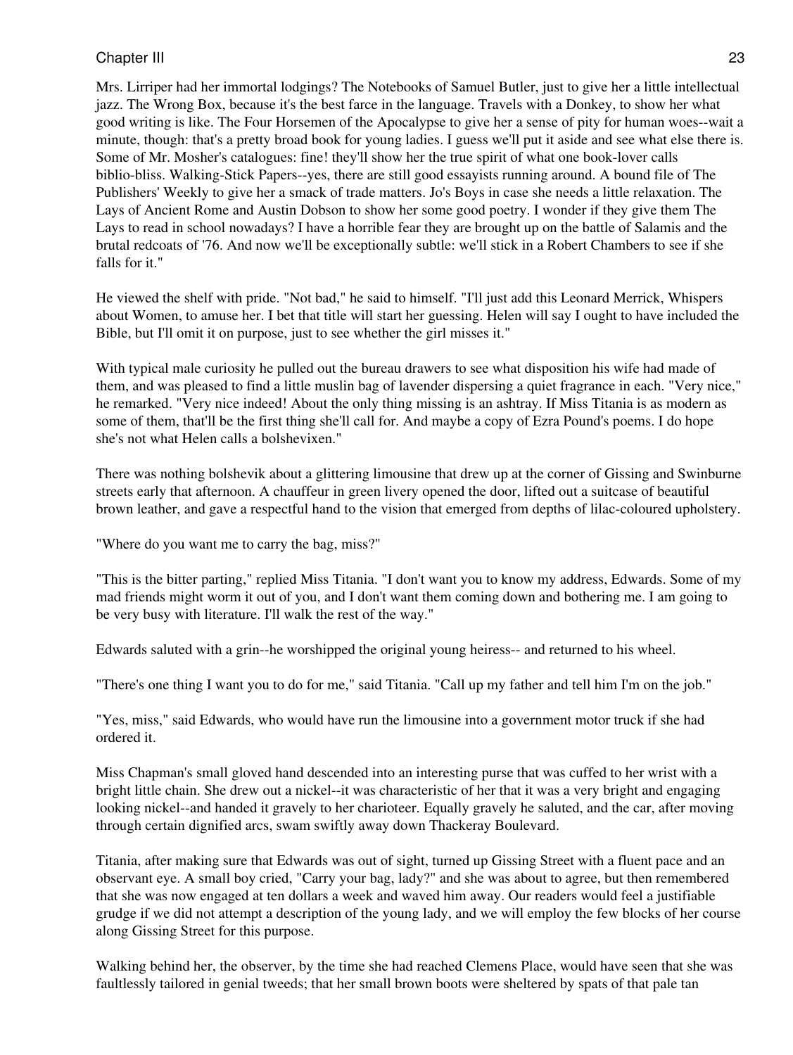Mrs. Lirriper had her immortal lodgings? The Notebooks of Samuel Butler, just to give her a little intellectual jazz. The Wrong Box, because it's the best farce in the language. Travels with a Donkey, to show her what good writing is like. The Four Horsemen of the Apocalypse to give her a sense of pity for human woes--wait a minute, though: that's a pretty broad book for young ladies. I guess we'll put it aside and see what else there is. Some of Mr. Mosher's catalogues: fine! they'll show her the true spirit of what one book-lover calls biblio-bliss. Walking-Stick Papers--yes, there are still good essayists running around. A bound file of The Publishers' Weekly to give her a smack of trade matters. Jo's Boys in case she needs a little relaxation. The Lays of Ancient Rome and Austin Dobson to show her some good poetry. I wonder if they give them The Lays to read in school nowadays? I have a horrible fear they are brought up on the battle of Salamis and the brutal redcoats of '76. And now we'll be exceptionally subtle: we'll stick in a Robert Chambers to see if she falls for it."

He viewed the shelf with pride. "Not bad," he said to himself. "I'll just add this Leonard Merrick, Whispers about Women, to amuse her. I bet that title will start her guessing. Helen will say I ought to have included the Bible, but I'll omit it on purpose, just to see whether the girl misses it."

With typical male curiosity he pulled out the bureau drawers to see what disposition his wife had made of them, and was pleased to find a little muslin bag of lavender dispersing a quiet fragrance in each. "Very nice," he remarked. "Very nice indeed! About the only thing missing is an ashtray. If Miss Titania is as modern as some of them, that'll be the first thing she'll call for. And maybe a copy of Ezra Pound's poems. I do hope she's not what Helen calls a bolshevixen."

There was nothing bolshevik about a glittering limousine that drew up at the corner of Gissing and Swinburne streets early that afternoon. A chauffeur in green livery opened the door, lifted out a suitcase of beautiful brown leather, and gave a respectful hand to the vision that emerged from depths of lilac-coloured upholstery.

"Where do you want me to carry the bag, miss?"

"This is the bitter parting," replied Miss Titania. "I don't want you to know my address, Edwards. Some of my mad friends might worm it out of you, and I don't want them coming down and bothering me. I am going to be very busy with literature. I'll walk the rest of the way."

Edwards saluted with a grin--he worshipped the original young heiress-- and returned to his wheel.

"There's one thing I want you to do for me," said Titania. "Call up my father and tell him I'm on the job."

"Yes, miss," said Edwards, who would have run the limousine into a government motor truck if she had ordered it.

Miss Chapman's small gloved hand descended into an interesting purse that was cuffed to her wrist with a bright little chain. She drew out a nickel--it was characteristic of her that it was a very bright and engaging looking nickel--and handed it gravely to her charioteer. Equally gravely he saluted, and the car, after moving through certain dignified arcs, swam swiftly away down Thackeray Boulevard.

Titania, after making sure that Edwards was out of sight, turned up Gissing Street with a fluent pace and an observant eye. A small boy cried, "Carry your bag, lady?" and she was about to agree, but then remembered that she was now engaged at ten dollars a week and waved him away. Our readers would feel a justifiable grudge if we did not attempt a description of the young lady, and we will employ the few blocks of her course along Gissing Street for this purpose.

Walking behind her, the observer, by the time she had reached Clemens Place, would have seen that she was faultlessly tailored in genial tweeds; that her small brown boots were sheltered by spats of that pale tan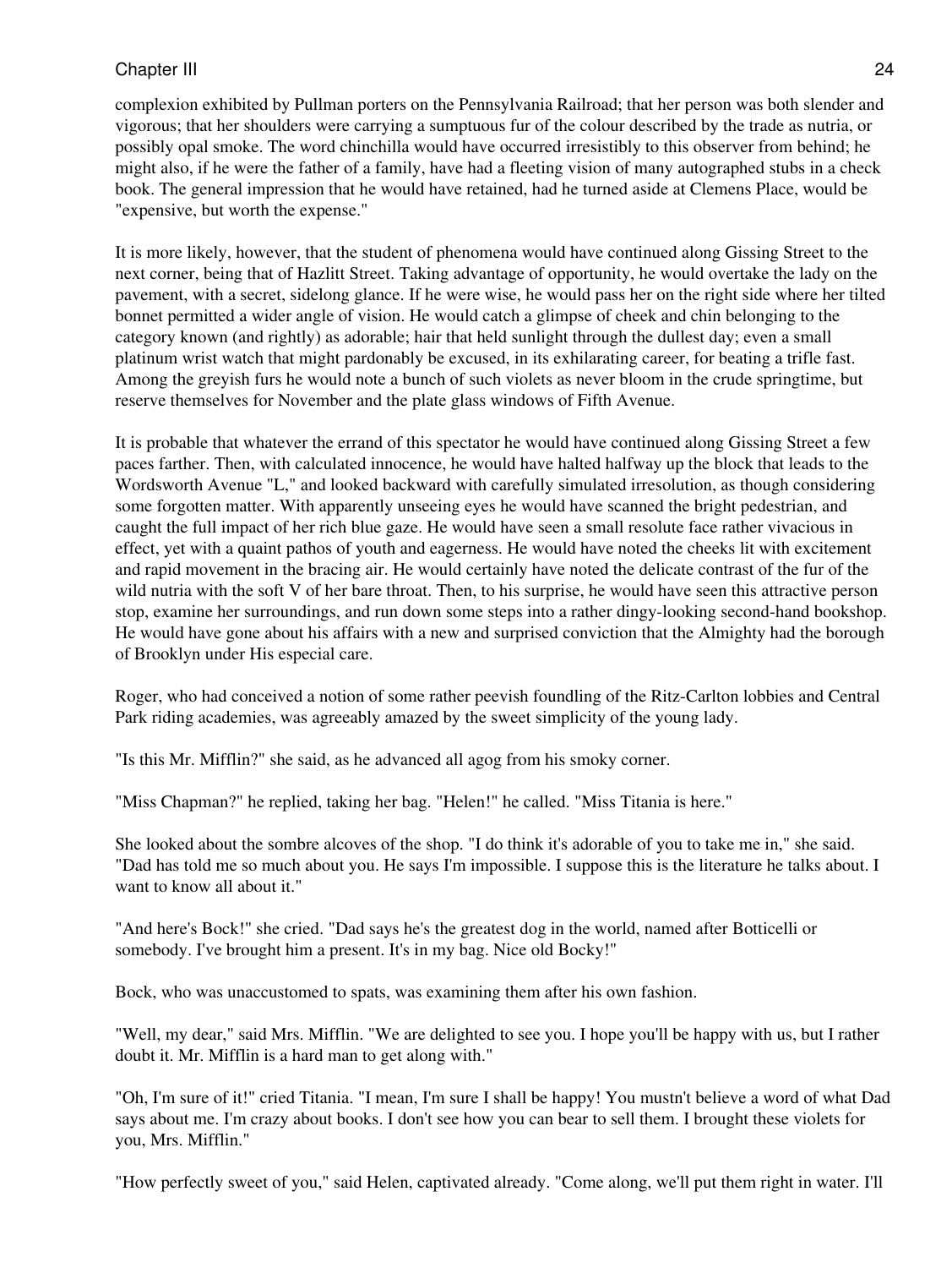complexion exhibited by Pullman porters on the Pennsylvania Railroad; that her person was both slender and vigorous; that her shoulders were carrying a sumptuous fur of the colour described by the trade as nutria, or possibly opal smoke. The word chinchilla would have occurred irresistibly to this observer from behind; he might also, if he were the father of a family, have had a fleeting vision of many autographed stubs in a check book. The general impression that he would have retained, had he turned aside at Clemens Place, would be "expensive, but worth the expense."

It is more likely, however, that the student of phenomena would have continued along Gissing Street to the next corner, being that of Hazlitt Street. Taking advantage of opportunity, he would overtake the lady on the pavement, with a secret, sidelong glance. If he were wise, he would pass her on the right side where her tilted bonnet permitted a wider angle of vision. He would catch a glimpse of cheek and chin belonging to the category known (and rightly) as adorable; hair that held sunlight through the dullest day; even a small platinum wrist watch that might pardonably be excused, in its exhilarating career, for beating a trifle fast. Among the greyish furs he would note a bunch of such violets as never bloom in the crude springtime, but reserve themselves for November and the plate glass windows of Fifth Avenue.

It is probable that whatever the errand of this spectator he would have continued along Gissing Street a few paces farther. Then, with calculated innocence, he would have halted halfway up the block that leads to the Wordsworth Avenue "L," and looked backward with carefully simulated irresolution, as though considering some forgotten matter. With apparently unseeing eyes he would have scanned the bright pedestrian, and caught the full impact of her rich blue gaze. He would have seen a small resolute face rather vivacious in effect, yet with a quaint pathos of youth and eagerness. He would have noted the cheeks lit with excitement and rapid movement in the bracing air. He would certainly have noted the delicate contrast of the fur of the wild nutria with the soft V of her bare throat. Then, to his surprise, he would have seen this attractive person stop, examine her surroundings, and run down some steps into a rather dingy-looking second-hand bookshop. He would have gone about his affairs with a new and surprised conviction that the Almighty had the borough of Brooklyn under His especial care.

Roger, who had conceived a notion of some rather peevish foundling of the Ritz-Carlton lobbies and Central Park riding academies, was agreeably amazed by the sweet simplicity of the young lady.

"Is this Mr. Mifflin?" she said, as he advanced all agog from his smoky corner.

"Miss Chapman?" he replied, taking her bag. "Helen!" he called. "Miss Titania is here."

She looked about the sombre alcoves of the shop. "I do think it's adorable of you to take me in," she said. "Dad has told me so much about you. He says I'm impossible. I suppose this is the literature he talks about. I want to know all about it."

"And here's Bock!" she cried. "Dad says he's the greatest dog in the world, named after Botticelli or somebody. I've brought him a present. It's in my bag. Nice old Bocky!"

Bock, who was unaccustomed to spats, was examining them after his own fashion.

"Well, my dear," said Mrs. Mifflin. "We are delighted to see you. I hope you'll be happy with us, but I rather doubt it. Mr. Mifflin is a hard man to get along with."

"Oh, I'm sure of it!" cried Titania. "I mean, I'm sure I shall be happy! You mustn't believe a word of what Dad says about me. I'm crazy about books. I don't see how you can bear to sell them. I brought these violets for you, Mrs. Mifflin."

"How perfectly sweet of you," said Helen, captivated already. "Come along, we'll put them right in water. I'll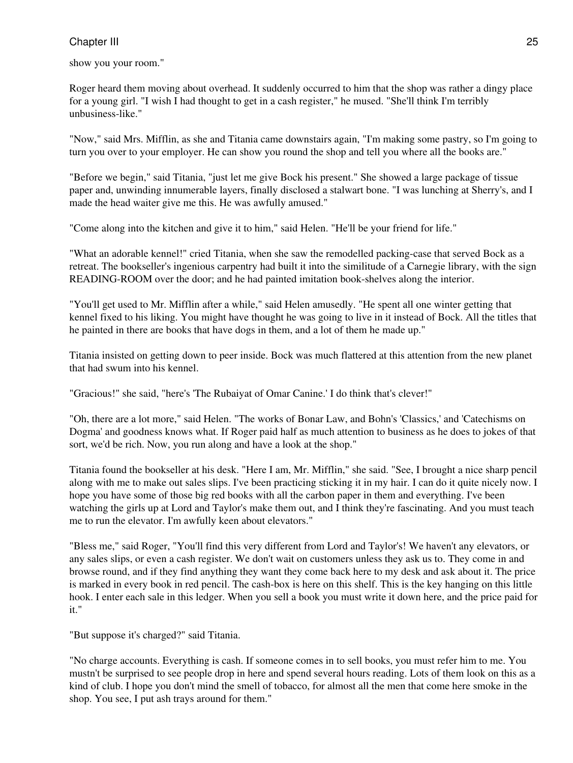show you your room."

Roger heard them moving about overhead. It suddenly occurred to him that the shop was rather a dingy place for a young girl. "I wish I had thought to get in a cash register," he mused. "She'll think I'm terribly unbusiness-like."

"Now," said Mrs. Mifflin, as she and Titania came downstairs again, "I'm making some pastry, so I'm going to turn you over to your employer. He can show you round the shop and tell you where all the books are."

"Before we begin," said Titania, "just let me give Bock his present." She showed a large package of tissue paper and, unwinding innumerable layers, finally disclosed a stalwart bone. "I was lunching at Sherry's, and I made the head waiter give me this. He was awfully amused."

"Come along into the kitchen and give it to him," said Helen. "He'll be your friend for life."

"What an adorable kennel!" cried Titania, when she saw the remodelled packing-case that served Bock as a retreat. The bookseller's ingenious carpentry had built it into the similitude of a Carnegie library, with the sign READING-ROOM over the door; and he had painted imitation book-shelves along the interior.

"You'll get used to Mr. Mifflin after a while," said Helen amusedly. "He spent all one winter getting that kennel fixed to his liking. You might have thought he was going to live in it instead of Bock. All the titles that he painted in there are books that have dogs in them, and a lot of them he made up."

Titania insisted on getting down to peer inside. Bock was much flattered at this attention from the new planet that had swum into his kennel.

"Gracious!" she said, "here's 'The Rubaiyat of Omar Canine.' I do think that's clever!"

"Oh, there are a lot more," said Helen. "The works of Bonar Law, and Bohn's 'Classics,' and 'Catechisms on Dogma' and goodness knows what. If Roger paid half as much attention to business as he does to jokes of that sort, we'd be rich. Now, you run along and have a look at the shop."

Titania found the bookseller at his desk. "Here I am, Mr. Mifflin," she said. "See, I brought a nice sharp pencil along with me to make out sales slips. I've been practicing sticking it in my hair. I can do it quite nicely now. I hope you have some of those big red books with all the carbon paper in them and everything. I've been watching the girls up at Lord and Taylor's make them out, and I think they're fascinating. And you must teach me to run the elevator. I'm awfully keen about elevators."

"Bless me," said Roger, "You'll find this very different from Lord and Taylor's! We haven't any elevators, or any sales slips, or even a cash register. We don't wait on customers unless they ask us to. They come in and browse round, and if they find anything they want they come back here to my desk and ask about it. The price is marked in every book in red pencil. The cash-box is here on this shelf. This is the key hanging on this little hook. I enter each sale in this ledger. When you sell a book you must write it down here, and the price paid for it."

"But suppose it's charged?" said Titania.

"No charge accounts. Everything is cash. If someone comes in to sell books, you must refer him to me. You mustn't be surprised to see people drop in here and spend several hours reading. Lots of them look on this as a kind of club. I hope you don't mind the smell of tobacco, for almost all the men that come here smoke in the shop. You see, I put ash trays around for them."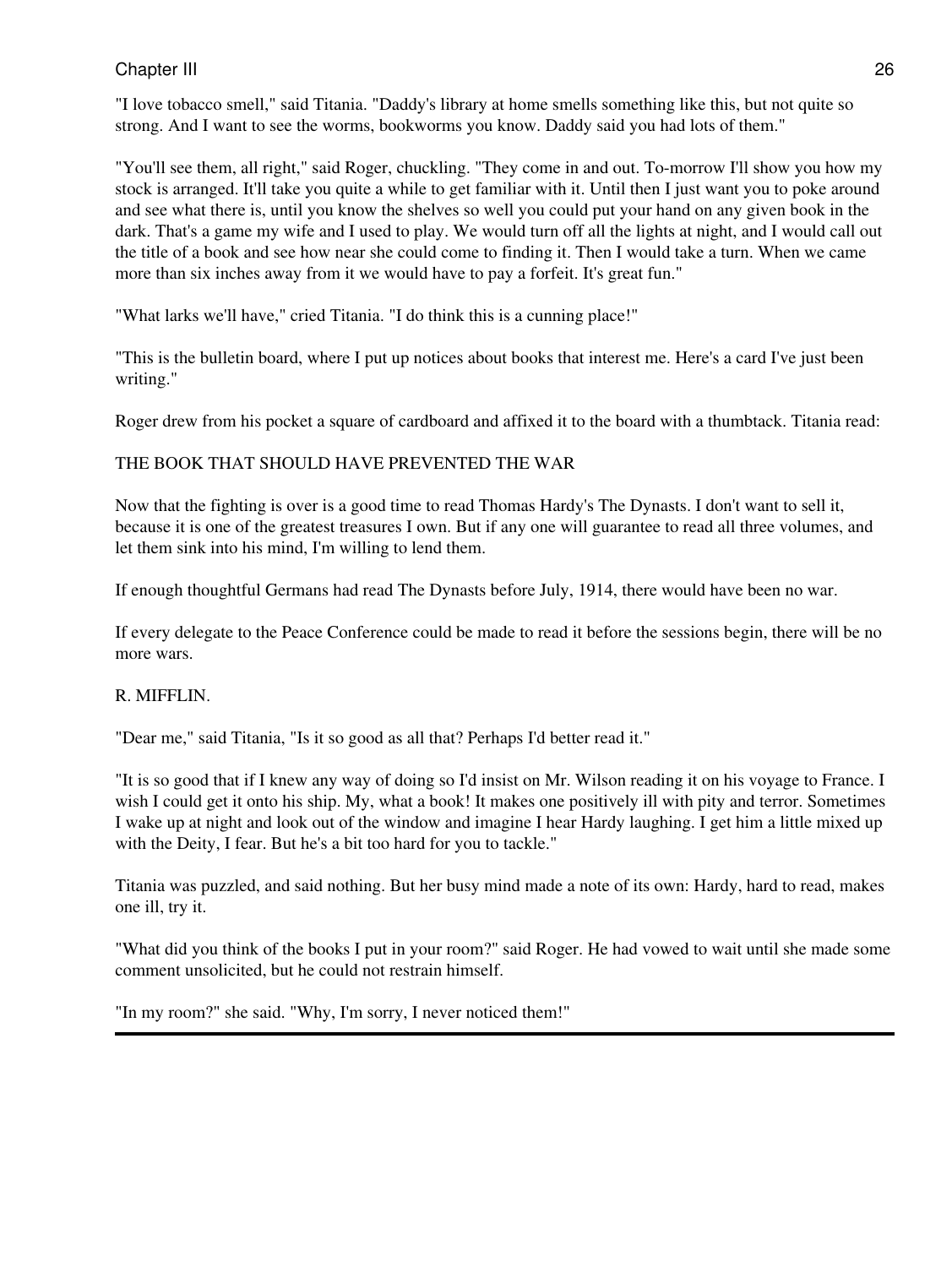"I love tobacco smell," said Titania. "Daddy's library at home smells something like this, but not quite so strong. And I want to see the worms, bookworms you know. Daddy said you had lots of them."

"You'll see them, all right," said Roger, chuckling. "They come in and out. To-morrow I'll show you how my stock is arranged. It'll take you quite a while to get familiar with it. Until then I just want you to poke around and see what there is, until you know the shelves so well you could put your hand on any given book in the dark. That's a game my wife and I used to play. We would turn off all the lights at night, and I would call out the title of a book and see how near she could come to finding it. Then I would take a turn. When we came more than six inches away from it we would have to pay a forfeit. It's great fun."

"What larks we'll have," cried Titania. "I do think this is a cunning place!"

"This is the bulletin board, where I put up notices about books that interest me. Here's a card I've just been writing."

Roger drew from his pocket a square of cardboard and affixed it to the board with a thumbtack. Titania read:

THE BOOK THAT SHOULD HAVE PREVENTED THE WAR

Now that the fighting is over is a good time to read Thomas Hardy's The Dynasts. I don't want to sell it, because it is one of the greatest treasures I own. But if any one will guarantee to read all three volumes, and let them sink into his mind, I'm willing to lend them.

If enough thoughtful Germans had read The Dynasts before July, 1914, there would have been no war.

If every delegate to the Peace Conference could be made to read it before the sessions begin, there will be no more wars.

R. MIFFLIN.

"Dear me," said Titania, "Is it so good as all that? Perhaps I'd better read it."

"It is so good that if I knew any way of doing so I'd insist on Mr. Wilson reading it on his voyage to France. I wish I could get it onto his ship. My, what a book! It makes one positively ill with pity and terror. Sometimes I wake up at night and look out of the window and imagine I hear Hardy laughing. I get him a little mixed up with the Deity, I fear. But he's a bit too hard for you to tackle."

Titania was puzzled, and said nothing. But her busy mind made a note of its own: Hardy, hard to read, makes one ill, try it.

"What did you think of the books I put in your room?" said Roger. He had vowed to wait until she made some comment unsolicited, but he could not restrain himself.

"In my room?" she said. "Why, I'm sorry, I never noticed them!"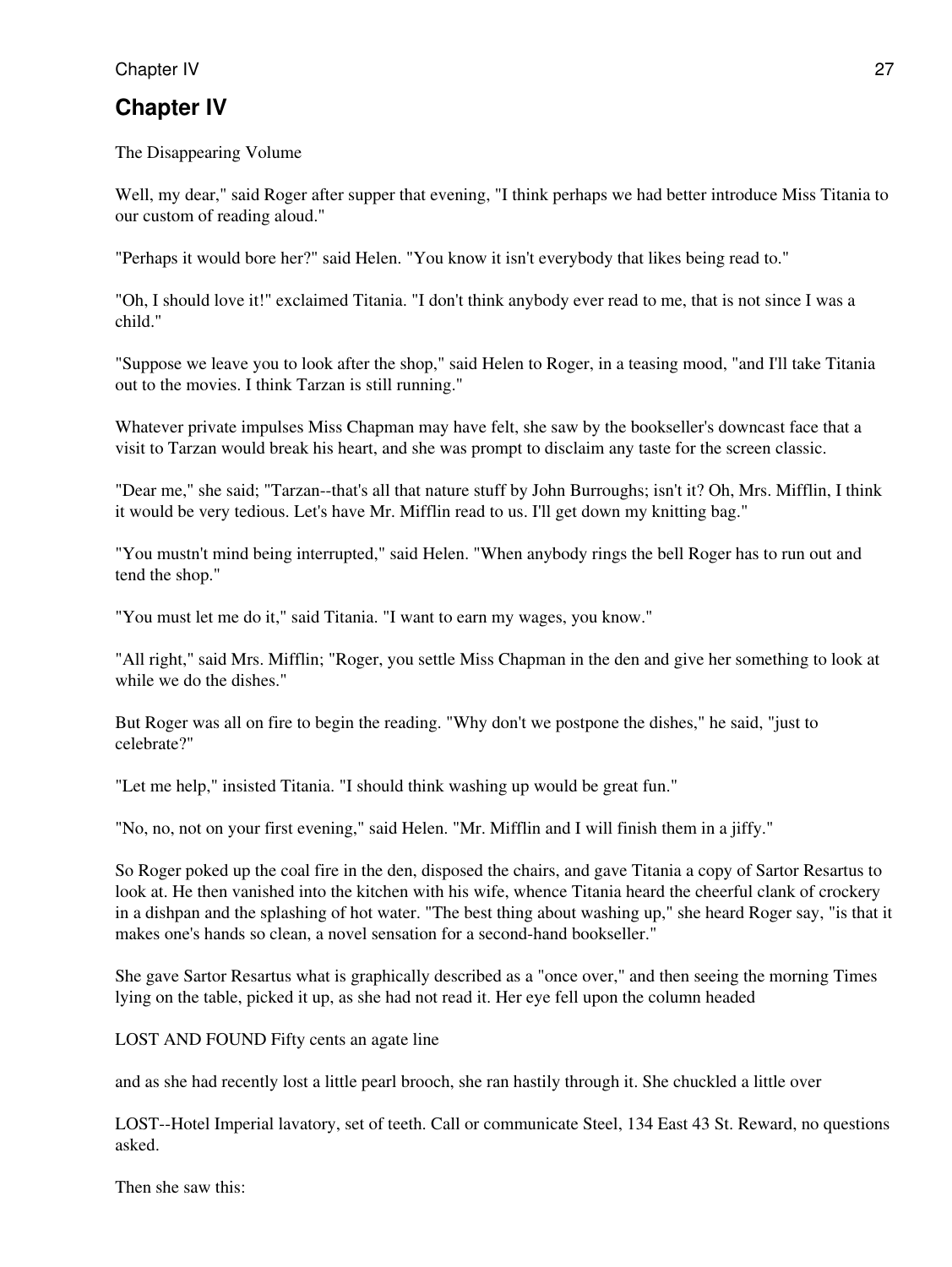## Chapter IV

The Disappearing Volume

Well, my dear," said Roger after supper that evening, "I think perhaps we had better introduce Miss Titania to our custom of reading aloud."

"Perhaps it would bore her?" said Helen. "You know it isn't everybody that likes being read to."

"Oh, I should love it!" exclaimed Titania. "I don't think anybody ever read to me, that is not since I was a child."

"Suppose we leave you to look after the shop," said Helen to Roger, in a teasing mood, "and I'll take Titania out to the movies. I think Tarzan is still running."

Whatever private impulses Miss Chapman may have felt, she saw by the bookseller's downcast face that a visit to Tarzan would break his heart, and she was prompt to disclaim any taste for the screen classic.

"Dear me," she said; "Tarzan--that's all that nature stuff by John Burroughs; isn't it? Oh, Mrs. Mifflin, I think it would be very tedious. Let's have Mr. Mifflin read to us. I'll get down my knitting bag."

"You mustn't mind being interrupted," said Helen. "When anybody rings the bell Roger has to run out and tend the shop."

"You must let me do it," said Titania. "I want to earn my wages, you know."

"All right," said Mrs. Mifflin; "Roger, you settle Miss Chapman in the den and give her something to look at while we do the dishes."

But Roger was all on fire to begin the reading. "Why don't we postpone the dishes," he said, "just to celebrate?"

"Let me help," insisted Titania. "I should think washing up would be great fun."

"No, no, not on your first evening," said Helen. "Mr. Mifflin and I will finish them in a jiffy."

So Roger poked up the coal fire in the den, disposed the chairs, and gave Titania a copy of Sartor Resartus to look at. He then vanished into the kitchen with his wife, whence Titania heard the cheerful clank of crockery in a dishpan and the splashing of hot water. "The best thing about washing up," she heard Roger say, "is that it makes one's hands so clean, a novel sensation for a second-hand bookseller."

She gave Sartor Resartus what is graphically described as a "once over," and then seeing the morning Times lying on the table, picked it up, as she had not read it. Her eye fell upon the column headed

LOST AND FOUND Fifty cents an agate line

and as she had recently lost a little pearl brooch, she ran hastily through it. She chuckled a little over

LOST--Hotel Imperial lavatory, set of teeth. Call or communicate Steel, 134 East 43 St. Reward, no questions asked.

Then she saw this: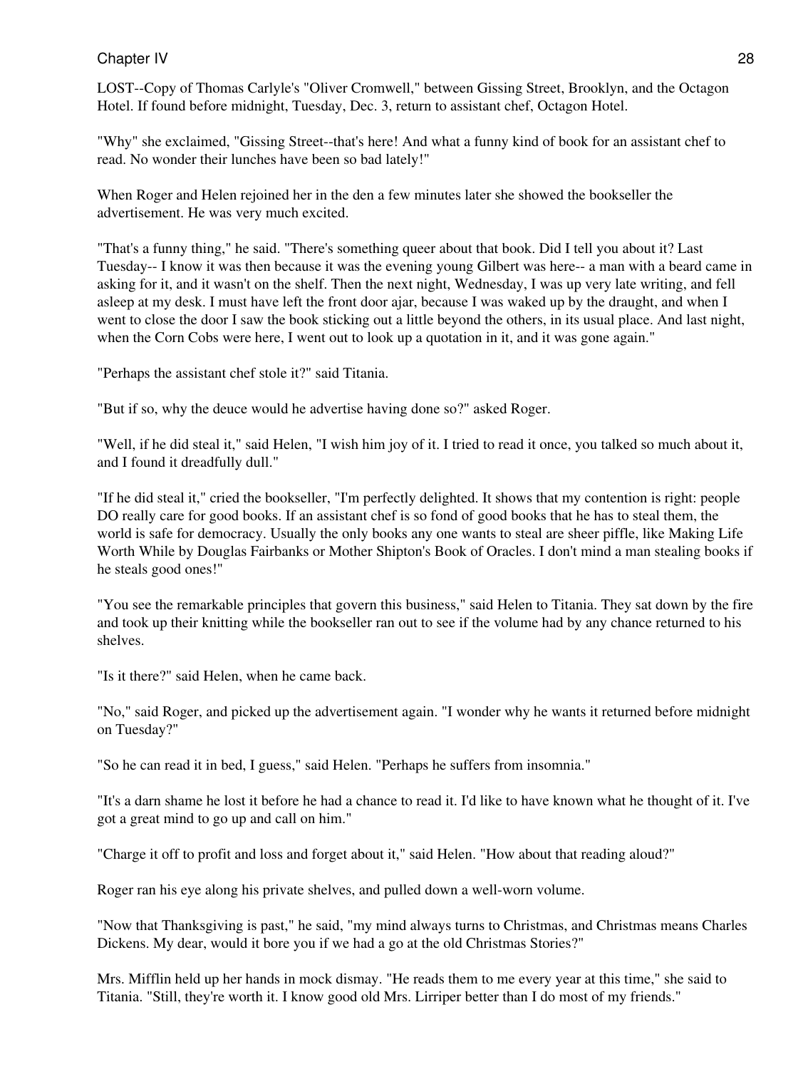LOST--Copy of Thomas Carlyle's "Oliver Cromwell," between Gissing Street, Brooklyn, and the Octagon Hotel. If found before midnight, Tuesday, Dec. 3, return to assistant chef, Octagon Hotel.

"Why" she exclaimed, "Gissing Street--that's here! And what a funny kind of book for an assistant chef to read. No wonder their lunches have been so bad lately!"

When Roger and Helen rejoined her in the den a few minutes later she showed the bookseller the advertisement. He was very much excited.

"That's a funny thing," he said. "There's something queer about that book. Did I tell you about it? Last Tuesday-- I know it was then because it was the evening young Gilbert was here-- a man with a beard came in asking for it, and it wasn't on the shelf. Then the next night, Wednesday, I was up very late writing, and fell asleep at my desk. I must have left the front door ajar, because I was waked up by the draught, and when I went to close the door I saw the book sticking out a little beyond the others, in its usual place. And last night, when the Corn Cobs were here, I went out to look up a quotation in it, and it was gone again."

"Perhaps the assistant chef stole it?" said Titania.

"But if so, why the deuce would he advertise having done so?" asked Roger.

"Well, if he did steal it," said Helen, "I wish him joy of it. I tried to read it once, you talked so much about it, and I found it dreadfully dull."

"If he did steal it," cried the bookseller, "I'm perfectly delighted. It shows that my contention is right: people DO really care for good books. If an assistant chef is so fond of good books that he has to steal them, the world is safe for democracy. Usually the only books any one wants to steal are sheer piffle, like Making Life Worth While by Douglas Fairbanks or Mother Shipton's Book of Oracles. I don't mind a man stealing books if he steals good ones!"

"You see the remarkable principles that govern this business," said Helen to Titania. They sat down by the fire and took up their knitting while the bookseller ran out to see if the volume had by any chance returned to his shelves.

"Is it there?" said Helen, when he came back.

"No," said Roger, and picked up the advertisement again. "I wonder why he wants it returned before midnight on Tuesday?"

"So he can read it in bed, I guess," said Helen. "Perhaps he suffers from insomnia."

"It's a darn shame he lost it before he had a chance to read it. I'd like to have known what he thought of it. I've got a great mind to go up and call on him."

"Charge it off to profit and loss and forget about it," said Helen. "How about that reading aloud?"

Roger ran his eye along his private shelves, and pulled down a well-worn volume.

"Now that Thanksgiving is past," he said, "my mind always turns to Christmas, and Christmas means Charles Dickens. My dear, would it bore you if we had a go at the old Christmas Stories?"

Mrs. Mifflin held up her hands in mock dismay. "He reads them to me every year at this time," she said to Titania. "Still, they're worth it. I know good old Mrs. Lirriper better than I do most of my friends."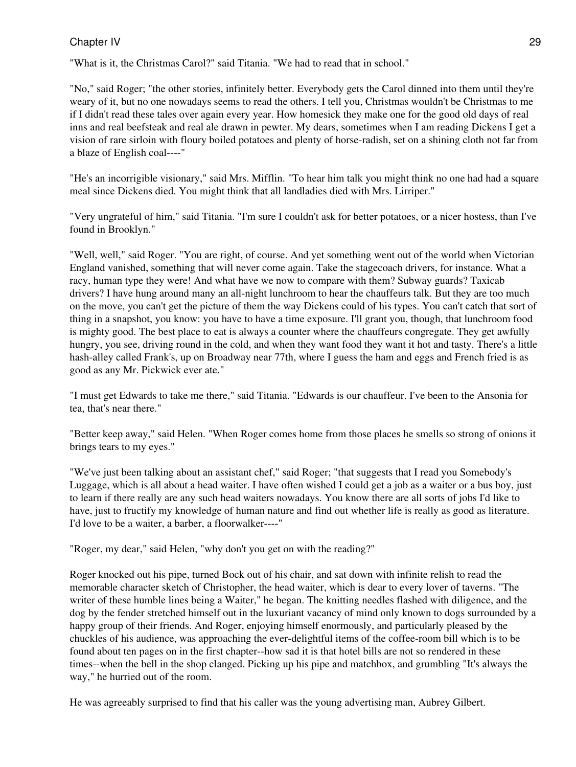"What is it, the Christmas Carol?" said Titania. "We had to read that in school."

"No," said Roger; "the other stories, infinitely better. Everybody gets the Carol dinned into them until they're weary of it, but no one nowadays seems to read the others. I tell you, Christmas wouldn't be Christmas to me if I didn't read these tales over again every year. How homesick they make one for the good old days of real inns and real beefsteak and real ale drawn in pewter. My dears, sometimes when I am reading Dickens I get a vision of rare sirloin with floury boiled potatoes and plenty of horse-radish, set on a shining cloth not far from a blaze of English coal----"

"He's an incorrigible visionary," said Mrs. Mifflin. "To hear him talk you might think no one had had a square meal since Dickens died. You might think that all landladies died with Mrs. Lirriper."

"Very ungrateful of him," said Titania. "I'm sure I couldn't ask for better potatoes, or a nicer hostess, than I've found in Brooklyn."

"Well, well," said Roger. "You are right, of course. And yet something went out of the world when Victorian England vanished, something that will never come again. Take the stagecoach drivers, for instance. What a racy, human type they were! And what have we now to compare with them? Subway guards? Taxicab drivers? I have hung around many an all-night lunchroom to hear the chauffeurs talk. But they are too much on the move, you can't get the picture of them the way Dickens could of his types. You can't catch that sort of thing in a snapshot, you know: you have to have a time exposure. I'll grant you, though, that lunchroom food is mighty good. The best place to eat is always a counter where the chauffeurs congregate. They get awfully hungry, you see, driving round in the cold, and when they want food they want it hot and tasty. There's a little hash-alley called Frank's, up on Broadway near 77th, where I guess the ham and eggs and French fried is as good as any Mr. Pickwick ever ate."

"I must get Edwards to take me there," said Titania. "Edwards is our chauffeur. I've been to the Ansonia for tea, that's near there."

"Better keep away," said Helen. "When Roger comes home from those places he smells so strong of onions it brings tears to my eyes."

"We've just been talking about an assistant chef," said Roger; "that suggests that I read you Somebody's Luggage, which is all about a head waiter. I have often wished I could get a job as a waiter or a bus boy, just to learn if there really are any such head waiters nowadays. You know there are all sorts of jobs I'd like to have, just to fructify my knowledge of human nature and find out whether life is really as good as literature. I'd love to be a waiter, a barber, a floorwalker----"

"Roger, my dear," said Helen, "why don't you get on with the reading?"

Roger knocked out his pipe, turned Bock out of his chair, and sat down with infinite relish to read the memorable character sketch of Christopher, the head waiter, which is dear to every lover of taverns. "The writer of these humble lines being a Waiter," he began. The knitting needles flashed with diligence, and the dog by the fender stretched himself out in the luxuriant vacancy of mind only known to dogs surrounded by a happy group of their friends. And Roger, enjoying himself enormously, and particularly pleased by the chuckles of his audience, was approaching the ever-delightful items of the coffee-room bill which is to be found about ten pages on in the first chapter--how sad it is that hotel bills are not so rendered in these times--when the bell in the shop clanged. Picking up his pipe and matchbox, and grumbling "It's always the way," he hurried out of the room.

He was agreeably surprised to find that his caller was the young advertising man, Aubrey Gilbert.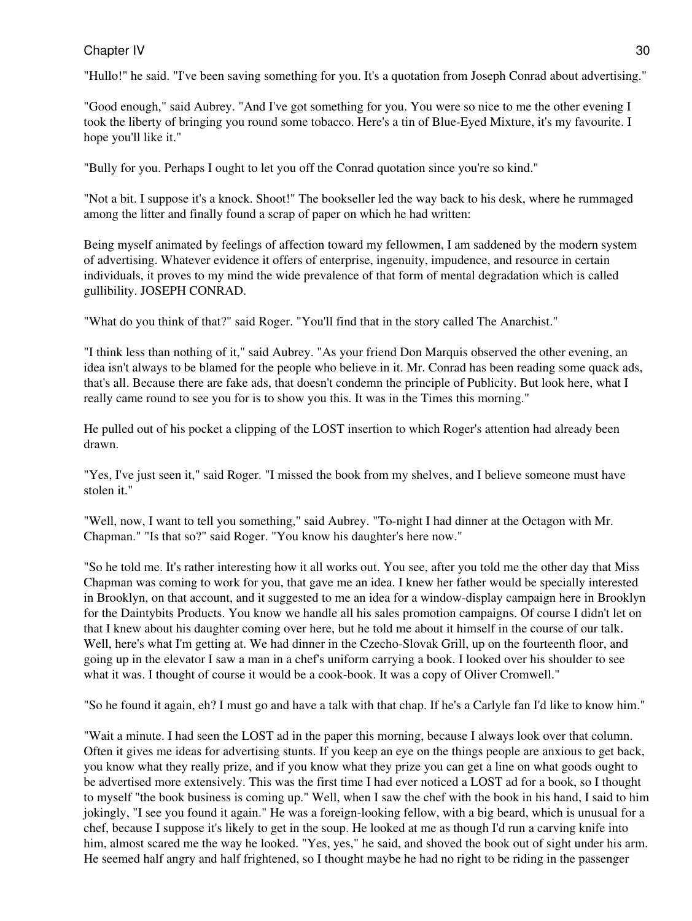"Hullo!" he said. "I've been saving something for you. It's a quotation from Joseph Conrad about advertising."

"Good enough," said Aubrey. "And I've got something for you. You were so nice to me the other evening I took the liberty of bringing you round some tobacco. Here's a tin of Blue-Eyed Mixture, it's my favourite. I hope you'll like it."

"Bully for you. Perhaps I ought to let you off the Conrad quotation since you're so kind."

"Not a bit. I suppose it's a knock. Shoot!" The bookseller led the way back to his desk, where he rummaged among the litter and finally found a scrap of paper on which he had written:

Being myself animated by feelings of affection toward my fellowmen, I am saddened by the modern system of advertising. Whatever evidence it offers of enterprise, ingenuity, impudence, and resource in certain individuals, it proves to my mind the wide prevalence of that form of mental degradation which is called gullibility. JOSEPH CONRAD.

"What do you think of that?" said Roger. "You'll find that in the story called The Anarchist."

"I think less than nothing of it," said Aubrey. "As your friend Don Marquis observed the other evening, an idea isn't always to be blamed for the people who believe in it. Mr. Conrad has been reading some quack ads, that's all. Because there are fake ads, that doesn't condemn the principle of Publicity. But look here, what I really came round to see you for is to show you this. It was in the Times this morning."

He pulled out of his pocket a clipping of the LOST insertion to which Roger's attention had already been drawn.

"Yes, I've just seen it," said Roger. "I missed the book from my shelves, and I believe someone must have stolen it."

"Well, now, I want to tell you something," said Aubrey. "To-night I had dinner at the Octagon with Mr. Chapman." "Is that so?" said Roger. "You know his daughter's here now."

"So he told me. It's rather interesting how it all works out. You see, after you told me the other day that Miss Chapman was coming to work for you, that gave me an idea. I knew her father would be specially interested in Brooklyn, on that account, and it suggested to me an idea for a window-display campaign here in Brooklyn for the Daintybits Products. You know we handle all his sales promotion campaigns. Of course I didn't let on that I knew about his daughter coming over here, but he told me about it himself in the course of our talk. Well, here's what I'm getting at. We had dinner in the Czecho-Slovak Grill, up on the fourteenth floor, and going up in the elevator I saw a man in a chef's uniform carrying a book. I looked over his shoulder to see what it was. I thought of course it would be a cook-book. It was a copy of Oliver Cromwell."

"So he found it again, eh? I must go and have a talk with that chap. If he's a Carlyle fan I'd like to know him."

"Wait a minute. I had seen the LOST ad in the paper this morning, because I always look over that column. Often it gives me ideas for advertising stunts. If you keep an eye on the things people are anxious to get back, you know what they really prize, and if you know what they prize you can get a line on what goods ought to be advertised more extensively. This was the first time I had ever noticed a LOST ad for a book, so I thought to myself "the book business is coming up." Well, when I saw the chef with the book in his hand, I said to him jokingly, "I see you found it again." He was a foreign-looking fellow, with a big beard, which is unusual for a chef, because I suppose it's likely to get in the soup. He looked at me as though I'd run a carving knife into him, almost scared me the way he looked. "Yes, yes," he said, and shoved the book out of sight under his arm. He seemed half angry and half frightened, so I thought maybe he had no right to be riding in the passenger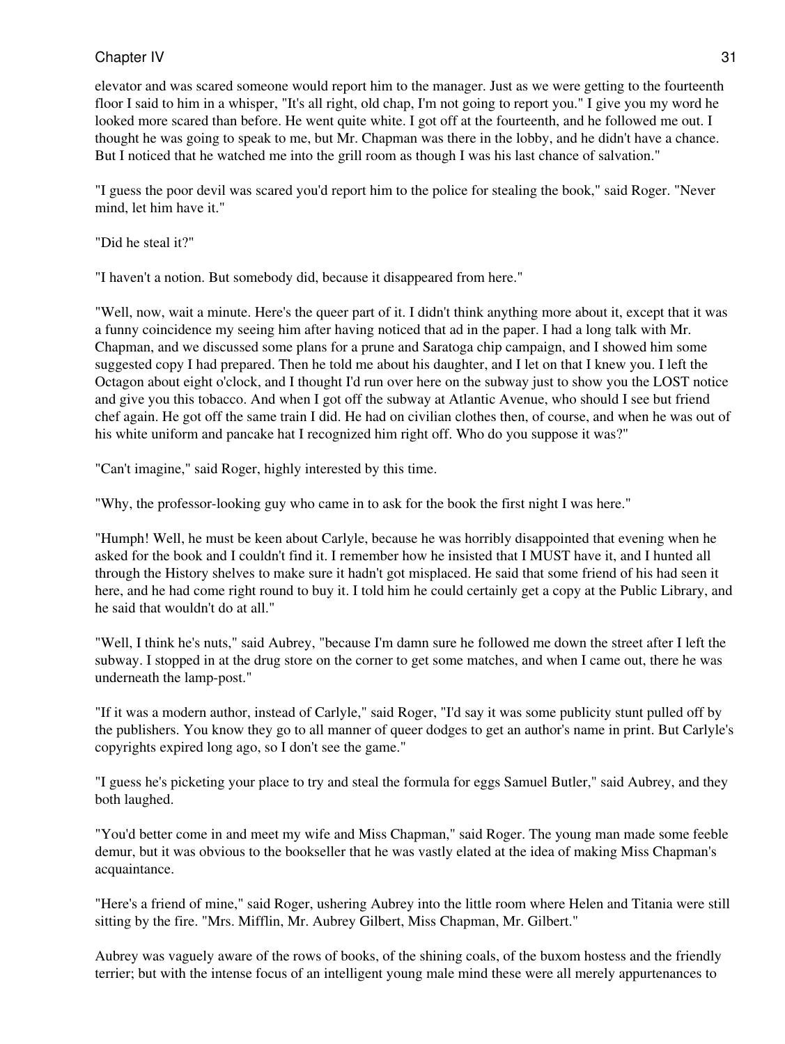elevator and was scared someone would report him to the manager. Just as we were getting to the fourteenth floor I said to him in a whisper, "It's all right, old chap, I'm not going to report you." I give you my word he looked more scared than before. He went quite white. I got off at the fourteenth, and he followed me out. I thought he was going to speak to me, but Mr. Chapman was there in the lobby, and he didn't have a chance. But I noticed that he watched me into the grill room as though I was his last chance of salvation."

"I guess the poor devil was scared you'd report him to the police for stealing the book," said Roger. "Never mind, let him have it."

"Did he steal it?"

"I haven't a notion. But somebody did, because it disappeared from here."

"Well, now, wait a minute. Here's the queer part of it. I didn't think anything more about it, except that it was a funny coincidence my seeing him after having noticed that ad in the paper. I had a long talk with Mr. Chapman, and we discussed some plans for a prune and Saratoga chip campaign, and I showed him some suggested copy I had prepared. Then he told me about his daughter, and I let on that I knew you. I left the Octagon about eight o'clock, and I thought I'd run over here on the subway just to show you the LOST notice and give you this tobacco. And when I got off the subway at Atlantic Avenue, who should I see but friend chef again. He got off the same train I did. He had on civilian clothes then, of course, and when he was out of his white uniform and pancake hat I recognized him right off. Who do you suppose it was?"

"Can't imagine," said Roger, highly interested by this time.

"Why, the professor-looking guy who came in to ask for the book the first night I was here."

"Humph! Well, he must be keen about Carlyle, because he was horribly disappointed that evening when he asked for the book and I couldn't find it. I remember how he insisted that I MUST have it, and I hunted all through the History shelves to make sure it hadn't got misplaced. He said that some friend of his had seen it here, and he had come right round to buy it. I told him he could certainly get a copy at the Public Library, and he said that wouldn't do at all."

"Well, I think he's nuts," said Aubrey, "because I'm damn sure he followed me down the street after I left the subway. I stopped in at the drug store on the corner to get some matches, and when I came out, there he was underneath the lamp-post."

"If it was a modern author, instead of Carlyle," said Roger, "I'd say it was some publicity stunt pulled off by the publishers. You know they go to all manner of queer dodges to get an author's name in print. But Carlyle's copyrights expired long ago, so I don't see the game."

"I guess he's picketing your place to try and steal the formula for eggs Samuel Butler," said Aubrey, and they both laughed.

"You'd better come in and meet my wife and Miss Chapman," said Roger. The young man made some feeble demur, but it was obvious to the bookseller that he was vastly elated at the idea of making Miss Chapman's acquaintance.

"Here's a friend of mine," said Roger, ushering Aubrey into the little room where Helen and Titania were still sitting by the fire. "Mrs. Mifflin, Mr. Aubrey Gilbert, Miss Chapman, Mr. Gilbert."

Aubrey was vaguely aware of the rows of books, of the shining coals, of the buxom hostess and the friendly terrier; but with the intense focus of an intelligent young male mind these were all merely appurtenances to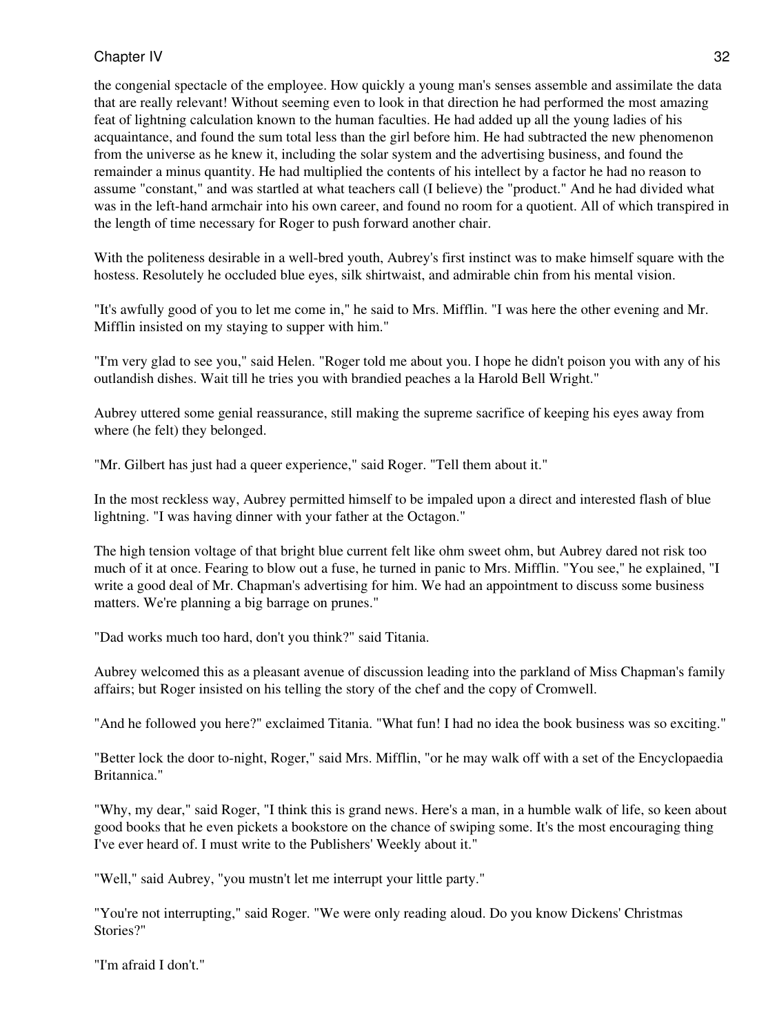the congenial spectacle of the employee. How quickly a young man's senses assemble and assimilate the data that are really relevant! Without seeming even to look in that direction he had performed the most amazing feat of lightning calculation known to the human faculties. He had added up all the young ladies of his acquaintance, and found the sum total less than the girl before him. He had subtracted the new phenomenon from the universe as he knew it, including the solar system and the advertising business, and found the remainder a minus quantity. He had multiplied the contents of his intellect by a factor he had no reason to assume "constant," and was startled at what teachers call (I believe) the "product." And he had divided what was in the left-hand armchair into his own career, and found no room for a quotient. All of which transpired in the length of time necessary for Roger to push forward another chair.

With the politeness desirable in a well-bred youth, Aubrey's first instinct was to make himself square with the hostess. Resolutely he occluded blue eyes, silk shirtwaist, and admirable chin from his mental vision.

"It's awfully good of you to let me come in," he said to Mrs. Mifflin. "I was here the other evening and Mr. Mifflin insisted on my staying to supper with him."

"I'm very glad to see you," said Helen. "Roger told me about you. I hope he didn't poison you with any of his outlandish dishes. Wait till he tries you with brandied peaches a la Harold Bell Wright."

Aubrey uttered some genial reassurance, still making the supreme sacrifice of keeping his eyes away from where (he felt) they belonged.

"Mr. Gilbert has just had a queer experience," said Roger. "Tell them about it."

In the most reckless way, Aubrey permitted himself to be impaled upon a direct and interested flash of blue lightning. "I was having dinner with your father at the Octagon."

The high tension voltage of that bright blue current felt like ohm sweet ohm, but Aubrey dared not risk too much of it at once. Fearing to blow out a fuse, he turned in panic to Mrs. Mifflin. "You see," he explained, "I write a good deal of Mr. Chapman's advertising for him. We had an appointment to discuss some business matters. We're planning a big barrage on prunes."

"Dad works much too hard, don't you think?" said Titania.

Aubrey welcomed this as a pleasant avenue of discussion leading into the parkland of Miss Chapman's family affairs; but Roger insisted on his telling the story of the chef and the copy of Cromwell.

"And he followed you here?" exclaimed Titania. "What fun! I had no idea the book business was so exciting."

"Better lock the door to-night, Roger," said Mrs. Mifflin, "or he may walk off with a set of the Encyclopaedia Britannica."

"Why, my dear," said Roger, "I think this is grand news. Here's a man, in a humble walk of life, so keen about good books that he even pickets a bookstore on the chance of swiping some. It's the most encouraging thing I've ever heard of. I must write to the Publishers' Weekly about it."

"Well," said Aubrey, "you mustn't let me interrupt your little party."

"You're not interrupting," said Roger. "We were only reading aloud. Do you know Dickens' Christmas Stories?"

"I'm afraid I don't."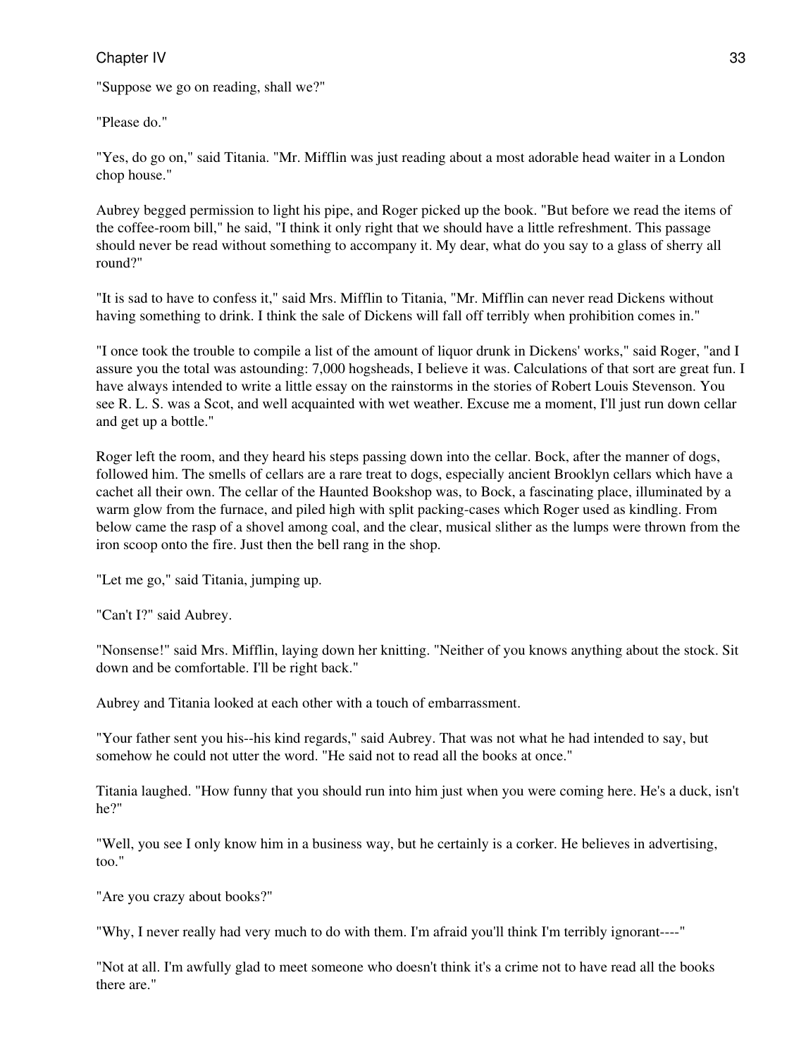"Suppose we go on reading, shall we?"

"Please do."

"Yes, do go on," said Titania. "Mr. Mifflin was just reading about a most adorable head waiter in a London chop house."

Aubrey begged permission to light his pipe, and Roger picked up the book. "But before we read the items of the coffee-room bill," he said, "I think it only right that we should have a little refreshment. This passage should never be read without something to accompany it. My dear, what do you say to a glass of sherry all round?"

"It is sad to have to confess it," said Mrs. Mifflin to Titania, "Mr. Mifflin can never read Dickens without having something to drink. I think the sale of Dickens will fall off terribly when prohibition comes in."

"I once took the trouble to compile a list of the amount of liquor drunk in Dickens' works," said Roger, "and I assure you the total was astounding: 7,000 hogsheads, I believe it was. Calculations of that sort are great fun. I have always intended to write a little essay on the rainstorms in the stories of Robert Louis Stevenson. You see R. L. S. was a Scot, and well acquainted with wet weather. Excuse me a moment, I'll just run down cellar and get up a bottle."

Roger left the room, and they heard his steps passing down into the cellar. Bock, after the manner of dogs, followed him. The smells of cellars are a rare treat to dogs, especially ancient Brooklyn cellars which have a cachet all their own. The cellar of the Haunted Bookshop was, to Bock, a fascinating place, illuminated by a warm glow from the furnace, and piled high with split packing-cases which Roger used as kindling. From below came the rasp of a shovel among coal, and the clear, musical slither as the lumps were thrown from the iron scoop onto the fire. Just then the bell rang in the shop.

"Let me go," said Titania, jumping up.

"Can't I?" said Aubrey.

"Nonsense!" said Mrs. Mifflin, laying down her knitting. "Neither of you knows anything about the stock. Sit down and be comfortable. I'll be right back."

Aubrey and Titania looked at each other with a touch of embarrassment.

"Your father sent you his--his kind regards," said Aubrey. That was not what he had intended to say, but somehow he could not utter the word. "He said not to read all the books at once."

Titania laughed. "How funny that you should run into him just when you were coming here. He's a duck, isn't he?"

"Well, you see I only know him in a business way, but he certainly is a corker. He believes in advertising, too."

"Are you crazy about books?"

"Why, I never really had very much to do with them. I'm afraid you'll think I'm terribly ignorant----"

"Not at all. I'm awfully glad to meet someone who doesn't think it's a crime not to have read all the books there are."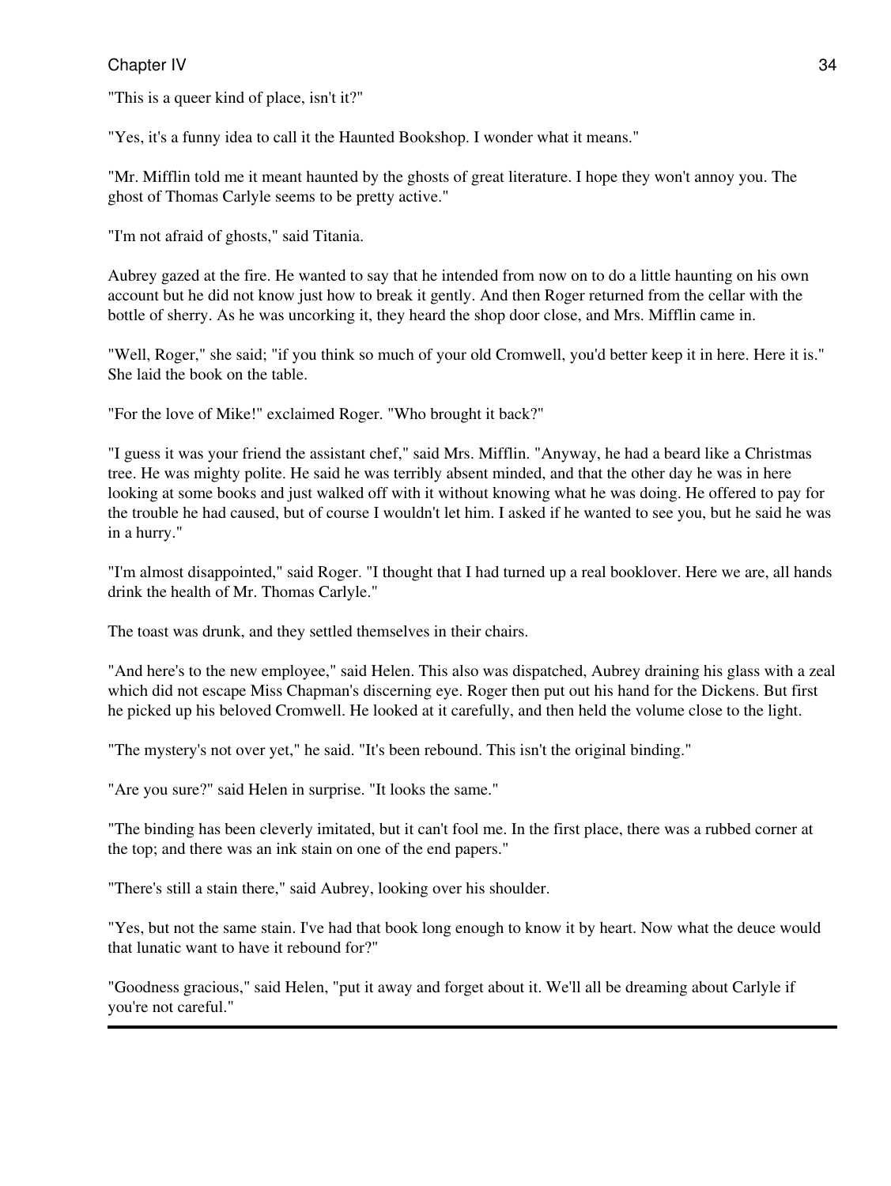"This is a queer kind of place, isn't it?"

"Yes, it's a funny idea to call it the Haunted Bookshop. I wonder what it means."

"Mr. Mifflin told me it meant haunted by the ghosts of great literature. I hope they won't annoy you. The ghost of Thomas Carlyle seems to be pretty active."

"I'm not afraid of ghosts," said Titania.

Aubrey gazed at the fire. He wanted to say that he intended from now on to do a little haunting on his own account but he did not know just how to break it gently. And then Roger returned from the cellar with the bottle of sherry. As he was uncorking it, they heard the shop door close, and Mrs. Mifflin came in.

"Well, Roger," she said; "if you think so much of your old Cromwell, you'd better keep it in here. Here it is." She laid the book on the table.

"For the love of Mike!" exclaimed Roger. "Who brought it back?"

"I guess it was your friend the assistant chef," said Mrs. Mifflin. "Anyway, he had a beard like a Christmas tree. He was mighty polite. He said he was terribly absent minded, and that the other day he was in here looking at some books and just walked off with it without knowing what he was doing. He offered to pay for the trouble he had caused, but of course I wouldn't let him. I asked if he wanted to see you, but he said he was in a hurry."

"I'm almost disappointed," said Roger. "I thought that I had turned up a real booklover. Here we are, all hands drink the health of Mr. Thomas Carlyle."

The toast was drunk, and they settled themselves in their chairs.

"And here's to the new employee," said Helen. This also was dispatched, Aubrey draining his glass with a zeal which did not escape Miss Chapman's discerning eye. Roger then put out his hand for the Dickens. But first he picked up his beloved Cromwell. He looked at it carefully, and then held the volume close to the light.

"The mystery's not over yet," he said. "It's been rebound. This isn't the original binding."

"Are you sure?" said Helen in surprise. "It looks the same."

"The binding has been cleverly imitated, but it can't fool me. In the first place, there was a rubbed corner at the top; and there was an ink stain on one of the end papers."

"There's still a stain there," said Aubrey, looking over his shoulder.

"Yes, but not the same stain. I've had that book long enough to know it by heart. Now what the deuce would that lunatic want to have it rebound for?"

"Goodness gracious," said Helen, "put it away and forget about it. We'll all be dreaming about Carlyle if you're not careful."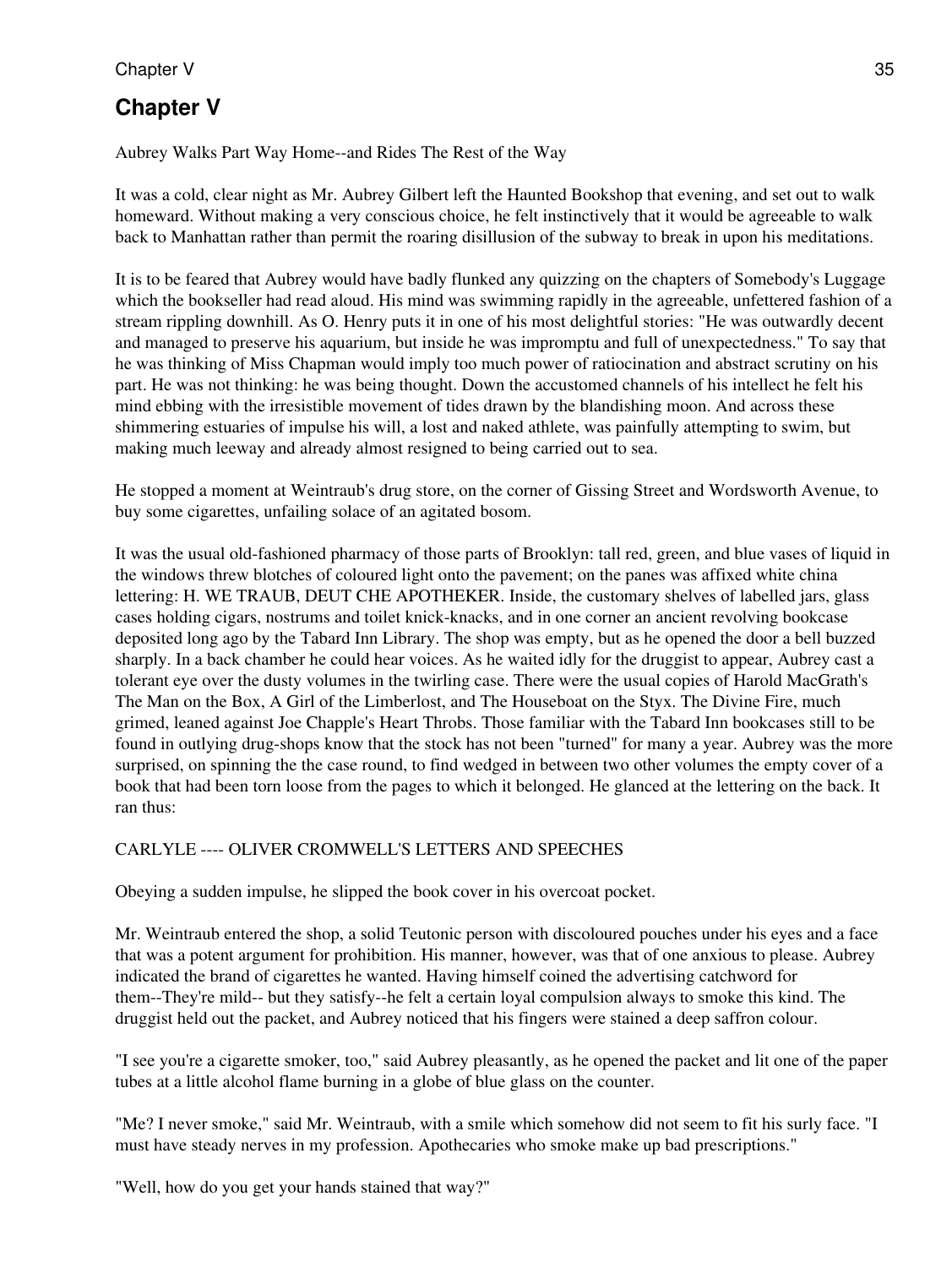## Chapter V

Aubrey Walks Part Way Home--and Rides The Rest of the Way

It was a cold, clear night as Mr. Aubrey Gilbert left the Haunted Bookshop that evening, and set out to walk homeward. Without making a very conscious choice, he felt instinctively that it would be agreeable to walk back to Manhattan rather than permit the roaring disillusion of the subway to break in upon his meditations.

It is to be feared that Aubrey would have badly flunked any quizzing on the chapters of Somebody's Luggage which the bookseller had read aloud. His mind was swimming rapidly in the agreeable, unfettered fashion of a stream rippling downhill. As O. Henry puts it in one of his most delightful stories: "He was outwardly decent and managed to preserve his aquarium, but inside he was impromptu and full of unexpectedness." To say that he was thinking of Miss Chapman would imply too much power of ratiocination and abstract scrutiny on his part. He was not thinking: he was being thought. Down the accustomed channels of his intellect he felt his mind ebbing with the irresistible movement of tides drawn by the blandishing moon. And across these shimmering estuaries of impulse his will, a lost and naked athlete, was painfully attempting to swim, but making much leeway and already almost resigned to being carried out to sea.

He stopped a moment at Weintraub's drug store, on the corner of Gissing Street and Wordsworth Avenue, to buy some cigarettes, unfailing solace of an agitated bosom.

It was the usual old-fashioned pharmacy of those parts of Brooklyn: tall red, green, and blue vases of liquid in the windows threw blotches of coloured light onto the pavement; on the panes was affixed white china lettering: H. WE TRAUB, DEUT CHE APOTHEKER. Inside, the customary shelves of labelled jars, glass cases holding cigars, nostrums and toilet knick-knacks, and in one corner an ancient revolving bookcase deposited long ago by the Tabard Inn Library. The shop was empty, but as he opened the door a bell buzzed sharply. In a back chamber he could hear voices. As he waited idly for the druggist to appear, Aubrey cast a tolerant eye over the dusty volumes in the twirling case. There were the usual copies of Harold MacGrath's The Man on the Box, A Girl of the Limberlost, and The Houseboat on the Styx. The Divine Fire, much grimed, leaned against Joe Chapple's Heart Throbs. Those familiar with the Tabard Inn bookcases still to be found in outlying drug-shops know that the stock has not been "turned" for many a year. Aubrey was the more surprised, on spinning the the case round, to find wedged in between two other volumes the empty cover of a book that had been torn loose from the pages to which it belonged. He glanced at the lettering on the back. It ran thus:

CARLYLE ---- OLIVER CROMWELL'S LETTERS AND SPEECHES

Obeying a sudden impulse, he slipped the book cover in his overcoat pocket.

Mr. Weintraub entered the shop, a solid Teutonic person with discoloured pouches under his eyes and a face that was a potent argument for prohibition. His manner, however, was that of one anxious to please. Aubrey indicated the brand of cigarettes he wanted. Having himself coined the advertising catchword for them--They're mild-- but they satisfy--he felt a certain loyal compulsion always to smoke this kind. The druggist held out the packet, and Aubrey noticed that his fingers were stained a deep saffron colour.

"I see you're a cigarette smoker, too," said Aubrey pleasantly, as he opened the packet and lit one of the paper tubes at a little alcohol flame burning in a globe of blue glass on the counter.

"Me? I never smoke," said Mr. Weintraub, with a smile which somehow did not seem to fit his surly face. "I must have steady nerves in my profession. Apothecaries who smoke make up bad prescriptions."

"Well, how do you get your hands stained that way?"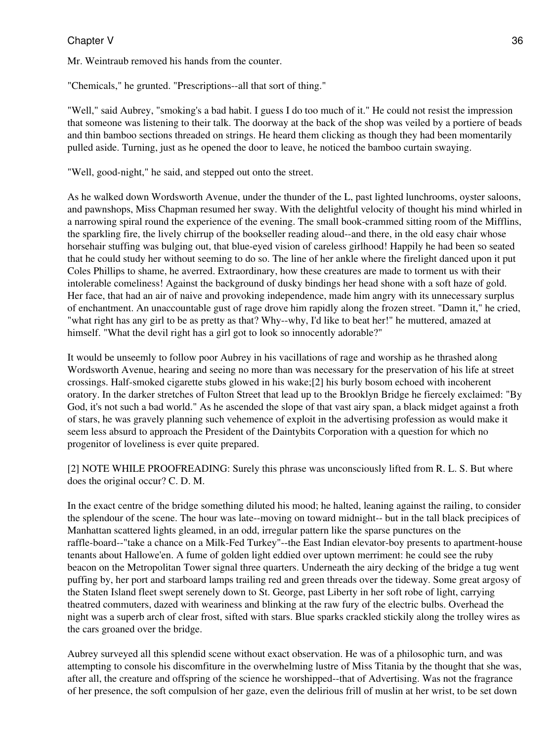Mr. Weintraub removed his hands from the counter.

"Chemicals," he grunted. "Prescriptions--all that sort of thing."

"Well," said Aubrey, "smoking's a bad habit. I guess I do too much of it." He could not resist the impression that someone was listening to their talk. The doorway at the back of the shop was veiled by a portiere of beads and thin bamboo sections threaded on strings. He heard them clicking as though they had been momentarily pulled aside. Turning, just as he opened the door to leave, he noticed the bamboo curtain swaying.

"Well, good-night," he said, and stepped out onto the street.

As he walked down Wordsworth Avenue, under the thunder of the L, past lighted lunchrooms, oyster saloons, and pawnshops, Miss Chapman resumed her sway. With the delightful velocity of thought his mind whirled in a narrowing spiral round the experience of the evening. The small book-crammed sitting room of the Mifflins, the sparkling fire, the lively chirrup of the bookseller reading aloud--and there, in the old easy chair whose horsehair stuffing was bulging out, that blue-eyed vision of careless girlhood! Happily he had been so seated that he could study her without seeming to do so. The line of her ankle where the firelight danced upon it put Coles Phillips to shame, he averred. Extraordinary, how these creatures are made to torment us with their intolerable comeliness! Against the background of dusky bindings her head shone with a soft haze of gold. Her face, that had an air of naive and provoking independence, made him angry with its unnecessary surplus of enchantment. An unaccountable gust of rage drove him rapidly along the frozen street. "Damn it," he cried, "what right has any girl to be as pretty as that? Why--why, I'd like to beat her!" he muttered, amazed at himself. "What the devil right has a girl got to look so innocently adorable?"

It would be unseemly to follow poor Aubrey in his vacillations of rage and worship as he thrashed along Wordsworth Avenue, hearing and seeing no more than was necessary for the preservation of his life at street crossings. Half-smoked cigarette stubs glowed in his wake;[2] his burly bosom echoed with incoherent oratory. In the darker stretches of Fulton Street that lead up to the Brooklyn Bridge he fiercely exclaimed: "By God, it's not such a bad world." As he ascended the slope of that vast airy span, a black midget against a froth of stars, he was gravely planning such vehemence of exploit in the advertising profession as would make it seem less absurd to approach the President of the Daintybits Corporation with a question for which no progenitor of loveliness is ever quite prepared.

[2] NOTE WHILE PROOFREADING: Surely this phrase was unconsciously lifted from R. L. S. But where does the original occur? C. D. M.

In the exact centre of the bridge something diluted his mood; he halted, leaning against the railing, to consider the splendour of the scene. The hour was late--moving on toward midnight-- but in the tall black precipices of Manhattan scattered lights gleamed, in an odd, irregular pattern like the sparse punctures on the raffle-board--"take a chance on a Milk-Fed Turkey"--the East Indian elevator-boy presents to apartment-house tenants about Hallowe'en. A fume of golden light eddied over uptown merriment: he could see the ruby beacon on the Metropolitan Tower signal three quarters. Underneath the airy decking of the bridge a tug went puffing by, her port and starboard lamps trailing red and green threads over the tideway. Some great argosy of the Staten Island fleet swept serenely down to St. George, past Liberty in her soft robe of light, carrying theatred commuters, dazed with weariness and blinking at the raw fury of the electric bulbs. Overhead the night was a superb arch of clear frost, sifted with stars. Blue sparks crackled stickily along the trolley wires as the cars groaned over the bridge.

Aubrey surveyed all this splendid scene without exact observation. He was of a philosophic turn, and was attempting to console his discomfiture in the overwhelming lustre of Miss Titania by the thought that she was, after all, the creature and offspring of the science he worshipped--that of Advertising. Was not the fragrance of her presence, the soft compulsion of her gaze, even the delirious frill of muslin at her wrist, to be set down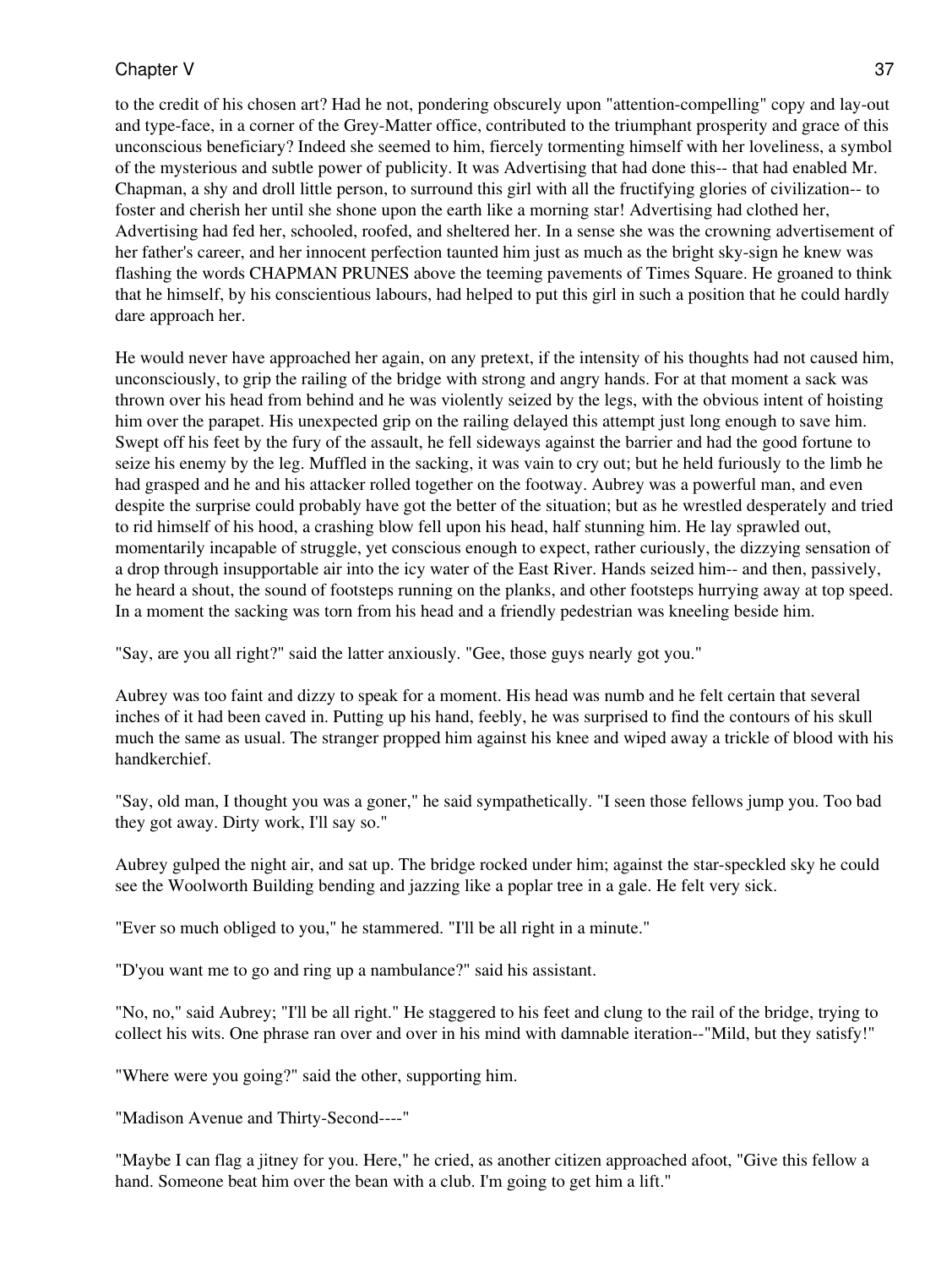to the credit of his chosen art? Had he not, pondering obscurely upon "attention-compelling" copy and lay-out and type-face, in a corner of the Grey-Matter office, contributed to the triumphant prosperity and grace of this unconscious beneficiary? Indeed she seemed to him, fiercely tormenting himself with her loveliness, a symbol of the mysterious and subtle power of publicity. It was Advertising that had done this-- that had enabled Mr. Chapman, a shy and droll little person, to surround this girl with all the fructifying glories of civilization-- to foster and cherish her until she shone upon the earth like a morning star! Advertising had clothed her, Advertising had fed her, schooled, roofed, and sheltered her. In a sense she was the crowning advertisement of her father's career, and her innocent perfection taunted him just as much as the bright sky-sign he knew was flashing the words CHAPMAN PRUNES above the teeming pavements of Times Square. He groaned to think that he himself, by his conscientious labours, had helped to put this girl in such a position that he could hardly dare approach her.

He would never have approached her again, on any pretext, if the intensity of his thoughts had not caused him, unconsciously, to grip the railing of the bridge with strong and angry hands. For at that moment a sack was thrown over his head from behind and he was violently seized by the legs, with the obvious intent of hoisting him over the parapet. His unexpected grip on the railing delayed this attempt just long enough to save him. Swept off his feet by the fury of the assault, he fell sideways against the barrier and had the good fortune to seize his enemy by the leg. Muffled in the sacking, it was vain to cry out; but he held furiously to the limb he had grasped and he and his attacker rolled together on the footway. Aubrey was a powerful man, and even despite the surprise could probably have got the better of the situation; but as he wrestled desperately and tried to rid himself of his hood, a crashing blow fell upon his head, half stunning him. He lay sprawled out, momentarily incapable of struggle, yet conscious enough to expect, rather curiously, the dizzying sensation of a drop through insupportable air into the icy water of the East River. Hands seized him-- and then, passively, he heard a shout, the sound of footsteps running on the planks, and other footsteps hurrying away at top speed. In a moment the sacking was torn from his head and a friendly pedestrian was kneeling beside him.

"Say, are you all right?" said the latter anxiously. "Gee, those guys nearly got you."

Aubrey was too faint and dizzy to speak for a moment. His head was numb and he felt certain that several inches of it had been caved in. Putting up his hand, feebly, he was surprised to find the contours of his skull much the same as usual. The stranger propped him against his knee and wiped away a trickle of blood with his handkerchief.

"Say, old man, I thought you was a goner," he said sympathetically. "I seen those fellows jump you. Too bad they got away. Dirty work, I'll say so."

Aubrey gulped the night air, and sat up. The bridge rocked under him; against the star-speckled sky he could see the Woolworth Building bending and jazzing like a poplar tree in a gale. He felt very sick.

"Ever so much obliged to you," he stammered. "I'll be all right in a minute."

"D'you want me to go and ring up a nambulance?" said his assistant.

"No, no," said Aubrey; "I'll be all right." He staggered to his feet and clung to the rail of the bridge, trying to collect his wits. One phrase ran over and over in his mind with damnable iteration--"Mild, but they satisfy!"

"Where were you going?" said the other, supporting him.

"Madison Avenue and Thirty-Second----"

"Maybe I can flag a jitney for you. Here," he cried, as another citizen approached afoot, "Give this fellow a hand. Someone beat him over the bean with a club. I'm going to get him a lift."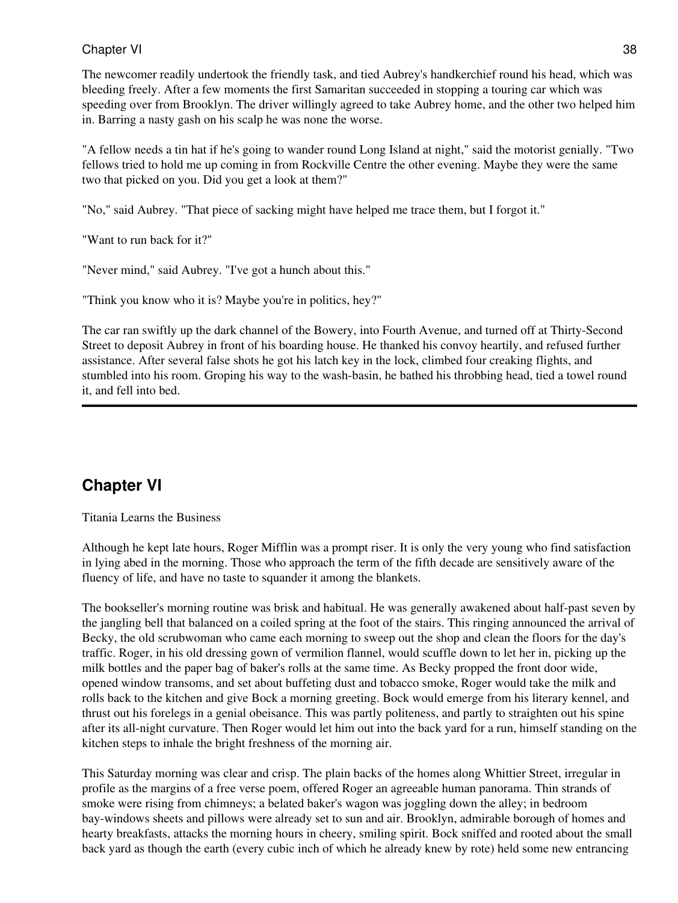The newcomer readily undertook the friendly task, and tied Aubrey's handkerchief round his head, which was bleeding freely. After a few moments the first Samaritan succeeded in stopping a touring car which was speeding over from Brooklyn. The driver willingly agreed to take Aubrey home, and the other two helped him in. Barring a nasty gash on his scalp he was none the worse.

"A fellow needs a tin hat if he's going to wander round Long Island at night," said the motorist genially. "Two fellows tried to hold me up coming in from Rockville Centre the other evening. Maybe they were the same two that picked on you. Did you get a look at them?"

"No," said Aubrey. "That piece of sacking might have helped me trace them, but I forgot it."

"Want to run back for it?"

"Never mind," said Aubrey. "I've got a hunch about this."

"Think you know who it is? Maybe you're in politics, hey?"

The car ran swiftly up the dark channel of the Bowery, into Fourth Avenue, and turned off at Thirty-Second Street to deposit Aubrey in front of his boarding house. He thanked his convoy heartily, and refused further assistance. After several false shots he got his latch key in the lock, climbed four creaking flights, and stumbled into his room. Groping his way to the wash-basin, he bathed his throbbing head, tied a towel round it, and fell into bed.

---

## Chapter VI

Titania Learns the Business

Although he kept late hours, Roger Mifflin was a prompt riser. It is only the very young who find satisfaction in lying abed in the morning. Those who approach the term of the fifth decade are sensitively aware of the fluency of life, and have no taste to squander it among the blankets.

The bookseller's morning routine was brisk and habitual. He was generally awakened about half-past seven by the jangling bell that balanced on a coiled spring at the foot of the stairs. This ringing announced the arrival of Becky, the old scrubwoman who came each morning to sweep out the shop and clean the floors for the day's traffic. Roger, in his old dressing gown of vermilion flannel, would scuffle down to let her in, picking up the milk bottles and the paper bag of baker's rolls at the same time. As Becky propped the front door wide, opened window transoms, and set about buffeting dust and tobacco smoke, Roger would take the milk and rolls back to the kitchen and give Bock a morning greeting. Bock would emerge from his literary kennel, and thrust out his forelegs in a genial obeisance. This was partly politeness, and partly to straighten out his spine after its all-night curvature. Then Roger would let him out into the back yard for a run, himself standing on the kitchen steps to inhale the bright freshness of the morning air.

This Saturday morning was clear and crisp. The plain backs of the homes along Whittier Street, irregular in profile as the margins of a free verse poem, offered Roger an agreeable human panorama. Thin strands of smoke were rising from chimneys; a belated baker's wagon was joggling down the alley; in bedroom bay-windows sheets and pillows were already set to sun and air. Brooklyn, admirable borough of homes and hearty breakfasts, attacks the morning hours in cheery, smiling spirit. Bock sniffed and rooted about the small back yard as though the earth (every cubic inch of which he already knew by rote) held some new entrancing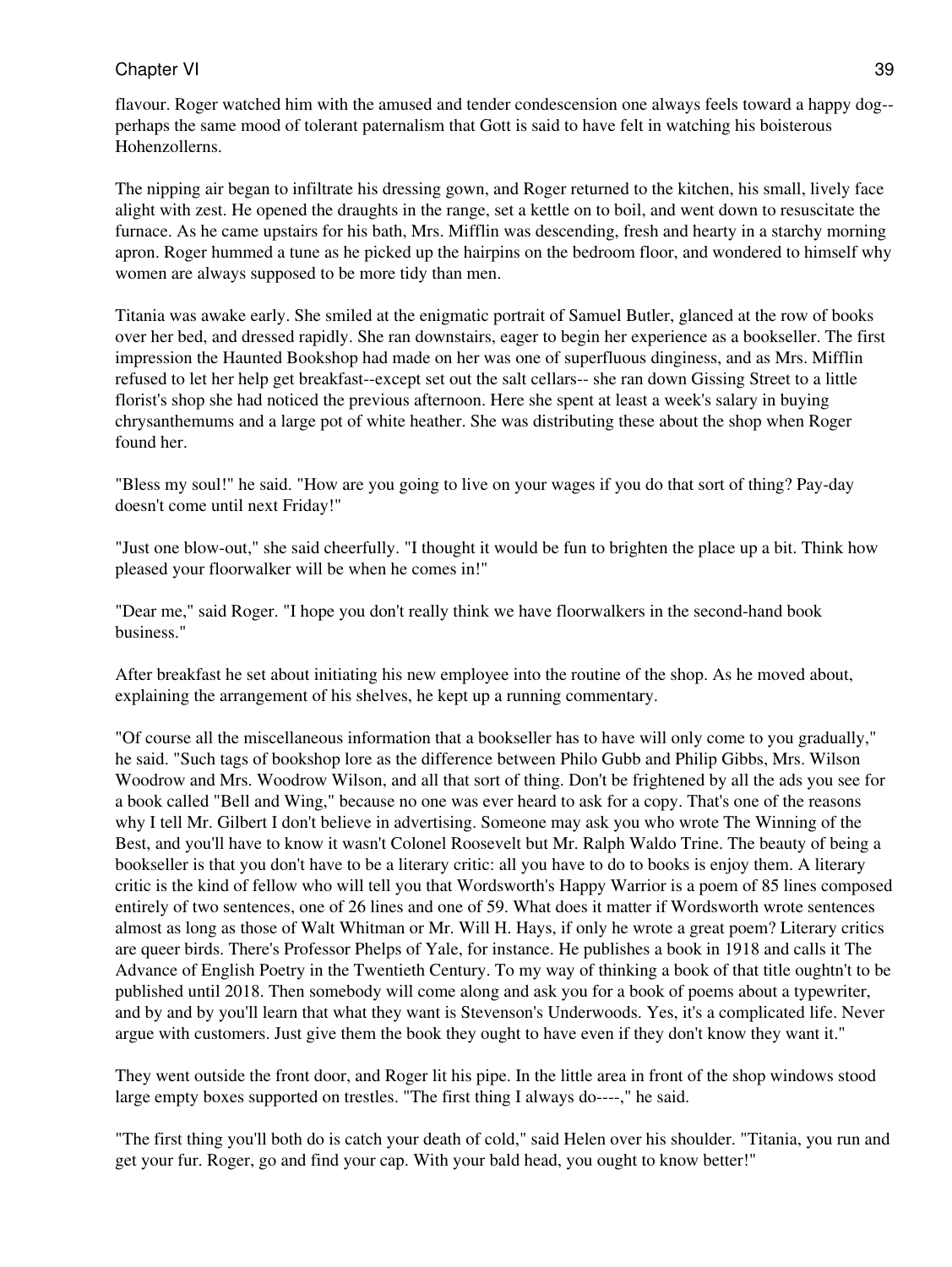flavour. Roger watched him with the amused and tender condescension one always feels toward a happy dog--perhaps the same mood of tolerant paternalism that Gott is said to have felt in watching his boisterous Hohenzollerns.

The nipping air began to infiltrate his dressing gown, and Roger returned to the kitchen, his small, lively face alight with zest. He opened the draughts in the range, set a kettle on to boil, and went down to resuscitate the furnace. As he came upstairs for his bath, Mrs. Mifflin was descending, fresh and hearty in a starchy morning apron. Roger hummed a tune as he picked up the hairpins on the bedroom floor, and wondered to himself why women are always supposed to be more tidy than men.

Titania was awake early. She smiled at the enigmatic portrait of Samuel Butler, glanced at the row of books over her bed, and dressed rapidly. She ran downstairs, eager to begin her experience as a bookseller. The first impression the Haunted Bookshop had made on her was one of superfluous dinginess, and as Mrs. Mifflin refused to let her help get breakfast--except set out the salt cellars-- she ran down Gissing Street to a little florist's shop she had noticed the previous afternoon. Here she spent at least a week's salary in buying chrysanthemums and a large pot of white heather. She was distributing these about the shop when Roger found her.

"Bless my soul!" he said. "How are you going to live on your wages if you do that sort of thing? Pay-day doesn't come until next Friday!"

"Just one blow-out," she said cheerfully. "I thought it would be fun to brighten the place up a bit. Think how pleased your floorwalker will be when he comes in!"

"Dear me," said Roger. "I hope you don't really think we have floorwalkers in the second-hand book business."

After breakfast he set about initiating his new employee into the routine of the shop. As he moved about, explaining the arrangement of his shelves, he kept up a running commentary.

"Of course all the miscellaneous information that a bookseller has to have will only come to you gradually," he said. "Such tags of bookshop lore as the difference between Philo Gubb and Philip Gibbs, Mrs. Wilson Woodrow and Mrs. Woodrow Wilson, and all that sort of thing. Don't be frightened by all the ads you see for a book called "Bell and Wing," because no one was ever heard to ask for a copy. That's one of the reasons why I tell Mr. Gilbert I don't believe in advertising. Someone may ask you who wrote The Winning of the Best, and you'll have to know it wasn't Colonel Roosevelt but Mr. Ralph Waldo Trine. The beauty of being a bookseller is that you don't have to be a literary critic: all you have to do to books is enjoy them. A literary critic is the kind of fellow who will tell you that Wordsworth's Happy Warrior is a poem of 85 lines composed entirely of two sentences, one of 26 lines and one of 59. What does it matter if Wordsworth wrote sentences almost as long as those of Walt Whitman or Mr. Will H. Hays, if only he wrote a great poem? Literary critics are queer birds. There's Professor Phelps of Yale, for instance. He publishes a book in 1918 and calls it The Advance of English Poetry in the Twentieth Century. To my way of thinking a book of that title oughtn't to be published until 2018. Then somebody will come along and ask you for a book of poems about a typewriter, and by and by you'll learn that what they want is Stevenson's Underwoods. Yes, it's a complicated life. Never argue with customers. Just give them the book they ought to have even if they don't know they want it."

They went outside the front door, and Roger lit his pipe. In the little area in front of the shop windows stood large empty boxes supported on trestles. "The first thing I always do----," he said.

"The first thing you'll both do is catch your death of cold," said Helen over his shoulder. "Titania, you run and get your fur. Roger, go and find your cap. With your bald head, you ought to know better!"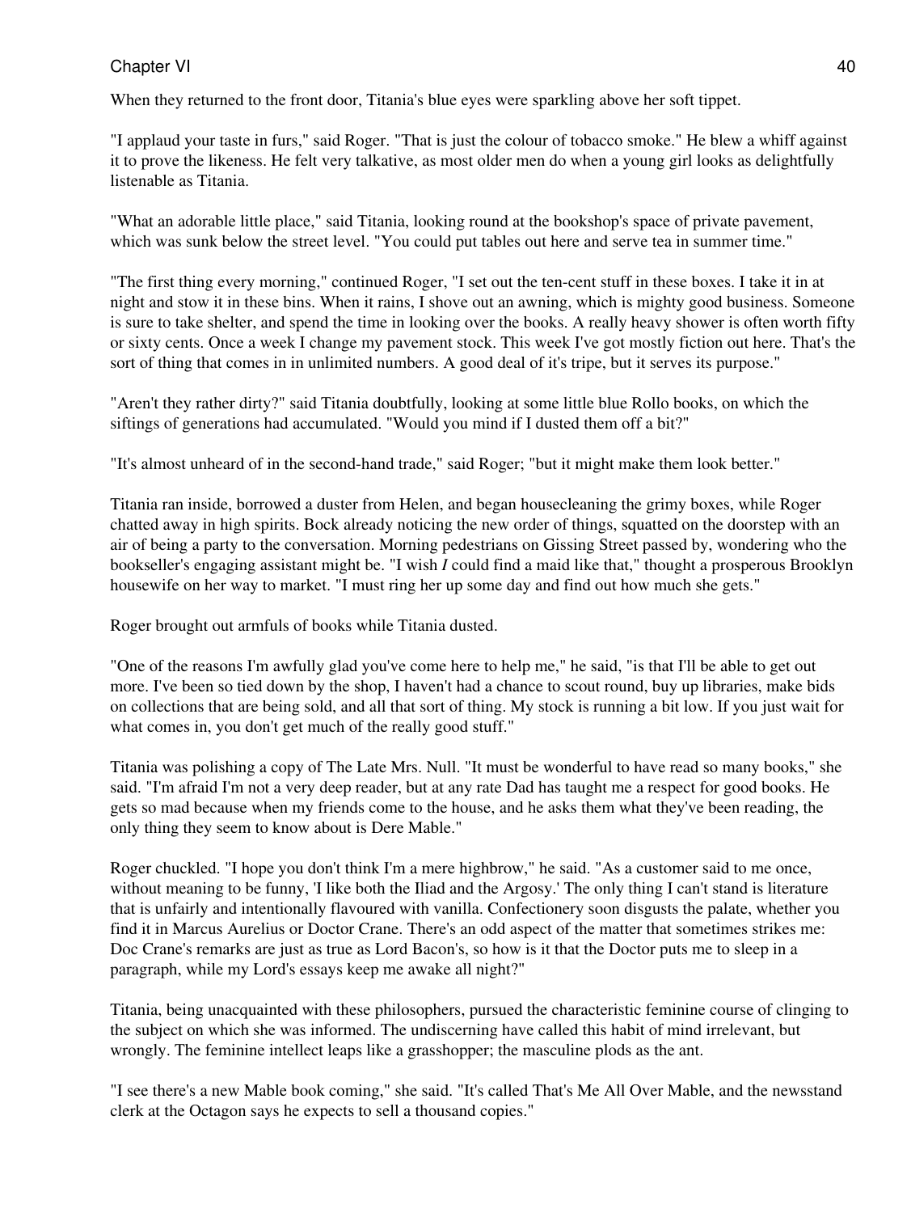When they returned to the front door, Titania's blue eyes were sparkling above her soft tippet.

"I applaud your taste in furs," said Roger. "That is just the colour of tobacco smoke." He blew a whiff against it to prove the likeness. He felt very talkative, as most older men do when a young girl looks as delightfully listenable as Titania.

"What an adorable little place," said Titania, looking round at the bookshop's space of private pavement, which was sunk below the street level. "You could put tables out here and serve tea in summer time."

"The first thing every morning," continued Roger, "I set out the ten-cent stuff in these boxes. I take it in at night and stow it in these bins. When it rains, I shove out an awning, which is mighty good business. Someone is sure to take shelter, and spend the time in looking over the books. A really heavy shower is often worth fifty or sixty cents. Once a week I change my pavement stock. This week I've got mostly fiction out here. That's the sort of thing that comes in in unlimited numbers. A good deal of it's tripe, but it serves its purpose."

"Aren't they rather dirty?" said Titania doubtfully, looking at some little blue Rollo books, on which the siftings of generations had accumulated. "Would you mind if I dusted them off a bit?"

"It's almost unheard of in the second-hand trade," said Roger; "but it might make them look better."

Titania ran inside, borrowed a duster from Helen, and began housecleaning the grimy boxes, while Roger chatted away in high spirits. Bock already noticing the new order of things, squatted on the doorstep with an air of being a party to the conversation. Morning pedestrians on Gissing Street passed by, wondering who the bookseller's engaging assistant might be. "I wish *I* could find a maid like that," thought a prosperous Brooklyn housewife on her way to market. "I must ring her up some day and find out how much she gets."

Roger brought out armfuls of books while Titania dusted.

"One of the reasons I'm awfully glad you've come here to help me," he said, "is that I'll be able to get out more. I've been so tied down by the shop, I haven't had a chance to scout round, buy up libraries, make bids on collections that are being sold, and all that sort of thing. My stock is running a bit low. If you just wait for what comes in, you don't get much of the really good stuff."

Titania was polishing a copy of The Late Mrs. Null. "It must be wonderful to have read so many books," she said. "I'm afraid I'm not a very deep reader, but at any rate Dad has taught me a respect for good books. He gets so mad because when my friends come to the house, and he asks them what they've been reading, the only thing they seem to know about is Dere Mable."

Roger chuckled. "I hope you don't think I'm a mere highbrow," he said. "As a customer said to me once, without meaning to be funny, 'I like both the Iliad and the Argosy.' The only thing I can't stand is literature that is unfairly and intentionally flavoured with vanilla. Confectionery soon disgusts the palate, whether you find it in Marcus Aurelius or Doctor Crane. There's an odd aspect of the matter that sometimes strikes me: Doc Crane's remarks are just as true as Lord Bacon's, so how is it that the Doctor puts me to sleep in a paragraph, while my Lord's essays keep me awake all night?"

Titania, being unacquainted with these philosophers, pursued the characteristic feminine course of clinging to the subject on which she was informed. The undiscerning have called this habit of mind irrelevant, but wrongly. The feminine intellect leaps like a grasshopper; the masculine plods as the ant.

"I see there's a new Mable book coming," she said. "It's called That's Me All Over Mable, and the newsstand clerk at the Octagon says he expects to sell a thousand copies."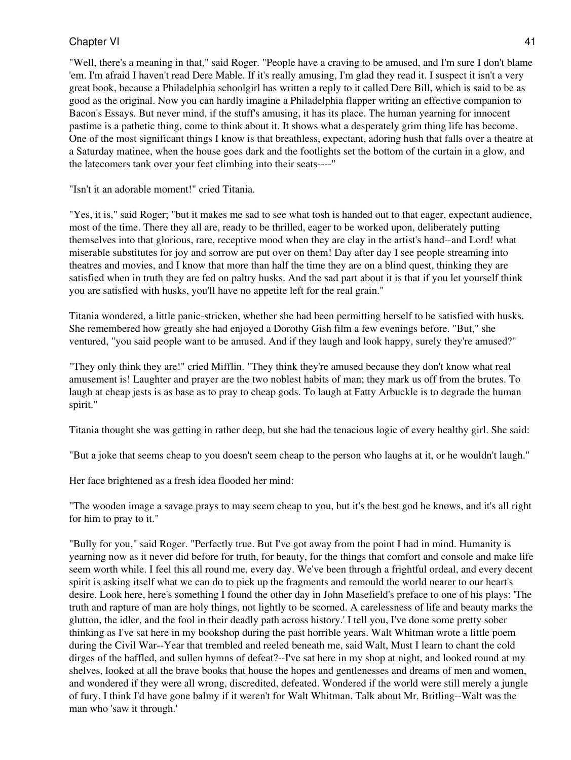"Well, there's a meaning in that," said Roger. "People have a craving to be amused, and I'm sure I don't blame 'em. I'm afraid I haven't read Dere Mable. If it's really amusing, I'm glad they read it. I suspect it isn't a very great book, because a Philadelphia schoolgirl has written a reply to it called Dere Bill, which is said to be as good as the original. Now you can hardly imagine a Philadelphia flapper writing an effective companion to Bacon's Essays. But never mind, if the stuff's amusing, it has its place. The human yearning for innocent pastime is a pathetic thing, come to think about it. It shows what a desperately grim thing life has become. One of the most significant things I know is that breathless, expectant, adoring hush that falls over a theatre at a Saturday matinee, when the house goes dark and the footlights set the bottom of the curtain in a glow, and the latecomers tank over your feet climbing into their seats----"

"Isn't it an adorable moment!" cried Titania.

"Yes, it is," said Roger; "but it makes me sad to see what tosh is handed out to that eager, expectant audience, most of the time. There they all are, ready to be thrilled, eager to be worked upon, deliberately putting themselves into that glorious, rare, receptive mood when they are clay in the artist's hand--and Lord! what miserable substitutes for joy and sorrow are put over on them! Day after day I see people streaming into theatres and movies, and I know that more than half the time they are on a blind quest, thinking they are satisfied when in truth they are fed on paltry husks. And the sad part about it is that if you let yourself think you are satisfied with husks, you'll have no appetite left for the real grain."

Titania wondered, a little panic-stricken, whether she had been permitting herself to be satisfied with husks. She remembered how greatly she had enjoyed a Dorothy Gish film a few evenings before. "But," she ventured, "you said people want to be amused. And if they laugh and look happy, surely they're amused?"

"They only think they are!" cried Mifflin. "They think they're amused because they don't know what real amusement is! Laughter and prayer are the two noblest habits of man; they mark us off from the brutes. To laugh at cheap jests is as base as to pray to cheap gods. To laugh at Fatty Arbuckle is to degrade the human spirit."

Titania thought she was getting in rather deep, but she had the tenacious logic of every healthy girl. She said:

"But a joke that seems cheap to you doesn't seem cheap to the person who laughs at it, or he wouldn't laugh."

Her face brightened as a fresh idea flooded her mind:

"The wooden image a savage prays to may seem cheap to you, but it's the best god he knows, and it's all right for him to pray to it."

"Bully for you," said Roger. "Perfectly true. But I've got away from the point I had in mind. Humanity is yearning now as it never did before for truth, for beauty, for the things that comfort and console and make life seem worth while. I feel this all round me, every day. We've been through a frightful ordeal, and every decent spirit is asking itself what we can do to pick up the fragments and remould the world nearer to our heart's desire. Look here, here's something I found the other day in John Masefield's preface to one of his plays: 'The truth and rapture of man are holy things, not lightly to be scorned. A carelessness of life and beauty marks the glutton, the idler, and the fool in their deadly path across history.' I tell you, I've done some pretty sober thinking as I've sat here in my bookshop during the past horrible years. Walt Whitman wrote a little poem during the Civil War--Year that trembled and reeled beneath me, said Walt, Must I learn to chant the cold dirges of the baffled, and sullen hymns of defeat?--I've sat here in my shop at night, and looked round at my shelves, looked at all the brave books that house the hopes and gentlenesses and dreams of men and women, and wondered if they were all wrong, discredited, defeated. Wondered if the world were still merely a jungle of fury. I think I'd have gone balmy if it weren't for Walt Whitman. Talk about Mr. Britling--Walt was the man who 'saw it through.'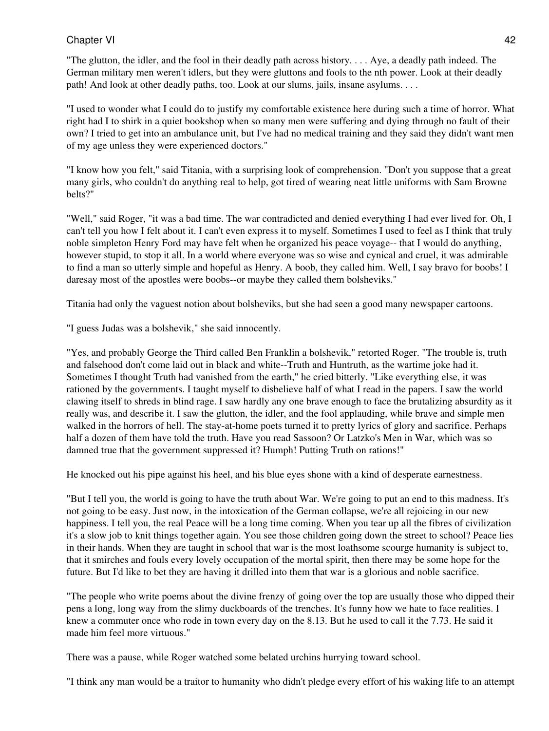"The glutton, the idler, and the fool in their deadly path across history. . . . Aye, a deadly path indeed. The German military men weren't idlers, but they were gluttons and fools to the nth power. Look at their deadly path! And look at other deadly paths, too. Look at our slums, jails, insane asylums. . . .

"I used to wonder what I could do to justify my comfortable existence here during such a time of horror. What right had I to shirk in a quiet bookshop when so many men were suffering and dying through no fault of their own? I tried to get into an ambulance unit, but I've had no medical training and they said they didn't want men of my age unless they were experienced doctors."

"I know how you felt," said Titania, with a surprising look of comprehension. "Don't you suppose that a great many girls, who couldn't do anything real to help, got tired of wearing neat little uniforms with Sam Browne belts?"

"Well," said Roger, "it was a bad time. The war contradicted and denied everything I had ever lived for. Oh, I can't tell you how I felt about it. I can't even express it to myself. Sometimes I used to feel as I think that truly noble simpleton Henry Ford may have felt when he organized his peace voyage-- that I would do anything, however stupid, to stop it all. In a world where everyone was so wise and cynical and cruel, it was admirable to find a man so utterly simple and hopeful as Henry. A boob, they called him. Well, I say bravo for boobs! I daresay most of the apostles were boobs--or maybe they called them bolsheviks."

Titania had only the vaguest notion about bolsheviks, but she had seen a good many newspaper cartoons.

"I guess Judas was a bolshevik," she said innocently.

"Yes, and probably George the Third called Ben Franklin a bolshevik," retorted Roger. "The trouble is, truth and falsehood don't come laid out in black and white--Truth and Huntruth, as the wartime joke had it. Sometimes I thought Truth had vanished from the earth," he cried bitterly. "Like everything else, it was rationed by the governments. I taught myself to disbelieve half of what I read in the papers. I saw the world clawing itself to shreds in blind rage. I saw hardly any one brave enough to face the brutalizing absurdity as it really was, and describe it. I saw the glutton, the idler, and the fool applauding, while brave and simple men walked in the horrors of hell. The stay-at-home poets turned it to pretty lyrics of glory and sacrifice. Perhaps half a dozen of them have told the truth. Have you read Sassoon? Or Latzko's Men in War, which was so damned true that the government suppressed it? Humph! Putting Truth on rations!"

He knocked out his pipe against his heel, and his blue eyes shone with a kind of desperate earnestness.

"But I tell you, the world is going to have the truth about War. We're going to put an end to this madness. It's not going to be easy. Just now, in the intoxication of the German collapse, we're all rejoicing in our new happiness. I tell you, the real Peace will be a long time coming. When you tear up all the fibres of civilization it's a slow job to knit things together again. You see those children going down the street to school? Peace lies in their hands. When they are taught in school that war is the most loathsome scourge humanity is subject to, that it smirches and fouls every lovely occupation of the mortal spirit, then there may be some hope for the future. But I'd like to bet they are having it drilled into them that war is a glorious and noble sacrifice.

"The people who write poems about the divine frenzy of going over the top are usually those who dipped their pens a long, long way from the slimy duckboards of the trenches. It's funny how we hate to face realities. I knew a commuter once who rode in town every day on the 8.13. But he used to call it the 7.73. He said it made him feel more virtuous."

There was a pause, while Roger watched some belated urchins hurrying toward school.

"I think any man would be a traitor to humanity who didn't pledge every effort of his waking life to an attempt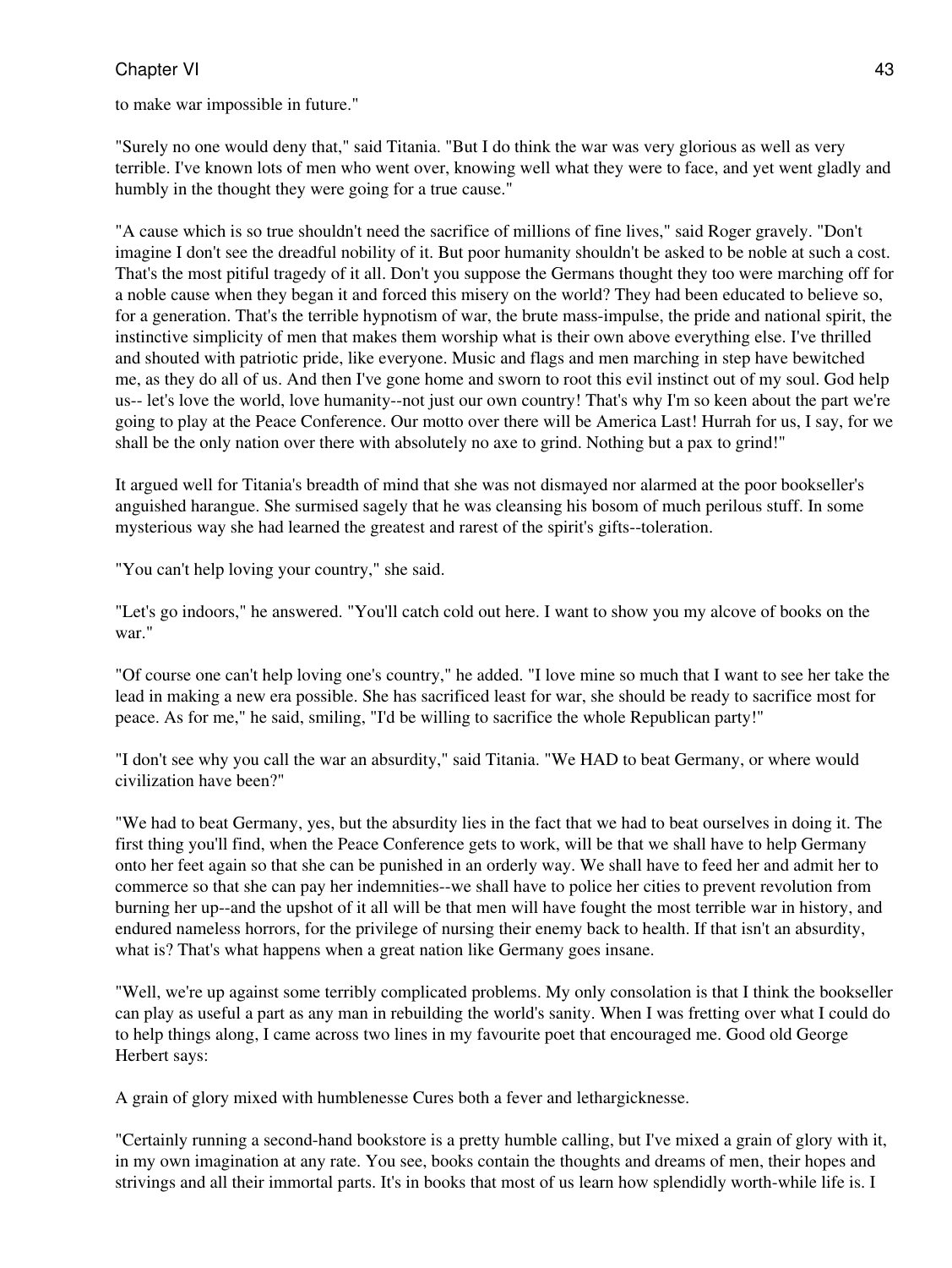to make war impossible in future."

"Surely no one would deny that," said Titania. "But I do think the war was very glorious as well as very terrible. I've known lots of men who went over, knowing well what they were to face, and yet went gladly and humbly in the thought they were going for a true cause."

"A cause which is so true shouldn't need the sacrifice of millions of fine lives," said Roger gravely. "Don't imagine I don't see the dreadful nobility of it. But poor humanity shouldn't be asked to be noble at such a cost. That's the most pitiful tragedy of it all. Don't you suppose the Germans thought they too were marching off for a noble cause when they began it and forced this misery on the world? They had been educated to believe so, for a generation. That's the terrible hypnotism of war, the brute mass-impulse, the pride and national spirit, the instinctive simplicity of men that makes them worship what is their own above everything else. I've thrilled and shouted with patriotic pride, like everyone. Music and flags and men marching in step have bewitched me, as they do all of us. And then I've gone home and sworn to root this evil instinct out of my soul. God help us-- let's love the world, love humanity--not just our own country! That's why I'm so keen about the part we're going to play at the Peace Conference. Our motto over there will be America Last! Hurrah for us, I say, for we shall be the only nation over there with absolutely no axe to grind. Nothing but a pax to grind!"

It argued well for Titania's breadth of mind that she was not dismayed nor alarmed at the poor bookseller's anguished harangue. She surmised sagely that he was cleansing his bosom of much perilous stuff. In some mysterious way she had learned the greatest and rarest of the spirit's gifts--toleration.

"You can't help loving your country," she said.

"Let's go indoors," he answered. "You'll catch cold out here. I want to show you my alcove of books on the war."

"Of course one can't help loving one's country," he added. "I love mine so much that I want to see her take the lead in making a new era possible. She has sacrificed least for war, she should be ready to sacrifice most for peace. As for me," he said, smiling, "I'd be willing to sacrifice the whole Republican party!"

"I don't see why you call the war an absurdity," said Titania. "We HAD to beat Germany, or where would civilization have been?"

"We had to beat Germany, yes, but the absurdity lies in the fact that we had to beat ourselves in doing it. The first thing you'll find, when the Peace Conference gets to work, will be that we shall have to help Germany onto her feet again so that she can be punished in an orderly way. We shall have to feed her and admit her to commerce so that she can pay her indemnities--we shall have to police her cities to prevent revolution from burning her up--and the upshot of it all will be that men will have fought the most terrible war in history, and endured nameless horrors, for the privilege of nursing their enemy back to health. If that isn't an absurdity, what is? That's what happens when a great nation like Germany goes insane.

"Well, we're up against some terribly complicated problems. My only consolation is that I think the bookseller can play as useful a part as any man in rebuilding the world's sanity. When I was fretting over what I could do to help things along, I came across two lines in my favourite poet that encouraged me. Good old George Herbert says:

A grain of glory mixed with humblenesse Cures both a fever and lethargicknesse.

"Certainly running a second-hand bookstore is a pretty humble calling, but I've mixed a grain of glory with it, in my own imagination at any rate. You see, books contain the thoughts and dreams of men, their hopes and strivings and all their immortal parts. It's in books that most of us learn how splendidly worth-while life is. I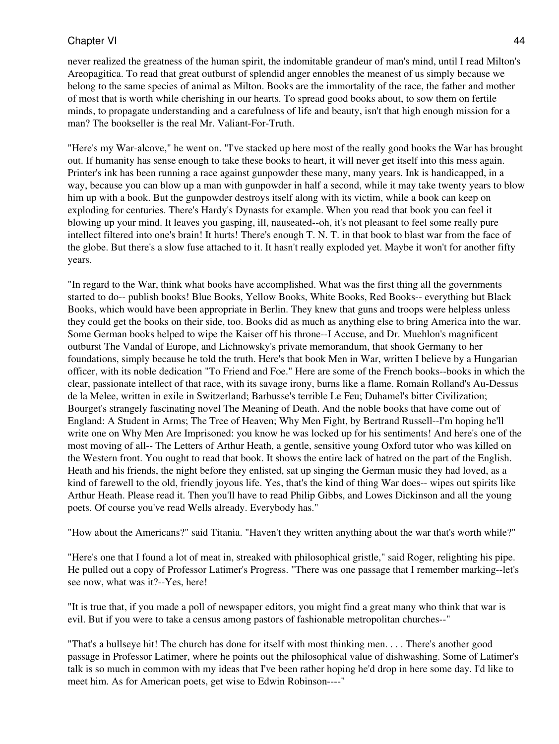never realized the greatness of the human spirit, the indomitable grandeur of man's mind, until I read Milton's Areopagitica. To read that great outburst of splendid anger ennobles the meanest of us simply because we belong to the same species of animal as Milton. Books are the immortality of the race, the father and mother of most that is worth while cherishing in our hearts. To spread good books about, to sow them on fertile minds, to propagate understanding and a carefulness of life and beauty, isn't that high enough mission for a man? The bookseller is the real Mr. Valiant-For-Truth.

"Here's my War-alcove," he went on. "I've stacked up here most of the really good books the War has brought out. If humanity has sense enough to take these books to heart, it will never get itself into this mess again. Printer's ink has been running a race against gunpowder these many, many years. Ink is handicapped, in a way, because you can blow up a man with gunpowder in half a second, while it may take twenty years to blow him up with a book. But the gunpowder destroys itself along with its victim, while a book can keep on exploding for centuries. There's Hardy's Dynasts for example. When you read that book you can feel it blowing up your mind. It leaves you gasping, ill, nauseated--oh, it's not pleasant to feel some really pure intellect filtered into one's brain! It hurts! There's enough T. N. T. in that book to blast war from the face of the globe. But there's a slow fuse attached to it. It hasn't really exploded yet. Maybe it won't for another fifty years.

"In regard to the War, think what books have accomplished. What was the first thing all the governments started to do-- publish books! Blue Books, Yellow Books, White Books, Red Books-- everything but Black Books, which would have been appropriate in Berlin. They knew that guns and troops were helpless unless they could get the books on their side, too. Books did as much as anything else to bring America into the war. Some German books helped to wipe the Kaiser off his throne--I Accuse, and Dr. Muehlon's magnificent outburst The Vandal of Europe, and Lichnowsky's private memorandum, that shook Germany to her foundations, simply because he told the truth. Here's that book Men in War, written I believe by a Hungarian officer, with its noble dedication "To Friend and Foe." Here are some of the French books--books in which the clear, passionate intellect of that race, with its savage irony, burns like a flame. Romain Rolland's Au-Dessus de la Melee, written in exile in Switzerland; Barbusse's terrible Le Feu; Duhamel's bitter Civilization; Bourget's strangely fascinating novel The Meaning of Death. And the noble books that have come out of England: A Student in Arms; The Tree of Heaven; Why Men Fight, by Bertrand Russell--I'm hoping he'll write one on Why Men Are Imprisoned: you know he was locked up for his sentiments! And here's one of the most moving of all-- The Letters of Arthur Heath, a gentle, sensitive young Oxford tutor who was killed on the Western front. You ought to read that book. It shows the entire lack of hatred on the part of the English. Heath and his friends, the night before they enlisted, sat up singing the German music they had loved, as a kind of farewell to the old, friendly joyous life. Yes, that's the kind of thing War does-- wipes out spirits like Arthur Heath. Please read it. Then you'll have to read Philip Gibbs, and Lowes Dickinson and all the young poets. Of course you've read Wells already. Everybody has."

"How about the Americans?" said Titania. "Haven't they written anything about the war that's worth while?"

"Here's one that I found a lot of meat in, streaked with philosophical gristle," said Roger, relighting his pipe. He pulled out a copy of Professor Latimer's Progress. "There was one passage that I remember marking--let's see now, what was it?--Yes, here!

"It is true that, if you made a poll of newspaper editors, you might find a great many who think that war is evil. But if you were to take a census among pastors of fashionable metropolitan churches--"

"That's a bullseye hit! The church has done for itself with most thinking men. . . . There's another good passage in Professor Latimer, where he points out the philosophical value of dishwashing. Some of Latimer's talk is so much in common with my ideas that I've been rather hoping he'd drop in here some day. I'd like to meet him. As for American poets, get wise to Edwin Robinson----"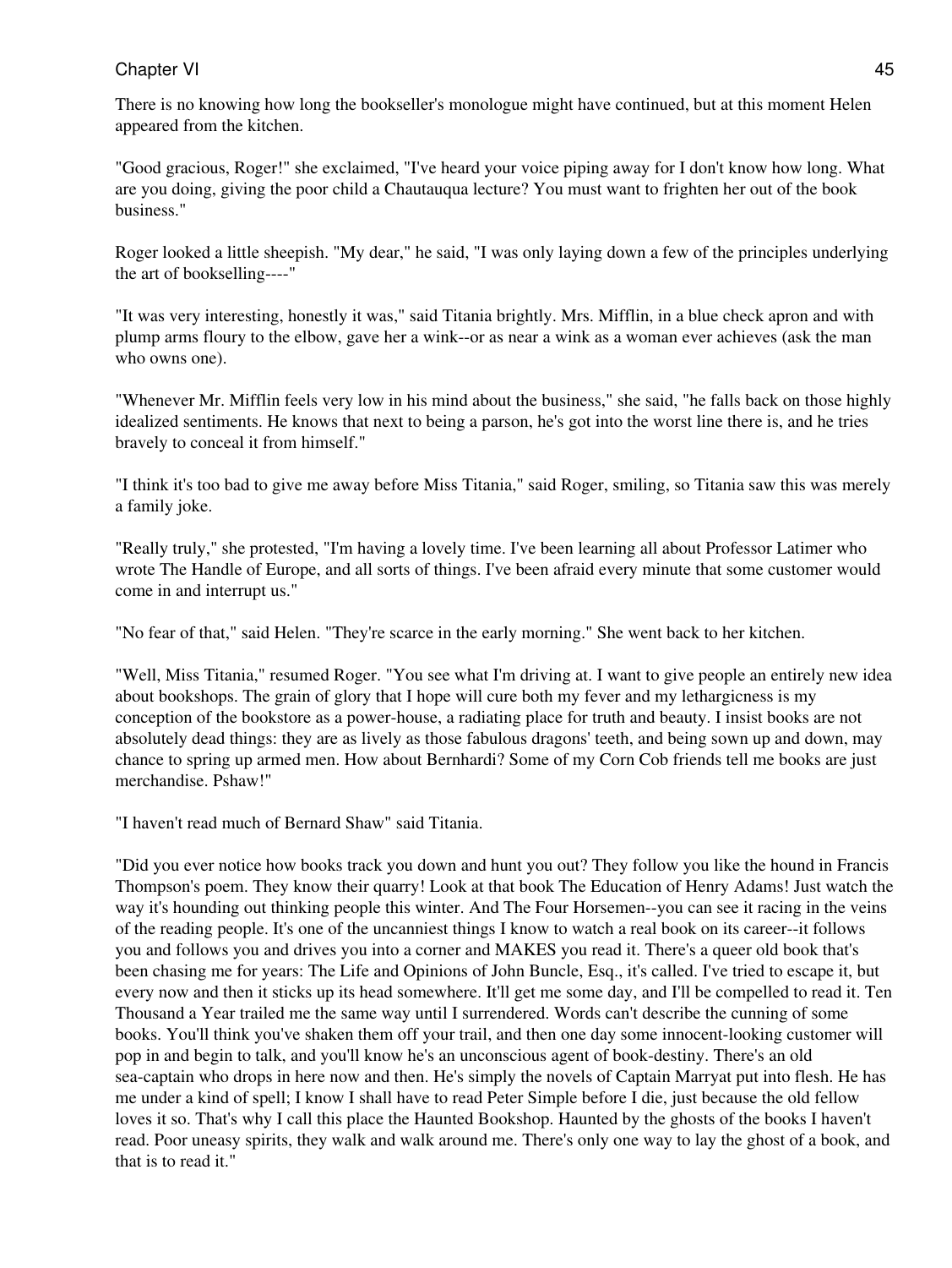There is no knowing how long the bookseller's monologue might have continued, but at this moment Helen appeared from the kitchen.

"Good gracious, Roger!" she exclaimed, "I've heard your voice piping away for I don't know how long. What are you doing, giving the poor child a Chautauqua lecture? You must want to frighten her out of the book business."

Roger looked a little sheepish. "My dear," he said, "I was only laying down a few of the principles underlying the art of bookselling----"

"It was very interesting, honestly it was," said Titania brightly. Mrs. Mifflin, in a blue check apron and with plump arms floury to the elbow, gave her a wink--or as near a wink as a woman ever achieves (ask the man who owns one).

"Whenever Mr. Mifflin feels very low in his mind about the business," she said, "he falls back on those highly idealized sentiments. He knows that next to being a parson, he's got into the worst line there is, and he tries bravely to conceal it from himself."

"I think it's too bad to give me away before Miss Titania," said Roger, smiling, so Titania saw this was merely a family joke.

"Really truly," she protested, "I'm having a lovely time. I've been learning all about Professor Latimer who wrote The Handle of Europe, and all sorts of things. I've been afraid every minute that some customer would come in and interrupt us."

"No fear of that," said Helen. "They're scarce in the early morning." She went back to her kitchen.

"Well, Miss Titania," resumed Roger. "You see what I'm driving at. I want to give people an entirely new idea about bookshops. The grain of glory that I hope will cure both my fever and my lethargicness is my conception of the bookstore as a power-house, a radiating place for truth and beauty. I insist books are not absolutely dead things: they are as lively as those fabulous dragons' teeth, and being sown up and down, may chance to spring up armed men. How about Bernhardi? Some of my Corn Cob friends tell me books are just merchandise. Pshaw!"

"I haven't read much of Bernard Shaw" said Titania.

"Did you ever notice how books track you down and hunt you out? They follow you like the hound in Francis Thompson's poem. They know their quarry! Look at that book The Education of Henry Adams! Just watch the way it's hounding out thinking people this winter. And The Four Horsemen--you can see it racing in the veins of the reading people. It's one of the uncanniest things I know to watch a real book on its career--it follows you and follows you and drives you into a corner and MAKES you read it. There's a queer old book that's been chasing me for years: The Life and Opinions of John Buncle, Esq., it's called. I've tried to escape it, but every now and then it sticks up its head somewhere. It'll get me some day, and I'll be compelled to read it. Ten Thousand a Year trailed me the same way until I surrendered. Words can't describe the cunning of some books. You'll think you've shaken them off your trail, and then one day some innocent-looking customer will pop in and begin to talk, and you'll know he's an unconscious agent of book-destiny. There's an old sea-captain who drops in here now and then. He's simply the novels of Captain Marryat put into flesh. He has me under a kind of spell; I know I shall have to read Peter Simple before I die, just because the old fellow loves it so. That's why I call this place the Haunted Bookshop. Haunted by the ghosts of the books I haven't read. Poor uneasy spirits, they walk and walk around me. There's only one way to lay the ghost of a book, and that is to read it."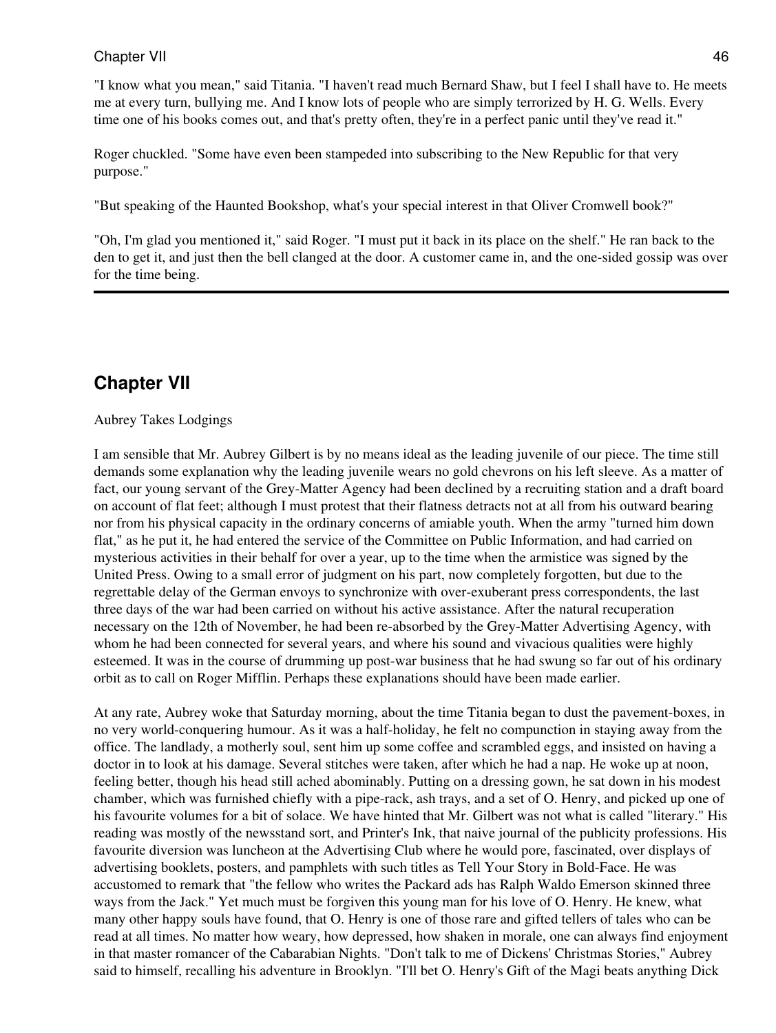"I know what you mean," said Titania. "I haven't read much Bernard Shaw, but I feel I shall have to. He meets me at every turn, bullying me. And I know lots of people who are simply terrorized by H. G. Wells. Every time one of his books comes out, and that's pretty often, they're in a perfect panic until they've read it."

Roger chuckled. "Some have even been stampeded into subscribing to the New Republic for that very purpose."

"But speaking of the Haunted Bookshop, what's your special interest in that Oliver Cromwell book?"

"Oh, I'm glad you mentioned it," said Roger. "I must put it back in its place on the shelf." He ran back to the den to get it, and just then the bell clanged at the door. A customer came in, and the one-sided gossip was over for the time being.

---

## Chapter VII

Aubrey Takes Lodgings

I am sensible that Mr. Aubrey Gilbert is by no means ideal as the leading juvenile of our piece. The time still demands some explanation why the leading juvenile wears no gold chevrons on his left sleeve. As a matter of fact, our young servant of the Grey-Matter Agency had been declined by a recruiting station and a draft board on account of flat feet; although I must protest that their flatness detracts not at all from his outward bearing nor from his physical capacity in the ordinary concerns of amiable youth. When the army "turned him down flat," as he put it, he had entered the service of the Committee on Public Information, and had carried on mysterious activities in their behalf for over a year, up to the time when the armistice was signed by the United Press. Owing to a small error of judgment on his part, now completely forgotten, but due to the regrettable delay of the German envoys to synchronize with over-exuberant press correspondents, the last three days of the war had been carried on without his active assistance. After the natural recuperation necessary on the 12th of November, he had been re-absorbed by the Grey-Matter Advertising Agency, with whom he had been connected for several years, and where his sound and vivacious qualities were highly esteemed. It was in the course of drumming up post-war business that he had swung so far out of his ordinary orbit as to call on Roger Mifflin. Perhaps these explanations should have been made earlier.

At any rate, Aubrey woke that Saturday morning, about the time Titania began to dust the pavement-boxes, in no very world-conquering humour. As it was a half-holiday, he felt no compunction in staying away from the office. The landlady, a motherly soul, sent him up some coffee and scrambled eggs, and insisted on having a doctor in to look at his damage. Several stitches were taken, after which he had a nap. He woke up at noon, feeling better, though his head still ached abominably. Putting on a dressing gown, he sat down in his modest chamber, which was furnished chiefly with a pipe-rack, ash trays, and a set of O. Henry, and picked up one of his favourite volumes for a bit of solace. We have hinted that Mr. Gilbert was not what is called "literary." His reading was mostly of the newsstand sort, and Printer's Ink, that naive journal of the publicity professions. His favourite diversion was luncheon at the Advertising Club where he would pore, fascinated, over displays of advertising booklets, posters, and pamphlets with such titles as Tell Your Story in Bold-Face. He was accustomed to remark that "the fellow who writes the Packard ads has Ralph Waldo Emerson skinned three ways from the Jack." Yet much must be forgiven this young man for his love of O. Henry. He knew, what many other happy souls have found, that O. Henry is one of those rare and gifted tellers of tales who can be read at all times. No matter how weary, how depressed, how shaken in morale, one can always find enjoyment in that master romancer of the Cabarabian Nights. "Don't talk to me of Dickens' Christmas Stories," Aubrey said to himself, recalling his adventure in Brooklyn. "I'll bet O. Henry's Gift of the Magi beats anything Dick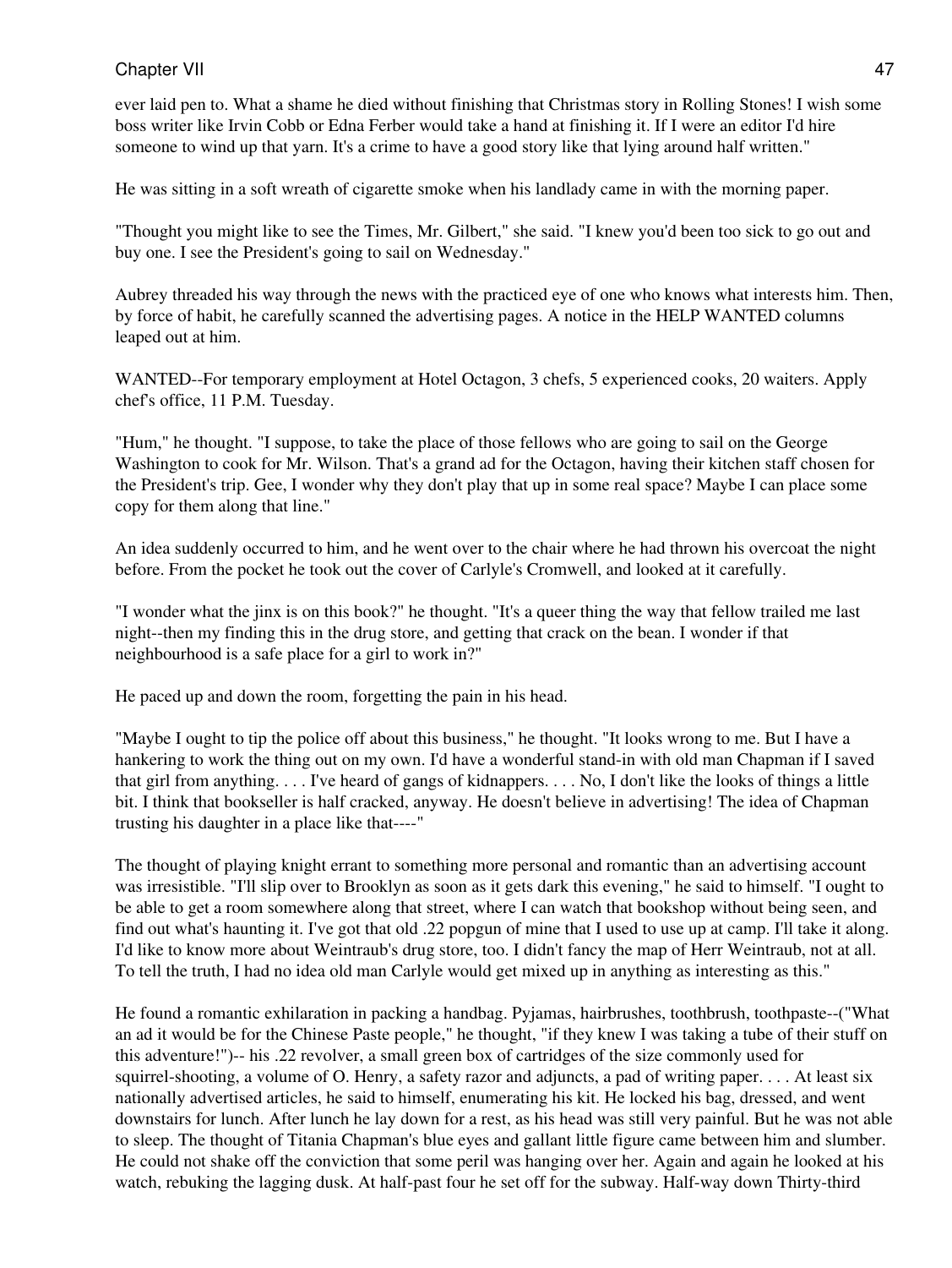ever laid pen to. What a shame he died without finishing that Christmas story in Rolling Stones! I wish some boss writer like Irvin Cobb or Edna Ferber would take a hand at finishing it. If I were an editor I'd hire someone to wind up that yarn. It's a crime to have a good story like that lying around half written."

He was sitting in a soft wreath of cigarette smoke when his landlady came in with the morning paper.

"Thought you might like to see the Times, Mr. Gilbert," she said. "I knew you'd been too sick to go out and buy one. I see the President's going to sail on Wednesday."

Aubrey threaded his way through the news with the practiced eye of one who knows what interests him. Then, by force of habit, he carefully scanned the advertising pages. A notice in the HELP WANTED columns leaped out at him.

WANTED--For temporary employment at Hotel Octagon, 3 chefs, 5 experienced cooks, 20 waiters. Apply chef's office, 11 P.M. Tuesday.

"Hum," he thought. "I suppose, to take the place of those fellows who are going to sail on the George Washington to cook for Mr. Wilson. That's a grand ad for the Octagon, having their kitchen staff chosen for the President's trip. Gee, I wonder why they don't play that up in some real space? Maybe I can place some copy for them along that line."

An idea suddenly occurred to him, and he went over to the chair where he had thrown his overcoat the night before. From the pocket he took out the cover of Carlyle's Cromwell, and looked at it carefully.

"I wonder what the jinx is on this book?" he thought. "It's a queer thing the way that fellow trailed me last night--then my finding this in the drug store, and getting that crack on the bean. I wonder if that neighbourhood is a safe place for a girl to work in?"

He paced up and down the room, forgetting the pain in his head.

"Maybe I ought to tip the police off about this business," he thought. "It looks wrong to me. But I have a hankering to work the thing out on my own. I'd have a wonderful stand-in with old man Chapman if I saved that girl from anything. . . . I've heard of gangs of kidnappers. . . . No, I don't like the looks of things a little bit. I think that bookseller is half cracked, anyway. He doesn't believe in advertising! The idea of Chapman trusting his daughter in a place like that----"

The thought of playing knight errant to something more personal and romantic than an advertising account was irresistible. "I'll slip over to Brooklyn as soon as it gets dark this evening," he said to himself. "I ought to be able to get a room somewhere along that street, where I can watch that bookshop without being seen, and find out what's haunting it. I've got that old .22 popgun of mine that I used to use up at camp. I'll take it along. I'd like to know more about Weintraub's drug store, too. I didn't fancy the map of Herr Weintraub, not at all. To tell the truth, I had no idea old man Carlyle would get mixed up in anything as interesting as this."

He found a romantic exhilaration in packing a handbag. Pyjamas, hairbrushes, toothbrush, toothpaste--("What an ad it would be for the Chinese Paste people," he thought, "if they knew I was taking a tube of their stuff on this adventure!")-- his .22 revolver, a small green box of cartridges of the size commonly used for squirrel-shooting, a volume of O. Henry, a safety razor and adjuncts, a pad of writing paper. . . . At least six nationally advertised articles, he said to himself, enumerating his kit. He locked his bag, dressed, and went downstairs for lunch. After lunch he lay down for a rest, as his head was still very painful. But he was not able to sleep. The thought of Titania Chapman's blue eyes and gallant little figure came between him and slumber. He could not shake off the conviction that some peril was hanging over her. Again and again he looked at his watch, rebuking the lagging dusk. At half-past four he set off for the subway. Half-way down Thirty-third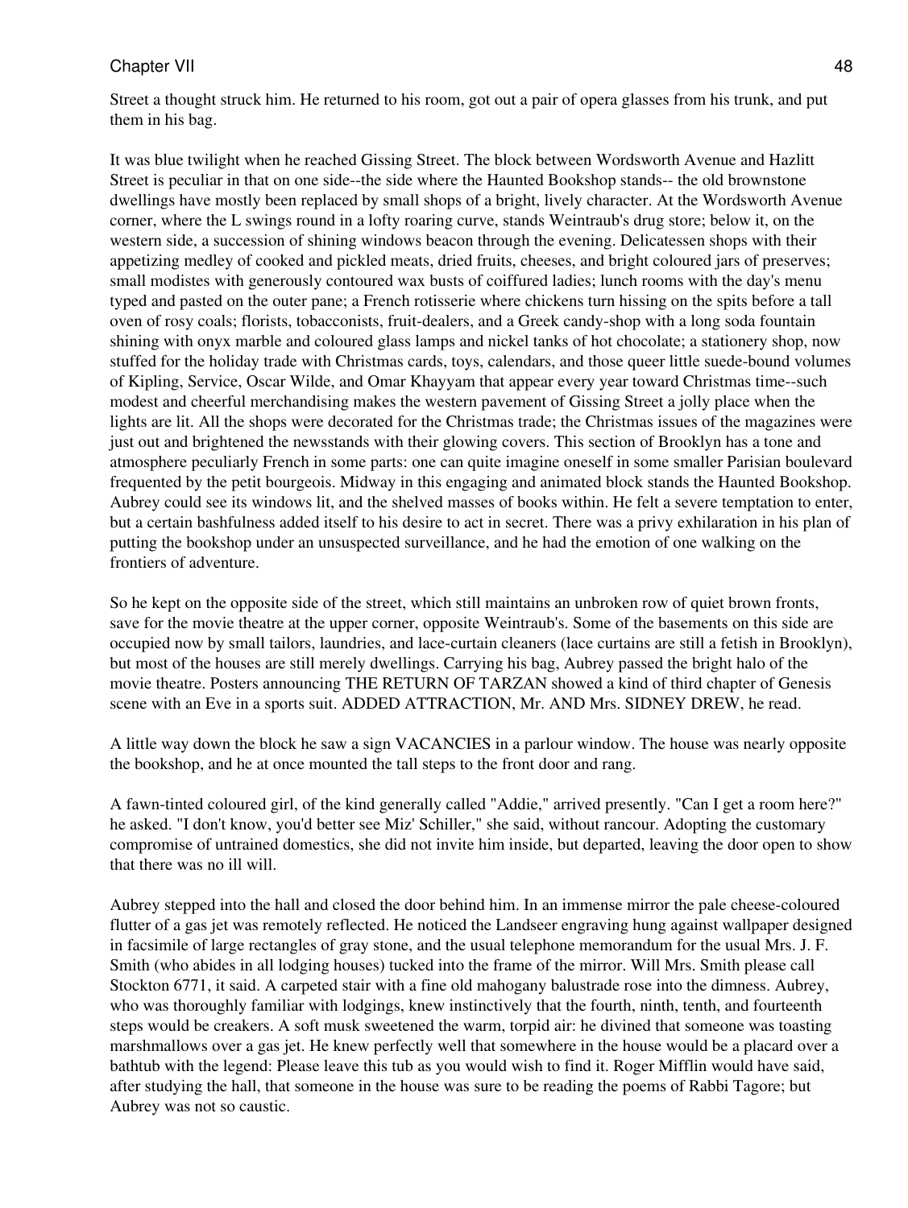Street a thought struck him. He returned to his room, got out a pair of opera glasses from his trunk, and put them in his bag.

It was blue twilight when he reached Gissing Street. The block between Wordsworth Avenue and Hazlitt Street is peculiar in that on one side--the side where the Haunted Bookshop stands-- the old brownstone dwellings have mostly been replaced by small shops of a bright, lively character. At the Wordsworth Avenue corner, where the L swings round in a lofty roaring curve, stands Weintraub's drug store; below it, on the western side, a succession of shining windows beacon through the evening. Delicatessen shops with their appetizing medley of cooked and pickled meats, dried fruits, cheeses, and bright coloured jars of preserves; small modistes with generously contoured wax busts of coiffured ladies; lunch rooms with the day's menu typed and pasted on the outer pane; a French rotisserie where chickens turn hissing on the spits before a tall oven of rosy coals; florists, tobacconists, fruit-dealers, and a Greek candy-shop with a long soda fountain shining with onyx marble and coloured glass lamps and nickel tanks of hot chocolate; a stationery shop, now stuffed for the holiday trade with Christmas cards, toys, calendars, and those queer little suede-bound volumes of Kipling, Service, Oscar Wilde, and Omar Khayyam that appear every year toward Christmas time--such modest and cheerful merchandising makes the western pavement of Gissing Street a jolly place when the lights are lit. All the shops were decorated for the Christmas trade; the Christmas issues of the magazines were just out and brightened the newsstands with their glowing covers. This section of Brooklyn has a tone and atmosphere peculiarly French in some parts: one can quite imagine oneself in some smaller Parisian boulevard frequented by the petit bourgeois. Midway in this engaging and animated block stands the Haunted Bookshop. Aubrey could see its windows lit, and the shelved masses of books within. He felt a severe temptation to enter, but a certain bashfulness added itself to his desire to act in secret. There was a privy exhilaration in his plan of putting the bookshop under an unsuspected surveillance, and he had the emotion of one walking on the frontiers of adventure.

So he kept on the opposite side of the street, which still maintains an unbroken row of quiet brown fronts, save for the movie theatre at the upper corner, opposite Weintraub's. Some of the basements on this side are occupied now by small tailors, laundries, and lace-curtain cleaners (lace curtains are still a fetish in Brooklyn), but most of the houses are still merely dwellings. Carrying his bag, Aubrey passed the bright halo of the movie theatre. Posters announcing THE RETURN OF TARZAN showed a kind of third chapter of Genesis scene with an Eve in a sports suit. ADDED ATTRACTION, Mr. AND Mrs. SIDNEY DREW, he read.

A little way down the block he saw a sign VACANCIES in a parlour window. The house was nearly opposite the bookshop, and he at once mounted the tall steps to the front door and rang.

A fawn-tinted coloured girl, of the kind generally called "Addie," arrived presently. "Can I get a room here?" he asked. "I don't know, you'd better see Miz' Schiller," she said, without rancour. Adopting the customary compromise of untrained domestics, she did not invite him inside, but departed, leaving the door open to show that there was no ill will.

Aubrey stepped into the hall and closed the door behind him. In an immense mirror the pale cheese-coloured flutter of a gas jet was remotely reflected. He noticed the Landseer engraving hung against wallpaper designed in facsimile of large rectangles of gray stone, and the usual telephone memorandum for the usual Mrs. J. F. Smith (who abides in all lodging houses) tucked into the frame of the mirror. Will Mrs. Smith please call Stockton 6771, it said. A carpeted stair with a fine old mahogany balustrade rose into the dimness. Aubrey, who was thoroughly familiar with lodgings, knew instinctively that the fourth, ninth, tenth, and fourteenth steps would be creakers. A soft musk sweetened the warm, torpid air: he divined that someone was toasting marshmallows over a gas jet. He knew perfectly well that somewhere in the house would be a placard over a bathtub with the legend: Please leave this tub as you would wish to find it. Roger Mifflin would have said, after studying the hall, that someone in the house was sure to be reading the poems of Rabbi Tagore; but Aubrey was not so caustic.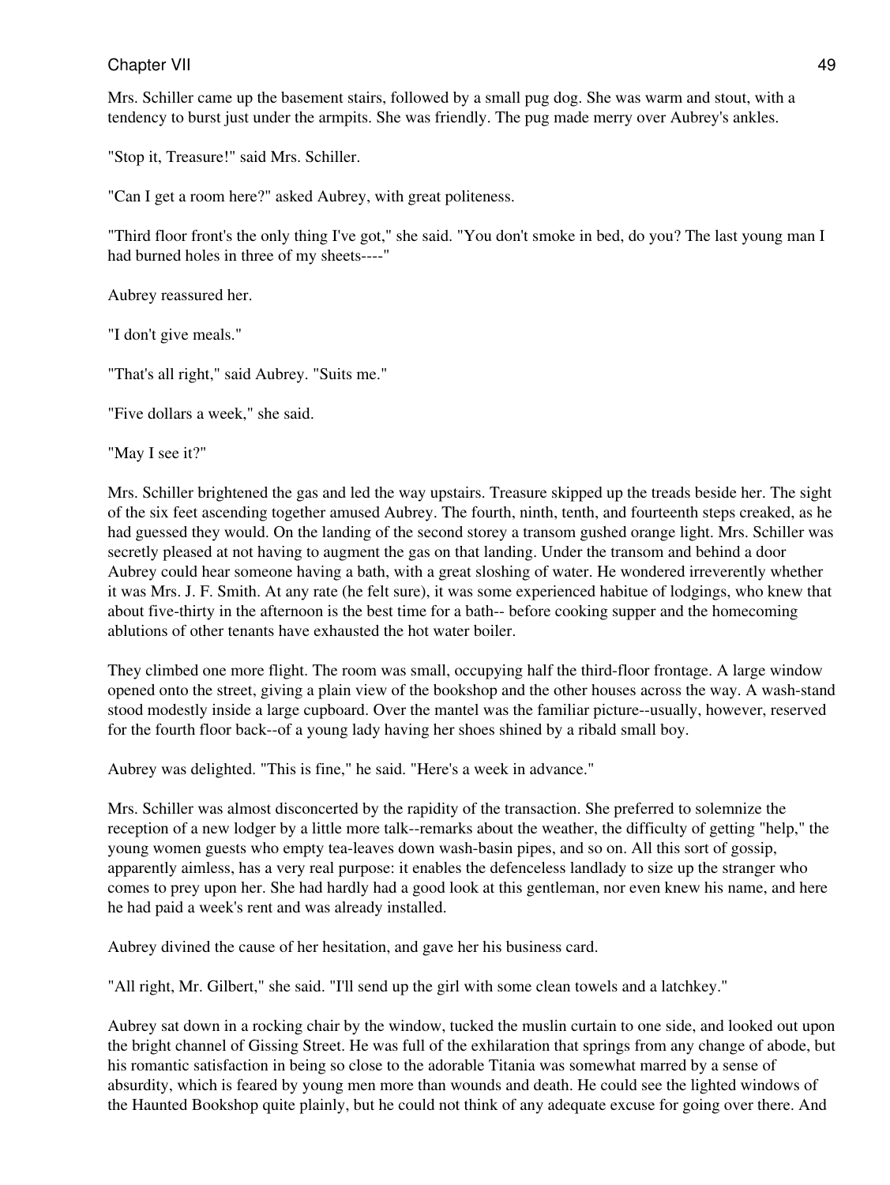Mrs. Schiller came up the basement stairs, followed by a small pug dog. She was warm and stout, with a tendency to burst just under the armpits. She was friendly. The pug made merry over Aubrey's ankles.

"Stop it, Treasure!" said Mrs. Schiller.

"Can I get a room here?" asked Aubrey, with great politeness.

"Third floor front's the only thing I've got," she said. "You don't smoke in bed, do you? The last young man I had burned holes in three of my sheets----"

Aubrey reassured her.

"I don't give meals."

"That's all right," said Aubrey. "Suits me."

"Five dollars a week," she said.

"May I see it?"

Mrs. Schiller brightened the gas and led the way upstairs. Treasure skipped up the treads beside her. The sight of the six feet ascending together amused Aubrey. The fourth, ninth, tenth, and fourteenth steps creaked, as he had guessed they would. On the landing of the second storey a transom gushed orange light. Mrs. Schiller was secretly pleased at not having to augment the gas on that landing. Under the transom and behind a door Aubrey could hear someone having a bath, with a great sloshing of water. He wondered irreverently whether it was Mrs. J. F. Smith. At any rate (he felt sure), it was some experienced habitue of lodgings, who knew that about five-thirty in the afternoon is the best time for a bath-- before cooking supper and the homecoming ablutions of other tenants have exhausted the hot water boiler.

They climbed one more flight. The room was small, occupying half the third-floor frontage. A large window opened onto the street, giving a plain view of the bookshop and the other houses across the way. A wash-stand stood modestly inside a large cupboard. Over the mantel was the familiar picture--usually, however, reserved for the fourth floor back--of a young lady having her shoes shined by a ribald small boy.

Aubrey was delighted. "This is fine," he said. "Here's a week in advance."

Mrs. Schiller was almost disconcerted by the rapidity of the transaction. She preferred to solemnize the reception of a new lodger by a little more talk--remarks about the weather, the difficulty of getting "help," the young women guests who empty tea-leaves down wash-basin pipes, and so on. All this sort of gossip, apparently aimless, has a very real purpose: it enables the defenceless landlady to size up the stranger who comes to prey upon her. She had hardly had a good look at this gentleman, nor even knew his name, and here he had paid a week's rent and was already installed.

Aubrey divined the cause of her hesitation, and gave her his business card.

"All right, Mr. Gilbert," she said. "I'll send up the girl with some clean towels and a latchkey."

Aubrey sat down in a rocking chair by the window, tucked the muslin curtain to one side, and looked out upon the bright channel of Gissing Street. He was full of the exhilaration that springs from any change of abode, but his romantic satisfaction in being so close to the adorable Titania was somewhat marred by a sense of absurdity, which is feared by young men more than wounds and death. He could see the lighted windows of the Haunted Bookshop quite plainly, but he could not think of any adequate excuse for going over there. And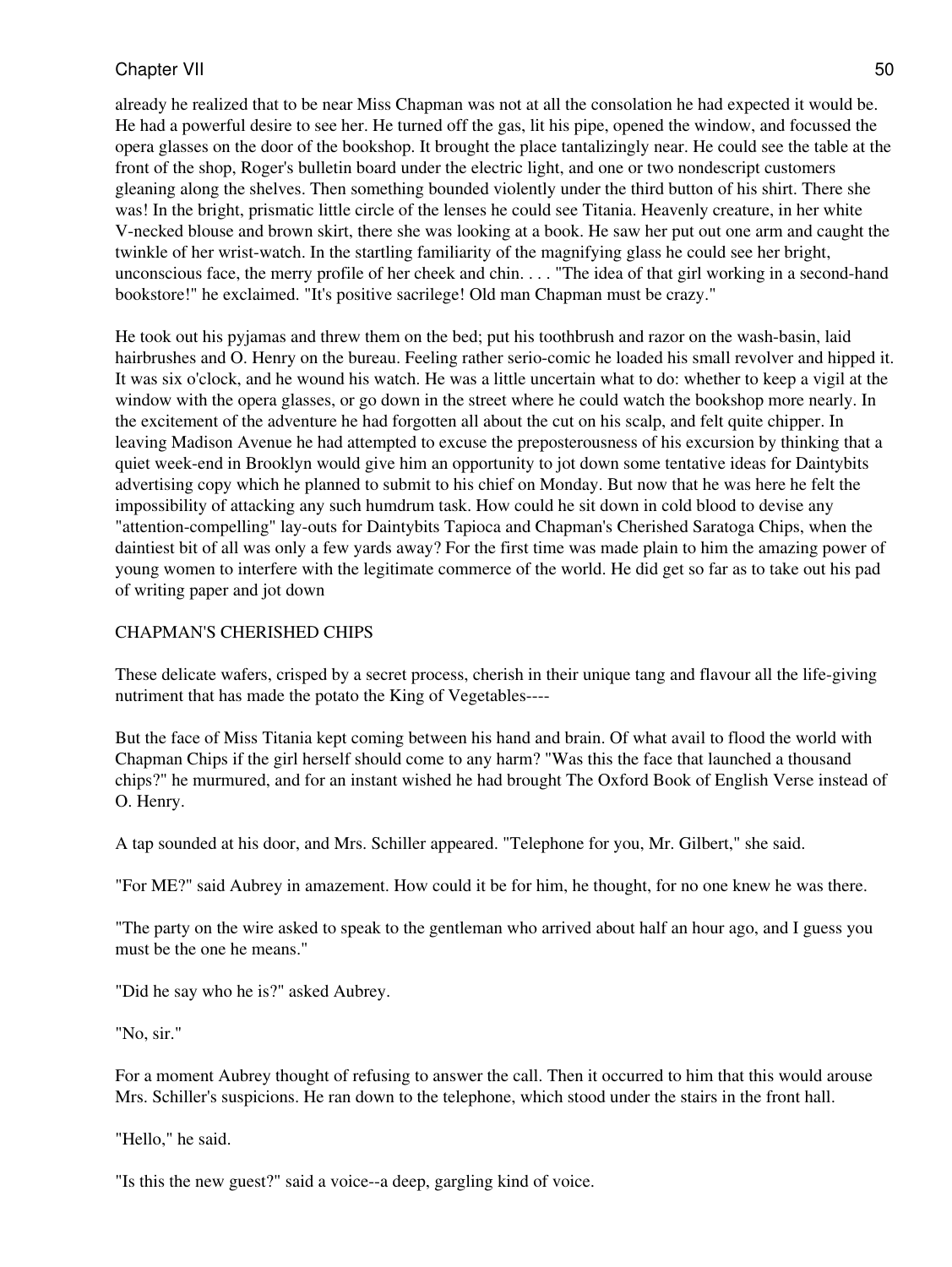already he realized that to be near Miss Chapman was not at all the consolation he had expected it would be. He had a powerful desire to see her. He turned off the gas, lit his pipe, opened the window, and focussed the opera glasses on the door of the bookshop. It brought the place tantalizingly near. He could see the table at the front of the shop, Roger's bulletin board under the electric light, and one or two nondescript customers gleaning along the shelves. Then something bounded violently under the third button of his shirt. There she was! In the bright, prismatic little circle of the lenses he could see Titania. Heavenly creature, in her white V-necked blouse and brown skirt, there she was looking at a book. He saw her put out one arm and caught the twinkle of her wrist-watch. In the startling familiarity of the magnifying glass he could see her bright, unconscious face, the merry profile of her cheek and chin. . . . "The idea of that girl working in a second-hand bookstore!" he exclaimed. "It's positive sacrilege! Old man Chapman must be crazy."

He took out his pyjamas and threw them on the bed; put his toothbrush and razor on the wash-basin, laid hairbrushes and O. Henry on the bureau. Feeling rather serio-comic he loaded his small revolver and hipped it. It was six o'clock, and he wound his watch. He was a little uncertain what to do: whether to keep a vigil at the window with the opera glasses, or go down in the street where he could watch the bookshop more nearly. In the excitement of the adventure he had forgotten all about the cut on his scalp, and felt quite chipper. In leaving Madison Avenue he had attempted to excuse the preposterousness of his excursion by thinking that a quiet week-end in Brooklyn would give him an opportunity to jot down some tentative ideas for Daintybits advertising copy which he planned to submit to his chief on Monday. But now that he was here he felt the impossibility of attacking any such humdrum task. How could he sit down in cold blood to devise any "attention-compelling" lay-outs for Daintybits Tapioca and Chapman's Cherished Saratoga Chips, when the daintiest bit of all was only a few yards away? For the first time was made plain to him the amazing power of young women to interfere with the legitimate commerce of the world. He did get so far as to take out his pad of writing paper and jot down

CHAPMAN'S CHERISHED CHIPS

These delicate wafers, crisped by a secret process, cherish in their unique tang and flavour all the life-giving nutriment that has made the potato the King of Vegetables----

But the face of Miss Titania kept coming between his hand and brain. Of what avail to flood the world with Chapman Chips if the girl herself should come to any harm? "Was this the face that launched a thousand chips?" he murmured, and for an instant wished he had brought The Oxford Book of English Verse instead of O. Henry.

A tap sounded at his door, and Mrs. Schiller appeared. "Telephone for you, Mr. Gilbert," she said.

"For ME?" said Aubrey in amazement. How could it be for him, he thought, for no one knew he was there.

"The party on the wire asked to speak to the gentleman who arrived about half an hour ago, and I guess you must be the one he means."

"Did he say who he is?" asked Aubrey.

"No, sir."

For a moment Aubrey thought of refusing to answer the call. Then it occurred to him that this would arouse Mrs. Schiller's suspicions. He ran down to the telephone, which stood under the stairs in the front hall.

"Hello," he said.

"Is this the new guest?" said a voice--a deep, gargling kind of voice.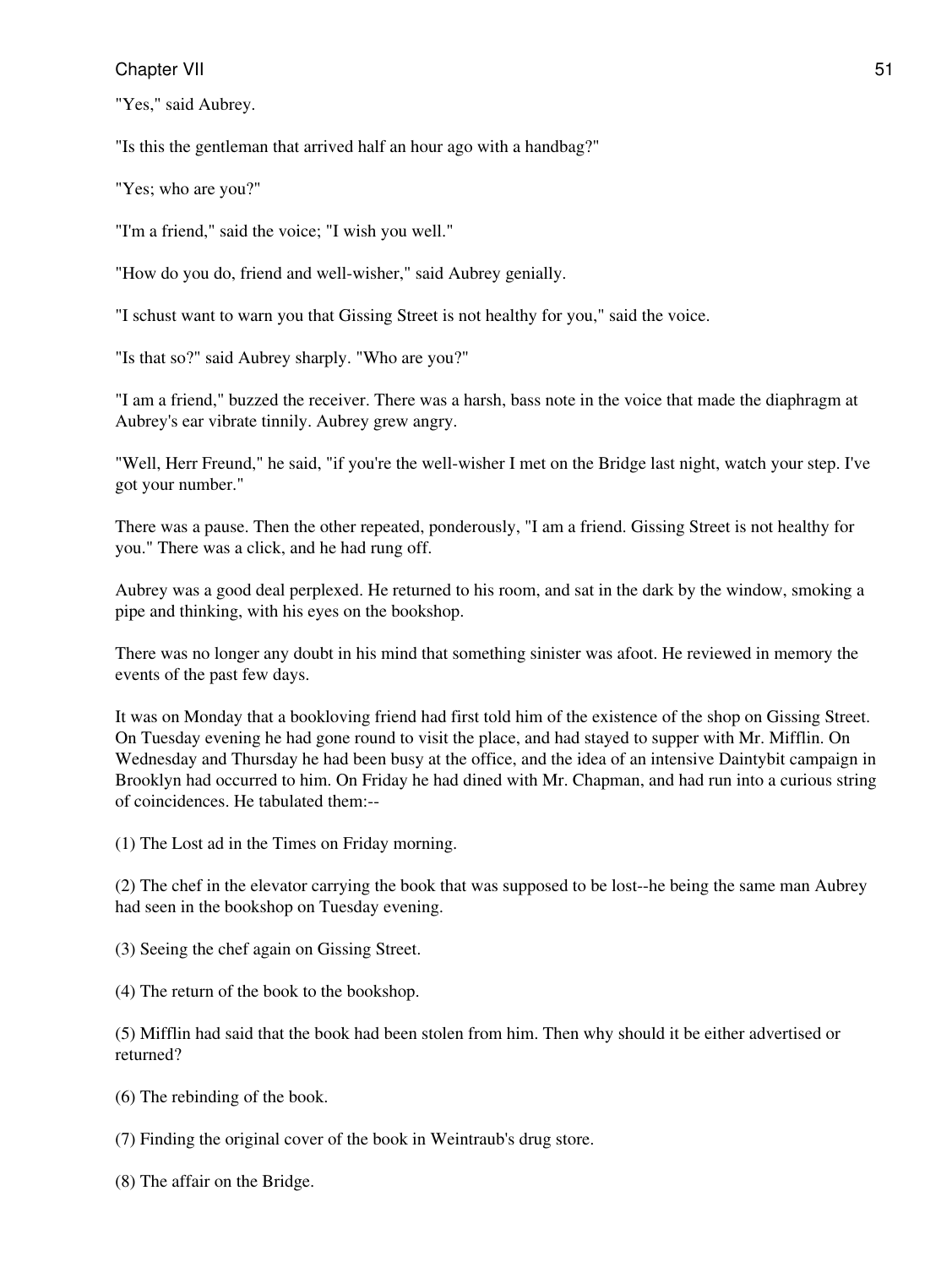"Yes," said Aubrey.

"Is this the gentleman that arrived half an hour ago with a handbag?"

"Yes; who are you?"

"I'm a friend," said the voice; "I wish you well."

"How do you do, friend and well-wisher," said Aubrey genially.

"I schust want to warn you that Gissing Street is not healthy for you," said the voice.

"Is that so?" said Aubrey sharply. "Who are you?"

"I am a friend," buzzed the receiver. There was a harsh, bass note in the voice that made the diaphragm at Aubrey's ear vibrate tinnily. Aubrey grew angry.

"Well, Herr Freund," he said, "if you're the well-wisher I met on the Bridge last night, watch your step. I've got your number."

There was a pause. Then the other repeated, ponderously, "I am a friend. Gissing Street is not healthy for you." There was a click, and he had rung off.

Aubrey was a good deal perplexed. He returned to his room, and sat in the dark by the window, smoking a pipe and thinking, with his eyes on the bookshop.

There was no longer any doubt in his mind that something sinister was afoot. He reviewed in memory the events of the past few days.

It was on Monday that a bookloving friend had first told him of the existence of the shop on Gissing Street. On Tuesday evening he had gone round to visit the place, and had stayed to supper with Mr. Mifflin. On Wednesday and Thursday he had been busy at the office, and the idea of an intensive Daintybit campaign in Brooklyn had occurred to him. On Friday he had dined with Mr. Chapman, and had run into a curious string of coincidences. He tabulated them:--

(1) The Lost ad in the Times on Friday morning.

(2) The chef in the elevator carrying the book that was supposed to be lost--he being the same man Aubrey had seen in the bookshop on Tuesday evening.

(3) Seeing the chef again on Gissing Street.

(4) The return of the book to the bookshop.

(5) Mifflin had said that the book had been stolen from him. Then why should it be either advertised or returned?

(6) The rebinding of the book.

(7) Finding the original cover of the book in Weintraub's drug store.

(8) The affair on the Bridge.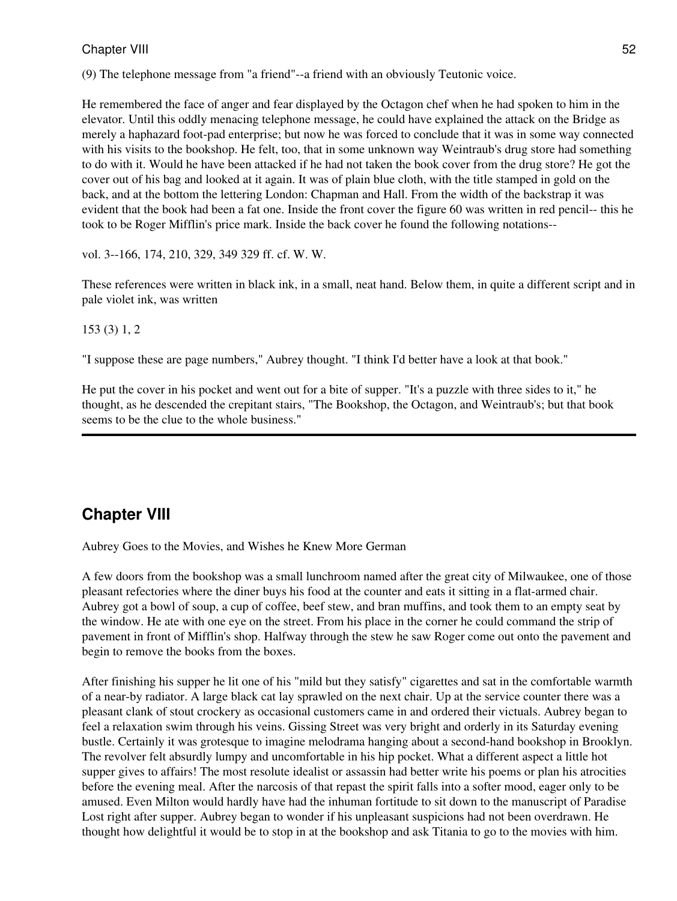(9) The telephone message from "a friend"--a friend with an obviously Teutonic voice.

He remembered the face of anger and fear displayed by the Octagon chef when he had spoken to him in the elevator. Until this oddly menacing telephone message, he could have explained the attack on the Bridge as merely a haphazard foot-pad enterprise; but now he was forced to conclude that it was in some way connected with his visits to the bookshop. He felt, too, that in some unknown way Weintraub's drug store had something to do with it. Would he have been attacked if he had not taken the book cover from the drug store? He got the cover out of his bag and looked at it again. It was of plain blue cloth, with the title stamped in gold on the back, and at the bottom the lettering London: Chapman and Hall. From the width of the backstrap it was evident that the book had been a fat one. Inside the front cover the figure 60 was written in red pencil-- this he took to be Roger Mifflin's price mark. Inside the back cover he found the following notations--

vol. 3--166, 174, 210, 329, 349 329 ff. cf. W. W.

These references were written in black ink, in a small, neat hand. Below them, in quite a different script and in pale violet ink, was written

153 (3) 1, 2

"I suppose these are page numbers," Aubrey thought. "I think I'd better have a look at that book."

He put the cover in his pocket and went out for a bite of supper. "It's a puzzle with three sides to it," he thought, as he descended the crepitant stairs, "The Bookshop, the Octagon, and Weintraub's; but that book seems to be the clue to the whole business."

---

## Chapter VIII

Aubrey Goes to the Movies, and Wishes he Knew More German

A few doors from the bookshop was a small lunchroom named after the great city of Milwaukee, one of those pleasant refectories where the diner buys his food at the counter and eats it sitting in a flat-armed chair. Aubrey got a bowl of soup, a cup of coffee, beef stew, and bran muffins, and took them to an empty seat by the window. He ate with one eye on the street. From his place in the corner he could command the strip of pavement in front of Mifflin's shop. Halfway through the stew he saw Roger come out onto the pavement and begin to remove the books from the boxes.

After finishing his supper he lit one of his "mild but they satisfy" cigarettes and sat in the comfortable warmth of a near-by radiator. A large black cat lay sprawled on the next chair. Up at the service counter there was a pleasant clank of stout crockery as occasional customers came in and ordered their victuals. Aubrey began to feel a relaxation swim through his veins. Gissing Street was very bright and orderly in its Saturday evening bustle. Certainly it was grotesque to imagine melodrama hanging about a second-hand bookshop in Brooklyn. The revolver felt absurdly lumpy and uncomfortable in his hip pocket. What a different aspect a little hot supper gives to affairs! The most resolute idealist or assassin had better write his poems or plan his atrocities before the evening meal. After the narcosis of that repast the spirit falls into a softer mood, eager only to be amused. Even Milton would hardly have had the inhuman fortitude to sit down to the manuscript of Paradise Lost right after supper. Aubrey began to wonder if his unpleasant suspicions had not been overdrawn. He thought how delightful it would be to stop in at the bookshop and ask Titania to go to the movies with him.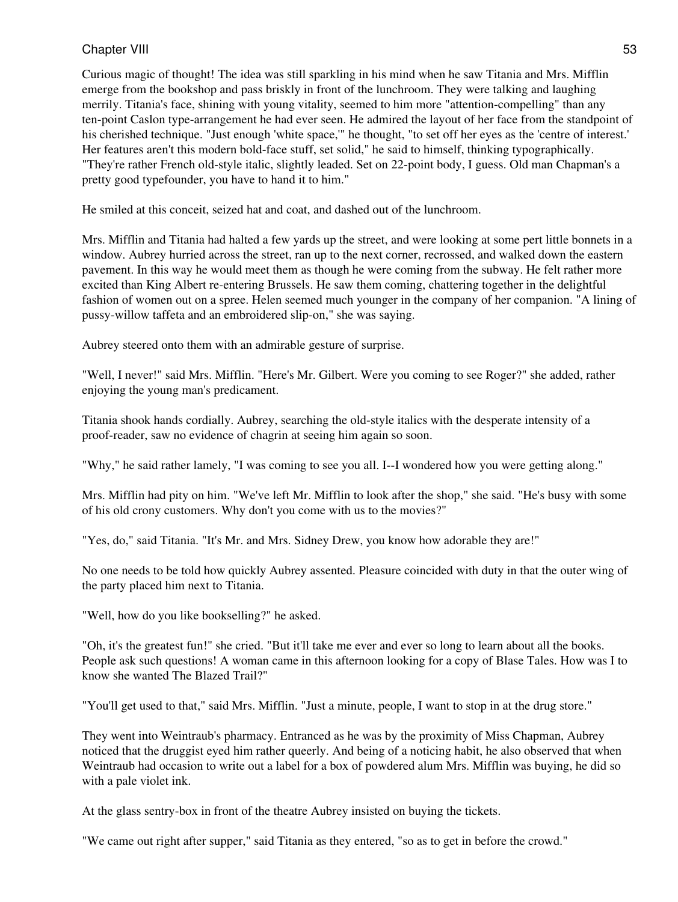Curious magic of thought! The idea was still sparkling in his mind when he saw Titania and Mrs. Mifflin emerge from the bookshop and pass briskly in front of the lunchroom. They were talking and laughing merrily. Titania's face, shining with young vitality, seemed to him more "attention-compelling" than any ten-point Caslon type-arrangement he had ever seen. He admired the layout of her face from the standpoint of his cherished technique. "Just enough 'white space,'" he thought, "to set off her eyes as the 'centre of interest.' Her features aren't this modern bold-face stuff, set solid," he said to himself, thinking typographically. "They're rather French old-style italic, slightly leaded. Set on 22-point body, I guess. Old man Chapman's a pretty good typefounder, you have to hand it to him."

He smiled at this conceit, seized hat and coat, and dashed out of the lunchroom.

Mrs. Mifflin and Titania had halted a few yards up the street, and were looking at some pert little bonnets in a window. Aubrey hurried across the street, ran up to the next corner, recrossed, and walked down the eastern pavement. In this way he would meet them as though he were coming from the subway. He felt rather more excited than King Albert re-entering Brussels. He saw them coming, chattering together in the delightful fashion of women out on a spree. Helen seemed much younger in the company of her companion. "A lining of pussy-willow taffeta and an embroidered slip-on," she was saying.

Aubrey steered onto them with an admirable gesture of surprise.

"Well, I never!" said Mrs. Mifflin. "Here's Mr. Gilbert. Were you coming to see Roger?" she added, rather enjoying the young man's predicament.

Titania shook hands cordially. Aubrey, searching the old-style italics with the desperate intensity of a proof-reader, saw no evidence of chagrin at seeing him again so soon.

"Why," he said rather lamely, "I was coming to see you all. I--I wondered how you were getting along."

Mrs. Mifflin had pity on him. "We've left Mr. Mifflin to look after the shop," she said. "He's busy with some of his old crony customers. Why don't you come with us to the movies?"

"Yes, do," said Titania. "It's Mr. and Mrs. Sidney Drew, you know how adorable they are!"

No one needs to be told how quickly Aubrey assented. Pleasure coincided with duty in that the outer wing of the party placed him next to Titania.

"Well, how do you like bookselling?" he asked.

"Oh, it's the greatest fun!" she cried. "But it'll take me ever and ever so long to learn about all the books. People ask such questions! A woman came in this afternoon looking for a copy of Blase Tales. How was I to know she wanted The Blazed Trail?"

"You'll get used to that," said Mrs. Mifflin. "Just a minute, people, I want to stop in at the drug store."

They went into Weintraub's pharmacy. Entranced as he was by the proximity of Miss Chapman, Aubrey noticed that the druggist eyed him rather queerly. And being of a noticing habit, he also observed that when Weintraub had occasion to write out a label for a box of powdered alum Mrs. Mifflin was buying, he did so with a pale violet ink.

At the glass sentry-box in front of the theatre Aubrey insisted on buying the tickets.

"We came out right after supper," said Titania as they entered, "so as to get in before the crowd."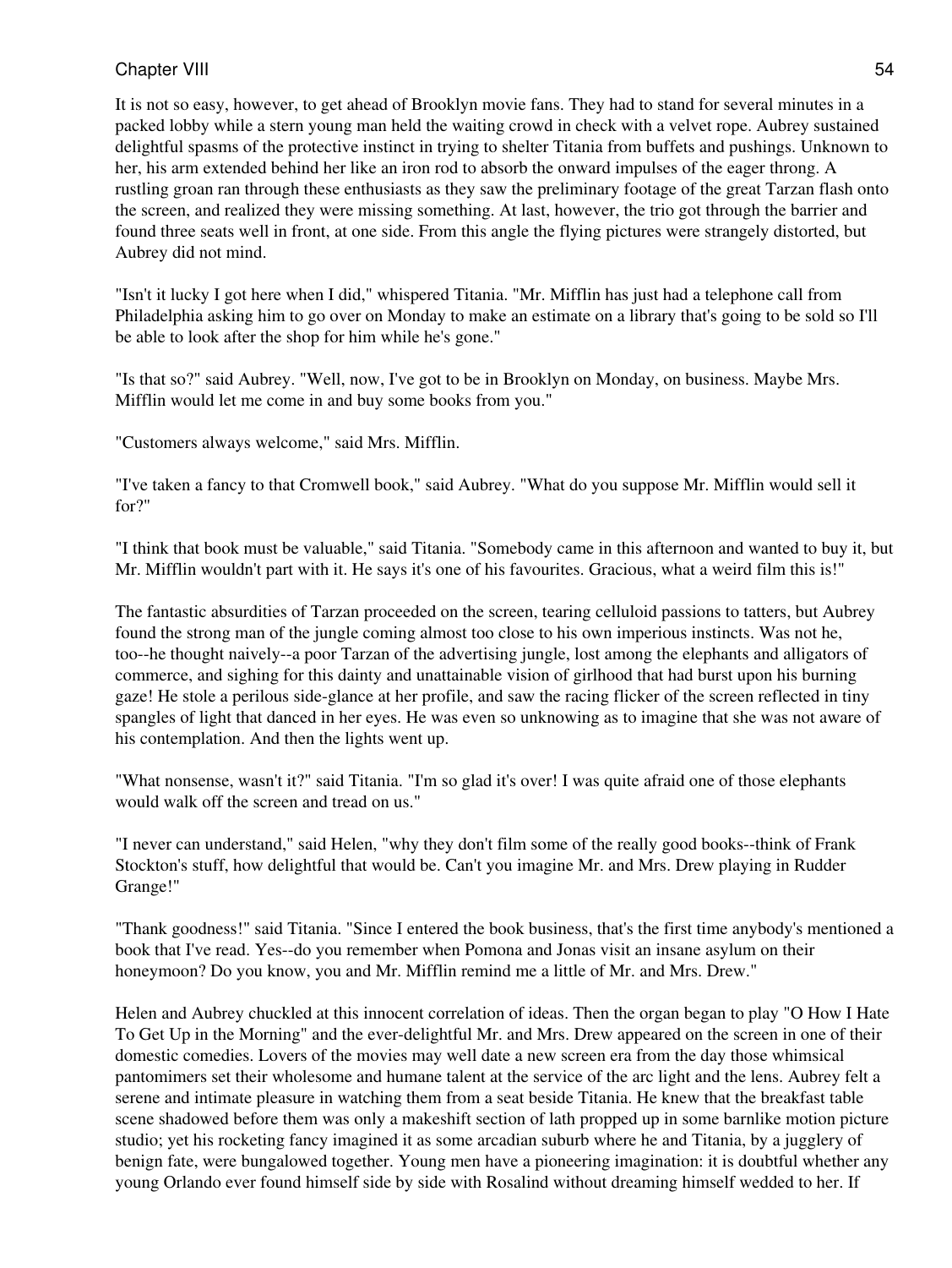It is not so easy, however, to get ahead of Brooklyn movie fans. They had to stand for several minutes in a packed lobby while a stern young man held the waiting crowd in check with a velvet rope. Aubrey sustained delightful spasms of the protective instinct in trying to shelter Titania from buffets and pushings. Unknown to her, his arm extended behind her like an iron rod to absorb the onward impulses of the eager throng. A rustling groan ran through these enthusiasts as they saw the preliminary footage of the great Tarzan flash onto the screen, and realized they were missing something. At last, however, the trio got through the barrier and found three seats well in front, at one side. From this angle the flying pictures were strangely distorted, but Aubrey did not mind.

"Isn't it lucky I got here when I did," whispered Titania. "Mr. Mifflin has just had a telephone call from Philadelphia asking him to go over on Monday to make an estimate on a library that's going to be sold so I'll be able to look after the shop for him while he's gone."

"Is that so?" said Aubrey. "Well, now, I've got to be in Brooklyn on Monday, on business. Maybe Mrs. Mifflin would let me come in and buy some books from you."

"Customers always welcome," said Mrs. Mifflin.

"I've taken a fancy to that Cromwell book," said Aubrey. "What do you suppose Mr. Mifflin would sell it for?"

"I think that book must be valuable," said Titania. "Somebody came in this afternoon and wanted to buy it, but Mr. Mifflin wouldn't part with it. He says it's one of his favourites. Gracious, what a weird film this is!"

The fantastic absurdities of Tarzan proceeded on the screen, tearing celluloid passions to tatters, but Aubrey found the strong man of the jungle coming almost too close to his own imperious instincts. Was not he, too--he thought naively--a poor Tarzan of the advertising jungle, lost among the elephants and alligators of commerce, and sighing for this dainty and unattainable vision of girlhood that had burst upon his burning gaze! He stole a perilous side-glance at her profile, and saw the racing flicker of the screen reflected in tiny spangles of light that danced in her eyes. He was even so unknowing as to imagine that she was not aware of his contemplation. And then the lights went up.

"What nonsense, wasn't it?" said Titania. "I'm so glad it's over! I was quite afraid one of those elephants would walk off the screen and tread on us."

"I never can understand," said Helen, "why they don't film some of the really good books--think of Frank Stockton's stuff, how delightful that would be. Can't you imagine Mr. and Mrs. Drew playing in Rudder Grange!"

"Thank goodness!" said Titania. "Since I entered the book business, that's the first time anybody's mentioned a book that I've read. Yes--do you remember when Pomona and Jonas visit an insane asylum on their honeymoon? Do you know, you and Mr. Mifflin remind me a little of Mr. and Mrs. Drew."

Helen and Aubrey chuckled at this innocent correlation of ideas. Then the organ began to play "O How I Hate To Get Up in the Morning" and the ever-delightful Mr. and Mrs. Drew appeared on the screen in one of their domestic comedies. Lovers of the movies may well date a new screen era from the day those whimsical pantomimers set their wholesome and humane talent at the service of the arc light and the lens. Aubrey felt a serene and intimate pleasure in watching them from a seat beside Titania. He knew that the breakfast table scene shadowed before them was only a makeshift section of lath propped up in some barnlike motion picture studio; yet his rocketing fancy imagined it as some arcadian suburb where he and Titania, by a jugglery of benign fate, were bungalowed together. Young men have a pioneering imagination: it is doubtful whether any young Orlando ever found himself side by side with Rosalind without dreaming himself wedded to her. If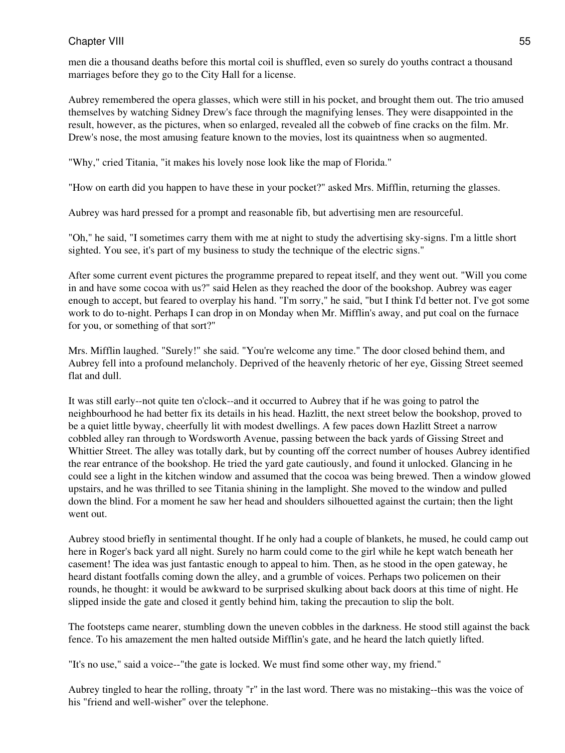men die a thousand deaths before this mortal coil is shuffled, even so surely do youths contract a thousand marriages before they go to the City Hall for a license.

Aubrey remembered the opera glasses, which were still in his pocket, and brought them out. The trio amused themselves by watching Sidney Drew's face through the magnifying lenses. They were disappointed in the result, however, as the pictures, when so enlarged, revealed all the cobweb of fine cracks on the film. Mr. Drew's nose, the most amusing feature known to the movies, lost its quaintness when so augmented.

"Why," cried Titania, "it makes his lovely nose look like the map of Florida."

"How on earth did you happen to have these in your pocket?" asked Mrs. Mifflin, returning the glasses.

Aubrey was hard pressed for a prompt and reasonable fib, but advertising men are resourceful.

"Oh," he said, "I sometimes carry them with me at night to study the advertising sky-signs. I'm a little short sighted. You see, it's part of my business to study the technique of the electric signs."

After some current event pictures the programme prepared to repeat itself, and they went out. "Will you come in and have some cocoa with us?" said Helen as they reached the door of the bookshop. Aubrey was eager enough to accept, but feared to overplay his hand. "I'm sorry," he said, "but I think I'd better not. I've got some work to do to-night. Perhaps I can drop in on Monday when Mr. Mifflin's away, and put coal on the furnace for you, or something of that sort?"

Mrs. Mifflin laughed. "Surely!" she said. "You're welcome any time." The door closed behind them, and Aubrey fell into a profound melancholy. Deprived of the heavenly rhetoric of her eye, Gissing Street seemed flat and dull.

It was still early--not quite ten o'clock--and it occurred to Aubrey that if he was going to patrol the neighbourhood he had better fix its details in his head. Hazlitt, the next street below the bookshop, proved to be a quiet little byway, cheerfully lit with modest dwellings. A few paces down Hazlitt Street a narrow cobbled alley ran through to Wordsworth Avenue, passing between the back yards of Gissing Street and Whittier Street. The alley was totally dark, but by counting off the correct number of houses Aubrey identified the rear entrance of the bookshop. He tried the yard gate cautiously, and found it unlocked. Glancing in he could see a light in the kitchen window and assumed that the cocoa was being brewed. Then a window glowed upstairs, and he was thrilled to see Titania shining in the lamplight. She moved to the window and pulled down the blind. For a moment he saw her head and shoulders silhouetted against the curtain; then the light went out.

Aubrey stood briefly in sentimental thought. If he only had a couple of blankets, he mused, he could camp out here in Roger's back yard all night. Surely no harm could come to the girl while he kept watch beneath her casement! The idea was just fantastic enough to appeal to him. Then, as he stood in the open gateway, he heard distant footfalls coming down the alley, and a grumble of voices. Perhaps two policemen on their rounds, he thought: it would be awkward to be surprised skulking about back doors at this time of night. He slipped inside the gate and closed it gently behind him, taking the precaution to slip the bolt.

The footsteps came nearer, stumbling down the uneven cobbles in the darkness. He stood still against the back fence. To his amazement the men halted outside Mifflin's gate, and he heard the latch quietly lifted.

"It's no use," said a voice--"the gate is locked. We must find some other way, my friend."

Aubrey tingled to hear the rolling, throaty "r" in the last word. There was no mistaking--this was the voice of his "friend and well-wisher" over the telephone.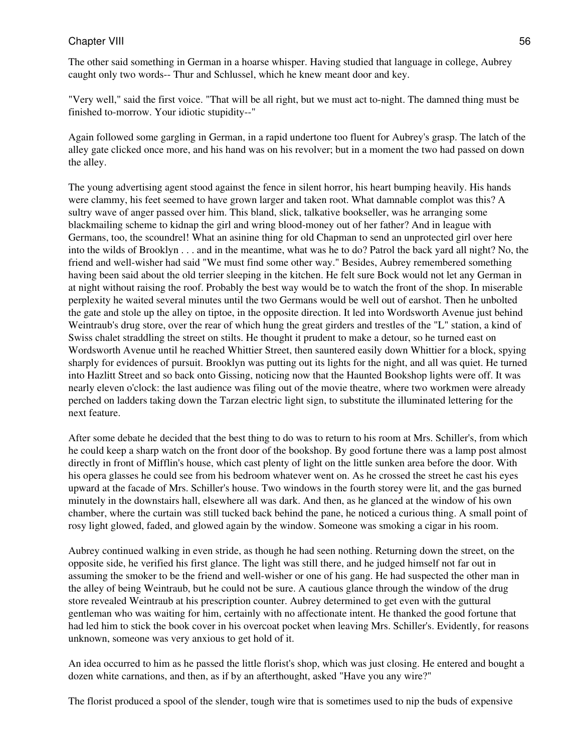The other said something in German in a hoarse whisper. Having studied that language in college, Aubrey caught only two words-- Thur and Schlussel, which he knew meant door and key.

"Very well," said the first voice. "That will be all right, but we must act to-night. The damned thing must be finished to-morrow. Your idiotic stupidity--"

Again followed some gargling in German, in a rapid undertone too fluent for Aubrey's grasp. The latch of the alley gate clicked once more, and his hand was on his revolver; but in a moment the two had passed on down the alley.

The young advertising agent stood against the fence in silent horror, his heart bumping heavily. His hands were clammy, his feet seemed to have grown larger and taken root. What damnable complot was this? A sultry wave of anger passed over him. This bland, slick, talkative bookseller, was he arranging some blackmailing scheme to kidnap the girl and wring blood-money out of her father? And in league with Germans, too, the scoundrel! What an asinine thing for old Chapman to send an unprotected girl over here into the wilds of Brooklyn . . . and in the meantime, what was he to do? Patrol the back yard all night? No, the friend and well-wisher had said "We must find some other way." Besides, Aubrey remembered something having been said about the old terrier sleeping in the kitchen. He felt sure Bock would not let any German in at night without raising the roof. Probably the best way would be to watch the front of the shop. In miserable perplexity he waited several minutes until the two Germans would be well out of earshot. Then he unbolted the gate and stole up the alley on tiptoe, in the opposite direction. It led into Wordsworth Avenue just behind Weintraub's drug store, over the rear of which hung the great girders and trestles of the "L" station, a kind of Swiss chalet straddling the street on stilts. He thought it prudent to make a detour, so he turned east on Wordsworth Avenue until he reached Whittier Street, then sauntered easily down Whittier for a block, spying sharply for evidences of pursuit. Brooklyn was putting out its lights for the night, and all was quiet. He turned into Hazlitt Street and so back onto Gissing, noticing now that the Haunted Bookshop lights were off. It was nearly eleven o'clock: the last audience was filing out of the movie theatre, where two workmen were already perched on ladders taking down the Tarzan electric light sign, to substitute the illuminated lettering for the next feature.

After some debate he decided that the best thing to do was to return to his room at Mrs. Schiller's, from which he could keep a sharp watch on the front door of the bookshop. By good fortune there was a lamp post almost directly in front of Mifflin's house, which cast plenty of light on the little sunken area before the door. With his opera glasses he could see from his bedroom whatever went on. As he crossed the street he cast his eyes upward at the facade of Mrs. Schiller's house. Two windows in the fourth storey were lit, and the gas burned minutely in the downstairs hall, elsewhere all was dark. And then, as he glanced at the window of his own chamber, where the curtain was still tucked back behind the pane, he noticed a curious thing. A small point of rosy light glowed, faded, and glowed again by the window. Someone was smoking a cigar in his room.

Aubrey continued walking in even stride, as though he had seen nothing. Returning down the street, on the opposite side, he verified his first glance. The light was still there, and he judged himself not far out in assuming the smoker to be the friend and well-wisher or one of his gang. He had suspected the other man in the alley of being Weintraub, but he could not be sure. A cautious glance through the window of the drug store revealed Weintraub at his prescription counter. Aubrey determined to get even with the guttural gentleman who was waiting for him, certainly with no affectionate intent. He thanked the good fortune that had led him to stick the book cover in his overcoat pocket when leaving Mrs. Schiller's. Evidently, for reasons unknown, someone was very anxious to get hold of it.

An idea occurred to him as he passed the little florist's shop, which was just closing. He entered and bought a dozen white carnations, and then, as if by an afterthought, asked "Have you any wire?"

The florist produced a spool of the slender, tough wire that is sometimes used to nip the buds of expensive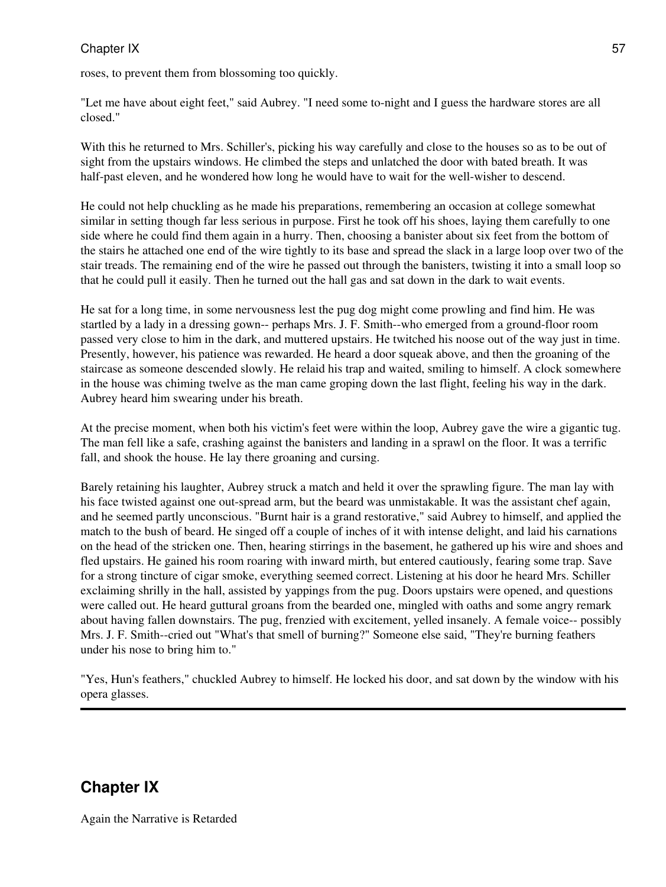roses, to prevent them from blossoming too quickly.

"Let me have about eight feet," said Aubrey. "I need some to-night and I guess the hardware stores are all closed."

With this he returned to Mrs. Schiller's, picking his way carefully and close to the houses so as to be out of sight from the upstairs windows. He climbed the steps and unlatched the door with bated breath. It was half-past eleven, and he wondered how long he would have to wait for the well-wisher to descend.

He could not help chuckling as he made his preparations, remembering an occasion at college somewhat similar in setting though far less serious in purpose. First he took off his shoes, laying them carefully to one side where he could find them again in a hurry. Then, choosing a banister about six feet from the bottom of the stairs he attached one end of the wire tightly to its base and spread the slack in a large loop over two of the stair treads. The remaining end of the wire he passed out through the banisters, twisting it into a small loop so that he could pull it easily. Then he turned out the hall gas and sat down in the dark to wait events.

He sat for a long time, in some nervousness lest the pug dog might come prowling and find him. He was startled by a lady in a dressing gown-- perhaps Mrs. J. F. Smith--who emerged from a ground-floor room passed very close to him in the dark, and muttered upstairs. He twitched his noose out of the way just in time. Presently, however, his patience was rewarded. He heard a door squeak above, and then the groaning of the staircase as someone descended slowly. He relaid his trap and waited, smiling to himself. A clock somewhere in the house was chiming twelve as the man came groping down the last flight, feeling his way in the dark. Aubrey heard him swearing under his breath.

At the precise moment, when both his victim's feet were within the loop, Aubrey gave the wire a gigantic tug. The man fell like a safe, crashing against the banisters and landing in a sprawl on the floor. It was a terrific fall, and shook the house. He lay there groaning and cursing.

Barely retaining his laughter, Aubrey struck a match and held it over the sprawling figure. The man lay with his face twisted against one out-spread arm, but the beard was unmistakable. It was the assistant chef again, and he seemed partly unconscious. "Burnt hair is a grand restorative," said Aubrey to himself, and applied the match to the bush of beard. He singed off a couple of inches of it with intense delight, and laid his carnations on the head of the stricken one. Then, hearing stirrings in the basement, he gathered up his wire and shoes and fled upstairs. He gained his room roaring with inward mirth, but entered cautiously, fearing some trap. Save for a strong tincture of cigar smoke, everything seemed correct. Listening at his door he heard Mrs. Schiller exclaiming shrilly in the hall, assisted by yappings from the pug. Doors upstairs were opened, and questions were called out. He heard guttural groans from the bearded one, mingled with oaths and some angry remark about having fallen downstairs. The pug, frenzied with excitement, yelled insanely. A female voice-- possibly Mrs. J. F. Smith--cried out "What's that smell of burning?" Someone else said, "They're burning feathers under his nose to bring him to."

"Yes, Hun's feathers," chuckled Aubrey to himself. He locked his door, and sat down by the window with his opera glasses.

---

## Chapter IX

Again the Narrative is Retarded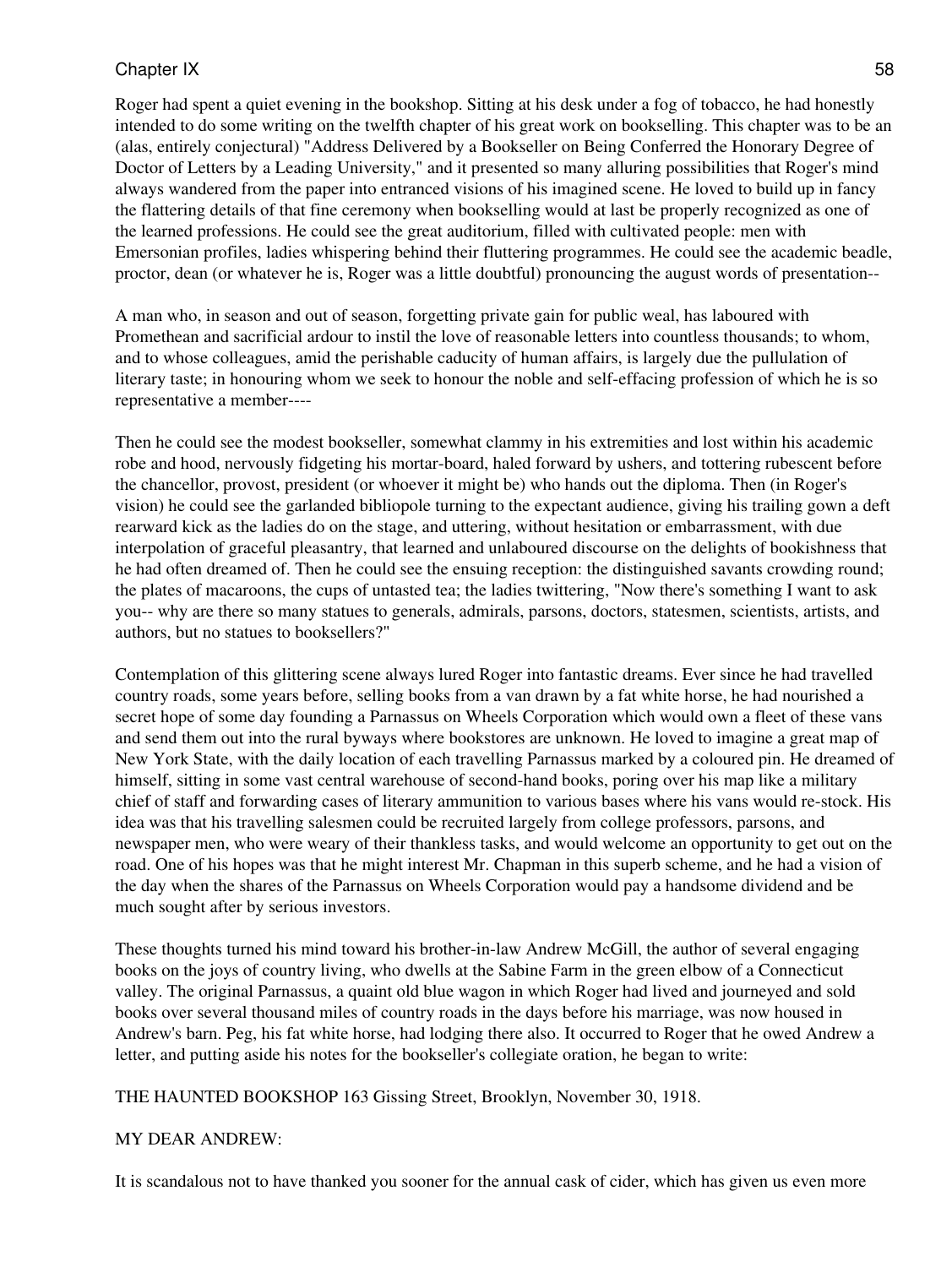Roger had spent a quiet evening in the bookshop. Sitting at his desk under a fog of tobacco, he had honestly intended to do some writing on the twelfth chapter of his great work on bookselling. This chapter was to be an (alas, entirely conjectural) "Address Delivered by a Bookseller on Being Conferred the Honorary Degree of Doctor of Letters by a Leading University," and it presented so many alluring possibilities that Roger's mind always wandered from the paper into entranced visions of his imagined scene. He loved to build up in fancy the flattering details of that fine ceremony when bookselling would at last be properly recognized as one of the learned professions. He could see the great auditorium, filled with cultivated people: men with Emersonian profiles, ladies whispering behind their fluttering programmes. He could see the academic beadle, proctor, dean (or whatever he is, Roger was a little doubtful) pronouncing the august words of presentation--

A man who, in season and out of season, forgetting private gain for public weal, has laboured with Promethean and sacrificial ardour to instil the love of reasonable letters into countless thousands; to whom, and to whose colleagues, amid the perishable caducity of human affairs, is largely due the pullulation of literary taste; in honouring whom we seek to honour the noble and self-effacing profession of which he is so representative a member----

Then he could see the modest bookseller, somewhat clammy in his extremities and lost within his academic robe and hood, nervously fidgeting his mortar-board, haled forward by ushers, and tottering rubescent before the chancellor, provost, president (or whoever it might be) who hands out the diploma. Then (in Roger's vision) he could see the garlanded bibliopole turning to the expectant audience, giving his trailing gown a deft rearward kick as the ladies do on the stage, and uttering, without hesitation or embarrassment, with due interpolation of graceful pleasantry, that learned and unlaboured discourse on the delights of bookishness that he had often dreamed of. Then he could see the ensuing reception: the distinguished savants crowding round; the plates of macaroons, the cups of untasted tea; the ladies twittering, "Now there's something I want to ask you-- why are there so many statues to generals, admirals, parsons, doctors, statesmen, scientists, artists, and authors, but no statues to booksellers?"

Contemplation of this glittering scene always lured Roger into fantastic dreams. Ever since he had travelled country roads, some years before, selling books from a van drawn by a fat white horse, he had nourished a secret hope of some day founding a Parnassus on Wheels Corporation which would own a fleet of these vans and send them out into the rural byways where bookstores are unknown. He loved to imagine a great map of New York State, with the daily location of each travelling Parnassus marked by a coloured pin. He dreamed of himself, sitting in some vast central warehouse of second-hand books, poring over his map like a military chief of staff and forwarding cases of literary ammunition to various bases where his vans would re-stock. His idea was that his travelling salesmen could be recruited largely from college professors, parsons, and newspaper men, who were weary of their thankless tasks, and would welcome an opportunity to get out on the road. One of his hopes was that he might interest Mr. Chapman in this superb scheme, and he had a vision of the day when the shares of the Parnassus on Wheels Corporation would pay a handsome dividend and be much sought after by serious investors.

These thoughts turned his mind toward his brother-in-law Andrew McGill, the author of several engaging books on the joys of country living, who dwells at the Sabine Farm in the green elbow of a Connecticut valley. The original Parnassus, a quaint old blue wagon in which Roger had lived and journeyed and sold books over several thousand miles of country roads in the days before his marriage, was now housed in Andrew's barn. Peg, his fat white horse, had lodging there also. It occurred to Roger that he owed Andrew a letter, and putting aside his notes for the bookseller's collegiate oration, he began to write:

THE HAUNTED BOOKSHOP 163 Gissing Street, Brooklyn, November 30, 1918.

MY DEAR ANDREW:

It is scandalous not to have thanked you sooner for the annual cask of cider, which has given us even more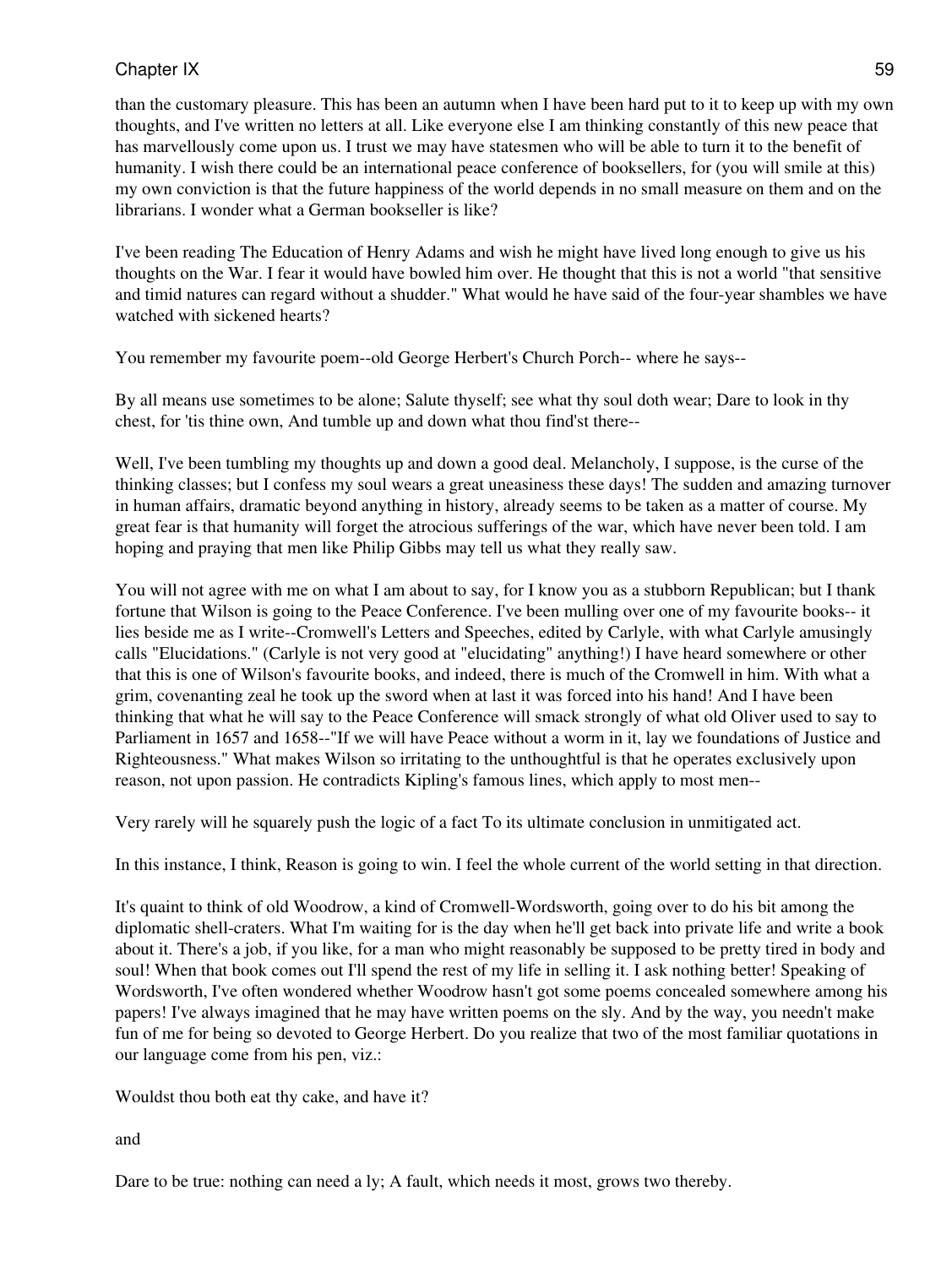than the customary pleasure. This has been an autumn when I have been hard put to it to keep up with my own thoughts, and I've written no letters at all. Like everyone else I am thinking constantly of this new peace that has marvellously come upon us. I trust we may have statesmen who will be able to turn it to the benefit of humanity. I wish there could be an international peace conference of booksellers, for (you will smile at this) my own conviction is that the future happiness of the world depends in no small measure on them and on the librarians. I wonder what a German bookseller is like?

I've been reading The Education of Henry Adams and wish he might have lived long enough to give us his thoughts on the War. I fear it would have bowled him over. He thought that this is not a world "that sensitive and timid natures can regard without a shudder." What would he have said of the four-year shambles we have watched with sickened hearts?

You remember my favourite poem--old George Herbert's Church Porch-- where he says--

By all means use sometimes to be alone; Salute thyself; see what thy soul doth wear; Dare to look in thy chest, for 'tis thine own, And tumble up and down what thou find'st there--

Well, I've been tumbling my thoughts up and down a good deal. Melancholy, I suppose, is the curse of the thinking classes; but I confess my soul wears a great uneasiness these days! The sudden and amazing turnover in human affairs, dramatic beyond anything in history, already seems to be taken as a matter of course. My great fear is that humanity will forget the atrocious sufferings of the war, which have never been told. I am hoping and praying that men like Philip Gibbs may tell us what they really saw.

You will not agree with me on what I am about to say, for I know you as a stubborn Republican; but I thank fortune that Wilson is going to the Peace Conference. I've been mulling over one of my favourite books-- it lies beside me as I write--Cromwell's Letters and Speeches, edited by Carlyle, with what Carlyle amusingly calls "Elucidations." (Carlyle is not very good at "elucidating" anything!) I have heard somewhere or other that this is one of Wilson's favourite books, and indeed, there is much of the Cromwell in him. With what a grim, covenanting zeal he took up the sword when at last it was forced into his hand! And I have been thinking that what he will say to the Peace Conference will smack strongly of what old Oliver used to say to Parliament in 1657 and 1658--"If we will have Peace without a worm in it, lay we foundations of Justice and Righteousness." What makes Wilson so irritating to the unthoughtful is that he operates exclusively upon reason, not upon passion. He contradicts Kipling's famous lines, which apply to most men--

Very rarely will he squarely push the logic of a fact To its ultimate conclusion in unmitigated act.

In this instance, I think, Reason is going to win. I feel the whole current of the world setting in that direction.

It's quaint to think of old Woodrow, a kind of Cromwell-Wordsworth, going over to do his bit among the diplomatic shell-craters. What I'm waiting for is the day when he'll get back into private life and write a book about it. There's a job, if you like, for a man who might reasonably be supposed to be pretty tired in body and soul! When that book comes out I'll spend the rest of my life in selling it. I ask nothing better! Speaking of Wordsworth, I've often wondered whether Woodrow hasn't got some poems concealed somewhere among his papers! I've always imagined that he may have written poems on the sly. And by the way, you needn't make fun of me for being so devoted to George Herbert. Do you realize that two of the most familiar quotations in our language come from his pen, viz.:

Wouldst thou both eat thy cake, and have it?

and

Dare to be true: nothing can need a ly; A fault, which needs it most, grows two thereby.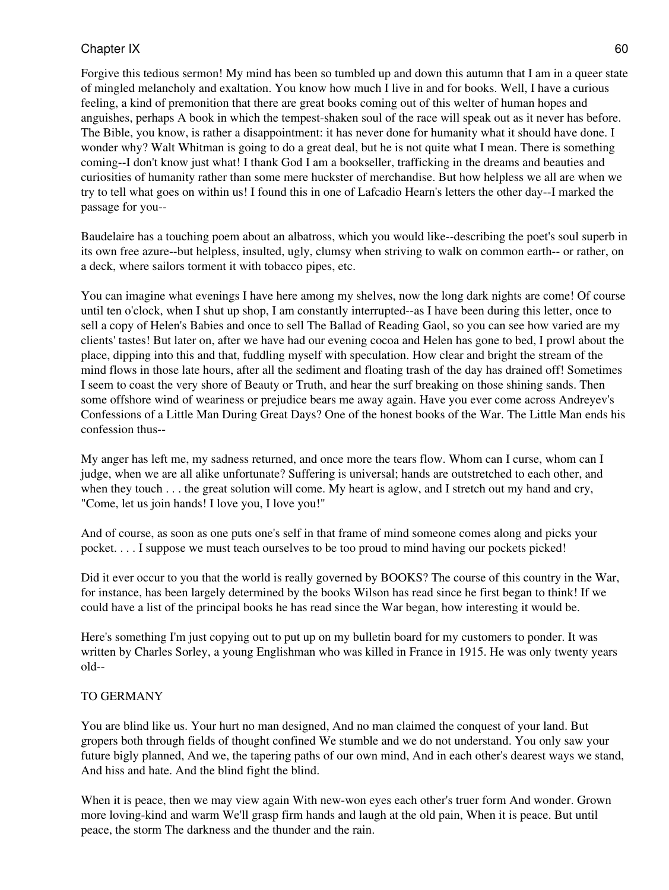Forgive this tedious sermon! My mind has been so tumbled up and down this autumn that I am in a queer state of mingled melancholy and exaltation. You know how much I live in and for books. Well, I have a curious feeling, a kind of premonition that there are great books coming out of this welter of human hopes and anguishes, perhaps A book in which the tempest-shaken soul of the race will speak out as it never has before. The Bible, you know, is rather a disappointment: it has never done for humanity what it should have done. I wonder why? Walt Whitman is going to do a great deal, but he is not quite what I mean. There is something coming--I don't know just what! I thank God I am a bookseller, trafficking in the dreams and beauties and curiosities of humanity rather than some mere huckster of merchandise. But how helpless we all are when we try to tell what goes on within us! I found this in one of Lafcadio Hearn's letters the other day--I marked the passage for you--

Baudelaire has a touching poem about an albatross, which you would like--describing the poet's soul superb in its own free azure--but helpless, insulted, ugly, clumsy when striving to walk on common earth-- or rather, on a deck, where sailors torment it with tobacco pipes, etc.

You can imagine what evenings I have here among my shelves, now the long dark nights are come! Of course until ten o'clock, when I shut up shop, I am constantly interrupted--as I have been during this letter, once to sell a copy of Helen's Babies and once to sell The Ballad of Reading Gaol, so you can see how varied are my clients' tastes! But later on, after we have had our evening cocoa and Helen has gone to bed, I prowl about the place, dipping into this and that, fuddling myself with speculation. How clear and bright the stream of the mind flows in those late hours, after all the sediment and floating trash of the day has drained off! Sometimes I seem to coast the very shore of Beauty or Truth, and hear the surf breaking on those shining sands. Then some offshore wind of weariness or prejudice bears me away again. Have you ever come across Andreyev's Confessions of a Little Man During Great Days? One of the honest books of the War. The Little Man ends his confession thus--

My anger has left me, my sadness returned, and once more the tears flow. Whom can I curse, whom can I judge, when we are all alike unfortunate? Suffering is universal; hands are outstretched to each other, and when they touch . . . the great solution will come. My heart is aglow, and I stretch out my hand and cry, "Come, let us join hands! I love you, I love you!"

And of course, as soon as one puts one's self in that frame of mind someone comes along and picks your pocket. . . . I suppose we must teach ourselves to be too proud to mind having our pockets picked!

Did it ever occur to you that the world is really governed by BOOKS? The course of this country in the War, for instance, has been largely determined by the books Wilson has read since he first began to think! If we could have a list of the principal books he has read since the War began, how interesting it would be.

Here's something I'm just copying out to put up on my bulletin board for my customers to ponder. It was written by Charles Sorley, a young Englishman who was killed in France in 1915. He was only twenty years old--

TO GERMANY

You are blind like us. Your hurt no man designed, And no man claimed the conquest of your land. But gropers both through fields of thought confined We stumble and we do not understand. You only saw your future bigly planned, And we, the tapering paths of our own mind, And in each other's dearest ways we stand, And hiss and hate. And the blind fight the blind.

When it is peace, then we may view again With new-won eyes each other's truer form And wonder. Grown more loving-kind and warm We'll grasp firm hands and laugh at the old pain, When it is peace. But until peace, the storm The darkness and the thunder and the rain.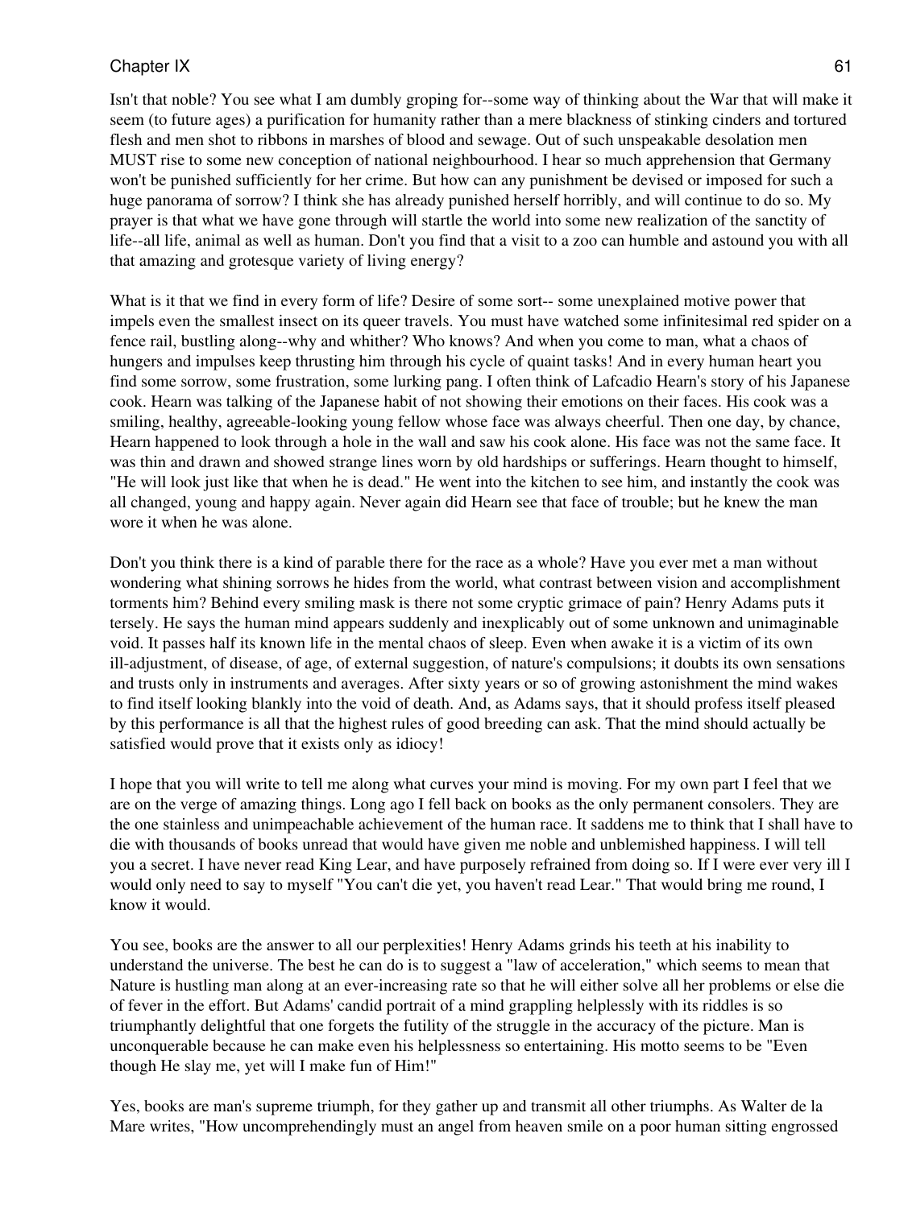Isn't that noble? You see what I am dumbly groping for--some way of thinking about the War that will make it seem (to future ages) a purification for humanity rather than a mere blackness of stinking cinders and tortured flesh and men shot to ribbons in marshes of blood and sewage. Out of such unspeakable desolation men MUST rise to some new conception of national neighbourhood. I hear so much apprehension that Germany won't be punished sufficiently for her crime. But how can any punishment be devised or imposed for such a huge panorama of sorrow? I think she has already punished herself horribly, and will continue to do so. My prayer is that what we have gone through will startle the world into some new realization of the sanctity of life--all life, animal as well as human. Don't you find that a visit to a zoo can humble and astound you with all that amazing and grotesque variety of living energy?

What is it that we find in every form of life? Desire of some sort-- some unexplained motive power that impels even the smallest insect on its queer travels. You must have watched some infinitesimal red spider on a fence rail, bustling along--why and whither? Who knows? And when you come to man, what a chaos of hungers and impulses keep thrusting him through his cycle of quaint tasks! And in every human heart you find some sorrow, some frustration, some lurking pang. I often think of Lafcadio Hearn's story of his Japanese cook. Hearn was talking of the Japanese habit of not showing their emotions on their faces. His cook was a smiling, healthy, agreeable-looking young fellow whose face was always cheerful. Then one day, by chance, Hearn happened to look through a hole in the wall and saw his cook alone. His face was not the same face. It was thin and drawn and showed strange lines worn by old hardships or sufferings. Hearn thought to himself, "He will look just like that when he is dead." He went into the kitchen to see him, and instantly the cook was all changed, young and happy again. Never again did Hearn see that face of trouble; but he knew the man wore it when he was alone.

Don't you think there is a kind of parable there for the race as a whole? Have you ever met a man without wondering what shining sorrows he hides from the world, what contrast between vision and accomplishment torments him? Behind every smiling mask is there not some cryptic grimace of pain? Henry Adams puts it tersely. He says the human mind appears suddenly and inexplicably out of some unknown and unimaginable void. It passes half its known life in the mental chaos of sleep. Even when awake it is a victim of its own ill-adjustment, of disease, of age, of external suggestion, of nature's compulsions; it doubts its own sensations and trusts only in instruments and averages. After sixty years or so of growing astonishment the mind wakes to find itself looking blankly into the void of death. And, as Adams says, that it should profess itself pleased by this performance is all that the highest rules of good breeding can ask. That the mind should actually be satisfied would prove that it exists only as idiocy!

I hope that you will write to tell me along what curves your mind is moving. For my own part I feel that we are on the verge of amazing things. Long ago I fell back on books as the only permanent consolers. They are the one stainless and unimpeachable achievement of the human race. It saddens me to think that I shall have to die with thousands of books unread that would have given me noble and unblemished happiness. I will tell you a secret. I have never read King Lear, and have purposely refrained from doing so. If I were ever very ill I would only need to say to myself "You can't die yet, you haven't read Lear." That would bring me round, I know it would.

You see, books are the answer to all our perplexities! Henry Adams grinds his teeth at his inability to understand the universe. The best he can do is to suggest a "law of acceleration," which seems to mean that Nature is hustling man along at an ever-increasing rate so that he will either solve all her problems or else die of fever in the effort. But Adams' candid portrait of a mind grappling helplessly with its riddles is so triumphantly delightful that one forgets the futility of the struggle in the accuracy of the picture. Man is unconquerable because he can make even his helplessness so entertaining. His motto seems to be "Even though He slay me, yet will I make fun of Him!"

Yes, books are man's supreme triumph, for they gather up and transmit all other triumphs. As Walter de la Mare writes, "How uncomprehendingly must an angel from heaven smile on a poor human sitting engrossed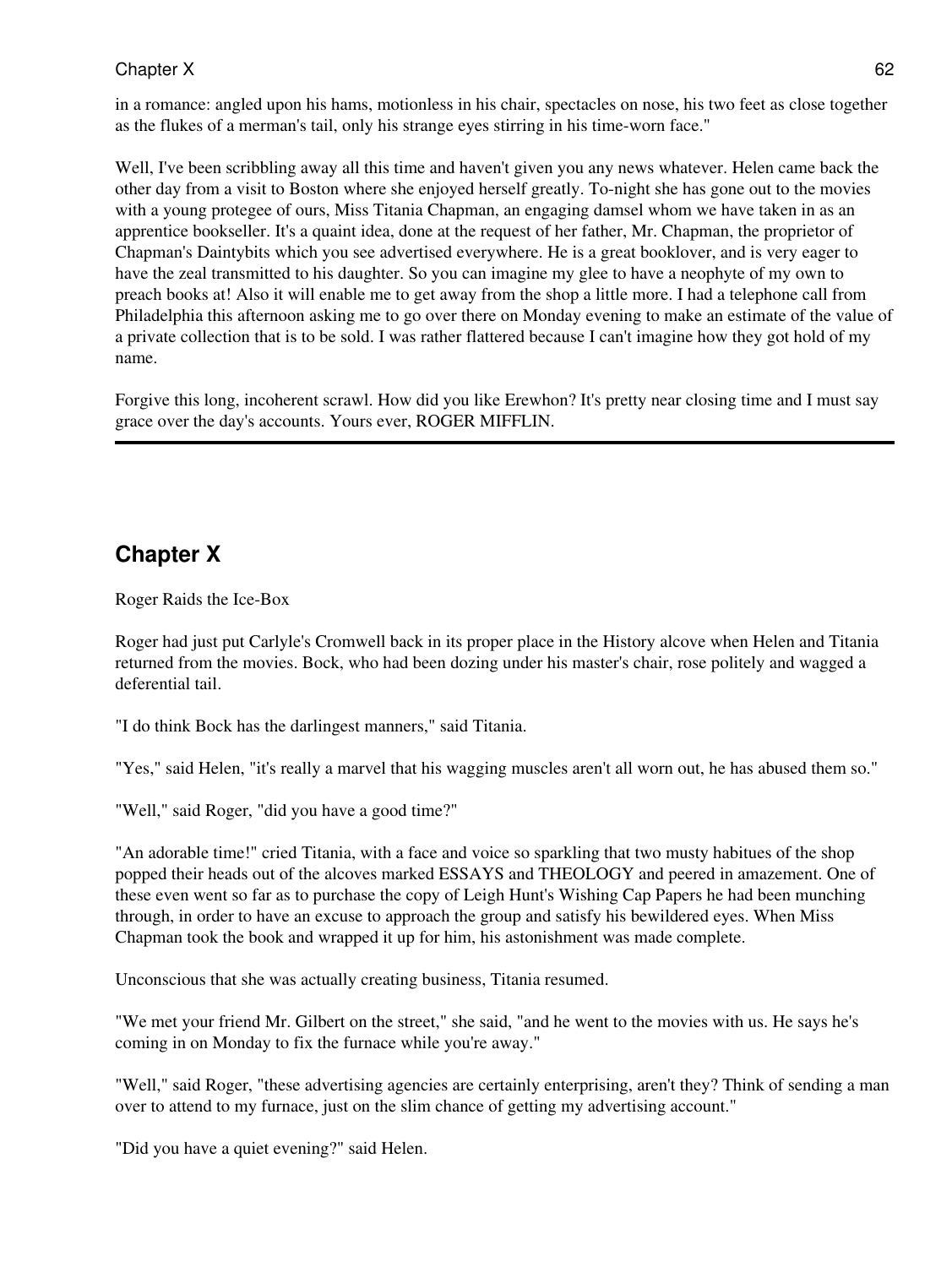in a romance: angled upon his hams, motionless in his chair, spectacles on nose, his two feet as close together as the flukes of a merman's tail, only his strange eyes stirring in his time-worn face."

Well, I've been scribbling away all this time and haven't given you any news whatever. Helen came back the other day from a visit to Boston where she enjoyed herself greatly. To-night she has gone out to the movies with a young protegee of ours, Miss Titania Chapman, an engaging damsel whom we have taken in as an apprentice bookseller. It's a quaint idea, done at the request of her father, Mr. Chapman, the proprietor of Chapman's Daintybits which you see advertised everywhere. He is a great booklover, and is very eager to have the zeal transmitted to his daughter. So you can imagine my glee to have a neophyte of my own to preach books at! Also it will enable me to get away from the shop a little more. I had a telephone call from Philadelphia this afternoon asking me to go over there on Monday evening to make an estimate of the value of a private collection that is to be sold. I was rather flattered because I can't imagine how they got hold of my name.

Forgive this long, incoherent scrawl. How did you like Erewhon? It's pretty near closing time and I must say grace over the day's accounts. Yours ever, ROGER MIFFLIN.

---

## Chapter X

Roger Raids the Ice-Box

Roger had just put Carlyle's Cromwell back in its proper place in the History alcove when Helen and Titania returned from the movies. Bock, who had been dozing under his master's chair, rose politely and wagged a deferential tail.

"I do think Bock has the darlingest manners," said Titania.

"Yes," said Helen, "it's really a marvel that his wagging muscles aren't all worn out, he has abused them so."

"Well," said Roger, "did you have a good time?"

"An adorable time!" cried Titania, with a face and voice so sparkling that two musty habitues of the shop popped their heads out of the alcoves marked ESSAYS and THEOLOGY and peered in amazement. One of these even went so far as to purchase the copy of Leigh Hunt's Wishing Cap Papers he had been munching through, in order to have an excuse to approach the group and satisfy his bewildered eyes. When Miss Chapman took the book and wrapped it up for him, his astonishment was made complete.

Unconscious that she was actually creating business, Titania resumed.

"We met your friend Mr. Gilbert on the street," she said, "and he went to the movies with us. He says he's coming in on Monday to fix the furnace while you're away."

"Well," said Roger, "these advertising agencies are certainly enterprising, aren't they? Think of sending a man over to attend to my furnace, just on the slim chance of getting my advertising account."

"Did you have a quiet evening?" said Helen.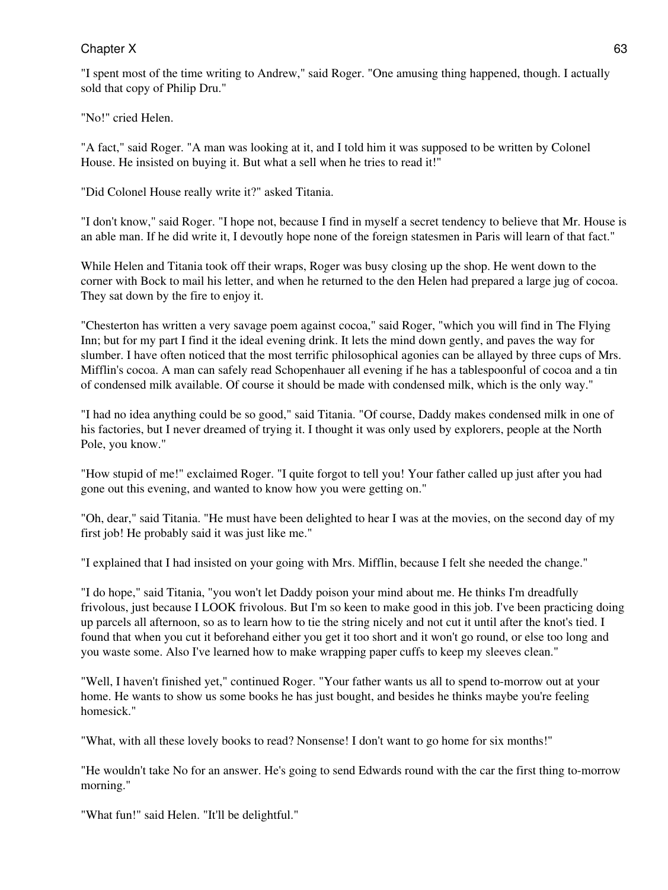"I spent most of the time writing to Andrew," said Roger. "One amusing thing happened, though. I actually sold that copy of Philip Dru."

"No!" cried Helen.

"A fact," said Roger. "A man was looking at it, and I told him it was supposed to be written by Colonel House. He insisted on buying it. But what a sell when he tries to read it!"

"Did Colonel House really write it?" asked Titania.

"I don't know," said Roger. "I hope not, because I find in myself a secret tendency to believe that Mr. House is an able man. If he did write it, I devoutly hope none of the foreign statesmen in Paris will learn of that fact."

While Helen and Titania took off their wraps, Roger was busy closing up the shop. He went down to the corner with Bock to mail his letter, and when he returned to the den Helen had prepared a large jug of cocoa. They sat down by the fire to enjoy it.

"Chesterton has written a very savage poem against cocoa," said Roger, "which you will find in The Flying Inn; but for my part I find it the ideal evening drink. It lets the mind down gently, and paves the way for slumber. I have often noticed that the most terrific philosophical agonies can be allayed by three cups of Mrs. Mifflin's cocoa. A man can safely read Schopenhauer all evening if he has a tablespoonful of cocoa and a tin of condensed milk available. Of course it should be made with condensed milk, which is the only way."

"I had no idea anything could be so good," said Titania. "Of course, Daddy makes condensed milk in one of his factories, but I never dreamed of trying it. I thought it was only used by explorers, people at the North Pole, you know."

"How stupid of me!" exclaimed Roger. "I quite forgot to tell you! Your father called up just after you had gone out this evening, and wanted to know how you were getting on."

"Oh, dear," said Titania. "He must have been delighted to hear I was at the movies, on the second day of my first job! He probably said it was just like me."

"I explained that I had insisted on your going with Mrs. Mifflin, because I felt she needed the change."

"I do hope," said Titania, "you won't let Daddy poison your mind about me. He thinks I'm dreadfully frivolous, just because I LOOK frivolous. But I'm so keen to make good in this job. I've been practicing doing up parcels all afternoon, so as to learn how to tie the string nicely and not cut it until after the knot's tied. I found that when you cut it beforehand either you get it too short and it won't go round, or else too long and you waste some. Also I've learned how to make wrapping paper cuffs to keep my sleeves clean."

"Well, I haven't finished yet," continued Roger. "Your father wants us all to spend to-morrow out at your home. He wants to show us some books he has just bought, and besides he thinks maybe you're feeling homesick."

"What, with all these lovely books to read? Nonsense! I don't want to go home for six months!"

"He wouldn't take No for an answer. He's going to send Edwards round with the car the first thing to-morrow morning."

"What fun!" said Helen. "It'll be delightful."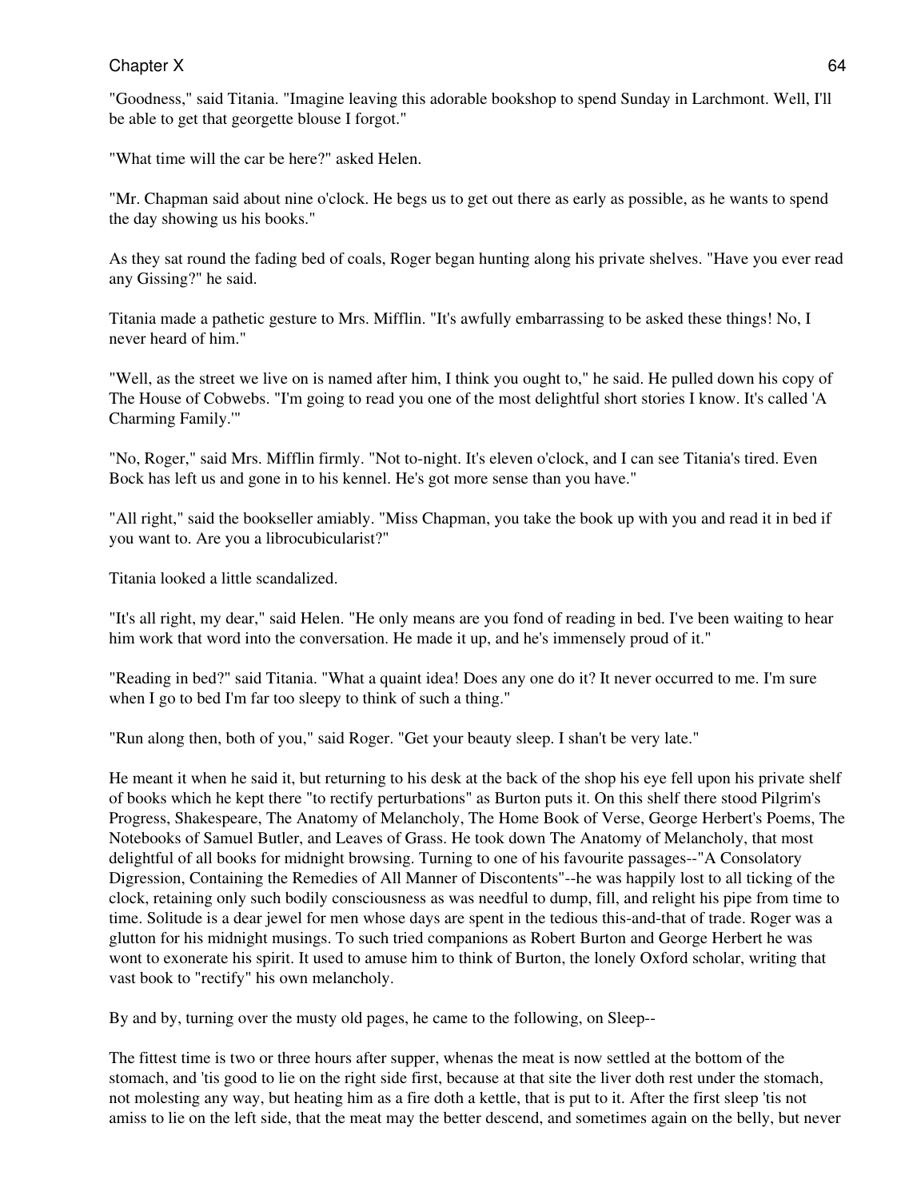"Goodness," said Titania. "Imagine leaving this adorable bookshop to spend Sunday in Larchmont. Well, I'll be able to get that georgette blouse I forgot."

"What time will the car be here?" asked Helen.

"Mr. Chapman said about nine o'clock. He begs us to get out there as early as possible, as he wants to spend the day showing us his books."

As they sat round the fading bed of coals, Roger began hunting along his private shelves. "Have you ever read any Gissing?" he said.

Titania made a pathetic gesture to Mrs. Mifflin. "It's awfully embarrassing to be asked these things! No, I never heard of him."

"Well, as the street we live on is named after him, I think you ought to," he said. He pulled down his copy of The House of Cobwebs. "I'm going to read you one of the most delightful short stories I know. It's called 'A Charming Family.'"

"No, Roger," said Mrs. Mifflin firmly. "Not to-night. It's eleven o'clock, and I can see Titania's tired. Even Bock has left us and gone in to his kennel. He's got more sense than you have."

"All right," said the bookseller amiably. "Miss Chapman, you take the book up with you and read it in bed if you want to. Are you a librocubicularist?"

Titania looked a little scandalized.

"It's all right, my dear," said Helen. "He only means are you fond of reading in bed. I've been waiting to hear him work that word into the conversation. He made it up, and he's immensely proud of it."

"Reading in bed?" said Titania. "What a quaint idea! Does any one do it? It never occurred to me. I'm sure when I go to bed I'm far too sleepy to think of such a thing."

"Run along then, both of you," said Roger. "Get your beauty sleep. I shan't be very late."

He meant it when he said it, but returning to his desk at the back of the shop his eye fell upon his private shelf of books which he kept there "to rectify perturbations" as Burton puts it. On this shelf there stood Pilgrim's Progress, Shakespeare, The Anatomy of Melancholy, The Home Book of Verse, George Herbert's Poems, The Notebooks of Samuel Butler, and Leaves of Grass. He took down The Anatomy of Melancholy, that most delightful of all books for midnight browsing. Turning to one of his favourite passages--"A Consolatory Digression, Containing the Remedies of All Manner of Discontents"--he was happily lost to all ticking of the clock, retaining only such bodily consciousness as was needful to dump, fill, and relight his pipe from time to time. Solitude is a dear jewel for men whose days are spent in the tedious this-and-that of trade. Roger was a glutton for his midnight musings. To such tried companions as Robert Burton and George Herbert he was wont to exonerate his spirit. It used to amuse him to think of Burton, the lonely Oxford scholar, writing that vast book to "rectify" his own melancholy.

By and by, turning over the musty old pages, he came to the following, on Sleep--

The fittest time is two or three hours after supper, whenas the meat is now settled at the bottom of the stomach, and 'tis good to lie on the right side first, because at that site the liver doth rest under the stomach, not molesting any way, but heating him as a fire doth a kettle, that is put to it. After the first sleep 'tis not amiss to lie on the left side, that the meat may the better descend, and sometimes again on the belly, but never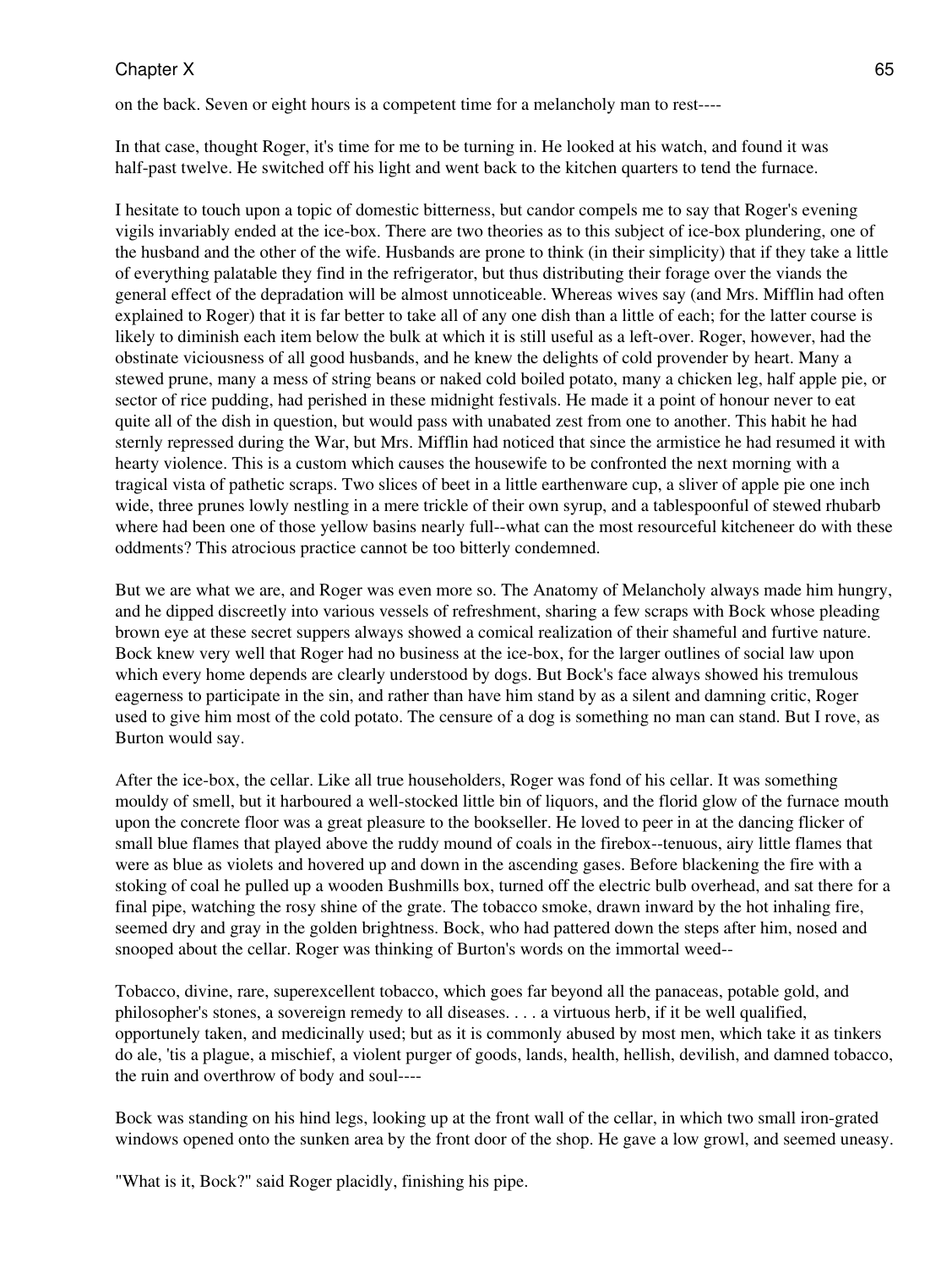on the back. Seven or eight hours is a competent time for a melancholy man to rest----

In that case, thought Roger, it's time for me to be turning in. He looked at his watch, and found it was half-past twelve. He switched off his light and went back to the kitchen quarters to tend the furnace.

I hesitate to touch upon a topic of domestic bitterness, but candor compels me to say that Roger's evening vigils invariably ended at the ice-box. There are two theories as to this subject of ice-box plundering, one of the husband and the other of the wife. Husbands are prone to think (in their simplicity) that if they take a little of everything palatable they find in the refrigerator, but thus distributing their forage over the viands the general effect of the depradation will be almost unnoticeable. Whereas wives say (and Mrs. Mifflin had often explained to Roger) that it is far better to take all of any one dish than a little of each; for the latter course is likely to diminish each item below the bulk at which it is still useful as a left-over. Roger, however, had the obstinate viciousness of all good husbands, and he knew the delights of cold provender by heart. Many a stewed prune, many a mess of string beans or naked cold boiled potato, many a chicken leg, half apple pie, or sector of rice pudding, had perished in these midnight festivals. He made it a point of honour never to eat quite all of the dish in question, but would pass with unabated zest from one to another. This habit he had sternly repressed during the War, but Mrs. Mifflin had noticed that since the armistice he had resumed it with hearty violence. This is a custom which causes the housewife to be confronted the next morning with a tragical vista of pathetic scraps. Two slices of beet in a little earthenware cup, a sliver of apple pie one inch wide, three prunes lowly nestling in a mere trickle of their own syrup, and a tablespoonful of stewed rhubarb where had been one of those yellow basins nearly full--what can the most resourceful kitcheneer do with these oddments? This atrocious practice cannot be too bitterly condemned.

But we are what we are, and Roger was even more so. The Anatomy of Melancholy always made him hungry, and he dipped discreetly into various vessels of refreshment, sharing a few scraps with Bock whose pleading brown eye at these secret suppers always showed a comical realization of their shameful and furtive nature. Bock knew very well that Roger had no business at the ice-box, for the larger outlines of social law upon which every home depends are clearly understood by dogs. But Bock's face always showed his tremulous eagerness to participate in the sin, and rather than have him stand by as a silent and damning critic, Roger used to give him most of the cold potato. The censure of a dog is something no man can stand. But I rove, as Burton would say.

After the ice-box, the cellar. Like all true householders, Roger was fond of his cellar. It was something mouldy of smell, but it harboured a well-stocked little bin of liquors, and the florid glow of the furnace mouth upon the concrete floor was a great pleasure to the bookseller. He loved to peer in at the dancing flicker of small blue flames that played above the ruddy mound of coals in the firebox--tenuous, airy little flames that were as blue as violets and hovered up and down in the ascending gases. Before blackening the fire with a stoking of coal he pulled up a wooden Bushmills box, turned off the electric bulb overhead, and sat there for a final pipe, watching the rosy shine of the grate. The tobacco smoke, drawn inward by the hot inhaling fire, seemed dry and gray in the golden brightness. Bock, who had pattered down the steps after him, nosed and snooped about the cellar. Roger was thinking of Burton's words on the immortal weed--

Tobacco, divine, rare, superexcellent tobacco, which goes far beyond all the panaceas, potable gold, and philosopher's stones, a sovereign remedy to all diseases. . . . a virtuous herb, if it be well qualified, opportunely taken, and medicinally used; but as it is commonly abused by most men, which take it as tinkers do ale, 'tis a plague, a mischief, a violent purger of goods, lands, health, hellish, devilish, and damned tobacco, the ruin and overthrow of body and soul----

Bock was standing on his hind legs, looking up at the front wall of the cellar, in which two small iron-grated windows opened onto the sunken area by the front door of the shop. He gave a low growl, and seemed uneasy.

"What is it, Bock?" said Roger placidly, finishing his pipe.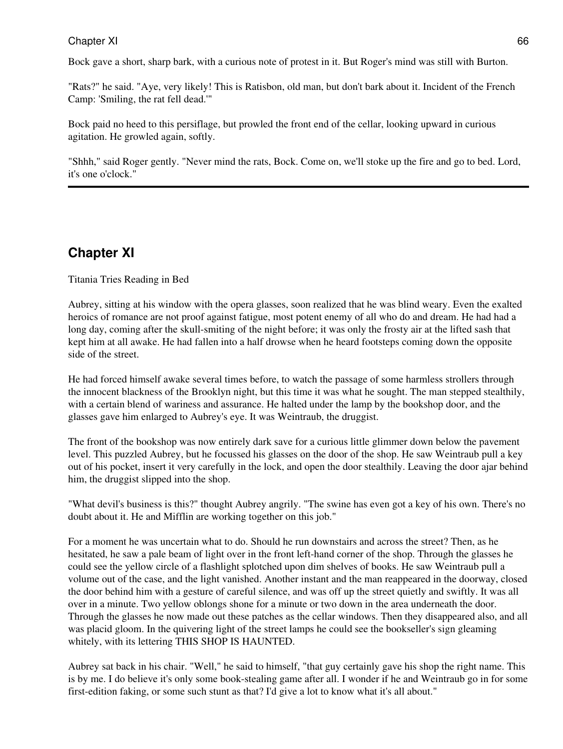Bock gave a short, sharp bark, with a curious note of protest in it. But Roger's mind was still with Burton.

"Rats?" he said. "Aye, very likely! This is Ratisbon, old man, but don't bark about it. Incident of the French Camp: 'Smiling, the rat fell dead.'"

Bock paid no heed to this persiflage, but prowled the front end of the cellar, looking upward in curious agitation. He growled again, softly.

"Shhh," said Roger gently. "Never mind the rats, Bock. Come on, we'll stoke up the fire and go to bed. Lord, it's one o'clock."

---

## Chapter XI

Titania Tries Reading in Bed

Aubrey, sitting at his window with the opera glasses, soon realized that he was blind weary. Even the exalted heroics of romance are not proof against fatigue, most potent enemy of all who do and dream. He had had a long day, coming after the skull-smiting of the night before; it was only the frosty air at the lifted sash that kept him at all awake. He had fallen into a half drowse when he heard footsteps coming down the opposite side of the street.

He had forced himself awake several times before, to watch the passage of some harmless strollers through the innocent blackness of the Brooklyn night, but this time it was what he sought. The man stepped stealthily, with a certain blend of wariness and assurance. He halted under the lamp by the bookshop door, and the glasses gave him enlarged to Aubrey's eye. It was Weintraub, the druggist.

The front of the bookshop was now entirely dark save for a curious little glimmer down below the pavement level. This puzzled Aubrey, but he focussed his glasses on the door of the shop. He saw Weintraub pull a key out of his pocket, insert it very carefully in the lock, and open the door stealthily. Leaving the door ajar behind him, the druggist slipped into the shop.

"What devil's business is this?" thought Aubrey angrily. "The swine has even got a key of his own. There's no doubt about it. He and Mifflin are working together on this job."

For a moment he was uncertain what to do. Should he run downstairs and across the street? Then, as he hesitated, he saw a pale beam of light over in the front left-hand corner of the shop. Through the glasses he could see the yellow circle of a flashlight splotched upon dim shelves of books. He saw Weintraub pull a volume out of the case, and the light vanished. Another instant and the man reappeared in the doorway, closed the door behind him with a gesture of careful silence, and was off up the street quietly and swiftly. It was all over in a minute. Two yellow oblongs shone for a minute or two down in the area underneath the door. Through the glasses he now made out these patches as the cellar windows. Then they disappeared also, and all was placid gloom. In the quivering light of the street lamps he could see the bookseller's sign gleaming whitely, with its lettering THIS SHOP IS HAUNTED.

Aubrey sat back in his chair. "Well," he said to himself, "that guy certainly gave his shop the right name. This is by me. I do believe it's only some book-stealing game after all. I wonder if he and Weintraub go in for some first-edition faking, or some such stunt as that? I'd give a lot to know what it's all about."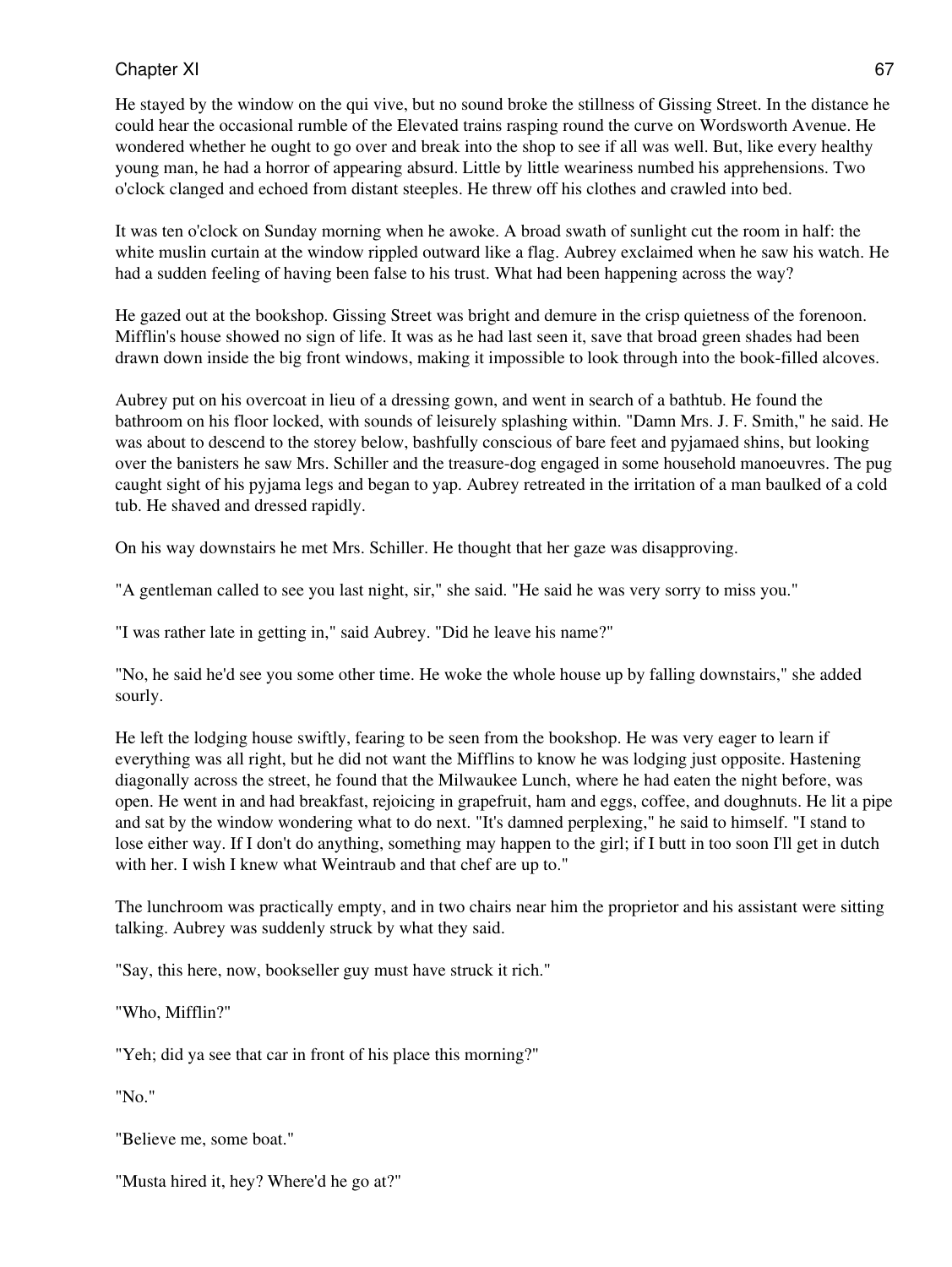He stayed by the window on the qui vive, but no sound broke the stillness of Gissing Street. In the distance he could hear the occasional rumble of the Elevated trains rasping round the curve on Wordsworth Avenue. He wondered whether he ought to go over and break into the shop to see if all was well. But, like every healthy young man, he had a horror of appearing absurd. Little by little weariness numbed his apprehensions. Two o'clock clanged and echoed from distant steeples. He threw off his clothes and crawled into bed.

It was ten o'clock on Sunday morning when he awoke. A broad swath of sunlight cut the room in half: the white muslin curtain at the window rippled outward like a flag. Aubrey exclaimed when he saw his watch. He had a sudden feeling of having been false to his trust. What had been happening across the way?

He gazed out at the bookshop. Gissing Street was bright and demure in the crisp quietness of the forenoon. Mifflin's house showed no sign of life. It was as he had last seen it, save that broad green shades had been drawn down inside the big front windows, making it impossible to look through into the book-filled alcoves.

Aubrey put on his overcoat in lieu of a dressing gown, and went in search of a bathtub. He found the bathroom on his floor locked, with sounds of leisurely splashing within. "Damn Mrs. J. F. Smith," he said. He was about to descend to the storey below, bashfully conscious of bare feet and pyjamaed shins, but looking over the banisters he saw Mrs. Schiller and the treasure-dog engaged in some household manoeuvres. The pug caught sight of his pyjama legs and began to yap. Aubrey retreated in the irritation of a man baulked of a cold tub. He shaved and dressed rapidly.

On his way downstairs he met Mrs. Schiller. He thought that her gaze was disapproving.

"A gentleman called to see you last night, sir," she said. "He said he was very sorry to miss you."

"I was rather late in getting in," said Aubrey. "Did he leave his name?"

"No, he said he'd see you some other time. He woke the whole house up by falling downstairs," she added sourly.

He left the lodging house swiftly, fearing to be seen from the bookshop. He was very eager to learn if everything was all right, but he did not want the Mifflins to know he was lodging just opposite. Hastening diagonally across the street, he found that the Milwaukee Lunch, where he had eaten the night before, was open. He went in and had breakfast, rejoicing in grapefruit, ham and eggs, coffee, and doughnuts. He lit a pipe and sat by the window wondering what to do next. "It's damned perplexing," he said to himself. "I stand to lose either way. If I don't do anything, something may happen to the girl; if I butt in too soon I'll get in dutch with her. I wish I knew what Weintraub and that chef are up to."

The lunchroom was practically empty, and in two chairs near him the proprietor and his assistant were sitting talking. Aubrey was suddenly struck by what they said.

"Say, this here, now, bookseller guy must have struck it rich."

"Who, Mifflin?"

"Yeh; did ya see that car in front of his place this morning?"

"No."

"Believe me, some boat."

"Musta hired it, hey? Where'd he go at?"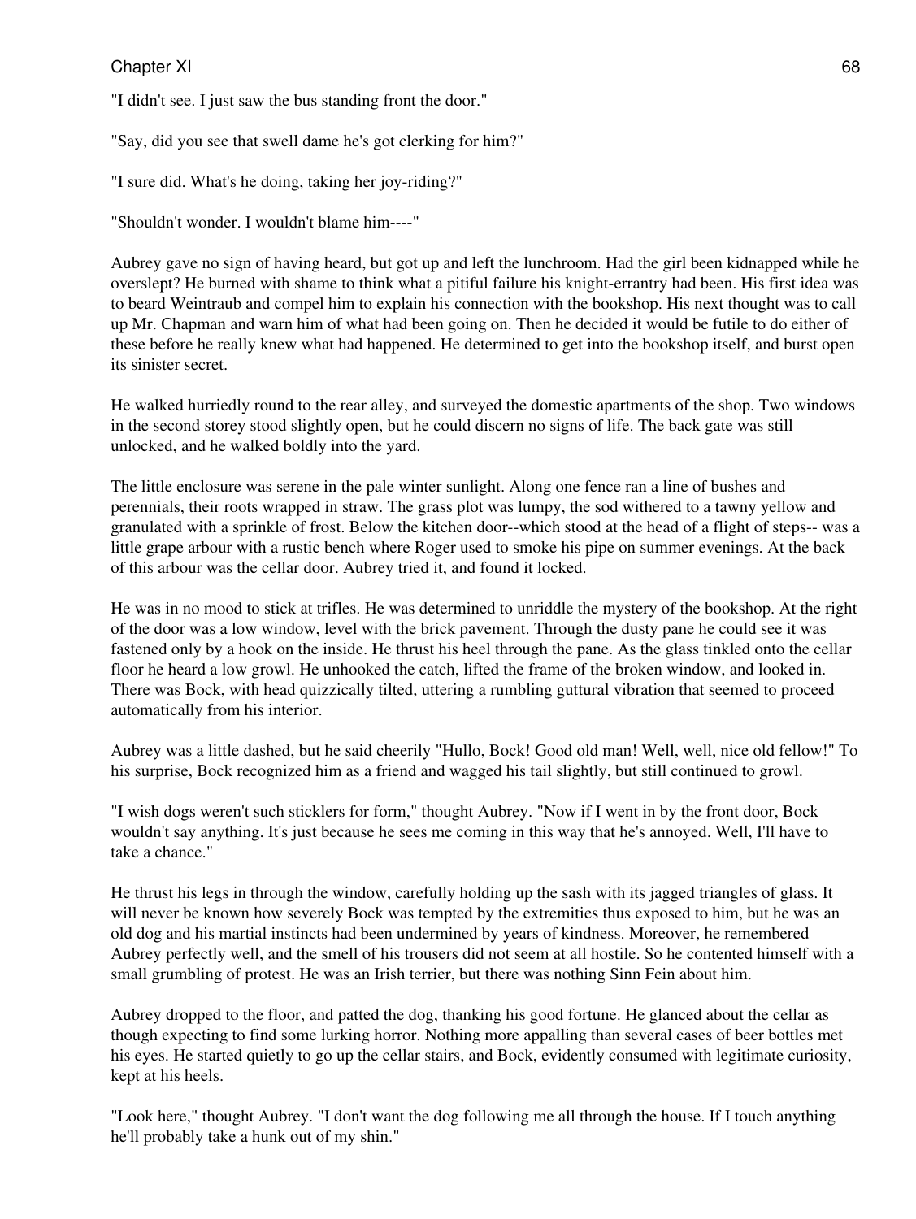"I didn't see. I just saw the bus standing front the door."

"Say, did you see that swell dame he's got clerking for him?"

"I sure did. What's he doing, taking her joy-riding?"

"Shouldn't wonder. I wouldn't blame him----"

Aubrey gave no sign of having heard, but got up and left the lunchroom. Had the girl been kidnapped while he overslept? He burned with shame to think what a pitiful failure his knight-errantry had been. His first idea was to beard Weintraub and compel him to explain his connection with the bookshop. His next thought was to call up Mr. Chapman and warn him of what had been going on. Then he decided it would be futile to do either of these before he really knew what had happened. He determined to get into the bookshop itself, and burst open its sinister secret.

He walked hurriedly round to the rear alley, and surveyed the domestic apartments of the shop. Two windows in the second storey stood slightly open, but he could discern no signs of life. The back gate was still unlocked, and he walked boldly into the yard.

The little enclosure was serene in the pale winter sunlight. Along one fence ran a line of bushes and perennials, their roots wrapped in straw. The grass plot was lumpy, the sod withered to a tawny yellow and granulated with a sprinkle of frost. Below the kitchen door--which stood at the head of a flight of steps-- was a little grape arbour with a rustic bench where Roger used to smoke his pipe on summer evenings. At the back of this arbour was the cellar door. Aubrey tried it, and found it locked.

He was in no mood to stick at trifles. He was determined to unriddle the mystery of the bookshop. At the right of the door was a low window, level with the brick pavement. Through the dusty pane he could see it was fastened only by a hook on the inside. He thrust his heel through the pane. As the glass tinkled onto the cellar floor he heard a low growl. He unhooked the catch, lifted the frame of the broken window, and looked in. There was Bock, with head quizzically tilted, uttering a rumbling guttural vibration that seemed to proceed automatically from his interior.

Aubrey was a little dashed, but he said cheerily "Hullo, Bock! Good old man! Well, well, nice old fellow!" To his surprise, Bock recognized him as a friend and wagged his tail slightly, but still continued to growl.

"I wish dogs weren't such sticklers for form," thought Aubrey. "Now if I went in by the front door, Bock wouldn't say anything. It's just because he sees me coming in this way that he's annoyed. Well, I'll have to take a chance."

He thrust his legs in through the window, carefully holding up the sash with its jagged triangles of glass. It will never be known how severely Bock was tempted by the extremities thus exposed to him, but he was an old dog and his martial instincts had been undermined by years of kindness. Moreover, he remembered Aubrey perfectly well, and the smell of his trousers did not seem at all hostile. So he contented himself with a small grumbling of protest. He was an Irish terrier, but there was nothing Sinn Fein about him.

Aubrey dropped to the floor, and patted the dog, thanking his good fortune. He glanced about the cellar as though expecting to find some lurking horror. Nothing more appalling than several cases of beer bottles met his eyes. He started quietly to go up the cellar stairs, and Bock, evidently consumed with legitimate curiosity, kept at his heels.

"Look here," thought Aubrey. "I don't want the dog following me all through the house. If I touch anything he'll probably take a hunk out of my shin."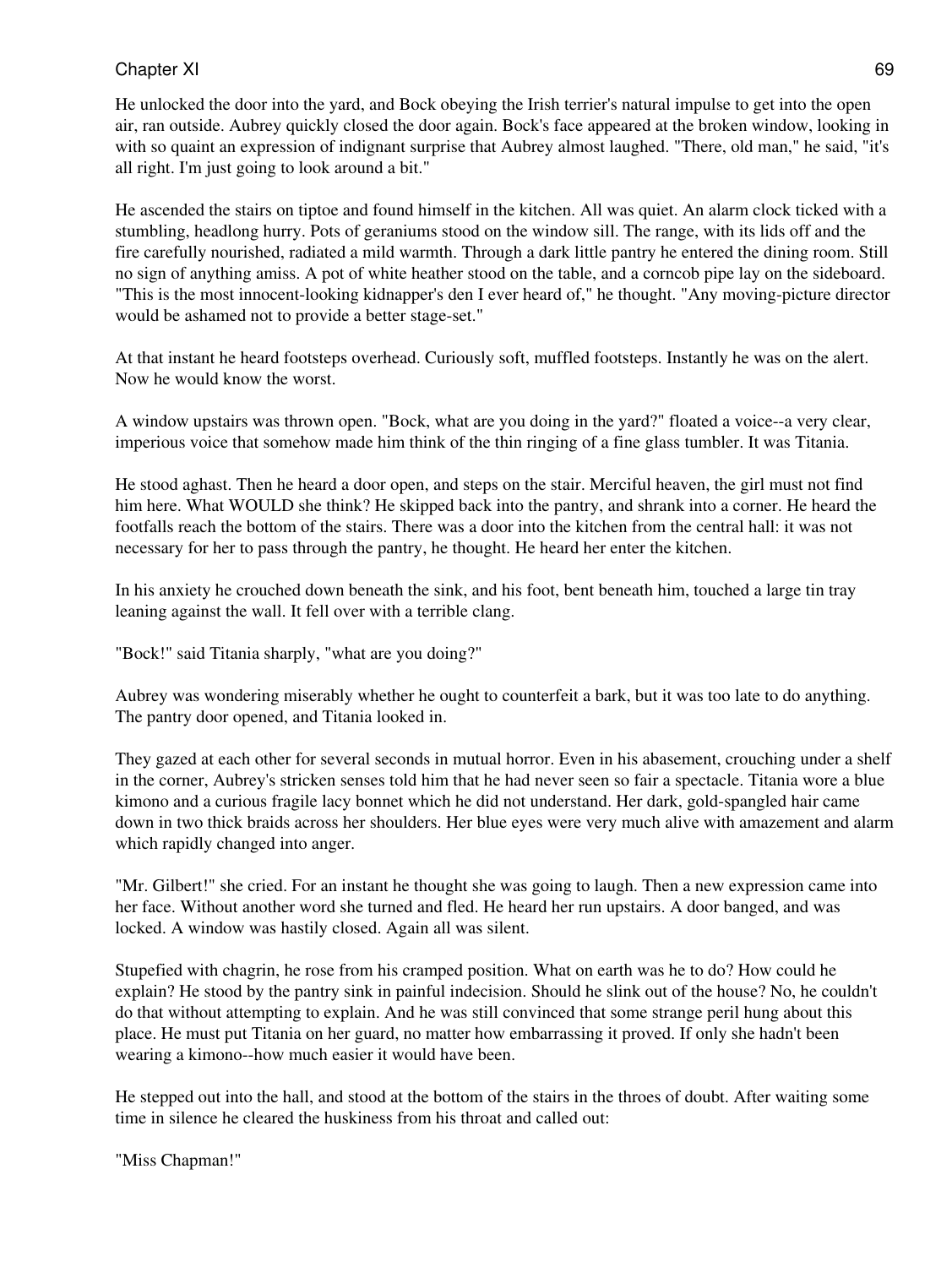He unlocked the door into the yard, and Bock obeying the Irish terrier's natural impulse to get into the open air, ran outside. Aubrey quickly closed the door again. Bock's face appeared at the broken window, looking in with so quaint an expression of indignant surprise that Aubrey almost laughed. "There, old man," he said, "it's all right. I'm just going to look around a bit."

He ascended the stairs on tiptoe and found himself in the kitchen. All was quiet. An alarm clock ticked with a stumbling, headlong hurry. Pots of geraniums stood on the window sill. The range, with its lids off and the fire carefully nourished, radiated a mild warmth. Through a dark little pantry he entered the dining room. Still no sign of anything amiss. A pot of white heather stood on the table, and a corncob pipe lay on the sideboard. "This is the most innocent-looking kidnapper's den I ever heard of," he thought. "Any moving-picture director would be ashamed not to provide a better stage-set."

At that instant he heard footsteps overhead. Curiously soft, muffled footsteps. Instantly he was on the alert. Now he would know the worst.

A window upstairs was thrown open. "Bock, what are you doing in the yard?" floated a voice--a very clear, imperious voice that somehow made him think of the thin ringing of a fine glass tumbler. It was Titania.

He stood aghast. Then he heard a door open, and steps on the stair. Merciful heaven, the girl must not find him here. What WOULD she think? He skipped back into the pantry, and shrank into a corner. He heard the footfalls reach the bottom of the stairs. There was a door into the kitchen from the central hall: it was not necessary for her to pass through the pantry, he thought. He heard her enter the kitchen.

In his anxiety he crouched down beneath the sink, and his foot, bent beneath him, touched a large tin tray leaning against the wall. It fell over with a terrible clang.

"Bock!" said Titania sharply, "what are you doing?"

Aubrey was wondering miserably whether he ought to counterfeit a bark, but it was too late to do anything. The pantry door opened, and Titania looked in.

They gazed at each other for several seconds in mutual horror. Even in his abasement, crouching under a shelf in the corner, Aubrey's stricken senses told him that he had never seen so fair a spectacle. Titania wore a blue kimono and a curious fragile lacy bonnet which he did not understand. Her dark, gold-spangled hair came down in two thick braids across her shoulders. Her blue eyes were very much alive with amazement and alarm which rapidly changed into anger.

"Mr. Gilbert!" she cried. For an instant he thought she was going to laugh. Then a new expression came into her face. Without another word she turned and fled. He heard her run upstairs. A door banged, and was locked. A window was hastily closed. Again all was silent.

Stupefied with chagrin, he rose from his cramped position. What on earth was he to do? How could he explain? He stood by the pantry sink in painful indecision. Should he slink out of the house? No, he couldn't do that without attempting to explain. And he was still convinced that some strange peril hung about this place. He must put Titania on her guard, no matter how embarrassing it proved. If only she hadn't been wearing a kimono--how much easier it would have been.

He stepped out into the hall, and stood at the bottom of the stairs in the throes of doubt. After waiting some time in silence he cleared the huskiness from his throat and called out:

"Miss Chapman!"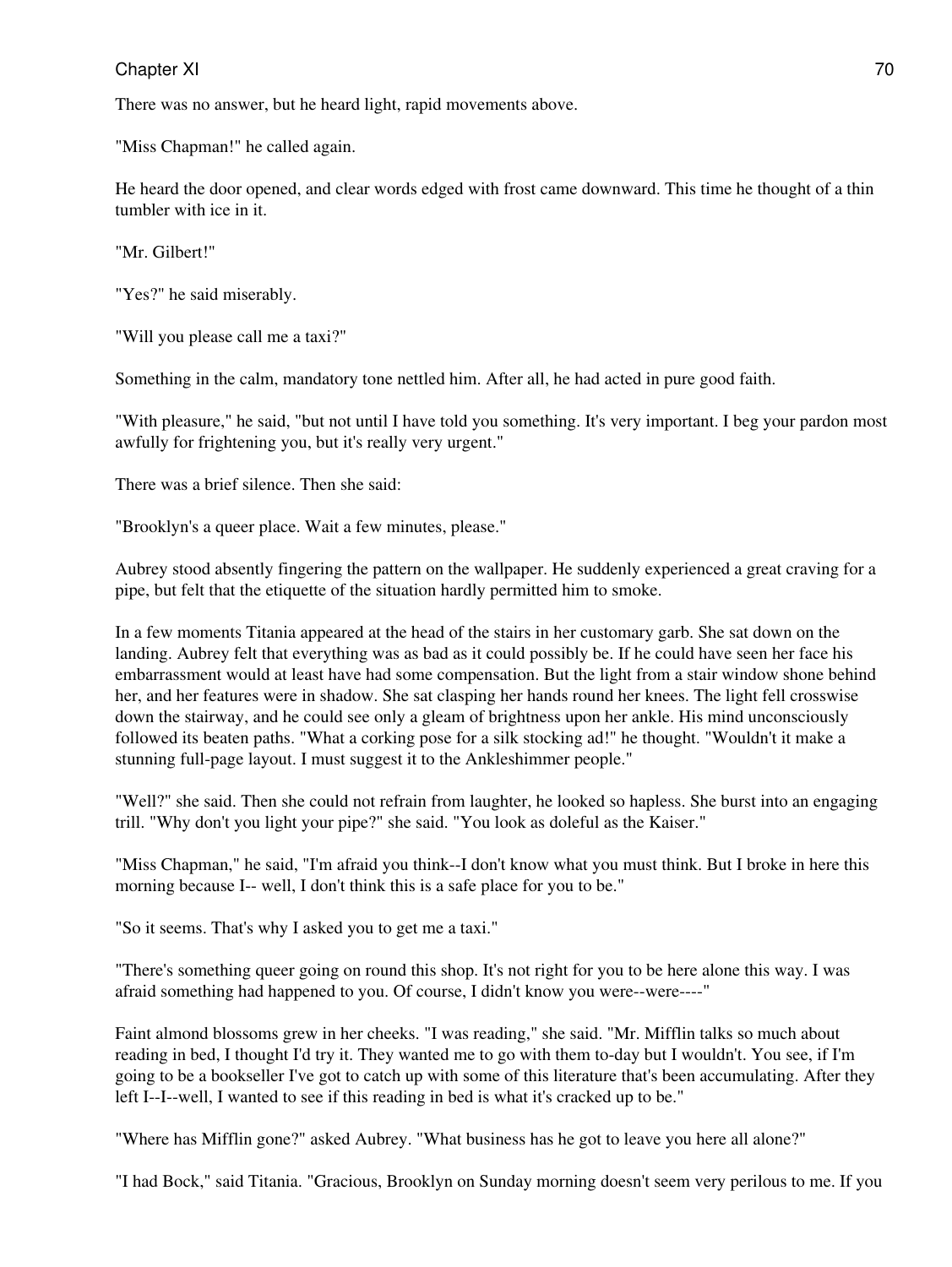There was no answer, but he heard light, rapid movements above.

"Miss Chapman!" he called again.

He heard the door opened, and clear words edged with frost came downward. This time he thought of a thin tumbler with ice in it.

"Mr. Gilbert!"

"Yes?" he said miserably.

"Will you please call me a taxi?"

Something in the calm, mandatory tone nettled him. After all, he had acted in pure good faith.

"With pleasure," he said, "but not until I have told you something. It's very important. I beg your pardon most awfully for frightening you, but it's really very urgent."

There was a brief silence. Then she said:

"Brooklyn's a queer place. Wait a few minutes, please."

Aubrey stood absently fingering the pattern on the wallpaper. He suddenly experienced a great craving for a pipe, but felt that the etiquette of the situation hardly permitted him to smoke.

In a few moments Titania appeared at the head of the stairs in her customary garb. She sat down on the landing. Aubrey felt that everything was as bad as it could possibly be. If he could have seen her face his embarrassment would at least have had some compensation. But the light from a stair window shone behind her, and her features were in shadow. She sat clasping her hands round her knees. The light fell crosswise down the stairway, and he could see only a gleam of brightness upon her ankle. His mind unconsciously followed its beaten paths. "What a corking pose for a silk stocking ad!" he thought. "Wouldn't it make a stunning full-page layout. I must suggest it to the Ankleshimmer people."

"Well?" she said. Then she could not refrain from laughter, he looked so hapless. She burst into an engaging trill. "Why don't you light your pipe?" she said. "You look as doleful as the Kaiser."

"Miss Chapman," he said, "I'm afraid you think--I don't know what you must think. But I broke in here this morning because I-- well, I don't think this is a safe place for you to be."

"So it seems. That's why I asked you to get me a taxi."

"There's something queer going on round this shop. It's not right for you to be here alone this way. I was afraid something had happened to you. Of course, I didn't know you were--were----"

Faint almond blossoms grew in her cheeks. "I was reading," she said. "Mr. Mifflin talks so much about reading in bed, I thought I'd try it. They wanted me to go with them to-day but I wouldn't. You see, if I'm going to be a bookseller I've got to catch up with some of this literature that's been accumulating. After they left I--I--well, I wanted to see if this reading in bed is what it's cracked up to be."

"Where has Mifflin gone?" asked Aubrey. "What business has he got to leave you here all alone?"

"I had Bock," said Titania. "Gracious, Brooklyn on Sunday morning doesn't seem very perilous to me. If you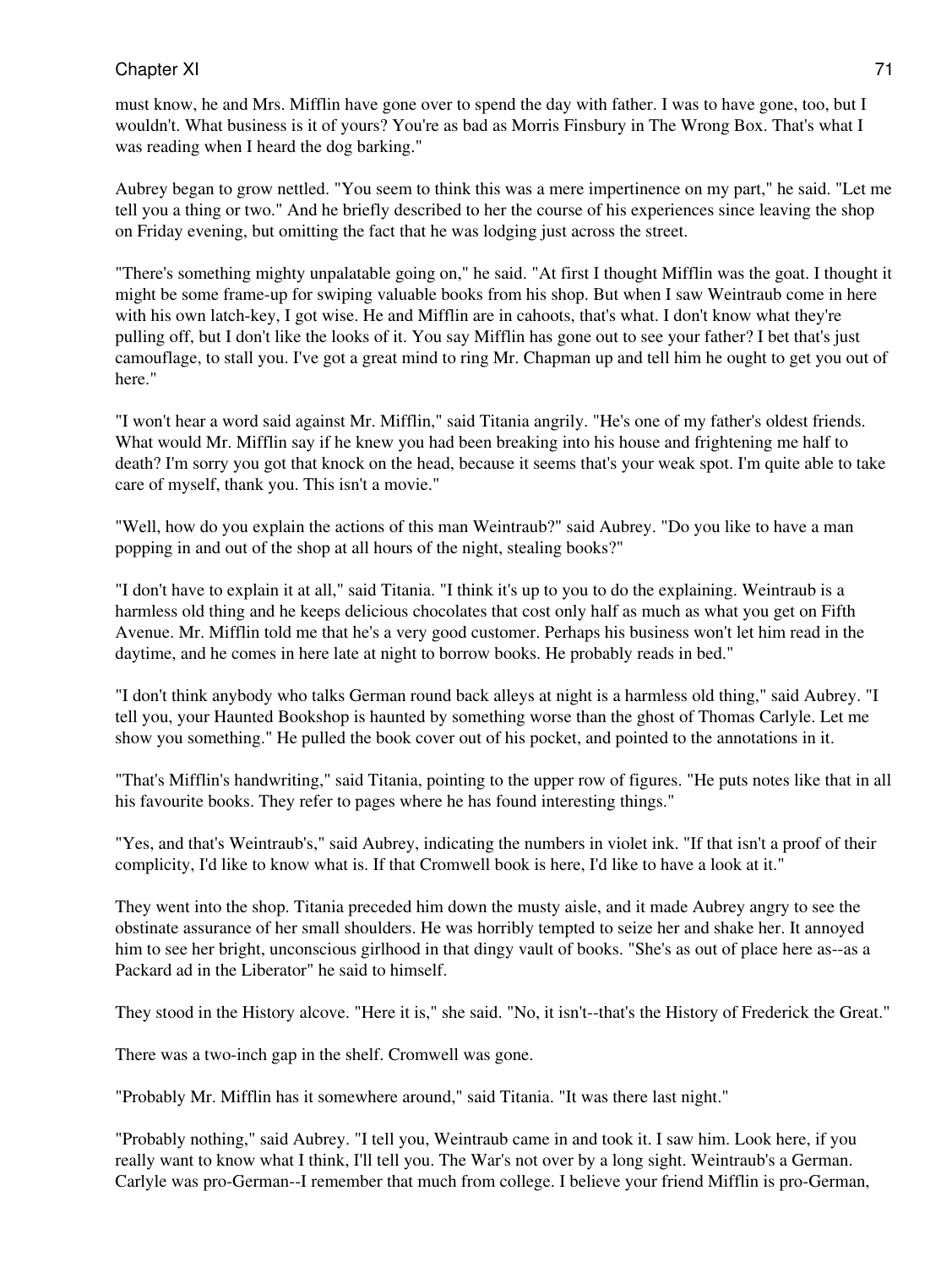must know, he and Mrs. Mifflin have gone over to spend the day with father. I was to have gone, too, but I wouldn't. What business is it of yours? You're as bad as Morris Finsbury in The Wrong Box. That's what I was reading when I heard the dog barking."

Aubrey began to grow nettled. "You seem to think this was a mere impertinence on my part," he said. "Let me tell you a thing or two." And he briefly described to her the course of his experiences since leaving the shop on Friday evening, but omitting the fact that he was lodging just across the street.

"There's something mighty unpalatable going on," he said. "At first I thought Mifflin was the goat. I thought it might be some frame-up for swiping valuable books from his shop. But when I saw Weintraub come in here with his own latch-key, I got wise. He and Mifflin are in cahoots, that's what. I don't know what they're pulling off, but I don't like the looks of it. You say Mifflin has gone out to see your father? I bet that's just camouflage, to stall you. I've got a great mind to ring Mr. Chapman up and tell him he ought to get you out of here."

"I won't hear a word said against Mr. Mifflin," said Titania angrily. "He's one of my father's oldest friends. What would Mr. Mifflin say if he knew you had been breaking into his house and frightening me half to death? I'm sorry you got that knock on the head, because it seems that's your weak spot. I'm quite able to take care of myself, thank you. This isn't a movie."

"Well, how do you explain the actions of this man Weintraub?" said Aubrey. "Do you like to have a man popping in and out of the shop at all hours of the night, stealing books?"

"I don't have to explain it at all," said Titania. "I think it's up to you to do the explaining. Weintraub is a harmless old thing and he keeps delicious chocolates that cost only half as much as what you get on Fifth Avenue. Mr. Mifflin told me that he's a very good customer. Perhaps his business won't let him read in the daytime, and he comes in here late at night to borrow books. He probably reads in bed."

"I don't think anybody who talks German round back alleys at night is a harmless old thing," said Aubrey. "I tell you, your Haunted Bookshop is haunted by something worse than the ghost of Thomas Carlyle. Let me show you something." He pulled the book cover out of his pocket, and pointed to the annotations in it.

"That's Mifflin's handwriting," said Titania, pointing to the upper row of figures. "He puts notes like that in all his favourite books. They refer to pages where he has found interesting things."

"Yes, and that's Weintraub's," said Aubrey, indicating the numbers in violet ink. "If that isn't a proof of their complicity, I'd like to know what is. If that Cromwell book is here, I'd like to have a look at it."

They went into the shop. Titania preceded him down the musty aisle, and it made Aubrey angry to see the obstinate assurance of her small shoulders. He was horribly tempted to seize her and shake her. It annoyed him to see her bright, unconscious girlhood in that dingy vault of books. "She's as out of place here as--as a Packard ad in the Liberator" he said to himself.

They stood in the History alcove. "Here it is," she said. "No, it isn't--that's the History of Frederick the Great."

There was a two-inch gap in the shelf. Cromwell was gone.

"Probably Mr. Mifflin has it somewhere around," said Titania. "It was there last night."

"Probably nothing," said Aubrey. "I tell you, Weintraub came in and took it. I saw him. Look here, if you really want to know what I think, I'll tell you. The War's not over by a long sight. Weintraub's a German. Carlyle was pro-German--I remember that much from college. I believe your friend Mifflin is pro-German,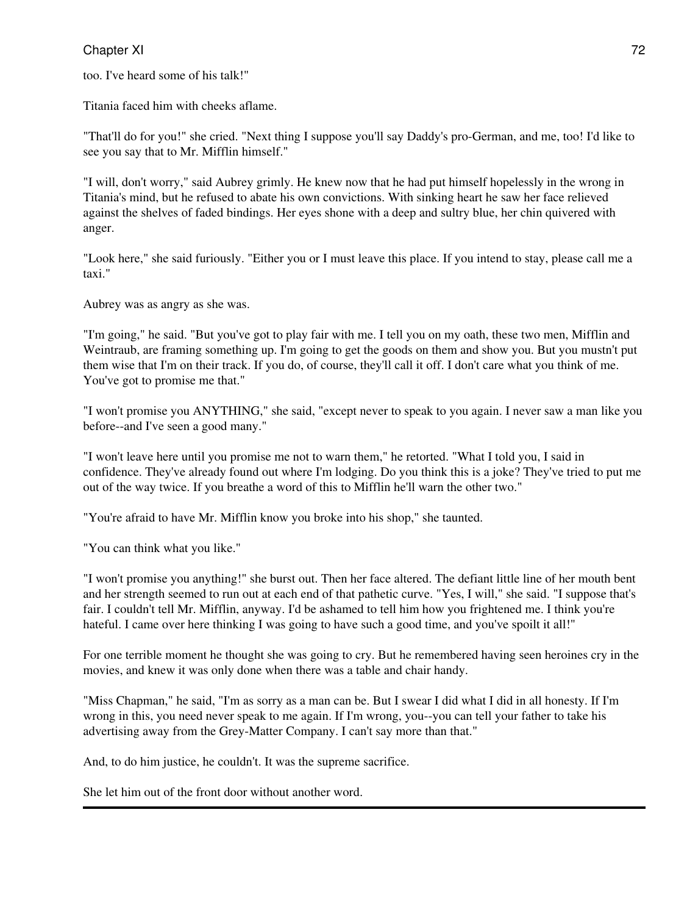too. I've heard some of his talk!"

Titania faced him with cheeks aflame.

"That'll do for you!" she cried. "Next thing I suppose you'll say Daddy's pro-German, and me, too! I'd like to see you say that to Mr. Mifflin himself."

"I will, don't worry," said Aubrey grimly. He knew now that he had put himself hopelessly in the wrong in Titania's mind, but he refused to abate his own convictions. With sinking heart he saw her face relieved against the shelves of faded bindings. Her eyes shone with a deep and sultry blue, her chin quivered with anger.

"Look here," she said furiously. "Either you or I must leave this place. If you intend to stay, please call me a taxi."

Aubrey was as angry as she was.

"I'm going," he said. "But you've got to play fair with me. I tell you on my oath, these two men, Mifflin and Weintraub, are framing something up. I'm going to get the goods on them and show you. But you mustn't put them wise that I'm on their track. If you do, of course, they'll call it off. I don't care what you think of me. You've got to promise me that."

"I won't promise you ANYTHING," she said, "except never to speak to you again. I never saw a man like you before--and I've seen a good many."

"I won't leave here until you promise me not to warn them," he retorted. "What I told you, I said in confidence. They've already found out where I'm lodging. Do you think this is a joke? They've tried to put me out of the way twice. If you breathe a word of this to Mifflin he'll warn the other two."

"You're afraid to have Mr. Mifflin know you broke into his shop," she taunted.

"You can think what you like."

"I won't promise you anything!" she burst out. Then her face altered. The defiant little line of her mouth bent and her strength seemed to run out at each end of that pathetic curve. "Yes, I will," she said. "I suppose that's fair. I couldn't tell Mr. Mifflin, anyway. I'd be ashamed to tell him how you frightened me. I think you're hateful. I came over here thinking I was going to have such a good time, and you've spoilt it all!"

For one terrible moment he thought she was going to cry. But he remembered having seen heroines cry in the movies, and knew it was only done when there was a table and chair handy.

"Miss Chapman," he said, "I'm as sorry as a man can be. But I swear I did what I did in all honesty. If I'm wrong in this, you need never speak to me again. If I'm wrong, you--you can tell your father to take his advertising away from the Grey-Matter Company. I can't say more than that."

And, to do him justice, he couldn't. It was the supreme sacrifice.

She let him out of the front door without another word.

---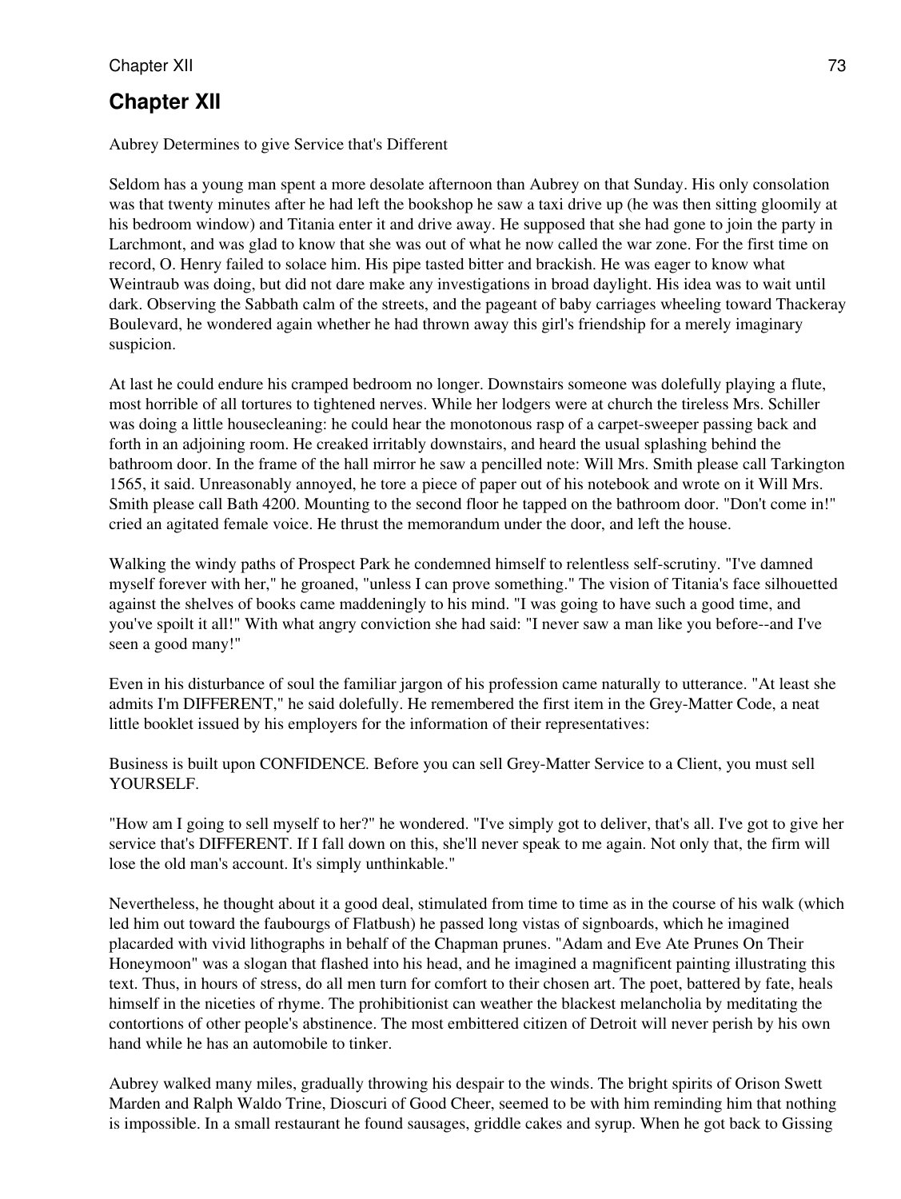# Chapter XII

Aubrey Determines to give Service that's Different

Seldom has a young man spent a more desolate afternoon than Aubrey on that Sunday. His only consolation was that twenty minutes after he had left the bookshop he saw a taxi drive up (he was then sitting gloomily at his bedroom window) and Titania enter it and drive away. He supposed that she had gone to join the party in Larchmont, and was glad to know that she was out of what he now called the war zone. For the first time on record, O. Henry failed to solace him. His pipe tasted bitter and brackish. He was eager to know what Weintraub was doing, but did not dare make any investigations in broad daylight. His idea was to wait until dark. Observing the Sabbath calm of the streets, and the pageant of baby carriages wheeling toward Thackeray Boulevard, he wondered again whether he had thrown away this girl's friendship for a merely imaginary suspicion.

At last he could endure his cramped bedroom no longer. Downstairs someone was dolefully playing a flute, most horrible of all tortures to tightened nerves. While her lodgers were at church the tireless Mrs. Schiller was doing a little housecleaning: he could hear the monotonous rasp of a carpet-sweeper passing back and forth in an adjoining room. He creaked irritably downstairs, and heard the usual splashing behind the bathroom door. In the frame of the hall mirror he saw a pencilled note: Will Mrs. Smith please call Tarkington 1565, it said. Unreasonably annoyed, he tore a piece of paper out of his notebook and wrote on it Will Mrs. Smith please call Bath 4200. Mounting to the second floor he tapped on the bathroom door. "Don't come in!" cried an agitated female voice. He thrust the memorandum under the door, and left the house.

Walking the windy paths of Prospect Park he condemned himself to relentless self-scrutiny. "I've damned myself forever with her," he groaned, "unless I can prove something." The vision of Titania's face silhouetted against the shelves of books came maddeningly to his mind. "I was going to have such a good time, and you've spoilt it all!" With what angry conviction she had said: "I never saw a man like you before--and I've seen a good many!"

Even in his disturbance of soul the familiar jargon of his profession came naturally to utterance. "At least she admits I'm DIFFERENT," he said dolefully. He remembered the first item in the Grey-Matter Code, a neat little booklet issued by his employers for the information of their representatives:

Business is built upon CONFIDENCE. Before you can sell Grey-Matter Service to a Client, you must sell YOURSELF.

"How am I going to sell myself to her?" he wondered. "I've simply got to deliver, that's all. I've got to give her service that's DIFFERENT. If I fall down on this, she'll never speak to me again. Not only that, the firm will lose the old man's account. It's simply unthinkable."

Nevertheless, he thought about it a good deal, stimulated from time to time as in the course of his walk (which led him out toward the faubourgs of Flatbush) he passed long vistas of signboards, which he imagined placarded with vivid lithographs in behalf of the Chapman prunes. "Adam and Eve Ate Prunes On Their Honeymoon" was a slogan that flashed into his head, and he imagined a magnificent painting illustrating this text. Thus, in hours of stress, do all men turn for comfort to their chosen art. The poet, battered by fate, heals himself in the niceties of rhyme. The prohibitionist can weather the blackest melancholia by meditating the contortions of other people's abstinence. The most embittered citizen of Detroit will never perish by his own hand while he has an automobile to tinker.

Aubrey walked many miles, gradually throwing his despair to the winds. The bright spirits of Orison Swett Marden and Ralph Waldo Trine, Dioscuri of Good Cheer, seemed to be with him reminding him that nothing is impossible. In a small restaurant he found sausages, griddle cakes and syrup. When he got back to Gissing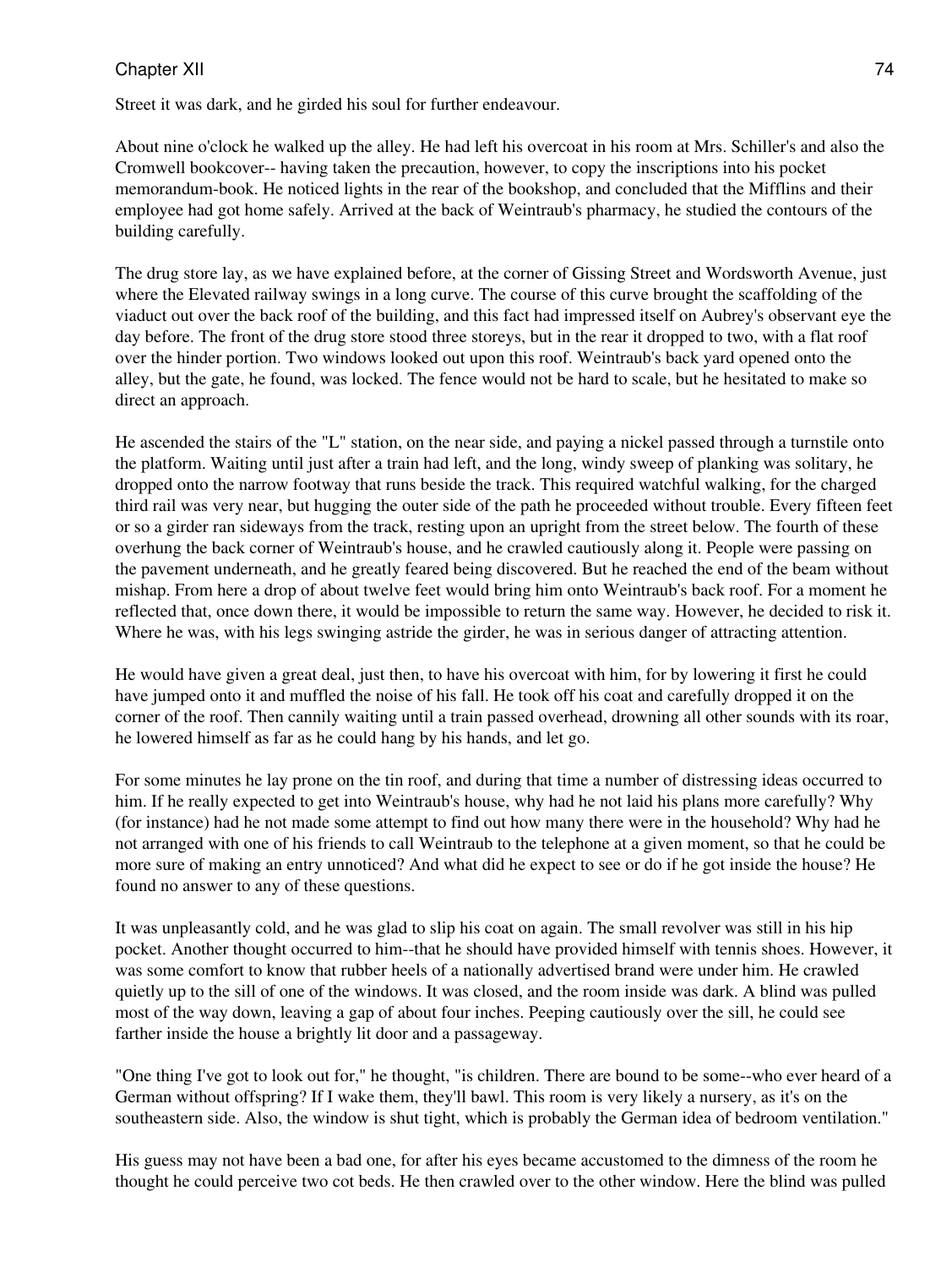Street it was dark, and he girded his soul for further endeavour.

About nine o'clock he walked up the alley. He had left his overcoat in his room at Mrs. Schiller's and also the Cromwell bookcover-- having taken the precaution, however, to copy the inscriptions into his pocket memorandum-book. He noticed lights in the rear of the bookshop, and concluded that the Mifflins and their employee had got home safely. Arrived at the back of Weintraub's pharmacy, he studied the contours of the building carefully.

The drug store lay, as we have explained before, at the corner of Gissing Street and Wordsworth Avenue, just where the Elevated railway swings in a long curve. The course of this curve brought the scaffolding of the viaduct out over the back roof of the building, and this fact had impressed itself on Aubrey's observant eye the day before. The front of the drug store stood three storeys, but in the rear it dropped to two, with a flat roof over the hinder portion. Two windows looked out upon this roof. Weintraub's back yard opened onto the alley, but the gate, he found, was locked. The fence would not be hard to scale, but he hesitated to make so direct an approach.

He ascended the stairs of the "L" station, on the near side, and paying a nickel passed through a turnstile onto the platform. Waiting until just after a train had left, and the long, windy sweep of planking was solitary, he dropped onto the narrow footway that runs beside the track. This required watchful walking, for the charged third rail was very near, but hugging the outer side of the path he proceeded without trouble. Every fifteen feet or so a girder ran sideways from the track, resting upon an upright from the street below. The fourth of these overhung the back corner of Weintraub's house, and he crawled cautiously along it. People were passing on the pavement underneath, and he greatly feared being discovered. But he reached the end of the beam without mishap. From here a drop of about twelve feet would bring him onto Weintraub's back roof. For a moment he reflected that, once down there, it would be impossible to return the same way. However, he decided to risk it. Where he was, with his legs swinging astride the girder, he was in serious danger of attracting attention.

He would have given a great deal, just then, to have his overcoat with him, for by lowering it first he could have jumped onto it and muffled the noise of his fall. He took off his coat and carefully dropped it on the corner of the roof. Then cannily waiting until a train passed overhead, drowning all other sounds with its roar, he lowered himself as far as he could hang by his hands, and let go.

For some minutes he lay prone on the tin roof, and during that time a number of distressing ideas occurred to him. If he really expected to get into Weintraub's house, why had he not laid his plans more carefully? Why (for instance) had he not made some attempt to find out how many there were in the household? Why had he not arranged with one of his friends to call Weintraub to the telephone at a given moment, so that he could be more sure of making an entry unnoticed? And what did he expect to see or do if he got inside the house? He found no answer to any of these questions.

It was unpleasantly cold, and he was glad to slip his coat on again. The small revolver was still in his hip pocket. Another thought occurred to him--that he should have provided himself with tennis shoes. However, it was some comfort to know that rubber heels of a nationally advertised brand were under him. He crawled quietly up to the sill of one of the windows. It was closed, and the room inside was dark. A blind was pulled most of the way down, leaving a gap of about four inches. Peeping cautiously over the sill, he could see farther inside the house a brightly lit door and a passageway.

"One thing I've got to look out for," he thought, "is children. There are bound to be some--who ever heard of a German without offspring? If I wake them, they'll bawl. This room is very likely a nursery, as it's on the southeastern side. Also, the window is shut tight, which is probably the German idea of bedroom ventilation."

His guess may not have been a bad one, for after his eyes became accustomed to the dimness of the room he thought he could perceive two cot beds. He then crawled over to the other window. Here the blind was pulled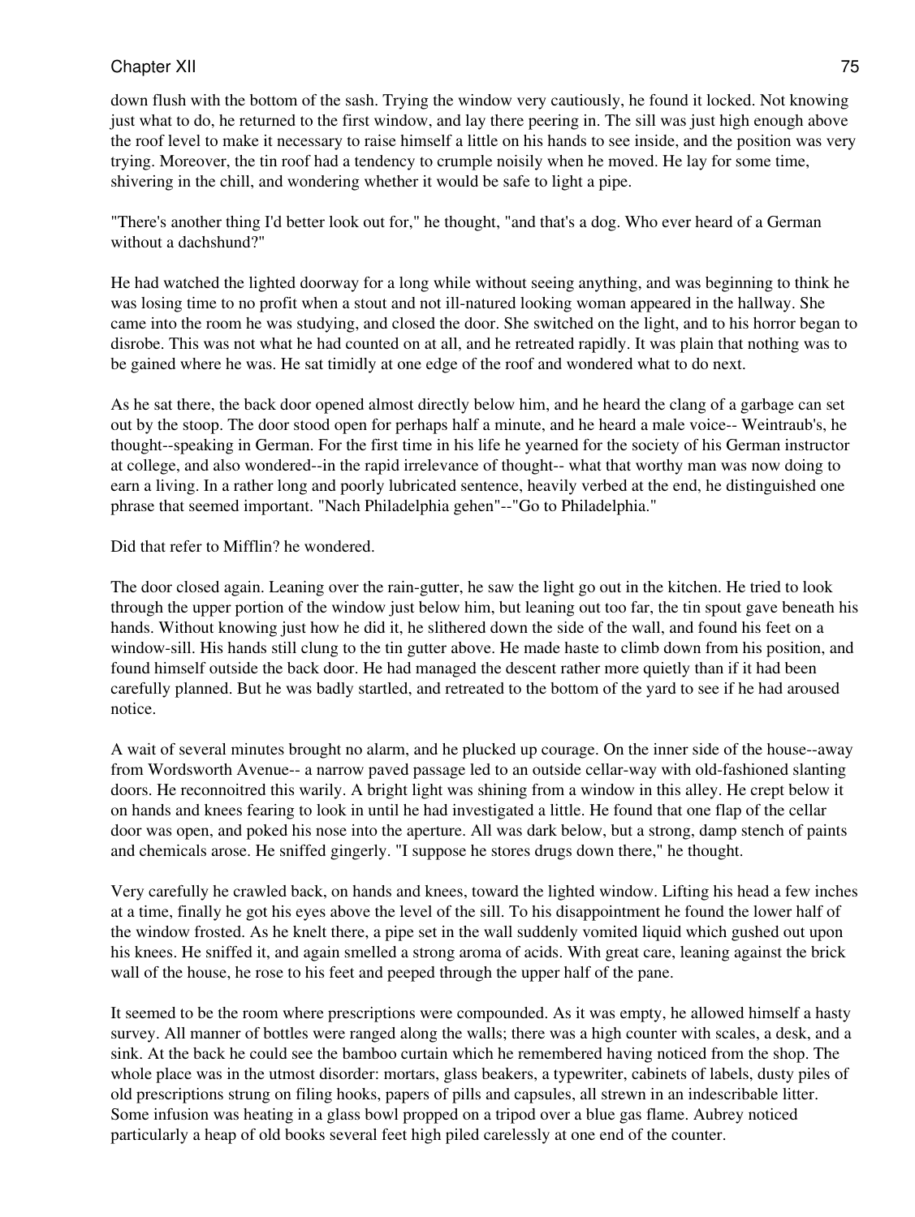down flush with the bottom of the sash. Trying the window very cautiously, he found it locked. Not knowing just what to do, he returned to the first window, and lay there peering in. The sill was just high enough above the roof level to make it necessary to raise himself a little on his hands to see inside, and the position was very trying. Moreover, the tin roof had a tendency to crumple noisily when he moved. He lay for some time, shivering in the chill, and wondering whether it would be safe to light a pipe.

"There's another thing I'd better look out for," he thought, "and that's a dog. Who ever heard of a German without a dachshund?"

He had watched the lighted doorway for a long while without seeing anything, and was beginning to think he was losing time to no profit when a stout and not ill-natured looking woman appeared in the hallway. She came into the room he was studying, and closed the door. She switched on the light, and to his horror began to disrobe. This was not what he had counted on at all, and he retreated rapidly. It was plain that nothing was to be gained where he was. He sat timidly at one edge of the roof and wondered what to do next.

As he sat there, the back door opened almost directly below him, and he heard the clang of a garbage can set out by the stoop. The door stood open for perhaps half a minute, and he heard a male voice-- Weintraub's, he thought--speaking in German. For the first time in his life he yearned for the society of his German instructor at college, and also wondered--in the rapid irrelevance of thought-- what that worthy man was now doing to earn a living. In a rather long and poorly lubricated sentence, heavily verbed at the end, he distinguished one phrase that seemed important. "Nach Philadelphia gehen"--"Go to Philadelphia."

Did that refer to Mifflin? he wondered.

The door closed again. Leaning over the rain-gutter, he saw the light go out in the kitchen. He tried to look through the upper portion of the window just below him, but leaning out too far, the tin spout gave beneath his hands. Without knowing just how he did it, he slithered down the side of the wall, and found his feet on a window-sill. His hands still clung to the tin gutter above. He made haste to climb down from his position, and found himself outside the back door. He had managed the descent rather more quietly than if it had been carefully planned. But he was badly startled, and retreated to the bottom of the yard to see if he had aroused notice.

A wait of several minutes brought no alarm, and he plucked up courage. On the inner side of the house--away from Wordsworth Avenue-- a narrow paved passage led to an outside cellar-way with old-fashioned slanting doors. He reconnoitred this warily. A bright light was shining from a window in this alley. He crept below it on hands and knees fearing to look in until he had investigated a little. He found that one flap of the cellar door was open, and poked his nose into the aperture. All was dark below, but a strong, damp stench of paints and chemicals arose. He sniffed gingerly. "I suppose he stores drugs down there," he thought.

Very carefully he crawled back, on hands and knees, toward the lighted window. Lifting his head a few inches at a time, finally he got his eyes above the level of the sill. To his disappointment he found the lower half of the window frosted. As he knelt there, a pipe set in the wall suddenly vomited liquid which gushed out upon his knees. He sniffed it, and again smelled a strong aroma of acids. With great care, leaning against the brick wall of the house, he rose to his feet and peeped through the upper half of the pane.

It seemed to be the room where prescriptions were compounded. As it was empty, he allowed himself a hasty survey. All manner of bottles were ranged along the walls; there was a high counter with scales, a desk, and a sink. At the back he could see the bamboo curtain which he remembered having noticed from the shop. The whole place was in the utmost disorder: mortars, glass beakers, a typewriter, cabinets of labels, dusty piles of old prescriptions strung on filing hooks, papers of pills and capsules, all strewn in an indescribable litter. Some infusion was heating in a glass bowl propped on a tripod over a blue gas flame. Aubrey noticed particularly a heap of old books several feet high piled carelessly at one end of the counter.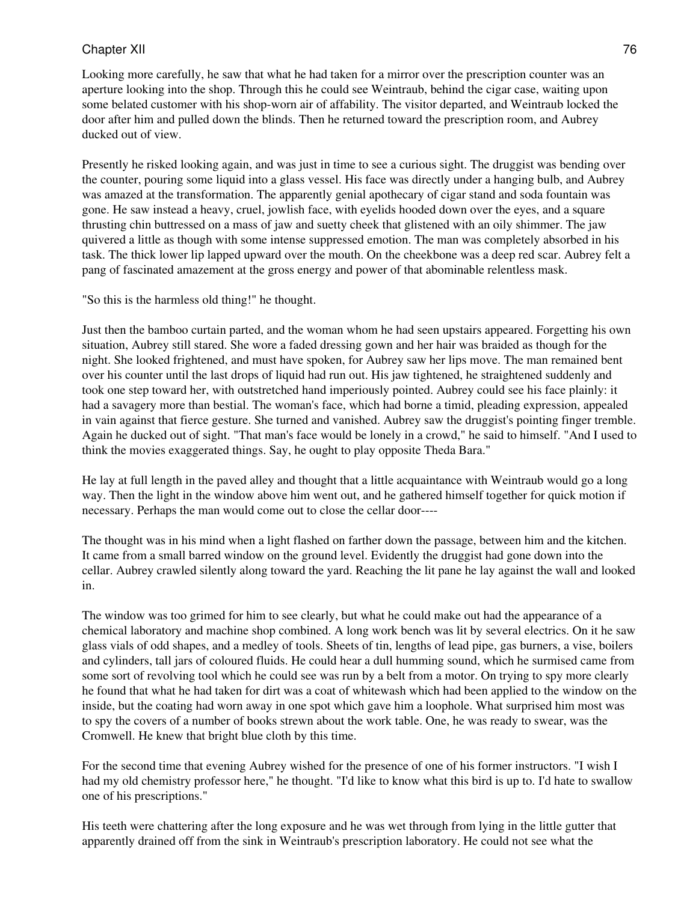Looking more carefully, he saw that what he had taken for a mirror over the prescription counter was an aperture looking into the shop. Through this he could see Weintraub, behind the cigar case, waiting upon some belated customer with his shop-worn air of affability. The visitor departed, and Weintraub locked the door after him and pulled down the blinds. Then he returned toward the prescription room, and Aubrey ducked out of view.

Presently he risked looking again, and was just in time to see a curious sight. The druggist was bending over the counter, pouring some liquid into a glass vessel. His face was directly under a hanging bulb, and Aubrey was amazed at the transformation. The apparently genial apothecary of cigar stand and soda fountain was gone. He saw instead a heavy, cruel, jowlish face, with eyelids hooded down over the eyes, and a square thrusting chin buttressed on a mass of jaw and suetty cheek that glistened with an oily shimmer. The jaw quivered a little as though with some intense suppressed emotion. The man was completely absorbed in his task. The thick lower lip lapped upward over the mouth. On the cheekbone was a deep red scar. Aubrey felt a pang of fascinated amazement at the gross energy and power of that abominable relentless mask.

"So this is the harmless old thing!" he thought.

Just then the bamboo curtain parted, and the woman whom he had seen upstairs appeared. Forgetting his own situation, Aubrey still stared. She wore a faded dressing gown and her hair was braided as though for the night. She looked frightened, and must have spoken, for Aubrey saw her lips move. The man remained bent over his counter until the last drops of liquid had run out. His jaw tightened, he straightened suddenly and took one step toward her, with outstretched hand imperiously pointed. Aubrey could see his face plainly: it had a savagery more than bestial. The woman's face, which had borne a timid, pleading expression, appealed in vain against that fierce gesture. She turned and vanished. Aubrey saw the druggist's pointing finger tremble. Again he ducked out of sight. "That man's face would be lonely in a crowd," he said to himself. "And I used to think the movies exaggerated things. Say, he ought to play opposite Theda Bara."

He lay at full length in the paved alley and thought that a little acquaintance with Weintraub would go a long way. Then the light in the window above him went out, and he gathered himself together for quick motion if necessary. Perhaps the man would come out to close the cellar door----

The thought was in his mind when a light flashed on farther down the passage, between him and the kitchen. It came from a small barred window on the ground level. Evidently the druggist had gone down into the cellar. Aubrey crawled silently along toward the yard. Reaching the lit pane he lay against the wall and looked in.

The window was too grimed for him to see clearly, but what he could make out had the appearance of a chemical laboratory and machine shop combined. A long work bench was lit by several electrics. On it he saw glass vials of odd shapes, and a medley of tools. Sheets of tin, lengths of lead pipe, gas burners, a vise, boilers and cylinders, tall jars of coloured fluids. He could hear a dull humming sound, which he surmised came from some sort of revolving tool which he could see was run by a belt from a motor. On trying to spy more clearly he found that what he had taken for dirt was a coat of whitewash which had been applied to the window on the inside, but the coating had worn away in one spot which gave him a loophole. What surprised him most was to spy the covers of a number of books strewn about the work table. One, he was ready to swear, was the Cromwell. He knew that bright blue cloth by this time.

For the second time that evening Aubrey wished for the presence of one of his former instructors. "I wish I had my old chemistry professor here," he thought. "I'd like to know what this bird is up to. I'd hate to swallow one of his prescriptions."

His teeth were chattering after the long exposure and he was wet through from lying in the little gutter that apparently drained off from the sink in Weintraub's prescription laboratory. He could not see what the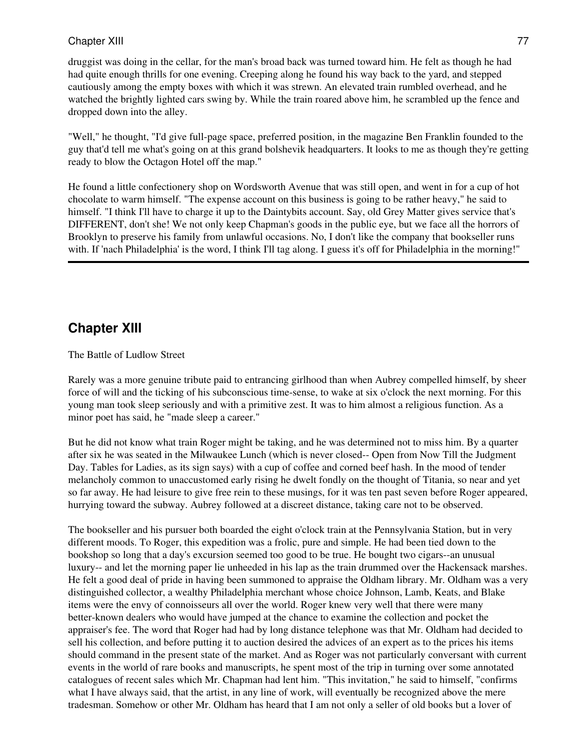druggist was doing in the cellar, for the man's broad back was turned toward him. He felt as though he had had quite enough thrills for one evening. Creeping along he found his way back to the yard, and stepped cautiously among the empty boxes with which it was strewn. An elevated train rumbled overhead, and he watched the brightly lighted cars swing by. While the train roared above him, he scrambled up the fence and dropped down into the alley.

"Well," he thought, "I'd give full-page space, preferred position, in the magazine Ben Franklin founded to the guy that'd tell me what's going on at this grand bolshevik headquarters. It looks to me as though they're getting ready to blow the Octagon Hotel off the map."

He found a little confectionery shop on Wordsworth Avenue that was still open, and went in for a cup of hot chocolate to warm himself. "The expense account on this business is going to be rather heavy," he said to himself. "I think I'll have to charge it up to the Daintybits account. Say, old Grey Matter gives service that's DIFFERENT, don't she! We not only keep Chapman's goods in the public eye, but we face all the horrors of Brooklyn to preserve his family from unlawful occasions. No, I don't like the company that bookseller runs with. If 'nach Philadelphia' is the word, I think I'll tag along. I guess it's off for Philadelphia in the morning!"

---

## Chapter XIII

The Battle of Ludlow Street

Rarely was a more genuine tribute paid to entrancing girlhood than when Aubrey compelled himself, by sheer force of will and the ticking of his subconscious time-sense, to wake at six o'clock the next morning. For this young man took sleep seriously and with a primitive zest. It was to him almost a religious function. As a minor poet has said, he "made sleep a career."

But he did not know what train Roger might be taking, and he was determined not to miss him. By a quarter after six he was seated in the Milwaukee Lunch (which is never closed-- Open from Now Till the Judgment Day. Tables for Ladies, as its sign says) with a cup of coffee and corned beef hash. In the mood of tender melancholy common to unaccustomed early rising he dwelt fondly on the thought of Titania, so near and yet so far away. He had leisure to give free rein to these musings, for it was ten past seven before Roger appeared, hurrying toward the subway. Aubrey followed at a discreet distance, taking care not to be observed.

The bookseller and his pursuer both boarded the eight o'clock train at the Pennsylvania Station, but in very different moods. To Roger, this expedition was a frolic, pure and simple. He had been tied down to the bookshop so long that a day's excursion seemed too good to be true. He bought two cigars--an unusual luxury-- and let the morning paper lie unheeded in his lap as the train drummed over the Hackensack marshes. He felt a good deal of pride in having been summoned to appraise the Oldham library. Mr. Oldham was a very distinguished collector, a wealthy Philadelphia merchant whose choice Johnson, Lamb, Keats, and Blake items were the envy of connoisseurs all over the world. Roger knew very well that there were many better-known dealers who would have jumped at the chance to examine the collection and pocket the appraiser's fee. The word that Roger had had by long distance telephone was that Mr. Oldham had decided to sell his collection, and before putting it to auction desired the advices of an expert as to the prices his items should command in the present state of the market. And as Roger was not particularly conversant with current events in the world of rare books and manuscripts, he spent most of the trip in turning over some annotated catalogues of recent sales which Mr. Chapman had lent him. "This invitation," he said to himself, "confirms what I have always said, that the artist, in any line of work, will eventually be recognized above the mere tradesman. Somehow or other Mr. Oldham has heard that I am not only a seller of old books but a lover of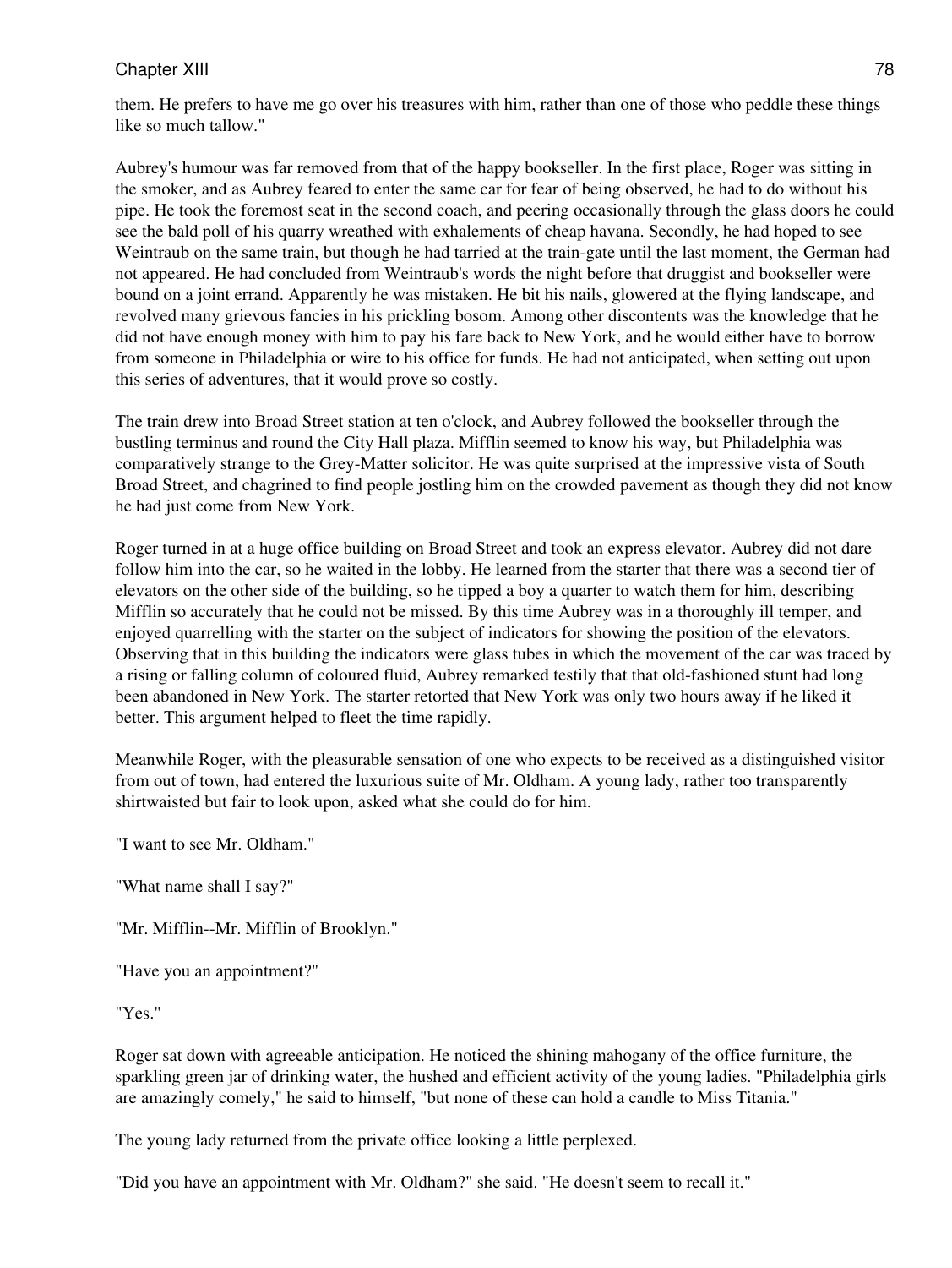them. He prefers to have me go over his treasures with him, rather than one of those who peddle these things like so much tallow."

Aubrey's humour was far removed from that of the happy bookseller. In the first place, Roger was sitting in the smoker, and as Aubrey feared to enter the same car for fear of being observed, he had to do without his pipe. He took the foremost seat in the second coach, and peering occasionally through the glass doors he could see the bald poll of his quarry wreathed with exhalements of cheap havana. Secondly, he had hoped to see Weintraub on the same train, but though he had tarried at the train-gate until the last moment, the German had not appeared. He had concluded from Weintraub's words the night before that druggist and bookseller were bound on a joint errand. Apparently he was mistaken. He bit his nails, glowered at the flying landscape, and revolved many grievous fancies in his prickling bosom. Among other discontents was the knowledge that he did not have enough money with him to pay his fare back to New York, and he would either have to borrow from someone in Philadelphia or wire to his office for funds. He had not anticipated, when setting out upon this series of adventures, that it would prove so costly.

The train drew into Broad Street station at ten o'clock, and Aubrey followed the bookseller through the bustling terminus and round the City Hall plaza. Mifflin seemed to know his way, but Philadelphia was comparatively strange to the Grey-Matter solicitor. He was quite surprised at the impressive vista of South Broad Street, and chagrined to find people jostling him on the crowded pavement as though they did not know he had just come from New York.

Roger turned in at a huge office building on Broad Street and took an express elevator. Aubrey did not dare follow him into the car, so he waited in the lobby. He learned from the starter that there was a second tier of elevators on the other side of the building, so he tipped a boy a quarter to watch them for him, describing Mifflin so accurately that he could not be missed. By this time Aubrey was in a thoroughly ill temper, and enjoyed quarrelling with the starter on the subject of indicators for showing the position of the elevators. Observing that in this building the indicators were glass tubes in which the movement of the car was traced by a rising or falling column of coloured fluid, Aubrey remarked testily that that old-fashioned stunt had long been abandoned in New York. The starter retorted that New York was only two hours away if he liked it better. This argument helped to fleet the time rapidly.

Meanwhile Roger, with the pleasurable sensation of one who expects to be received as a distinguished visitor from out of town, had entered the luxurious suite of Mr. Oldham. A young lady, rather too transparently shirtwaisted but fair to look upon, asked what she could do for him.

"I want to see Mr. Oldham."

"What name shall I say?"

"Mr. Mifflin--Mr. Mifflin of Brooklyn."

"Have you an appointment?"

"Yes."

Roger sat down with agreeable anticipation. He noticed the shining mahogany of the office furniture, the sparkling green jar of drinking water, the hushed and efficient activity of the young ladies. "Philadelphia girls are amazingly comely," he said to himself, "but none of these can hold a candle to Miss Titania."

The young lady returned from the private office looking a little perplexed.

"Did you have an appointment with Mr. Oldham?" she said. "He doesn't seem to recall it."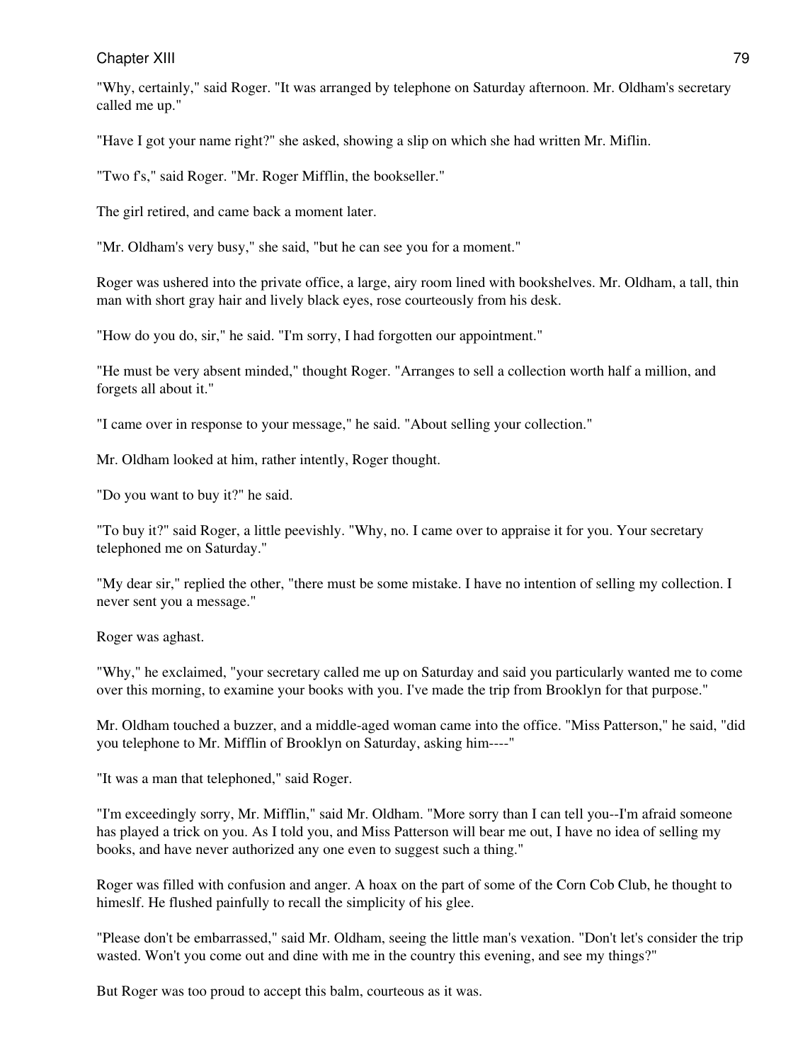"Why, certainly," said Roger. "It was arranged by telephone on Saturday afternoon. Mr. Oldham's secretary called me up."

"Have I got your name right?" she asked, showing a slip on which she had written Mr. Miflin.

"Two f's," said Roger. "Mr. Roger Mifflin, the bookseller."

The girl retired, and came back a moment later.

"Mr. Oldham's very busy," she said, "but he can see you for a moment."

Roger was ushered into the private office, a large, airy room lined with bookshelves. Mr. Oldham, a tall, thin man with short gray hair and lively black eyes, rose courteously from his desk.

"How do you do, sir," he said. "I'm sorry, I had forgotten our appointment."

"He must be very absent minded," thought Roger. "Arranges to sell a collection worth half a million, and forgets all about it."

"I came over in response to your message," he said. "About selling your collection."

Mr. Oldham looked at him, rather intently, Roger thought.

"Do you want to buy it?" he said.

"To buy it?" said Roger, a little peevishly. "Why, no. I came over to appraise it for you. Your secretary telephoned me on Saturday."

"My dear sir," replied the other, "there must be some mistake. I have no intention of selling my collection. I never sent you a message."

Roger was aghast.

"Why," he exclaimed, "your secretary called me up on Saturday and said you particularly wanted me to come over this morning, to examine your books with you. I've made the trip from Brooklyn for that purpose."

Mr. Oldham touched a buzzer, and a middle-aged woman came into the office. "Miss Patterson," he said, "did you telephone to Mr. Mifflin of Brooklyn on Saturday, asking him----"

"It was a man that telephoned," said Roger.

"I'm exceedingly sorry, Mr. Mifflin," said Mr. Oldham. "More sorry than I can tell you--I'm afraid someone has played a trick on you. As I told you, and Miss Patterson will bear me out, I have no idea of selling my books, and have never authorized any one even to suggest such a thing."

Roger was filled with confusion and anger. A hoax on the part of some of the Corn Cob Club, he thought to himeslf. He flushed painfully to recall the simplicity of his glee.

"Please don't be embarrassed," said Mr. Oldham, seeing the little man's vexation. "Don't let's consider the trip wasted. Won't you come out and dine with me in the country this evening, and see my things?"

But Roger was too proud to accept this balm, courteous as it was.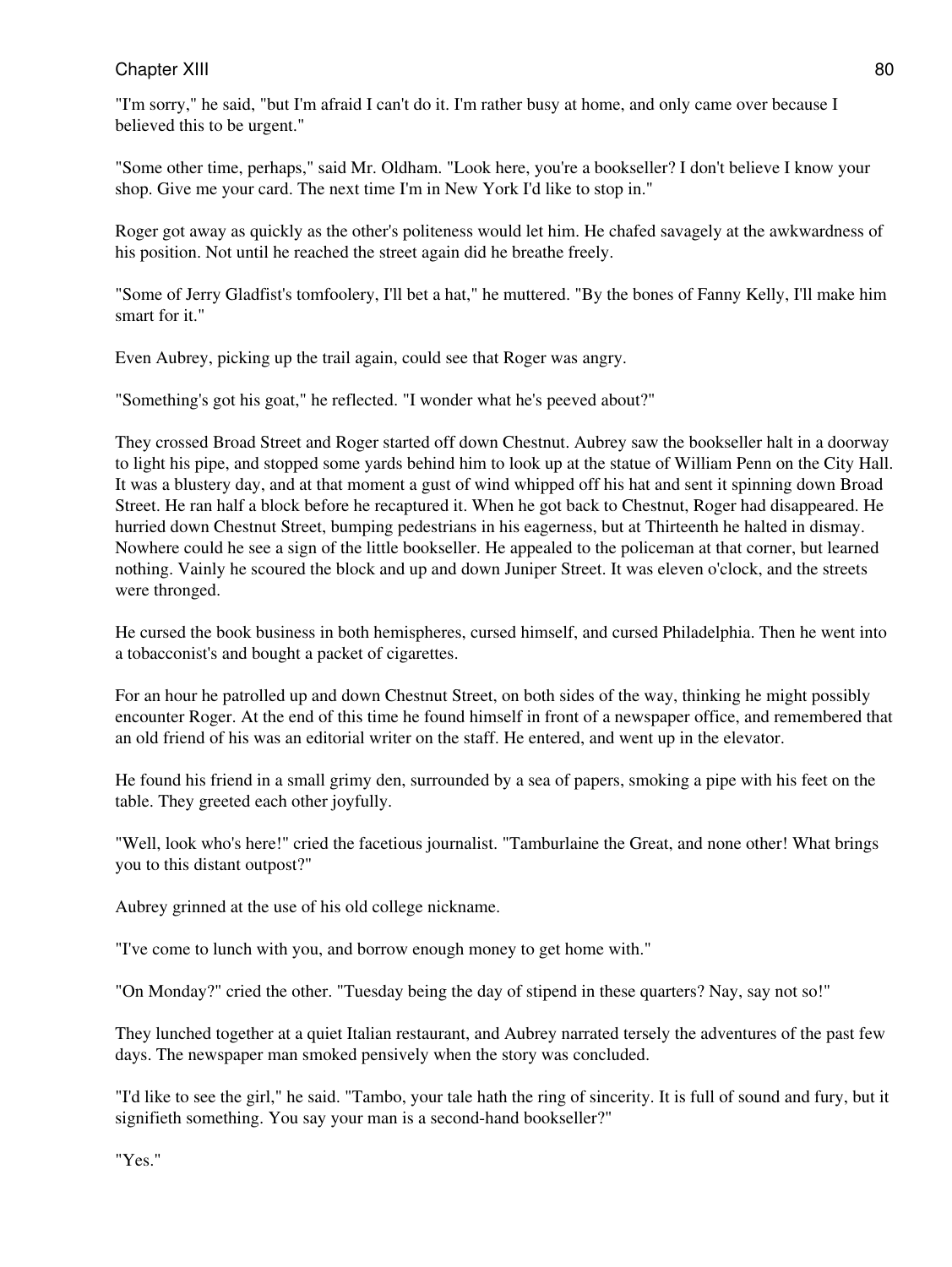"I'm sorry," he said, "but I'm afraid I can't do it. I'm rather busy at home, and only came over because I believed this to be urgent."

"Some other time, perhaps," said Mr. Oldham. "Look here, you're a bookseller? I don't believe I know your shop. Give me your card. The next time I'm in New York I'd like to stop in."

Roger got away as quickly as the other's politeness would let him. He chafed savagely at the awkwardness of his position. Not until he reached the street again did he breathe freely.

"Some of Jerry Gladfist's tomfoolery, I'll bet a hat," he muttered. "By the bones of Fanny Kelly, I'll make him smart for it."

Even Aubrey, picking up the trail again, could see that Roger was angry.

"Something's got his goat," he reflected. "I wonder what he's peeved about?"

They crossed Broad Street and Roger started off down Chestnut. Aubrey saw the bookseller halt in a doorway to light his pipe, and stopped some yards behind him to look up at the statue of William Penn on the City Hall. It was a blustery day, and at that moment a gust of wind whipped off his hat and sent it spinning down Broad Street. He ran half a block before he recaptured it. When he got back to Chestnut, Roger had disappeared. He hurried down Chestnut Street, bumping pedestrians in his eagerness, but at Thirteenth he halted in dismay. Nowhere could he see a sign of the little bookseller. He appealed to the policeman at that corner, but learned nothing. Vainly he scoured the block and up and down Juniper Street. It was eleven o'clock, and the streets were thronged.

He cursed the book business in both hemispheres, cursed himself, and cursed Philadelphia. Then he went into a tobacconist's and bought a packet of cigarettes.

For an hour he patrolled up and down Chestnut Street, on both sides of the way, thinking he might possibly encounter Roger. At the end of this time he found himself in front of a newspaper office, and remembered that an old friend of his was an editorial writer on the staff. He entered, and went up in the elevator.

He found his friend in a small grimy den, surrounded by a sea of papers, smoking a pipe with his feet on the table. They greeted each other joyfully.

"Well, look who's here!" cried the facetious journalist. "Tamburlaine the Great, and none other! What brings you to this distant outpost?"

Aubrey grinned at the use of his old college nickname.

"I've come to lunch with you, and borrow enough money to get home with."

"On Monday?" cried the other. "Tuesday being the day of stipend in these quarters? Nay, say not so!"

They lunched together at a quiet Italian restaurant, and Aubrey narrated tersely the adventures of the past few days. The newspaper man smoked pensively when the story was concluded.

"I'd like to see the girl," he said. "Tambo, your tale hath the ring of sincerity. It is full of sound and fury, but it signifieth something. You say your man is a second-hand bookseller?"

"Yes."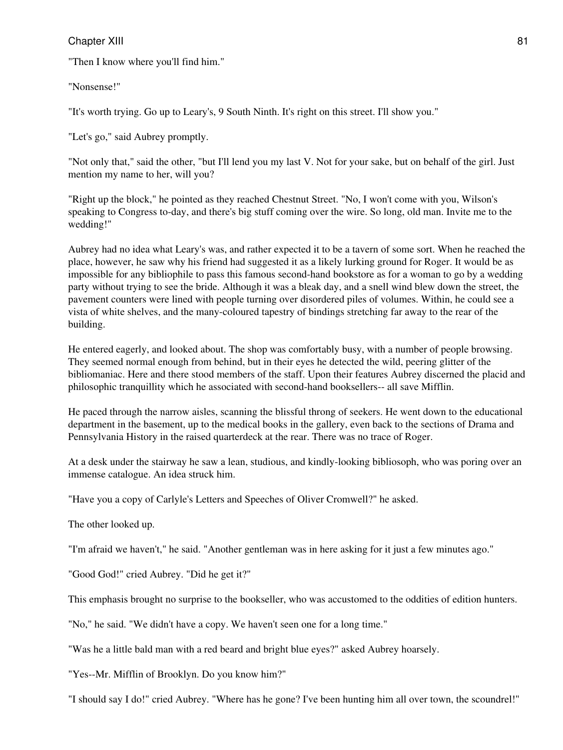"Then I know where you'll find him."

"Nonsense!"

"It's worth trying. Go up to Leary's, 9 South Ninth. It's right on this street. I'll show you."

"Let's go," said Aubrey promptly.

"Not only that," said the other, "but I'll lend you my last V. Not for your sake, but on behalf of the girl. Just mention my name to her, will you?

"Right up the block," he pointed as they reached Chestnut Street. "No, I won't come with you, Wilson's speaking to Congress to-day, and there's big stuff coming over the wire. So long, old man. Invite me to the wedding!"

Aubrey had no idea what Leary's was, and rather expected it to be a tavern of some sort. When he reached the place, however, he saw why his friend had suggested it as a likely lurking ground for Roger. It would be as impossible for any bibliophile to pass this famous second-hand bookstore as for a woman to go by a wedding party without trying to see the bride. Although it was a bleak day, and a snell wind blew down the street, the pavement counters were lined with people turning over disordered piles of volumes. Within, he could see a vista of white shelves, and the many-coloured tapestry of bindings stretching far away to the rear of the building.

He entered eagerly, and looked about. The shop was comfortably busy, with a number of people browsing. They seemed normal enough from behind, but in their eyes he detected the wild, peering glitter of the bibliomaniac. Here and there stood members of the staff. Upon their features Aubrey discerned the placid and philosophic tranquillity which he associated with second-hand booksellers-- all save Mifflin.

He paced through the narrow aisles, scanning the blissful throng of seekers. He went down to the educational department in the basement, up to the medical books in the gallery, even back to the sections of Drama and Pennsylvania History in the raised quarterdeck at the rear. There was no trace of Roger.

At a desk under the stairway he saw a lean, studious, and kindly-looking bibliosoph, who was poring over an immense catalogue. An idea struck him.

"Have you a copy of Carlyle's Letters and Speeches of Oliver Cromwell?" he asked.

The other looked up.

"I'm afraid we haven't," he said. "Another gentleman was in here asking for it just a few minutes ago."

"Good God!" cried Aubrey. "Did he get it?"

This emphasis brought no surprise to the bookseller, who was accustomed to the oddities of edition hunters.

"No," he said. "We didn't have a copy. We haven't seen one for a long time."

"Was he a little bald man with a red beard and bright blue eyes?" asked Aubrey hoarsely.

"Yes--Mr. Mifflin of Brooklyn. Do you know him?"

"I should say I do!" cried Aubrey. "Where has he gone? I've been hunting him all over town, the scoundrel!"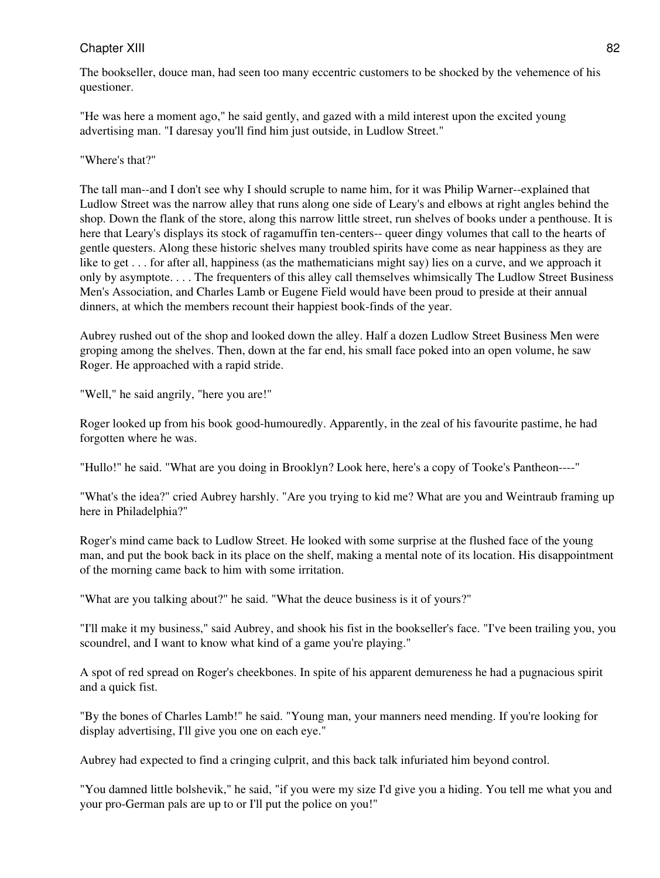The bookseller, douce man, had seen too many eccentric customers to be shocked by the vehemence of his questioner.

"He was here a moment ago," he said gently, and gazed with a mild interest upon the excited young advertising man. "I daresay you'll find him just outside, in Ludlow Street."

"Where's that?"

The tall man--and I don't see why I should scruple to name him, for it was Philip Warner--explained that Ludlow Street was the narrow alley that runs along one side of Leary's and elbows at right angles behind the shop. Down the flank of the store, along this narrow little street, run shelves of books under a penthouse. It is here that Leary's displays its stock of ragamuffin ten-centers-- queer dingy volumes that call to the hearts of gentle questers. Along these historic shelves many troubled spirits have come as near happiness as they are like to get . . . for after all, happiness (as the mathematicians might say) lies on a curve, and we approach it only by asymptote. . . . The frequenters of this alley call themselves whimsically The Ludlow Street Business Men's Association, and Charles Lamb or Eugene Field would have been proud to preside at their annual dinners, at which the members recount their happiest book-finds of the year.

Aubrey rushed out of the shop and looked down the alley. Half a dozen Ludlow Street Business Men were groping among the shelves. Then, down at the far end, his small face poked into an open volume, he saw Roger. He approached with a rapid stride.

"Well," he said angrily, "here you are!"

Roger looked up from his book good-humouredly. Apparently, in the zeal of his favourite pastime, he had forgotten where he was.

"Hullo!" he said. "What are you doing in Brooklyn? Look here, here's a copy of Tooke's Pantheon----"

"What's the idea?" cried Aubrey harshly. "Are you trying to kid me? What are you and Weintraub framing up here in Philadelphia?"

Roger's mind came back to Ludlow Street. He looked with some surprise at the flushed face of the young man, and put the book back in its place on the shelf, making a mental note of its location. His disappointment of the morning came back to him with some irritation.

"What are you talking about?" he said. "What the deuce business is it of yours?"

"I'll make it my business," said Aubrey, and shook his fist in the bookseller's face. "I've been trailing you, you scoundrel, and I want to know what kind of a game you're playing."

A spot of red spread on Roger's cheekbones. In spite of his apparent demureness he had a pugnacious spirit and a quick fist.

"By the bones of Charles Lamb!" he said. "Young man, your manners need mending. If you're looking for display advertising, I'll give you one on each eye."

Aubrey had expected to find a cringing culprit, and this back talk infuriated him beyond control.

"You damned little bolshevik," he said, "if you were my size I'd give you a hiding. You tell me what you and your pro-German pals are up to or I'll put the police on you!"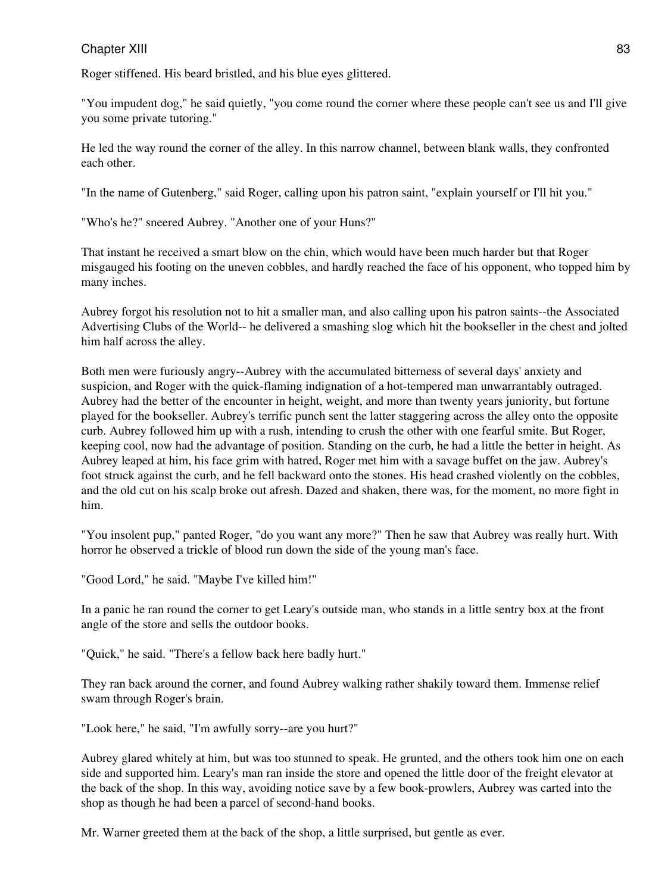Roger stiffened. His beard bristled, and his blue eyes glittered.

"You impudent dog," he said quietly, "you come round the corner where these people can't see us and I'll give you some private tutoring."

He led the way round the corner of the alley. In this narrow channel, between blank walls, they confronted each other.

"In the name of Gutenberg," said Roger, calling upon his patron saint, "explain yourself or I'll hit you."

"Who's he?" sneered Aubrey. "Another one of your Huns?"

That instant he received a smart blow on the chin, which would have been much harder but that Roger misgauged his footing on the uneven cobbles, and hardly reached the face of his opponent, who topped him by many inches.

Aubrey forgot his resolution not to hit a smaller man, and also calling upon his patron saints--the Associated Advertising Clubs of the World-- he delivered a smashing slog which hit the bookseller in the chest and jolted him half across the alley.

Both men were furiously angry--Aubrey with the accumulated bitterness of several days' anxiety and suspicion, and Roger with the quick-flaming indignation of a hot-tempered man unwarrantably outraged. Aubrey had the better of the encounter in height, weight, and more than twenty years juniority, but fortune played for the bookseller. Aubrey's terrific punch sent the latter staggering across the alley onto the opposite curb. Aubrey followed him up with a rush, intending to crush the other with one fearful smite. But Roger, keeping cool, now had the advantage of position. Standing on the curb, he had a little the better in height. As Aubrey leaped at him, his face grim with hatred, Roger met him with a savage buffet on the jaw. Aubrey's foot struck against the curb, and he fell backward onto the stones. His head crashed violently on the cobbles, and the old cut on his scalp broke out afresh. Dazed and shaken, there was, for the moment, no more fight in him.

"You insolent pup," panted Roger, "do you want any more?" Then he saw that Aubrey was really hurt. With horror he observed a trickle of blood run down the side of the young man's face.

"Good Lord," he said. "Maybe I've killed him!"

In a panic he ran round the corner to get Leary's outside man, who stands in a little sentry box at the front angle of the store and sells the outdoor books.

"Quick," he said. "There's a fellow back here badly hurt."

They ran back around the corner, and found Aubrey walking rather shakily toward them. Immense relief swam through Roger's brain.

"Look here," he said, "I'm awfully sorry--are you hurt?"

Aubrey glared whitely at him, but was too stunned to speak. He grunted, and the others took him one on each side and supported him. Leary's man ran inside the store and opened the little door of the freight elevator at the back of the shop. In this way, avoiding notice save by a few book-prowlers, Aubrey was carted into the shop as though he had been a parcel of second-hand books.

Mr. Warner greeted them at the back of the shop, a little surprised, but gentle as ever.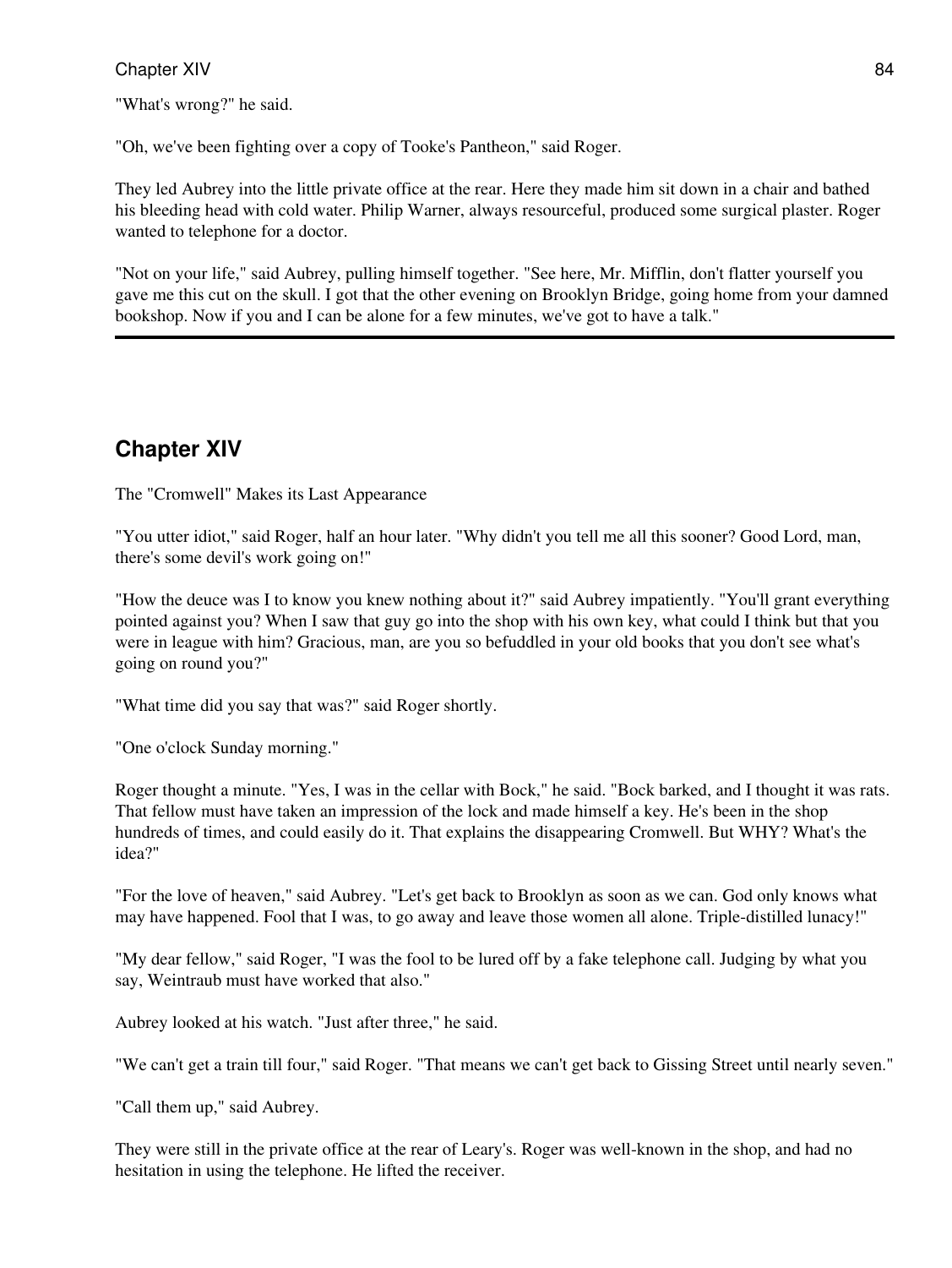"What's wrong?" he said.

"Oh, we've been fighting over a copy of Tooke's Pantheon," said Roger.

They led Aubrey into the little private office at the rear. Here they made him sit down in a chair and bathed his bleeding head with cold water. Philip Warner, always resourceful, produced some surgical plaster. Roger wanted to telephone for a doctor.

"Not on your life," said Aubrey, pulling himself together. "See here, Mr. Mifflin, don't flatter yourself you gave me this cut on the skull. I got that the other evening on Brooklyn Bridge, going home from your damned bookshop. Now if you and I can be alone for a few minutes, we've got to have a talk."

---

## Chapter XIV

The "Cromwell" Makes its Last Appearance

"You utter idiot," said Roger, half an hour later. "Why didn't you tell me all this sooner? Good Lord, man, there's some devil's work going on!"

"How the deuce was I to know you knew nothing about it?" said Aubrey impatiently. "You'll grant everything pointed against you? When I saw that guy go into the shop with his own key, what could I think but that you were in league with him? Gracious, man, are you so befuddled in your old books that you don't see what's going on round you?"

"What time did you say that was?" said Roger shortly.

"One o'clock Sunday morning."

Roger thought a minute. "Yes, I was in the cellar with Bock," he said. "Bock barked, and I thought it was rats. That fellow must have taken an impression of the lock and made himself a key. He's been in the shop hundreds of times, and could easily do it. That explains the disappearing Cromwell. But WHY? What's the idea?"

"For the love of heaven," said Aubrey. "Let's get back to Brooklyn as soon as we can. God only knows what may have happened. Fool that I was, to go away and leave those women all alone. Triple-distilled lunacy!"

"My dear fellow," said Roger, "I was the fool to be lured off by a fake telephone call. Judging by what you say, Weintraub must have worked that also."

Aubrey looked at his watch. "Just after three," he said.

"We can't get a train till four," said Roger. "That means we can't get back to Gissing Street until nearly seven."

"Call them up," said Aubrey.

They were still in the private office at the rear of Leary's. Roger was well-known in the shop, and had no hesitation in using the telephone. He lifted the receiver.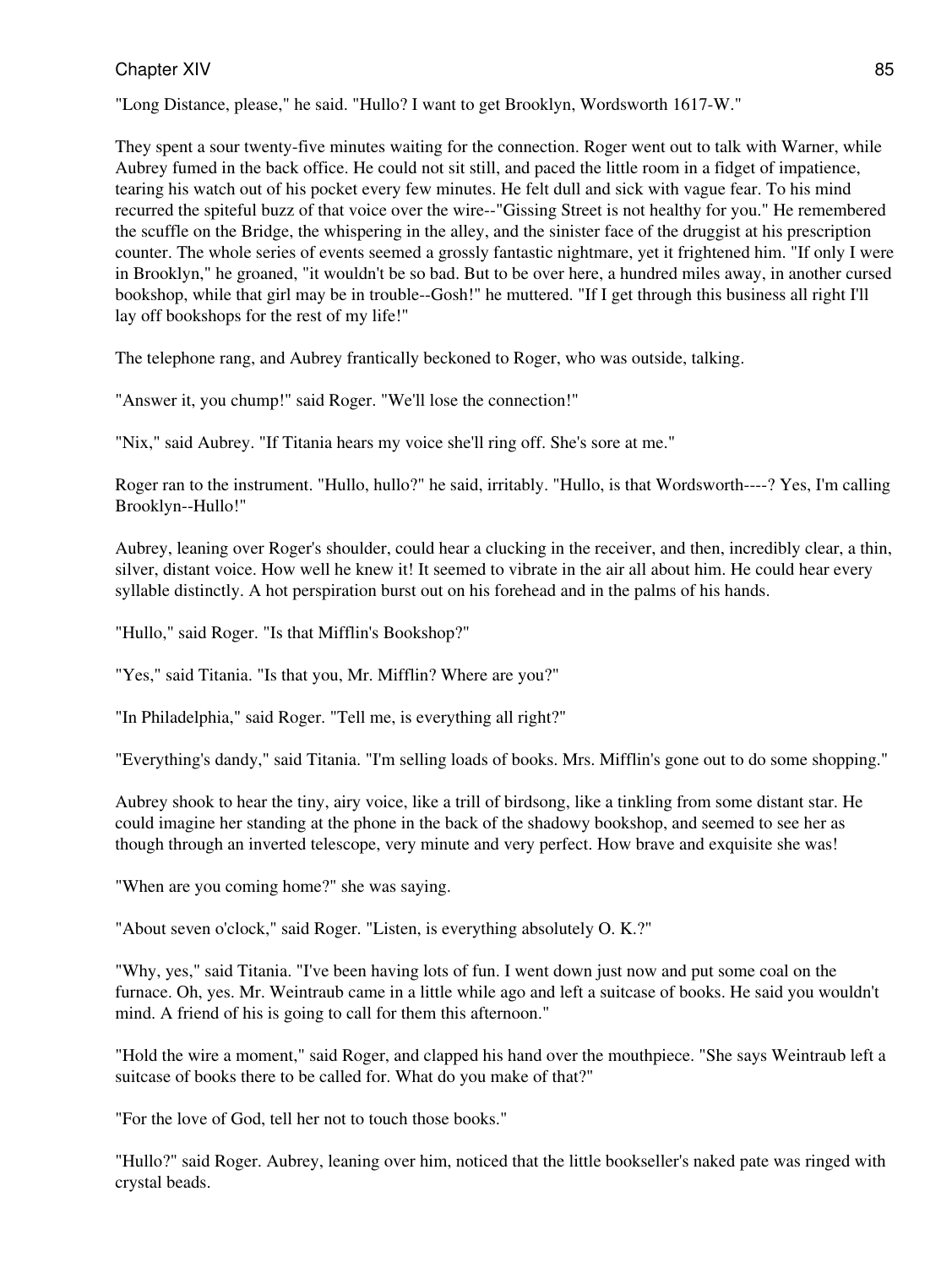"Long Distance, please," he said. "Hullo? I want to get Brooklyn, Wordsworth 1617-W."

They spent a sour twenty-five minutes waiting for the connection. Roger went out to talk with Warner, while Aubrey fumed in the back office. He could not sit still, and paced the little room in a fidget of impatience, tearing his watch out of his pocket every few minutes. He felt dull and sick with vague fear. To his mind recurred the spiteful buzz of that voice over the wire--"Gissing Street is not healthy for you." He remembered the scuffle on the Bridge, the whispering in the alley, and the sinister face of the druggist at his prescription counter. The whole series of events seemed a grossly fantastic nightmare, yet it frightened him. "If only I were in Brooklyn," he groaned, "it wouldn't be so bad. But to be over here, a hundred miles away, in another cursed bookshop, while that girl may be in trouble--Gosh!" he muttered. "If I get through this business all right I'll lay off bookshops for the rest of my life!"

The telephone rang, and Aubrey frantically beckoned to Roger, who was outside, talking.

"Answer it, you chump!" said Roger. "We'll lose the connection!"

"Nix," said Aubrey. "If Titania hears my voice she'll ring off. She's sore at me."

Roger ran to the instrument. "Hullo, hullo?" he said, irritably. "Hullo, is that Wordsworth----? Yes, I'm calling Brooklyn--Hullo!"

Aubrey, leaning over Roger's shoulder, could hear a clucking in the receiver, and then, incredibly clear, a thin, silver, distant voice. How well he knew it! It seemed to vibrate in the air all about him. He could hear every syllable distinctly. A hot perspiration burst out on his forehead and in the palms of his hands.

"Hullo," said Roger. "Is that Mifflin's Bookshop?"

"Yes," said Titania. "Is that you, Mr. Mifflin? Where are you?"

"In Philadelphia," said Roger. "Tell me, is everything all right?"

"Everything's dandy," said Titania. "I'm selling loads of books. Mrs. Mifflin's gone out to do some shopping."

Aubrey shook to hear the tiny, airy voice, like a trill of birdsong, like a tinkling from some distant star. He could imagine her standing at the phone in the back of the shadowy bookshop, and seemed to see her as though through an inverted telescope, very minute and very perfect. How brave and exquisite she was!

"When are you coming home?" she was saying.

"About seven o'clock," said Roger. "Listen, is everything absolutely O. K.?"

"Why, yes," said Titania. "I've been having lots of fun. I went down just now and put some coal on the furnace. Oh, yes. Mr. Weintraub came in a little while ago and left a suitcase of books. He said you wouldn't mind. A friend of his is going to call for them this afternoon."

"Hold the wire a moment," said Roger, and clapped his hand over the mouthpiece. "She says Weintraub left a suitcase of books there to be called for. What do you make of that?"

"For the love of God, tell her not to touch those books."

"Hullo?" said Roger. Aubrey, leaning over him, noticed that the little bookseller's naked pate was ringed with crystal beads.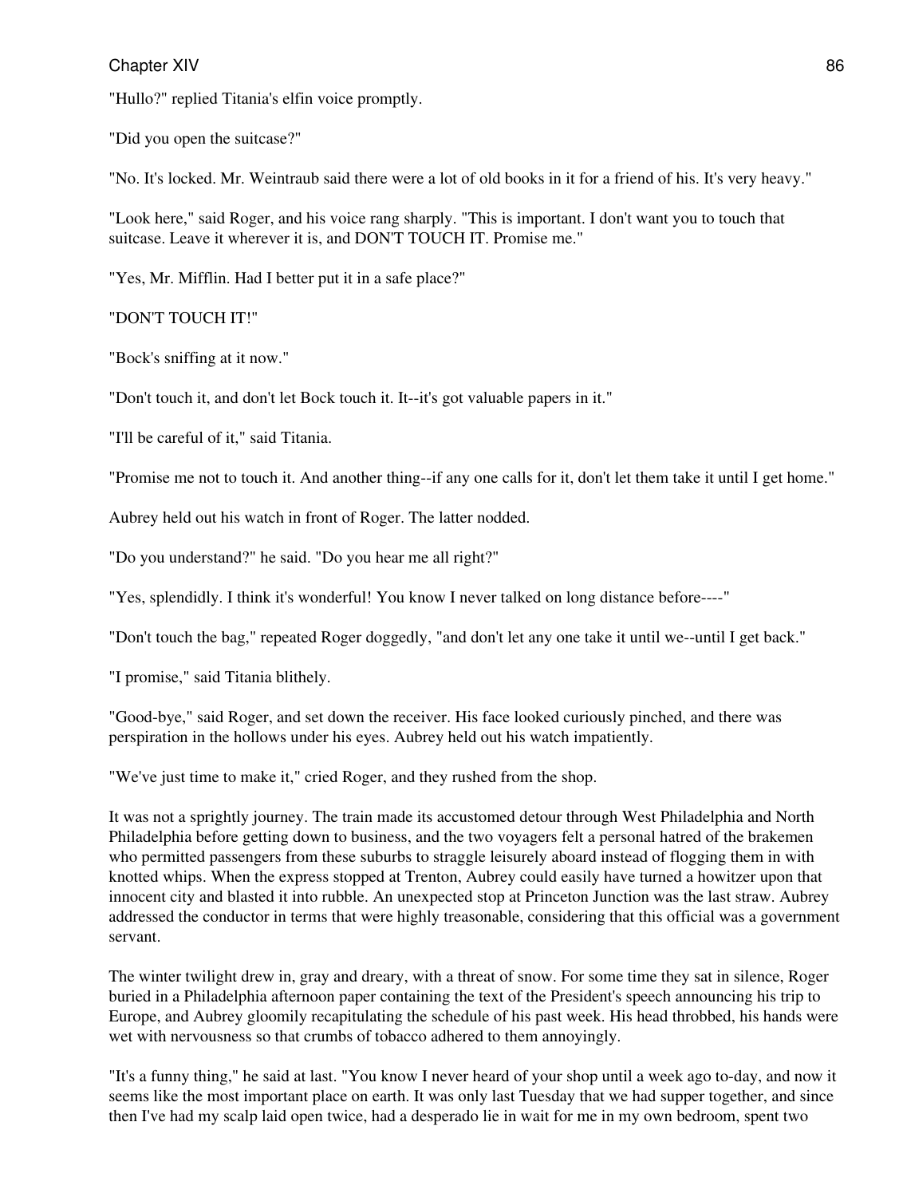"Hullo?" replied Titania's elfin voice promptly.

"Did you open the suitcase?"

"No. It's locked. Mr. Weintraub said there were a lot of old books in it for a friend of his. It's very heavy."

"Look here," said Roger, and his voice rang sharply. "This is important. I don't want you to touch that suitcase. Leave it wherever it is, and DON'T TOUCH IT. Promise me."

"Yes, Mr. Mifflin. Had I better put it in a safe place?"

"DON'T TOUCH IT!"

"Bock's sniffing at it now."

"Don't touch it, and don't let Bock touch it. It--it's got valuable papers in it."

"I'll be careful of it," said Titania.

"Promise me not to touch it. And another thing--if any one calls for it, don't let them take it until I get home."

Aubrey held out his watch in front of Roger. The latter nodded.

"Do you understand?" he said. "Do you hear me all right?"

"Yes, splendidly. I think it's wonderful! You know I never talked on long distance before----"

"Don't touch the bag," repeated Roger doggedly, "and don't let any one take it until we--until I get back."

"I promise," said Titania blithely.

"Good-bye," said Roger, and set down the receiver. His face looked curiously pinched, and there was perspiration in the hollows under his eyes. Aubrey held out his watch impatiently.

"We've just time to make it," cried Roger, and they rushed from the shop.

It was not a sprightly journey. The train made its accustomed detour through West Philadelphia and North Philadelphia before getting down to business, and the two voyagers felt a personal hatred of the brakemen who permitted passengers from these suburbs to straggle leisurely aboard instead of flogging them in with knotted whips. When the express stopped at Trenton, Aubrey could easily have turned a howitzer upon that innocent city and blasted it into rubble. An unexpected stop at Princeton Junction was the last straw. Aubrey addressed the conductor in terms that were highly treasonable, considering that this official was a government servant.

The winter twilight drew in, gray and dreary, with a threat of snow. For some time they sat in silence, Roger buried in a Philadelphia afternoon paper containing the text of the President's speech announcing his trip to Europe, and Aubrey gloomily recapitulating the schedule of his past week. His head throbbed, his hands were wet with nervousness so that crumbs of tobacco adhered to them annoyingly.

"It's a funny thing," he said at last. "You know I never heard of your shop until a week ago to-day, and now it seems like the most important place on earth. It was only last Tuesday that we had supper together, and since then I've had my scalp laid open twice, had a desperado lie in wait for me in my own bedroom, spent two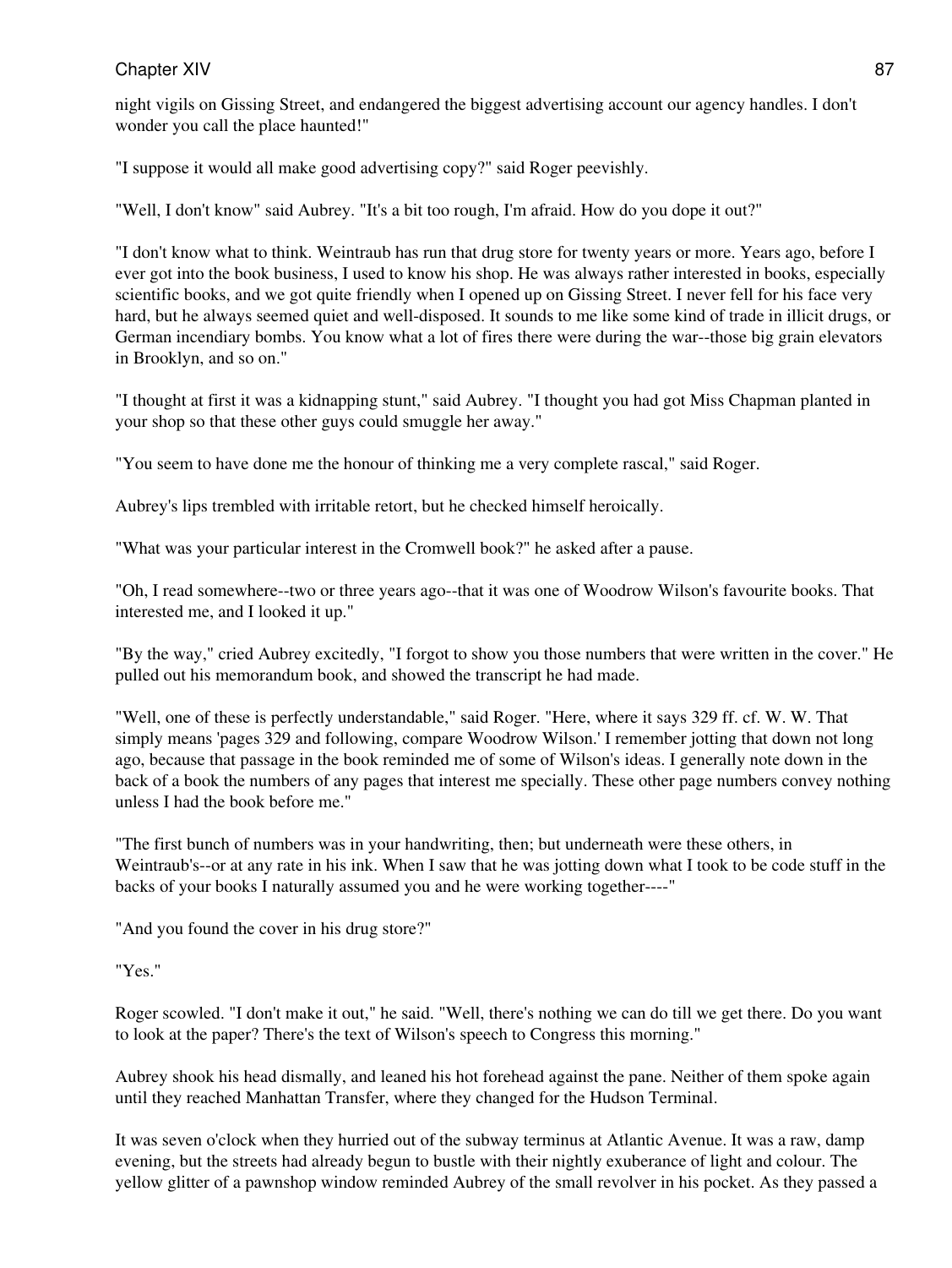night vigils on Gissing Street, and endangered the biggest advertising account our agency handles. I don't wonder you call the place haunted!"

"I suppose it would all make good advertising copy?" said Roger peevishly.

"Well, I don't know" said Aubrey. "It's a bit too rough, I'm afraid. How do you dope it out?"

"I don't know what to think. Weintraub has run that drug store for twenty years or more. Years ago, before I ever got into the book business, I used to know his shop. He was always rather interested in books, especially scientific books, and we got quite friendly when I opened up on Gissing Street. I never fell for his face very hard, but he always seemed quiet and well-disposed. It sounds to me like some kind of trade in illicit drugs, or German incendiary bombs. You know what a lot of fires there were during the war--those big grain elevators in Brooklyn, and so on."

"I thought at first it was a kidnapping stunt," said Aubrey. "I thought you had got Miss Chapman planted in your shop so that these other guys could smuggle her away."

"You seem to have done me the honour of thinking me a very complete rascal," said Roger.

Aubrey's lips trembled with irritable retort, but he checked himself heroically.

"What was your particular interest in the Cromwell book?" he asked after a pause.

"Oh, I read somewhere--two or three years ago--that it was one of Woodrow Wilson's favourite books. That interested me, and I looked it up."

"By the way," cried Aubrey excitedly, "I forgot to show you those numbers that were written in the cover." He pulled out his memorandum book, and showed the transcript he had made.

"Well, one of these is perfectly understandable," said Roger. "Here, where it says 329 ff. cf. W. W. That simply means 'pages 329 and following, compare Woodrow Wilson.' I remember jotting that down not long ago, because that passage in the book reminded me of some of Wilson's ideas. I generally note down in the back of a book the numbers of any pages that interest me specially. These other page numbers convey nothing unless I had the book before me."

"The first bunch of numbers was in your handwriting, then; but underneath were these others, in Weintraub's--or at any rate in his ink. When I saw that he was jotting down what I took to be code stuff in the backs of your books I naturally assumed you and he were working together----"

"And you found the cover in his drug store?"

"Yes."

Roger scowled. "I don't make it out," he said. "Well, there's nothing we can do till we get there. Do you want to look at the paper? There's the text of Wilson's speech to Congress this morning."

Aubrey shook his head dismally, and leaned his hot forehead against the pane. Neither of them spoke again until they reached Manhattan Transfer, where they changed for the Hudson Terminal.

It was seven o'clock when they hurried out of the subway terminus at Atlantic Avenue. It was a raw, damp evening, but the streets had already begun to bustle with their nightly exuberance of light and colour. The yellow glitter of a pawnshop window reminded Aubrey of the small revolver in his pocket. As they passed a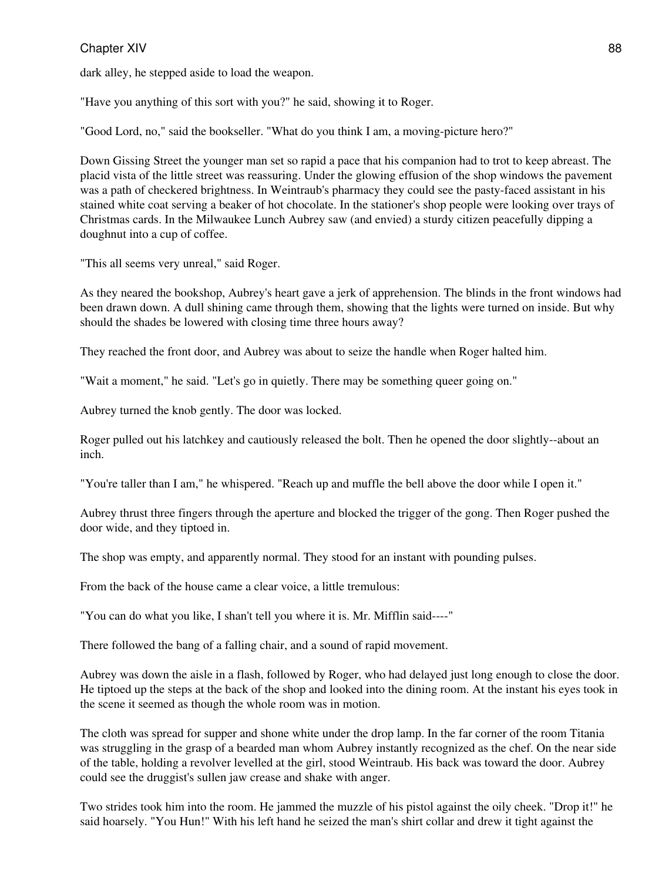dark alley, he stepped aside to load the weapon.

"Have you anything of this sort with you?" he said, showing it to Roger.

"Good Lord, no," said the bookseller. "What do you think I am, a moving-picture hero?"

Down Gissing Street the younger man set so rapid a pace that his companion had to trot to keep abreast. The placid vista of the little street was reassuring. Under the glowing effusion of the shop windows the pavement was a path of checkered brightness. In Weintraub's pharmacy they could see the pasty-faced assistant in his stained white coat serving a beaker of hot chocolate. In the stationer's shop people were looking over trays of Christmas cards. In the Milwaukee Lunch Aubrey saw (and envied) a sturdy citizen peacefully dipping a doughnut into a cup of coffee.

"This all seems very unreal," said Roger.

As they neared the bookshop, Aubrey's heart gave a jerk of apprehension. The blinds in the front windows had been drawn down. A dull shining came through them, showing that the lights were turned on inside. But why should the shades be lowered with closing time three hours away?

They reached the front door, and Aubrey was about to seize the handle when Roger halted him.

"Wait a moment," he said. "Let's go in quietly. There may be something queer going on."

Aubrey turned the knob gently. The door was locked.

Roger pulled out his latchkey and cautiously released the bolt. Then he opened the door slightly--about an inch.

"You're taller than I am," he whispered. "Reach up and muffle the bell above the door while I open it."

Aubrey thrust three fingers through the aperture and blocked the trigger of the gong. Then Roger pushed the door wide, and they tiptoed in.

The shop was empty, and apparently normal. They stood for an instant with pounding pulses.

From the back of the house came a clear voice, a little tremulous:

"You can do what you like, I shan't tell you where it is. Mr. Mifflin said----"

There followed the bang of a falling chair, and a sound of rapid movement.

Aubrey was down the aisle in a flash, followed by Roger, who had delayed just long enough to close the door. He tiptoed up the steps at the back of the shop and looked into the dining room. At the instant his eyes took in the scene it seemed as though the whole room was in motion.

The cloth was spread for supper and shone white under the drop lamp. In the far corner of the room Titania was struggling in the grasp of a bearded man whom Aubrey instantly recognized as the chef. On the near side of the table, holding a revolver levelled at the girl, stood Weintraub. His back was toward the door. Aubrey could see the druggist's sullen jaw crease and shake with anger.

Two strides took him into the room. He jammed the muzzle of his pistol against the oily cheek. "Drop it!" he said hoarsely. "You Hun!" With his left hand he seized the man's shirt collar and drew it tight against the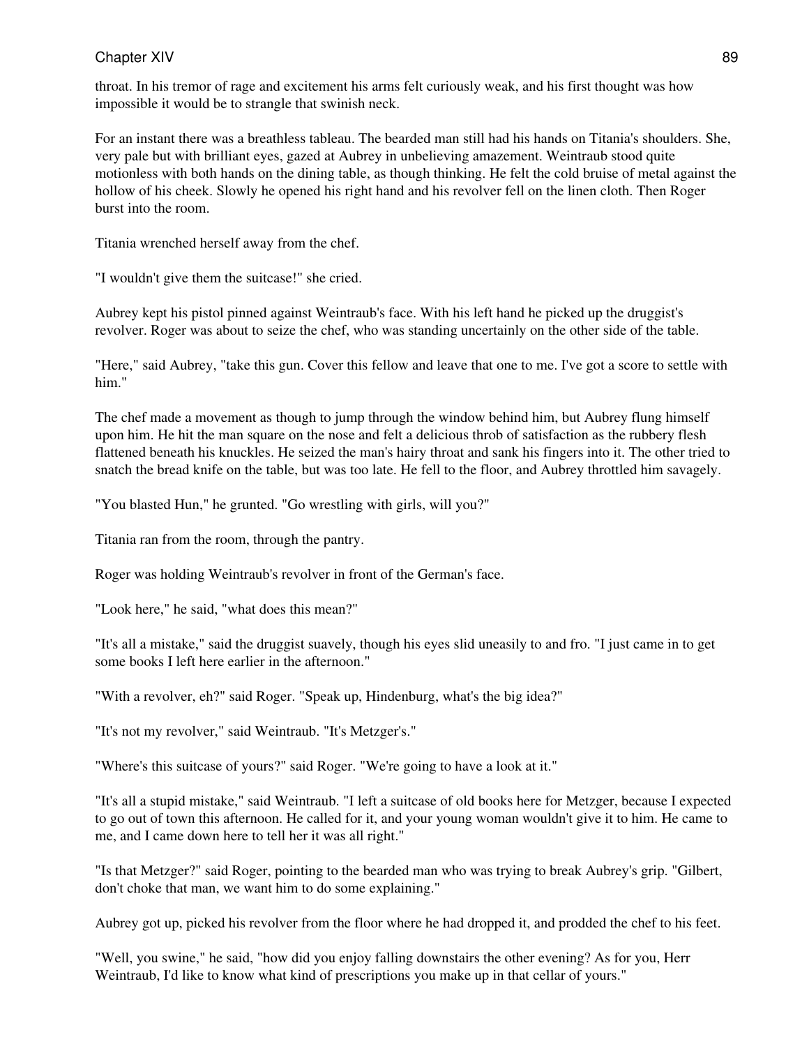throat. In his tremor of rage and excitement his arms felt curiously weak, and his first thought was how impossible it would be to strangle that swinish neck.

For an instant there was a breathless tableau. The bearded man still had his hands on Titania's shoulders. She, very pale but with brilliant eyes, gazed at Aubrey in unbelieving amazement. Weintraub stood quite motionless with both hands on the dining table, as though thinking. He felt the cold bruise of metal against the hollow of his cheek. Slowly he opened his right hand and his revolver fell on the linen cloth. Then Roger burst into the room.

Titania wrenched herself away from the chef.

"I wouldn't give them the suitcase!" she cried.

Aubrey kept his pistol pinned against Weintraub's face. With his left hand he picked up the druggist's revolver. Roger was about to seize the chef, who was standing uncertainly on the other side of the table.

"Here," said Aubrey, "take this gun. Cover this fellow and leave that one to me. I've got a score to settle with him."

The chef made a movement as though to jump through the window behind him, but Aubrey flung himself upon him. He hit the man square on the nose and felt a delicious throb of satisfaction as the rubbery flesh flattened beneath his knuckles. He seized the man's hairy throat and sank his fingers into it. The other tried to snatch the bread knife on the table, but was too late. He fell to the floor, and Aubrey throttled him savagely.

"You blasted Hun," he grunted. "Go wrestling with girls, will you?"

Titania ran from the room, through the pantry.

Roger was holding Weintraub's revolver in front of the German's face.

"Look here," he said, "what does this mean?"

"It's all a mistake," said the druggist suavely, though his eyes slid uneasily to and fro. "I just came in to get some books I left here earlier in the afternoon."

"With a revolver, eh?" said Roger. "Speak up, Hindenburg, what's the big idea?"

"It's not my revolver," said Weintraub. "It's Metzger's."

"Where's this suitcase of yours?" said Roger. "We're going to have a look at it."

"It's all a stupid mistake," said Weintraub. "I left a suitcase of old books here for Metzger, because I expected to go out of town this afternoon. He called for it, and your young woman wouldn't give it to him. He came to me, and I came down here to tell her it was all right."

"Is that Metzger?" said Roger, pointing to the bearded man who was trying to break Aubrey's grip. "Gilbert, don't choke that man, we want him to do some explaining."

Aubrey got up, picked his revolver from the floor where he had dropped it, and prodded the chef to his feet.

"Well, you swine," he said, "how did you enjoy falling downstairs the other evening? As for you, Herr Weintraub, I'd like to know what kind of prescriptions you make up in that cellar of yours."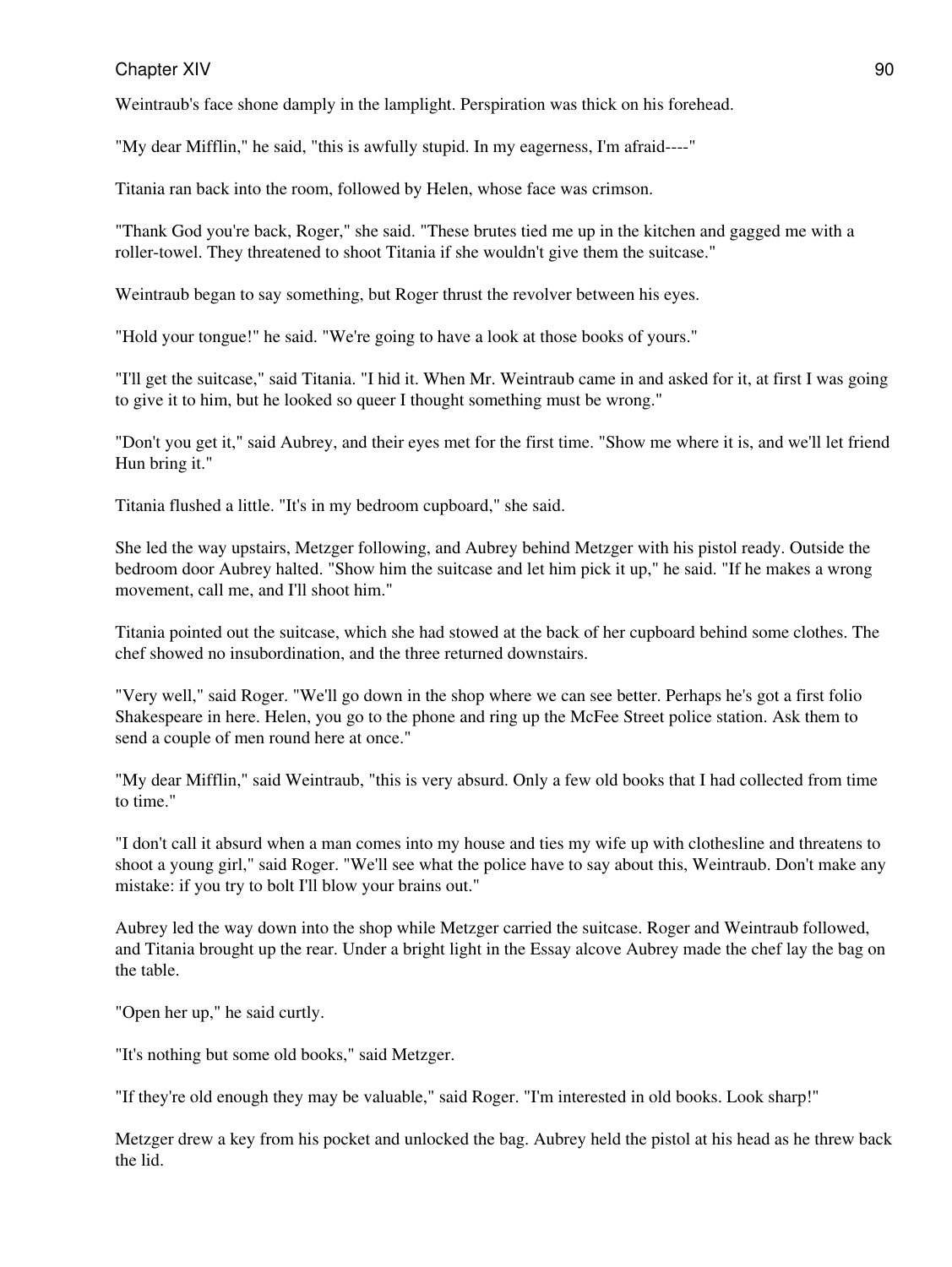Weintraub's face shone damply in the lamplight. Perspiration was thick on his forehead.

"My dear Mifflin," he said, "this is awfully stupid. In my eagerness, I'm afraid----"

Titania ran back into the room, followed by Helen, whose face was crimson.

"Thank God you're back, Roger," she said. "These brutes tied me up in the kitchen and gagged me with a roller-towel. They threatened to shoot Titania if she wouldn't give them the suitcase."

Weintraub began to say something, but Roger thrust the revolver between his eyes.

"Hold your tongue!" he said. "We're going to have a look at those books of yours."

"I'll get the suitcase," said Titania. "I hid it. When Mr. Weintraub came in and asked for it, at first I was going to give it to him, but he looked so queer I thought something must be wrong."

"Don't you get it," said Aubrey, and their eyes met for the first time. "Show me where it is, and we'll let friend Hun bring it."

Titania flushed a little. "It's in my bedroom cupboard," she said.

She led the way upstairs, Metzger following, and Aubrey behind Metzger with his pistol ready. Outside the bedroom door Aubrey halted. "Show him the suitcase and let him pick it up," he said. "If he makes a wrong movement, call me, and I'll shoot him."

Titania pointed out the suitcase, which she had stowed at the back of her cupboard behind some clothes. The chef showed no insubordination, and the three returned downstairs.

"Very well," said Roger. "We'll go down in the shop where we can see better. Perhaps he's got a first folio Shakespeare in here. Helen, you go to the phone and ring up the McFee Street police station. Ask them to send a couple of men round here at once."

"My dear Mifflin," said Weintraub, "this is very absurd. Only a few old books that I had collected from time to time."

"I don't call it absurd when a man comes into my house and ties my wife up with clothesline and threatens to shoot a young girl," said Roger. "We'll see what the police have to say about this, Weintraub. Don't make any mistake: if you try to bolt I'll blow your brains out."

Aubrey led the way down into the shop while Metzger carried the suitcase. Roger and Weintraub followed, and Titania brought up the rear. Under a bright light in the Essay alcove Aubrey made the chef lay the bag on the table.

"Open her up," he said curtly.

"It's nothing but some old books," said Metzger.

"If they're old enough they may be valuable," said Roger. "I'm interested in old books. Look sharp!"

Metzger drew a key from his pocket and unlocked the bag. Aubrey held the pistol at his head as he threw back the lid.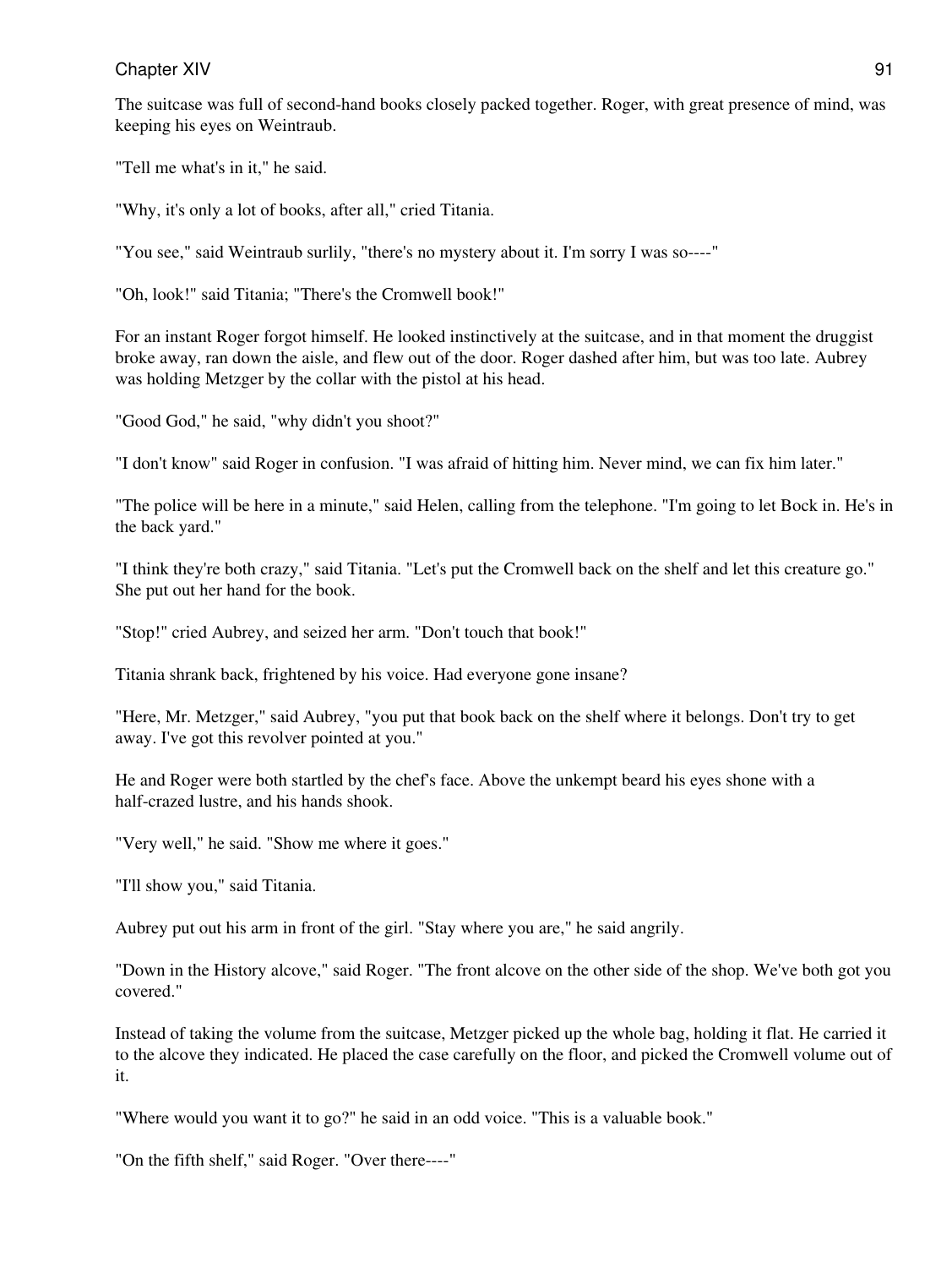The suitcase was full of second-hand books closely packed together. Roger, with great presence of mind, was keeping his eyes on Weintraub.

"Tell me what's in it," he said.

"Why, it's only a lot of books, after all," cried Titania.

"You see," said Weintraub surlily, "there's no mystery about it. I'm sorry I was so----"

"Oh, look!" said Titania; "There's the Cromwell book!"

For an instant Roger forgot himself. He looked instinctively at the suitcase, and in that moment the druggist broke away, ran down the aisle, and flew out of the door. Roger dashed after him, but was too late. Aubrey was holding Metzger by the collar with the pistol at his head.

"Good God," he said, "why didn't you shoot?"

"I don't know" said Roger in confusion. "I was afraid of hitting him. Never mind, we can fix him later."

"The police will be here in a minute," said Helen, calling from the telephone. "I'm going to let Bock in. He's in the back yard."

"I think they're both crazy," said Titania. "Let's put the Cromwell back on the shelf and let this creature go." She put out her hand for the book.

"Stop!" cried Aubrey, and seized her arm. "Don't touch that book!"

Titania shrank back, frightened by his voice. Had everyone gone insane?

"Here, Mr. Metzger," said Aubrey, "you put that book back on the shelf where it belongs. Don't try to get away. I've got this revolver pointed at you."

He and Roger were both startled by the chef's face. Above the unkempt beard his eyes shone with a half-crazed lustre, and his hands shook.

"Very well," he said. "Show me where it goes."

"I'll show you," said Titania.

Aubrey put out his arm in front of the girl. "Stay where you are," he said angrily.

"Down in the History alcove," said Roger. "The front alcove on the other side of the shop. We've both got you covered."

Instead of taking the volume from the suitcase, Metzger picked up the whole bag, holding it flat. He carried it to the alcove they indicated. He placed the case carefully on the floor, and picked the Cromwell volume out of it.

"Where would you want it to go?" he said in an odd voice. "This is a valuable book."

"On the fifth shelf," said Roger. "Over there----"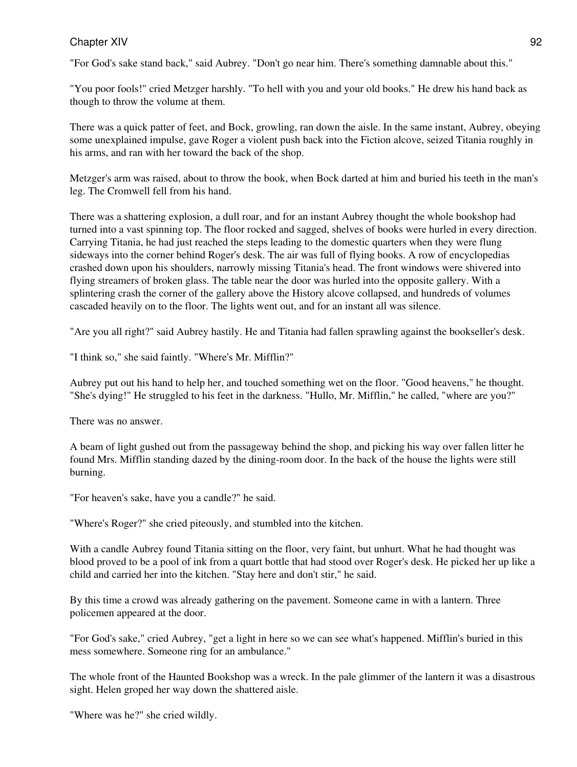"For God's sake stand back," said Aubrey. "Don't go near him. There's something damnable about this."

"You poor fools!" cried Metzger harshly. "To hell with you and your old books." He drew his hand back as though to throw the volume at them.

There was a quick patter of feet, and Bock, growling, ran down the aisle. In the same instant, Aubrey, obeying some unexplained impulse, gave Roger a violent push back into the Fiction alcove, seized Titania roughly in his arms, and ran with her toward the back of the shop.

Metzger's arm was raised, about to throw the book, when Bock darted at him and buried his teeth in the man's leg. The Cromwell fell from his hand.

There was a shattering explosion, a dull roar, and for an instant Aubrey thought the whole bookshop had turned into a vast spinning top. The floor rocked and sagged, shelves of books were hurled in every direction. Carrying Titania, he had just reached the steps leading to the domestic quarters when they were flung sideways into the corner behind Roger's desk. The air was full of flying books. A row of encyclopedias crashed down upon his shoulders, narrowly missing Titania's head. The front windows were shivered into flying streamers of broken glass. The table near the door was hurled into the opposite gallery. With a splintering crash the corner of the gallery above the History alcove collapsed, and hundreds of volumes cascaded heavily on to the floor. The lights went out, and for an instant all was silence.

"Are you all right?" said Aubrey hastily. He and Titania had fallen sprawling against the bookseller's desk.

"I think so," she said faintly. "Where's Mr. Mifflin?"

Aubrey put out his hand to help her, and touched something wet on the floor. "Good heavens," he thought. "She's dying!" He struggled to his feet in the darkness. "Hullo, Mr. Mifflin," he called, "where are you?"

There was no answer.

A beam of light gushed out from the passageway behind the shop, and picking his way over fallen litter he found Mrs. Mifflin standing dazed by the dining-room door. In the back of the house the lights were still burning.

"For heaven's sake, have you a candle?" he said.

"Where's Roger?" she cried piteously, and stumbled into the kitchen.

With a candle Aubrey found Titania sitting on the floor, very faint, but unhurt. What he had thought was blood proved to be a pool of ink from a quart bottle that had stood over Roger's desk. He picked her up like a child and carried her into the kitchen. "Stay here and don't stir," he said.

By this time a crowd was already gathering on the pavement. Someone came in with a lantern. Three policemen appeared at the door.

"For God's sake," cried Aubrey, "get a light in here so we can see what's happened. Mifflin's buried in this mess somewhere. Someone ring for an ambulance."

The whole front of the Haunted Bookshop was a wreck. In the pale glimmer of the lantern it was a disastrous sight. Helen groped her way down the shattered aisle.

"Where was he?" she cried wildly.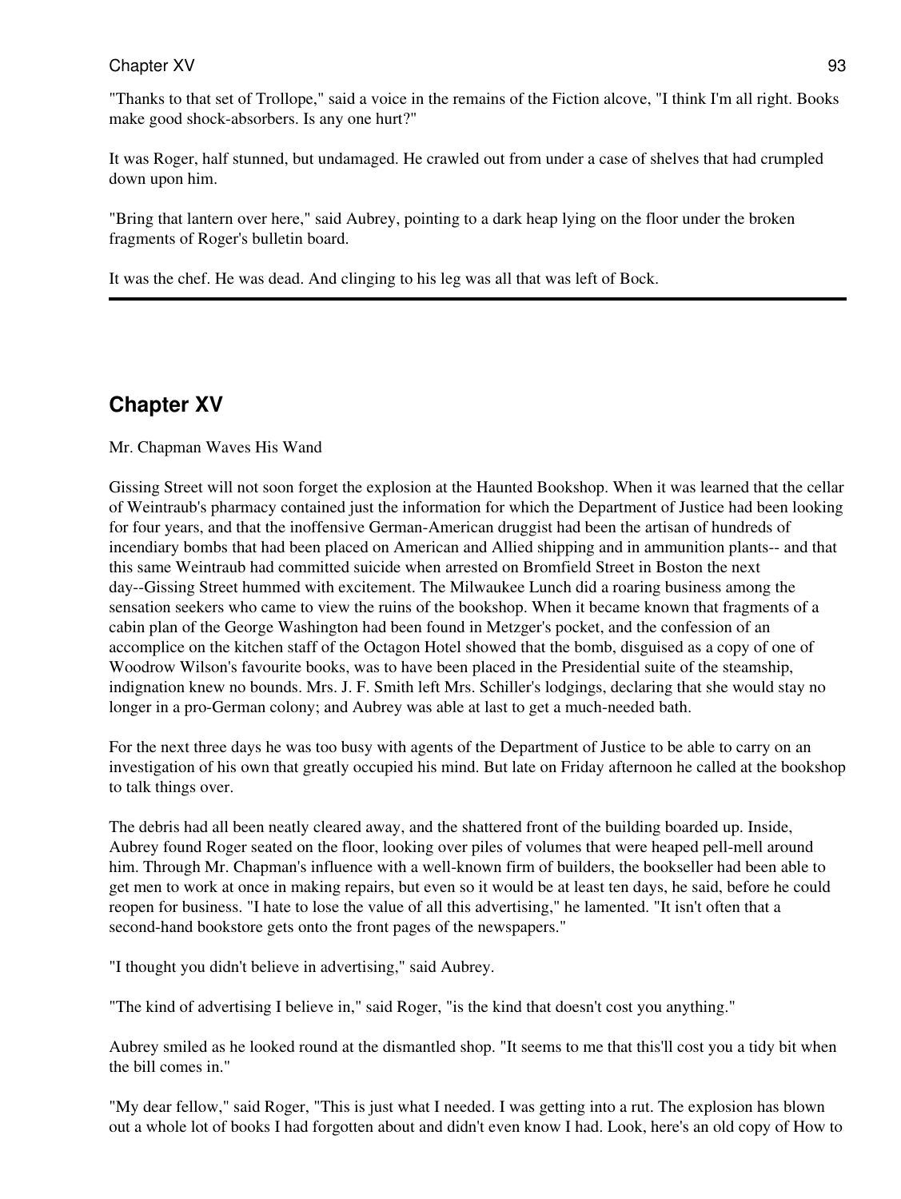"Thanks to that set of Trollope," said a voice in the remains of the Fiction alcove, "I think I'm all right. Books make good shock-absorbers. Is any one hurt?"

It was Roger, half stunned, but undamaged. He crawled out from under a case of shelves that had crumpled down upon him.

"Bring that lantern over here," said Aubrey, pointing to a dark heap lying on the floor under the broken fragments of Roger's bulletin board.

It was the chef. He was dead. And clinging to his leg was all that was left of Bock.

---

## Chapter XV

Mr. Chapman Waves His Wand

Gissing Street will not soon forget the explosion at the Haunted Bookshop. When it was learned that the cellar of Weintraub's pharmacy contained just the information for which the Department of Justice had been looking for four years, and that the inoffensive German-American druggist had been the artisan of hundreds of incendiary bombs that had been placed on American and Allied shipping and in ammunition plants-- and that this same Weintraub had committed suicide when arrested on Bromfield Street in Boston the next day--Gissing Street hummed with excitement. The Milwaukee Lunch did a roaring business among the sensation seekers who came to view the ruins of the bookshop. When it became known that fragments of a cabin plan of the George Washington had been found in Metzger's pocket, and the confession of an accomplice on the kitchen staff of the Octagon Hotel showed that the bomb, disguised as a copy of one of Woodrow Wilson's favourite books, was to have been placed in the Presidential suite of the steamship, indignation knew no bounds. Mrs. J. F. Smith left Mrs. Schiller's lodgings, declaring that she would stay no longer in a pro-German colony; and Aubrey was able at last to get a much-needed bath.

For the next three days he was too busy with agents of the Department of Justice to be able to carry on an investigation of his own that greatly occupied his mind. But late on Friday afternoon he called at the bookshop to talk things over.

The debris had all been neatly cleared away, and the shattered front of the building boarded up. Inside, Aubrey found Roger seated on the floor, looking over piles of volumes that were heaped pell-mell around him. Through Mr. Chapman's influence with a well-known firm of builders, the bookseller had been able to get men to work at once in making repairs, but even so it would be at least ten days, he said, before he could reopen for business. "I hate to lose the value of all this advertising," he lamented. "It isn't often that a second-hand bookstore gets onto the front pages of the newspapers."

"I thought you didn't believe in advertising," said Aubrey.

"The kind of advertising I believe in," said Roger, "is the kind that doesn't cost you anything."

Aubrey smiled as he looked round at the dismantled shop. "It seems to me that this'll cost you a tidy bit when the bill comes in."

"My dear fellow," said Roger, "This is just what I needed. I was getting into a rut. The explosion has blown out a whole lot of books I had forgotten about and didn't even know I had. Look, here's an old copy of How to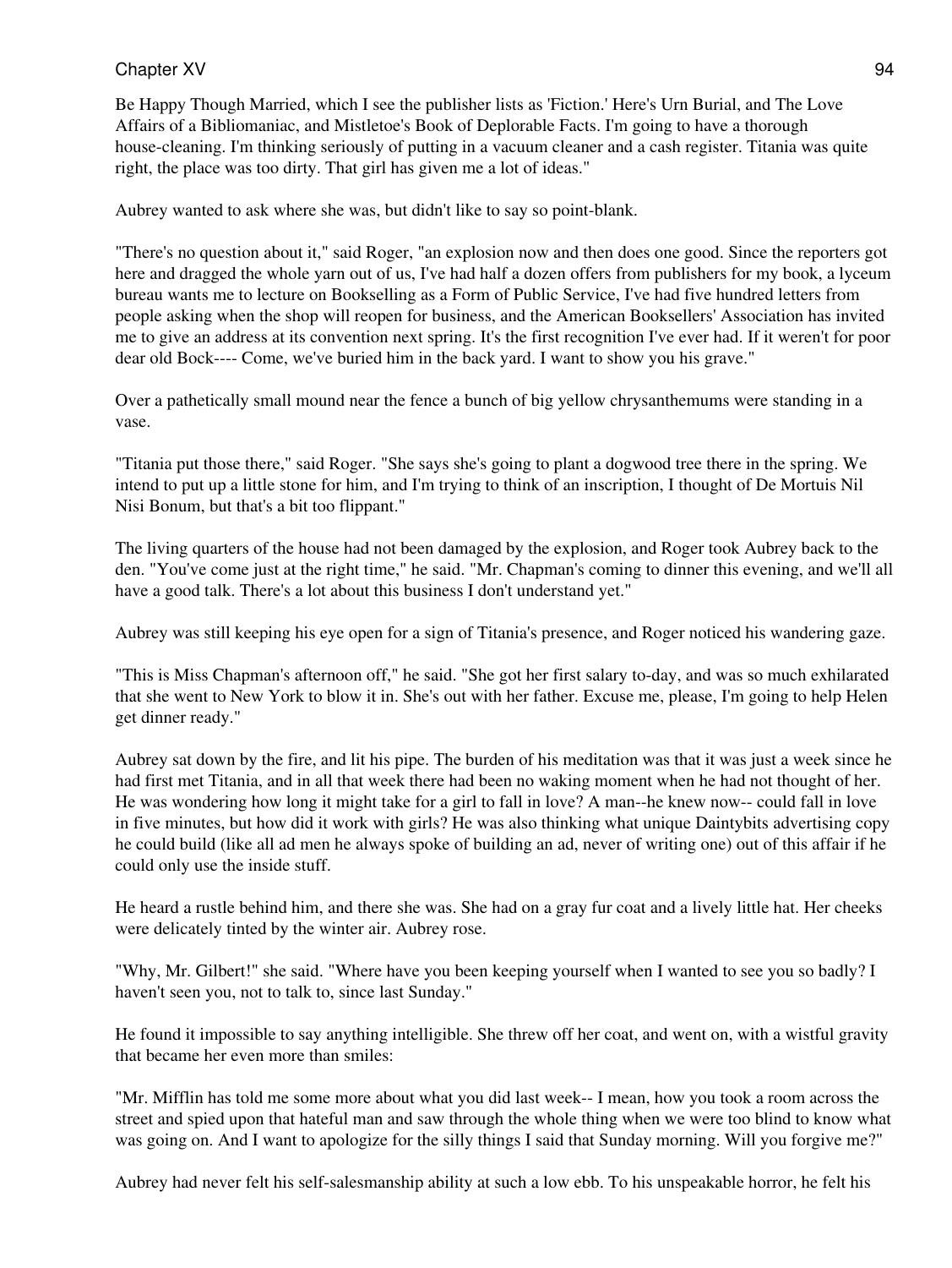Be Happy Though Married, which I see the publisher lists as 'Fiction.' Here's Urn Burial, and The Love Affairs of a Bibliomaniac, and Mistletoe's Book of Deplorable Facts. I'm going to have a thorough house-cleaning. I'm thinking seriously of putting in a vacuum cleaner and a cash register. Titania was quite right, the place was too dirty. That girl has given me a lot of ideas."

Aubrey wanted to ask where she was, but didn't like to say so point-blank.

"There's no question about it," said Roger, "an explosion now and then does one good. Since the reporters got here and dragged the whole yarn out of us, I've had half a dozen offers from publishers for my book, a lyceum bureau wants me to lecture on Bookselling as a Form of Public Service, I've had five hundred letters from people asking when the shop will reopen for business, and the American Booksellers' Association has invited me to give an address at its convention next spring. It's the first recognition I've ever had. If it weren't for poor dear old Bock---- Come, we've buried him in the back yard. I want to show you his grave."

Over a pathetically small mound near the fence a bunch of big yellow chrysanthemums were standing in a vase.

"Titania put those there," said Roger. "She says she's going to plant a dogwood tree there in the spring. We intend to put up a little stone for him, and I'm trying to think of an inscription, I thought of De Mortuis Nil Nisi Bonum, but that's a bit too flippant."

The living quarters of the house had not been damaged by the explosion, and Roger took Aubrey back to the den. "You've come just at the right time," he said. "Mr. Chapman's coming to dinner this evening, and we'll all have a good talk. There's a lot about this business I don't understand yet."

Aubrey was still keeping his eye open for a sign of Titania's presence, and Roger noticed his wandering gaze.

"This is Miss Chapman's afternoon off," he said. "She got her first salary to-day, and was so much exhilarated that she went to New York to blow it in. She's out with her father. Excuse me, please, I'm going to help Helen get dinner ready."

Aubrey sat down by the fire, and lit his pipe. The burden of his meditation was that it was just a week since he had first met Titania, and in all that week there had been no waking moment when he had not thought of her. He was wondering how long it might take for a girl to fall in love? A man--he knew now-- could fall in love in five minutes, but how did it work with girls? He was also thinking what unique Daintybits advertising copy he could build (like all ad men he always spoke of building an ad, never of writing one) out of this affair if he could only use the inside stuff.

He heard a rustle behind him, and there she was. She had on a gray fur coat and a lively little hat. Her cheeks were delicately tinted by the winter air. Aubrey rose.

"Why, Mr. Gilbert!" she said. "Where have you been keeping yourself when I wanted to see you so badly? I haven't seen you, not to talk to, since last Sunday."

He found it impossible to say anything intelligible. She threw off her coat, and went on, with a wistful gravity that became her even more than smiles:

"Mr. Mifflin has told me some more about what you did last week-- I mean, how you took a room across the street and spied upon that hateful man and saw through the whole thing when we were too blind to know what was going on. And I want to apologize for the silly things I said that Sunday morning. Will you forgive me?"

Aubrey had never felt his self-salesmanship ability at such a low ebb. To his unspeakable horror, he felt his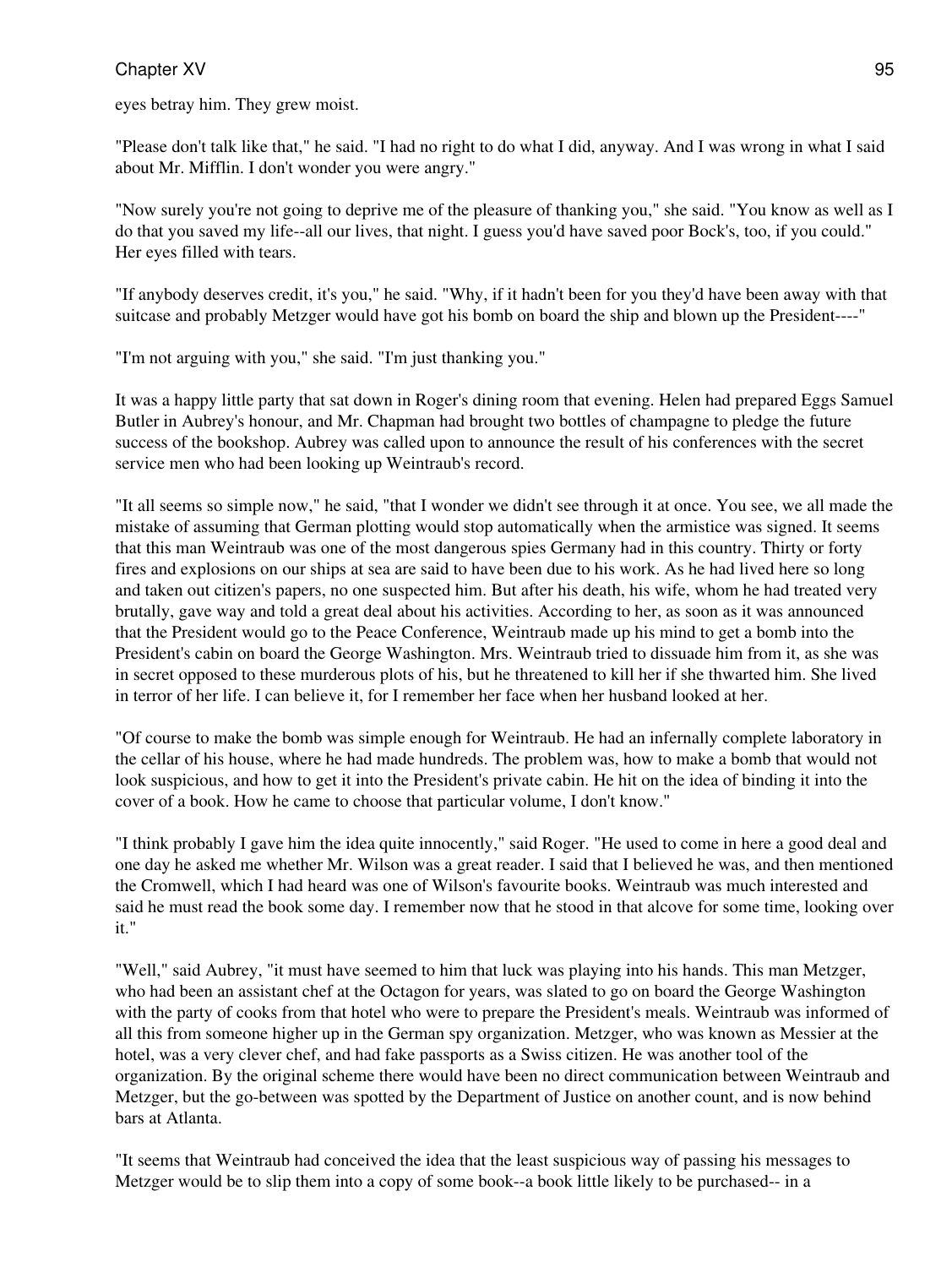eyes betray him. They grew moist.

"Please don't talk like that," he said. "I had no right to do what I did, anyway. And I was wrong in what I said about Mr. Mifflin. I don't wonder you were angry."

"Now surely you're not going to deprive me of the pleasure of thanking you," she said. "You know as well as I do that you saved my life--all our lives, that night. I guess you'd have saved poor Bock's, too, if you could." Her eyes filled with tears.

"If anybody deserves credit, it's you," he said. "Why, if it hadn't been for you they'd have been away with that suitcase and probably Metzger would have got his bomb on board the ship and blown up the President----"

"I'm not arguing with you," she said. "I'm just thanking you."

It was a happy little party that sat down in Roger's dining room that evening. Helen had prepared Eggs Samuel Butler in Aubrey's honour, and Mr. Chapman had brought two bottles of champagne to pledge the future success of the bookshop. Aubrey was called upon to announce the result of his conferences with the secret service men who had been looking up Weintraub's record.

"It all seems so simple now," he said, "that I wonder we didn't see through it at once. You see, we all made the mistake of assuming that German plotting would stop automatically when the armistice was signed. It seems that this man Weintraub was one of the most dangerous spies Germany had in this country. Thirty or forty fires and explosions on our ships at sea are said to have been due to his work. As he had lived here so long and taken out citizen's papers, no one suspected him. But after his death, his wife, whom he had treated very brutally, gave way and told a great deal about his activities. According to her, as soon as it was announced that the President would go to the Peace Conference, Weintraub made up his mind to get a bomb into the President's cabin on board the George Washington. Mrs. Weintraub tried to dissuade him from it, as she was in secret opposed to these murderous plots of his, but he threatened to kill her if she thwarted him. She lived in terror of her life. I can believe it, for I remember her face when her husband looked at her.

"Of course to make the bomb was simple enough for Weintraub. He had an infernally complete laboratory in the cellar of his house, where he had made hundreds. The problem was, how to make a bomb that would not look suspicious, and how to get it into the President's private cabin. He hit on the idea of binding it into the cover of a book. How he came to choose that particular volume, I don't know."

"I think probably I gave him the idea quite innocently," said Roger. "He used to come in here a good deal and one day he asked me whether Mr. Wilson was a great reader. I said that I believed he was, and then mentioned the Cromwell, which I had heard was one of Wilson's favourite books. Weintraub was much interested and said he must read the book some day. I remember now that he stood in that alcove for some time, looking over it."

"Well," said Aubrey, "it must have seemed to him that luck was playing into his hands. This man Metzger, who had been an assistant chef at the Octagon for years, was slated to go on board the George Washington with the party of cooks from that hotel who were to prepare the President's meals. Weintraub was informed of all this from someone higher up in the German spy organization. Metzger, who was known as Messier at the hotel, was a very clever chef, and had fake passports as a Swiss citizen. He was another tool of the organization. By the original scheme there would have been no direct communication between Weintraub and Metzger, but the go-between was spotted by the Department of Justice on another count, and is now behind bars at Atlanta.

"It seems that Weintraub had conceived the idea that the least suspicious way of passing his messages to Metzger would be to slip them into a copy of some book--a book little likely to be purchased-- in a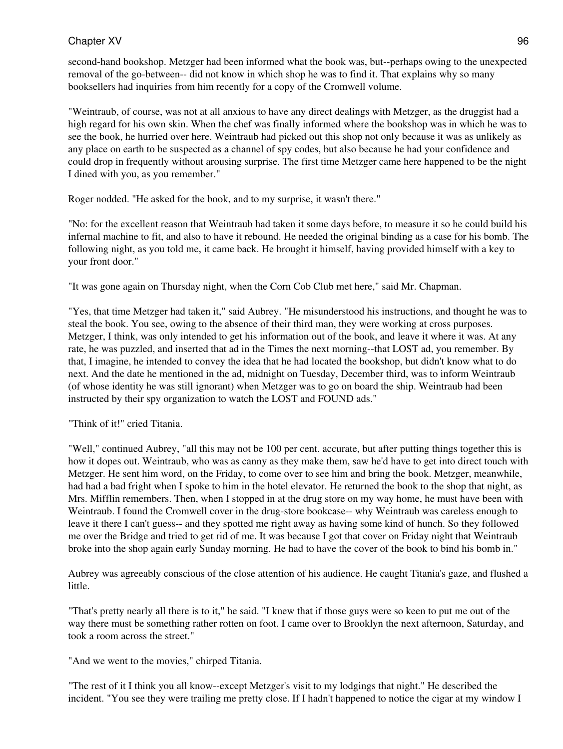second-hand bookshop. Metzger had been informed what the book was, but--perhaps owing to the unexpected removal of the go-between-- did not know in which shop he was to find it. That explains why so many booksellers had inquiries from him recently for a copy of the Cromwell volume.

"Weintraub, of course, was not at all anxious to have any direct dealings with Metzger, as the druggist had a high regard for his own skin. When the chef was finally informed where the bookshop was in which he was to see the book, he hurried over here. Weintraub had picked out this shop not only because it was as unlikely as any place on earth to be suspected as a channel of spy codes, but also because he had your confidence and could drop in frequently without arousing surprise. The first time Metzger came here happened to be the night I dined with you, as you remember."

Roger nodded. "He asked for the book, and to my surprise, it wasn't there."

"No: for the excellent reason that Weintraub had taken it some days before, to measure it so he could build his infernal machine to fit, and also to have it rebound. He needed the original binding as a case for his bomb. The following night, as you told me, it came back. He brought it himself, having provided himself with a key to your front door."

"It was gone again on Thursday night, when the Corn Cob Club met here," said Mr. Chapman.

"Yes, that time Metzger had taken it," said Aubrey. "He misunderstood his instructions, and thought he was to steal the book. You see, owing to the absence of their third man, they were working at cross purposes. Metzger, I think, was only intended to get his information out of the book, and leave it where it was. At any rate, he was puzzled, and inserted that ad in the Times the next morning--that LOST ad, you remember. By that, I imagine, he intended to convey the idea that he had located the bookshop, but didn't know what to do next. And the date he mentioned in the ad, midnight on Tuesday, December third, was to inform Weintraub (of whose identity he was still ignorant) when Metzger was to go on board the ship. Weintraub had been instructed by their spy organization to watch the LOST and FOUND ads."

"Think of it!" cried Titania.

"Well," continued Aubrey, "all this may not be 100 per cent. accurate, but after putting things together this is how it dopes out. Weintraub, who was as canny as they make them, saw he'd have to get into direct touch with Metzger. He sent him word, on the Friday, to come over to see him and bring the book. Metzger, meanwhile, had had a bad fright when I spoke to him in the hotel elevator. He returned the book to the shop that night, as Mrs. Mifflin remembers. Then, when I stopped in at the drug store on my way home, he must have been with Weintraub. I found the Cromwell cover in the drug-store bookcase-- why Weintraub was careless enough to leave it there I can't guess-- and they spotted me right away as having some kind of hunch. So they followed me over the Bridge and tried to get rid of me. It was because I got that cover on Friday night that Weintraub broke into the shop again early Sunday morning. He had to have the cover of the book to bind his bomb in."

Aubrey was agreeably conscious of the close attention of his audience. He caught Titania's gaze, and flushed a little.

"That's pretty nearly all there is to it," he said. "I knew that if those guys were so keen to put me out of the way there must be something rather rotten on foot. I came over to Brooklyn the next afternoon, Saturday, and took a room across the street."

"And we went to the movies," chirped Titania.

"The rest of it I think you all know--except Metzger's visit to my lodgings that night." He described the incident. "You see they were trailing me pretty close. If I hadn't happened to notice the cigar at my window I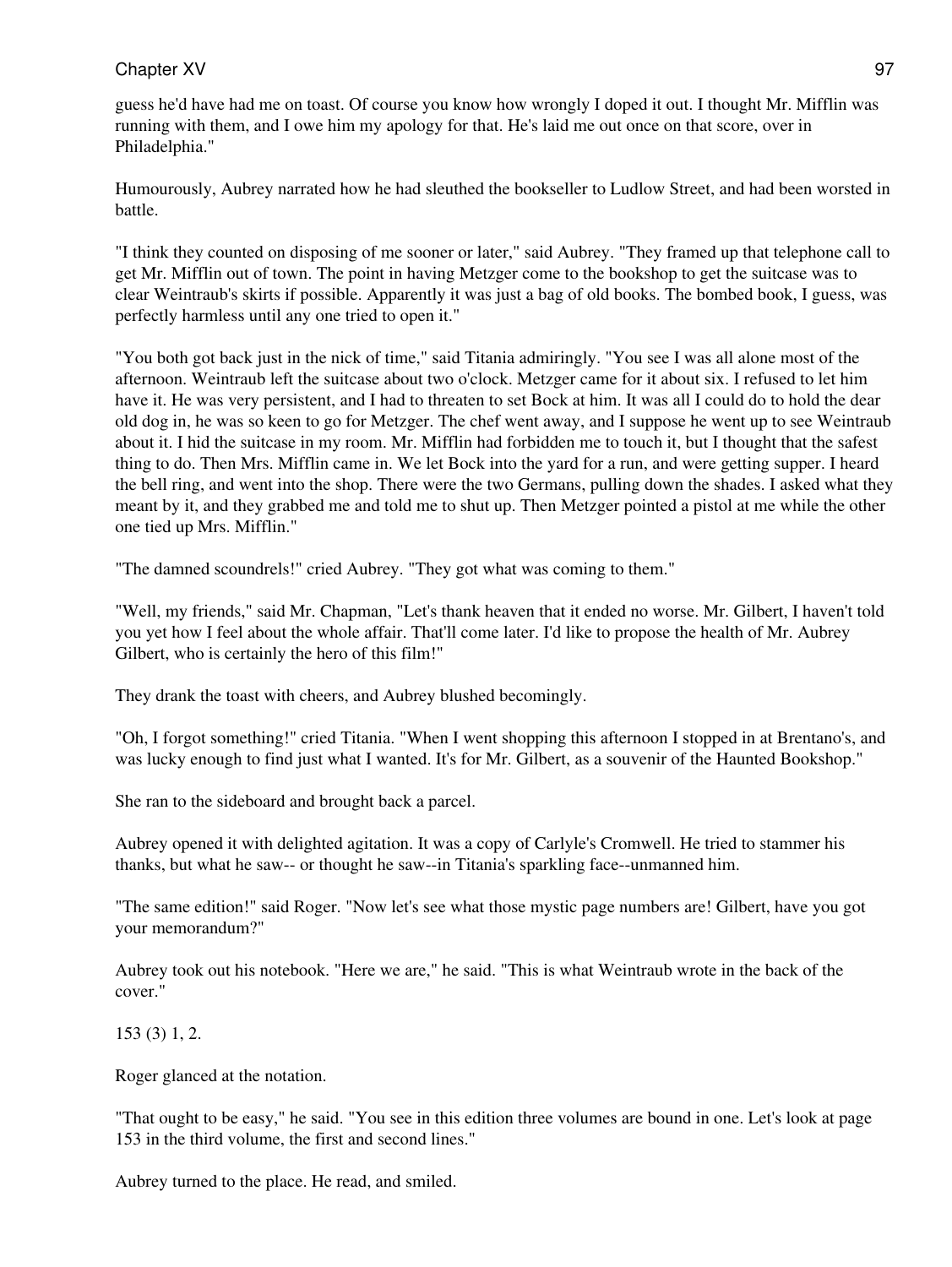guess he'd have had me on toast. Of course you know how wrongly I doped it out. I thought Mr. Mifflin was running with them, and I owe him my apology for that. He's laid me out once on that score, over in Philadelphia."

Humourously, Aubrey narrated how he had sleuthed the bookseller to Ludlow Street, and had been worsted in battle.

"I think they counted on disposing of me sooner or later," said Aubrey. "They framed up that telephone call to get Mr. Mifflin out of town. The point in having Metzger come to the bookshop to get the suitcase was to clear Weintraub's skirts if possible. Apparently it was just a bag of old books. The bombed book, I guess, was perfectly harmless until any one tried to open it."

"You both got back just in the nick of time," said Titania admiringly. "You see I was all alone most of the afternoon. Weintraub left the suitcase about two o'clock. Metzger came for it about six. I refused to let him have it. He was very persistent, and I had to threaten to set Bock at him. It was all I could do to hold the dear old dog in, he was so keen to go for Metzger. The chef went away, and I suppose he went up to see Weintraub about it. I hid the suitcase in my room. Mr. Mifflin had forbidden me to touch it, but I thought that the safest thing to do. Then Mrs. Mifflin came in. We let Bock into the yard for a run, and were getting supper. I heard the bell ring, and went into the shop. There were the two Germans, pulling down the shades. I asked what they meant by it, and they grabbed me and told me to shut up. Then Metzger pointed a pistol at me while the other one tied up Mrs. Mifflin."

"The damned scoundrels!" cried Aubrey. "They got what was coming to them."

"Well, my friends," said Mr. Chapman, "Let's thank heaven that it ended no worse. Mr. Gilbert, I haven't told you yet how I feel about the whole affair. That'll come later. I'd like to propose the health of Mr. Aubrey Gilbert, who is certainly the hero of this film!"

They drank the toast with cheers, and Aubrey blushed becomingly.

"Oh, I forgot something!" cried Titania. "When I went shopping this afternoon I stopped in at Brentano's, and was lucky enough to find just what I wanted. It's for Mr. Gilbert, as a souvenir of the Haunted Bookshop."

She ran to the sideboard and brought back a parcel.

Aubrey opened it with delighted agitation. It was a copy of Carlyle's Cromwell. He tried to stammer his thanks, but what he saw-- or thought he saw--in Titania's sparkling face--unmanned him.

"The same edition!" said Roger. "Now let's see what those mystic page numbers are! Gilbert, have you got your memorandum?"

Aubrey took out his notebook. "Here we are," he said. "This is what Weintraub wrote in the back of the cover."

153 (3) 1, 2.

Roger glanced at the notation.

"That ought to be easy," he said. "You see in this edition three volumes are bound in one. Let's look at page 153 in the third volume, the first and second lines."

Aubrey turned to the place. He read, and smiled.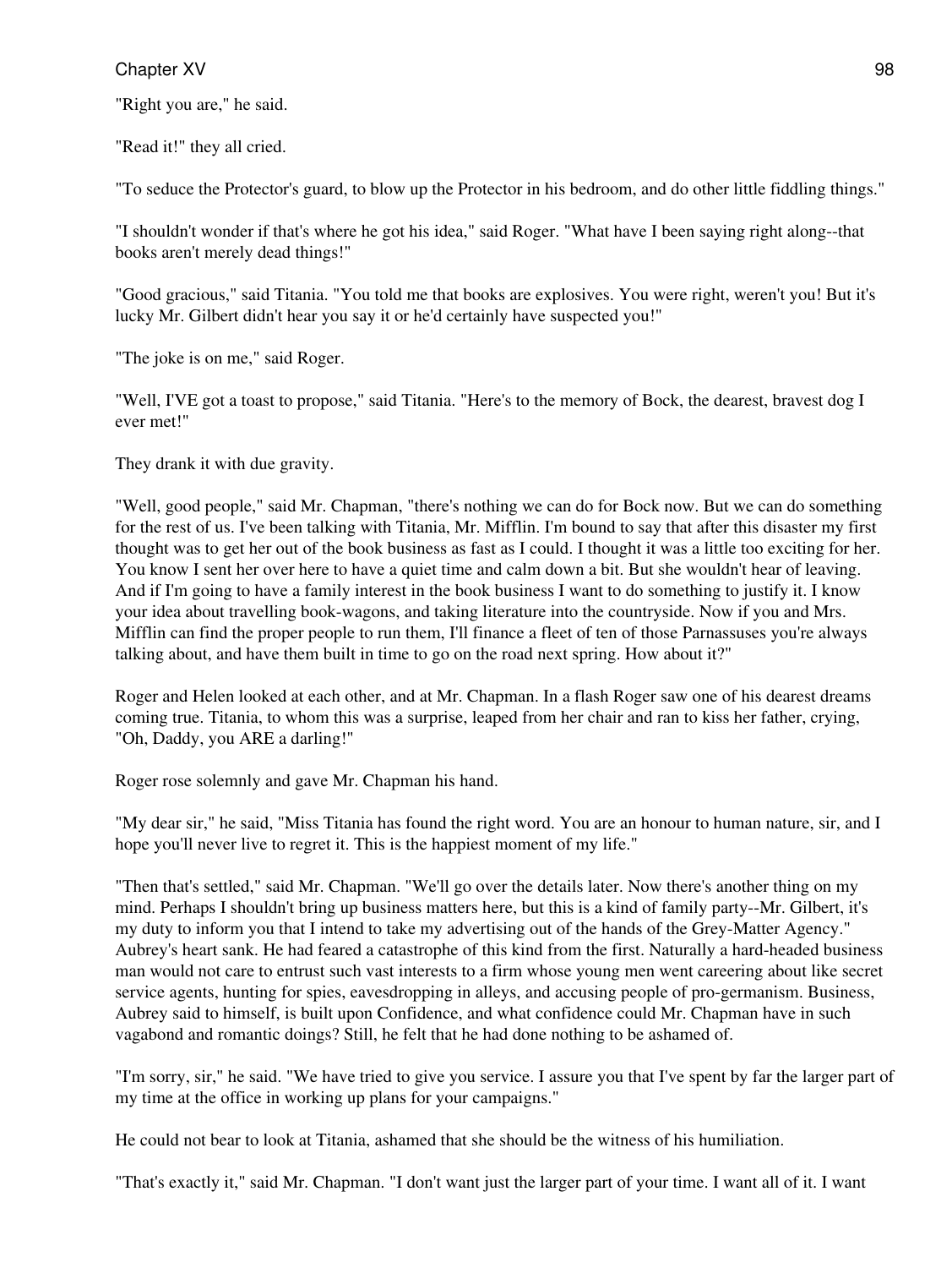"Right you are," he said.

"Read it!" they all cried.

"To seduce the Protector's guard, to blow up the Protector in his bedroom, and do other little fiddling things."

"I shouldn't wonder if that's where he got his idea," said Roger. "What have I been saying right along--that books aren't merely dead things!"

"Good gracious," said Titania. "You told me that books are explosives. You were right, weren't you! But it's lucky Mr. Gilbert didn't hear you say it or he'd certainly have suspected you!"

"The joke is on me," said Roger.

"Well, I'VE got a toast to propose," said Titania. "Here's to the memory of Bock, the dearest, bravest dog I ever met!"

They drank it with due gravity.

"Well, good people," said Mr. Chapman, "there's nothing we can do for Bock now. But we can do something for the rest of us. I've been talking with Titania, Mr. Mifflin. I'm bound to say that after this disaster my first thought was to get her out of the book business as fast as I could. I thought it was a little too exciting for her. You know I sent her over here to have a quiet time and calm down a bit. But she wouldn't hear of leaving. And if I'm going to have a family interest in the book business I want to do something to justify it. I know your idea about travelling book-wagons, and taking literature into the countryside. Now if you and Mrs. Mifflin can find the proper people to run them, I'll finance a fleet of ten of those Parnassuses you're always talking about, and have them built in time to go on the road next spring. How about it?"

Roger and Helen looked at each other, and at Mr. Chapman. In a flash Roger saw one of his dearest dreams coming true. Titania, to whom this was a surprise, leaped from her chair and ran to kiss her father, crying, "Oh, Daddy, you ARE a darling!"

Roger rose solemnly and gave Mr. Chapman his hand.

"My dear sir," he said, "Miss Titania has found the right word. You are an honour to human nature, sir, and I hope you'll never live to regret it. This is the happiest moment of my life."

"Then that's settled," said Mr. Chapman. "We'll go over the details later. Now there's another thing on my mind. Perhaps I shouldn't bring up business matters here, but this is a kind of family party--Mr. Gilbert, it's my duty to inform you that I intend to take my advertising out of the hands of the Grey-Matter Agency." Aubrey's heart sank. He had feared a catastrophe of this kind from the first. Naturally a hard-headed business man would not care to entrust such vast interests to a firm whose young men went careering about like secret service agents, hunting for spies, eavesdropping in alleys, and accusing people of pro-germanism. Business, Aubrey said to himself, is built upon Confidence, and what confidence could Mr. Chapman have in such vagabond and romantic doings? Still, he felt that he had done nothing to be ashamed of.

"I'm sorry, sir," he said. "We have tried to give you service. I assure you that I've spent by far the larger part of my time at the office in working up plans for your campaigns."

He could not bear to look at Titania, ashamed that she should be the witness of his humiliation.

"That's exactly it," said Mr. Chapman. "I don't want just the larger part of your time. I want all of it. I want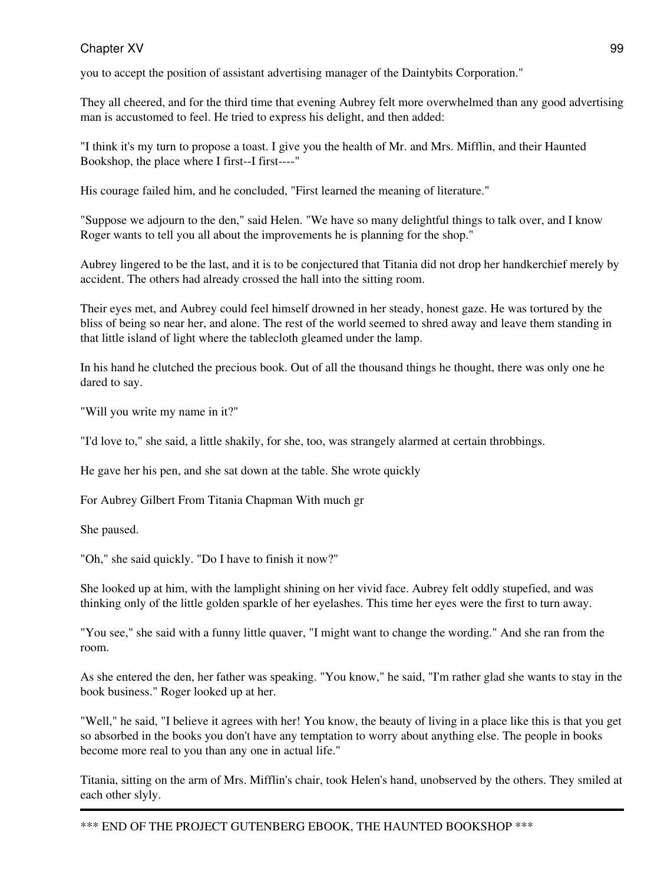you to accept the position of assistant advertising manager of the Daintybits Corporation."

They all cheered, and for the third time that evening Aubrey felt more overwhelmed than any good advertising man is accustomed to feel. He tried to express his delight, and then added:

"I think it's my turn to propose a toast. I give you the health of Mr. and Mrs. Mifflin, and their Haunted Bookshop, the place where I first--I first----"

His courage failed him, and he concluded, "First learned the meaning of literature."

"Suppose we adjourn to the den," said Helen. "We have so many delightful things to talk over, and I know Roger wants to tell you all about the improvements he is planning for the shop."

Aubrey lingered to be the last, and it is to be conjectured that Titania did not drop her handkerchief merely by accident. The others had already crossed the hall into the sitting room.

Their eyes met, and Aubrey could feel himself drowned in her steady, honest gaze. He was tortured by the bliss of being so near her, and alone. The rest of the world seemed to shred away and leave them standing in that little island of light where the tablecloth gleamed under the lamp.

In his hand he clutched the precious book. Out of all the thousand things he thought, there was only one he dared to say.

"Will you write my name in it?"

"I'd love to," she said, a little shakily, for she, too, was strangely alarmed at certain throbbings.

He gave her his pen, and she sat down at the table. She wrote quickly

For Aubrey Gilbert From Titania Chapman With much gr

She paused.

"Oh," she said quickly. "Do I have to finish it now?"

She looked up at him, with the lamplight shining on her vivid face. Aubrey felt oddly stupefied, and was thinking only of the little golden sparkle of her eyelashes. This time her eyes were the first to turn away.

"You see," she said with a funny little quaver, "I might want to change the wording." And she ran from the room.

As she entered the den, her father was speaking. "You know," he said, "I'm rather glad she wants to stay in the book business." Roger looked up at her.

"Well," he said, "I believe it agrees with her! You know, the beauty of living in a place like this is that you get so absorbed in the books you don't have any temptation to worry about anything else. The people in books become more real to you than any one in actual life."

Titania, sitting on the arm of Mrs. Mifflin's chair, took Helen's hand, unobserved by the others. They smiled at each other slyly.

---

*** END OF THE PROJECT GUTENBERG EBOOK, THE HAUNTED BOOKSHOP ***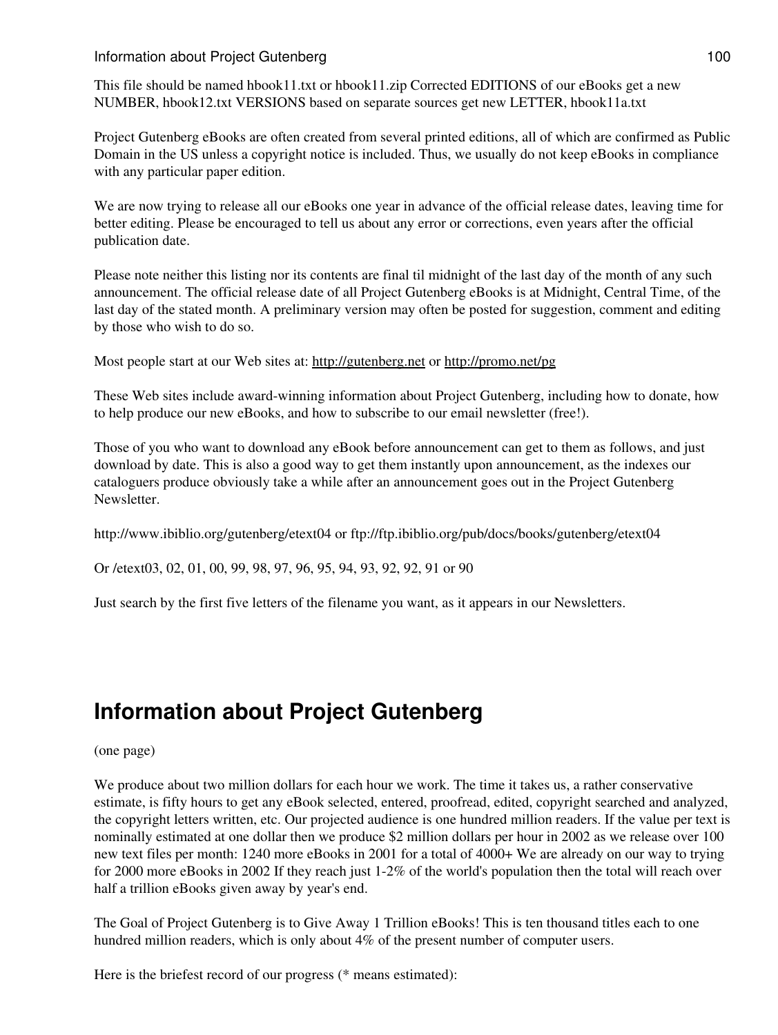This file should be named hbook11.txt or hbook11.zip Corrected EDITIONS of our eBooks get a new NUMBER, hbook12.txt VERSIONS based on separate sources get new LETTER, hbook11a.txt

Project Gutenberg eBooks are often created from several printed editions, all of which are confirmed as Public Domain in the US unless a copyright notice is included. Thus, we usually do not keep eBooks in compliance with any particular paper edition.

We are now trying to release all our eBooks one year in advance of the official release dates, leaving time for better editing. Please be encouraged to tell us about any error or corrections, even years after the official publication date.

Please note neither this listing nor its contents are final til midnight of the last day of the month of any such announcement. The official release date of all Project Gutenberg eBooks is at Midnight, Central Time, of the last day of the stated month. A preliminary version may often be posted for suggestion, comment and editing by those who wish to do so.

Most people start at our Web sites at: http://gutenberg.net or http://promo.net/pg

These Web sites include award-winning information about Project Gutenberg, including how to donate, how to help produce our new eBooks, and how to subscribe to our email newsletter (free!).

Those of you who want to download any eBook before announcement can get to them as follows, and just download by date. This is also a good way to get them instantly upon announcement, as the indexes our cataloguers produce obviously take a while after an announcement goes out in the Project Gutenberg Newsletter.

http://www.ibiblio.org/gutenberg/etext04 or ftp://ftp.ibiblio.org/pub/docs/books/gutenberg/etext04

Or /etext03, 02, 01, 00, 99, 98, 97, 96, 95, 94, 93, 92, 92, 91 or 90

Just search by the first five letters of the filename you want, as it appears in our Newsletters.

# Information about Project Gutenberg

(one page)

We produce about two million dollars for each hour we work. The time it takes us, a rather conservative estimate, is fifty hours to get any eBook selected, entered, proofread, edited, copyright searched and analyzed, the copyright letters written, etc. Our projected audience is one hundred million readers. If the value per text is nominally estimated at one dollar then we produce $2 million dollars per hour in 2002 as we release over 100 new text files per month: 1240 more eBooks in 2001 for a total of 4000+ We are already on our way to trying for 2000 more eBooks in 2002 If they reach just 1-2% of the world's population then the total will reach over half a trillion eBooks given away by year's end.

The Goal of Project Gutenberg is to Give Away 1 Trillion eBooks! This is ten thousand titles each to one hundred million readers, which is only about 4% of the present number of computer users.

Here is the briefest record of our progress (* means estimated):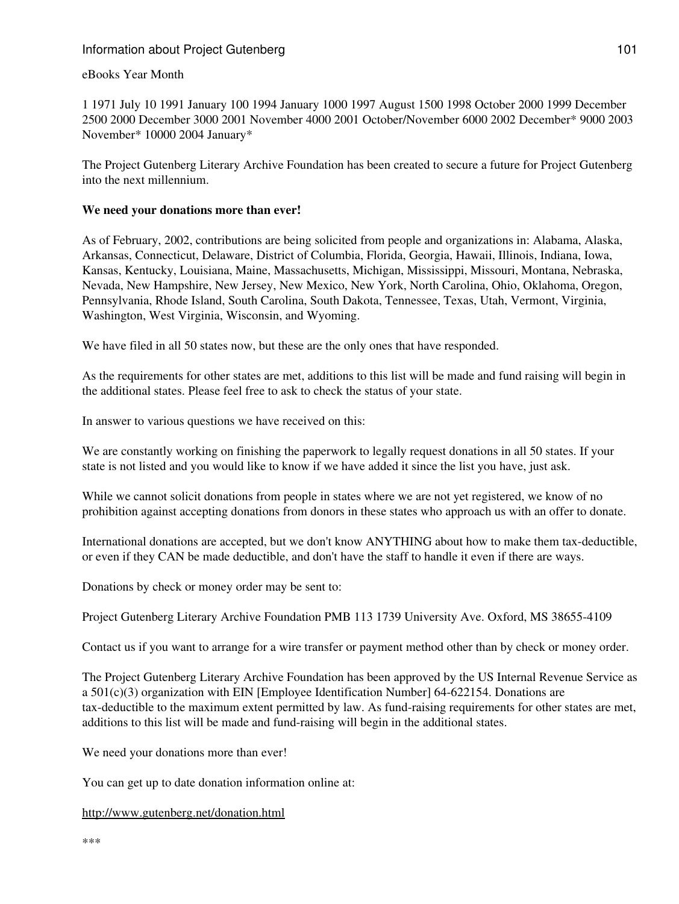eBooks Year Month

1 1971 July 10 1991 January 100 1994 January 1000 1997 August 1500 1998 October 2000 1999 December 2500 2000 December 3000 2001 November 4000 2001 October/November 6000 2002 December* 9000 2003 November* 10000 2004 January*

The Project Gutenberg Literary Archive Foundation has been created to secure a future for Project Gutenberg into the next millennium.

**We need your donations more than ever!**

As of February, 2002, contributions are being solicited from people and organizations in: Alabama, Alaska, Arkansas, Connecticut, Delaware, District of Columbia, Florida, Georgia, Hawaii, Illinois, Indiana, Iowa, Kansas, Kentucky, Louisiana, Maine, Massachusetts, Michigan, Mississippi, Missouri, Montana, Nebraska, Nevada, New Hampshire, New Jersey, New Mexico, New York, North Carolina, Ohio, Oklahoma, Oregon, Pennsylvania, Rhode Island, South Carolina, South Dakota, Tennessee, Texas, Utah, Vermont, Virginia, Washington, West Virginia, Wisconsin, and Wyoming.

We have filed in all 50 states now, but these are the only ones that have responded.

As the requirements for other states are met, additions to this list will be made and fund raising will begin in the additional states. Please feel free to ask to check the status of your state.

In answer to various questions we have received on this:

We are constantly working on finishing the paperwork to legally request donations in all 50 states. If your state is not listed and you would like to know if we have added it since the list you have, just ask.

While we cannot solicit donations from people in states where we are not yet registered, we know of no prohibition against accepting donations from donors in these states who approach us with an offer to donate.

International donations are accepted, but we don't know ANYTHING about how to make them tax-deductible, or even if they CAN be made deductible, and don't have the staff to handle it even if there are ways.

Donations by check or money order may be sent to:

Project Gutenberg Literary Archive Foundation PMB 113 1739 University Ave. Oxford, MS 38655-4109

Contact us if you want to arrange for a wire transfer or payment method other than by check or money order.

The Project Gutenberg Literary Archive Foundation has been approved by the US Internal Revenue Service as a 501(c)(3) organization with EIN [Employee Identification Number] 64-622154. Donations are tax-deductible to the maximum extent permitted by law. As fund-raising requirements for other states are met, additions to this list will be made and fund-raising will begin in the additional states.

We need your donations more than ever!

You can get up to date donation information online at:

http://www.gutenberg.net/donation.html

***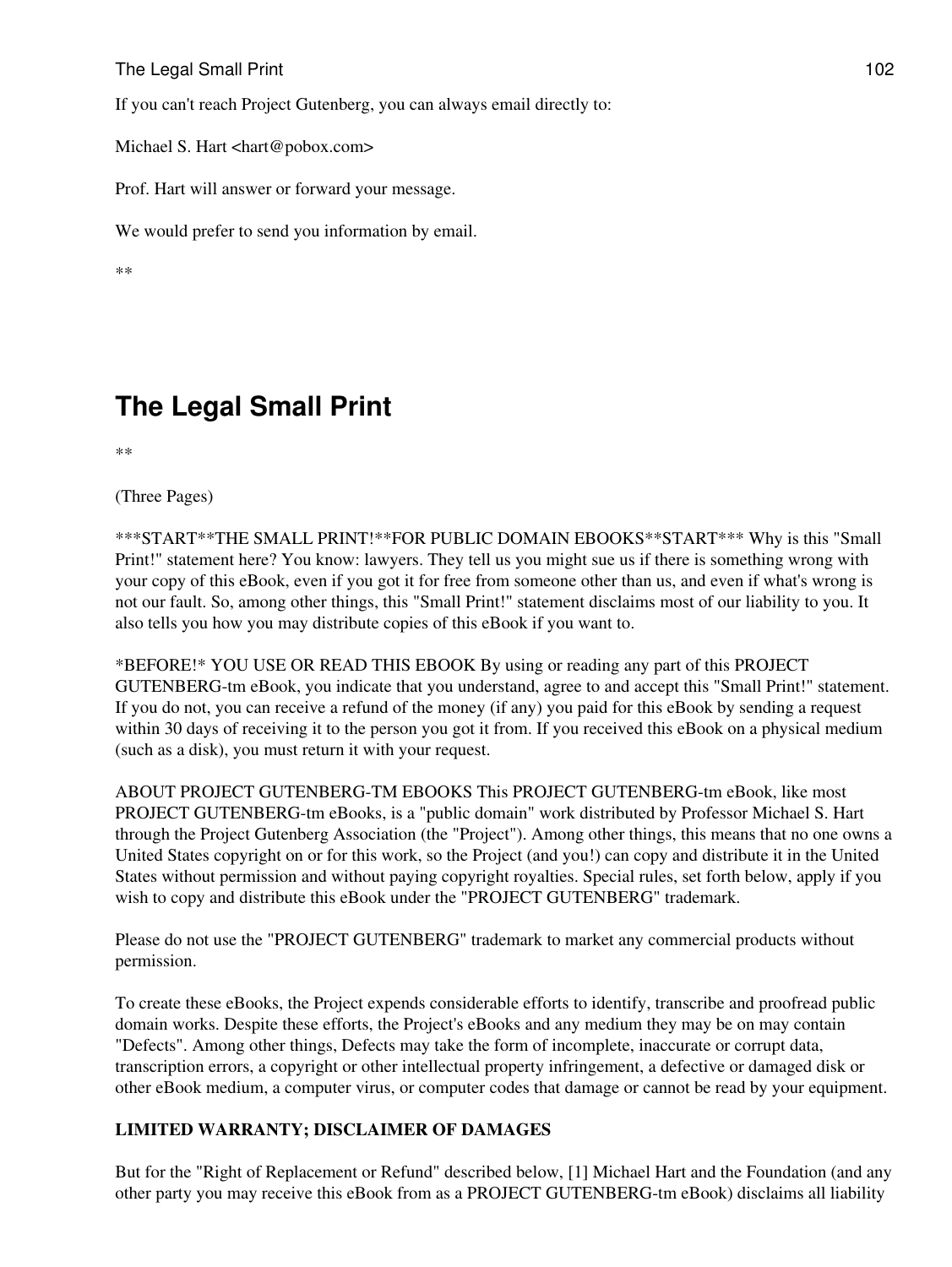If you can't reach Project Gutenberg, you can always email directly to:

Michael S. Hart <hart@pobox.com>

Prof. Hart will answer or forward your message.

We would prefer to send you information by email.

**

# The Legal Small Print

**

(Three Pages)

***START**THE SMALL PRINT!**FOR PUBLIC DOMAIN EBOOKS**START*** Why is this "Small Print!" statement here? You know: lawyers. They tell us you might sue us if there is something wrong with your copy of this eBook, even if you got it for free from someone other than us, and even if what's wrong is not our fault. So, among other things, this "Small Print!" statement disclaims most of our liability to you. It also tells you how you may distribute copies of this eBook if you want to.

*BEFORE!* YOU USE OR READ THIS EBOOK By using or reading any part of this PROJECT GUTENBERG-tm eBook, you indicate that you understand, agree to and accept this "Small Print!" statement. If you do not, you can receive a refund of the money (if any) you paid for this eBook by sending a request within 30 days of receiving it to the person you got it from. If you received this eBook on a physical medium (such as a disk), you must return it with your request.

ABOUT PROJECT GUTENBERG-TM EBOOKS This PROJECT GUTENBERG-tm eBook, like most PROJECT GUTENBERG-tm eBooks, is a "public domain" work distributed by Professor Michael S. Hart through the Project Gutenberg Association (the "Project"). Among other things, this means that no one owns a United States copyright on or for this work, so the Project (and you!) can copy and distribute it in the United States without permission and without paying copyright royalties. Special rules, set forth below, apply if you wish to copy and distribute this eBook under the "PROJECT GUTENBERG" trademark.

Please do not use the "PROJECT GUTENBERG" trademark to market any commercial products without permission.

To create these eBooks, the Project expends considerable efforts to identify, transcribe and proofread public domain works. Despite these efforts, the Project's eBooks and any medium they may be on may contain "Defects". Among other things, Defects may take the form of incomplete, inaccurate or corrupt data, transcription errors, a copyright or other intellectual property infringement, a defective or damaged disk or other eBook medium, a computer virus, or computer codes that damage or cannot be read by your equipment.

**LIMITED WARRANTY; DISCLAIMER OF DAMAGES**

But for the "Right of Replacement or Refund" described below, [1] Michael Hart and the Foundation (and any other party you may receive this eBook from as a PROJECT GUTENBERG-tm eBook) disclaims all liability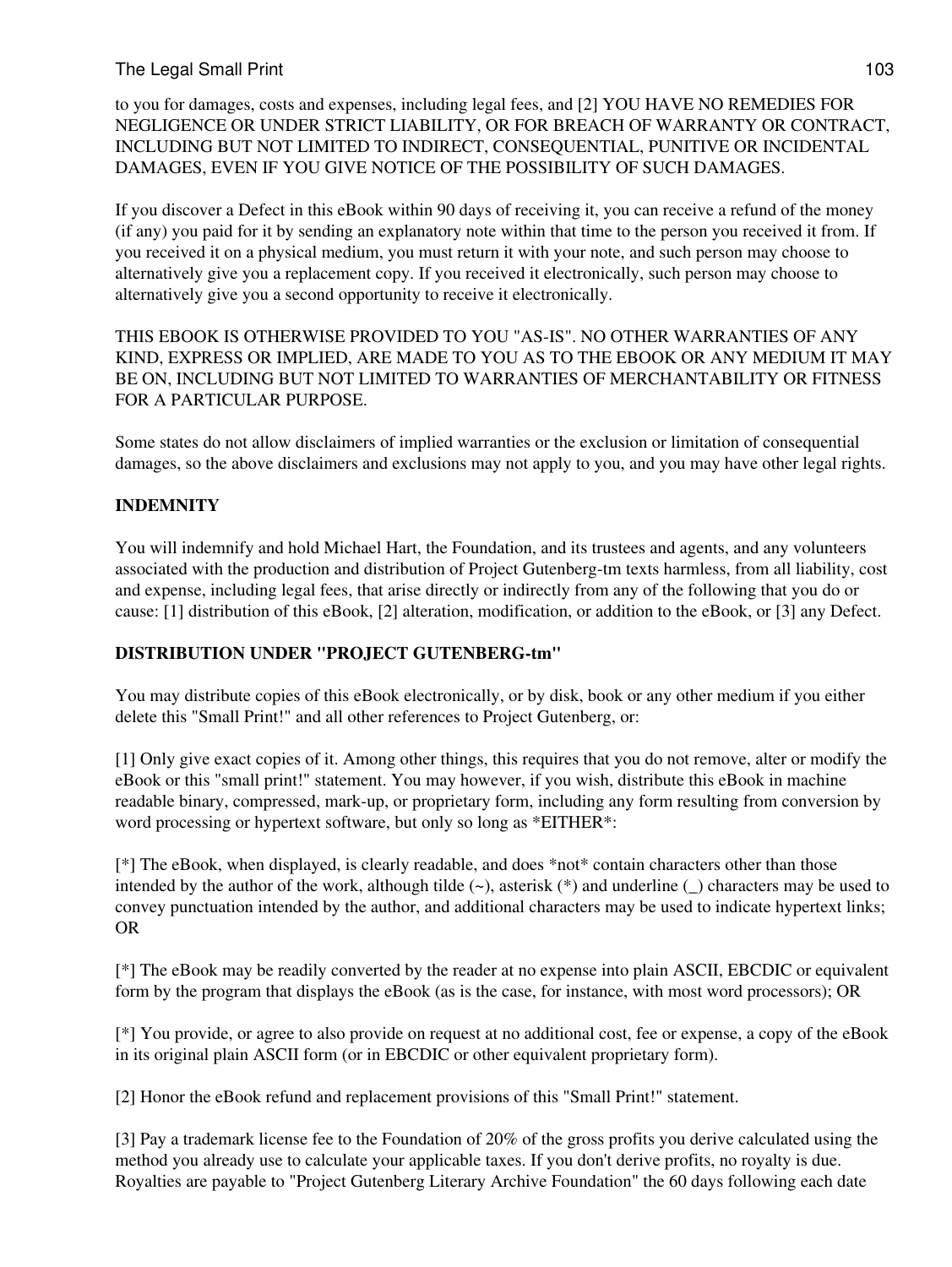to you for damages, costs and expenses, including legal fees, and [2] YOU HAVE NO REMEDIES FOR NEGLIGENCE OR UNDER STRICT LIABILITY, OR FOR BREACH OF WARRANTY OR CONTRACT, INCLUDING BUT NOT LIMITED TO INDIRECT, CONSEQUENTIAL, PUNITIVE OR INCIDENTAL DAMAGES, EVEN IF YOU GIVE NOTICE OF THE POSSIBILITY OF SUCH DAMAGES.

If you discover a Defect in this eBook within 90 days of receiving it, you can receive a refund of the money (if any) you paid for it by sending an explanatory note within that time to the person you received it from. If you received it on a physical medium, you must return it with your note, and such person may choose to alternatively give you a replacement copy. If you received it electronically, such person may choose to alternatively give you a second opportunity to receive it electronically.

THIS EBOOK IS OTHERWISE PROVIDED TO YOU "AS-IS". NO OTHER WARRANTIES OF ANY KIND, EXPRESS OR IMPLIED, ARE MADE TO YOU AS TO THE EBOOK OR ANY MEDIUM IT MAY BE ON, INCLUDING BUT NOT LIMITED TO WARRANTIES OF MERCHANTABILITY OR FITNESS FOR A PARTICULAR PURPOSE.

Some states do not allow disclaimers of implied warranties or the exclusion or limitation of consequential damages, so the above disclaimers and exclusions may not apply to you, and you may have other legal rights.

**INDEMNITY**

You will indemnify and hold Michael Hart, the Foundation, and its trustees and agents, and any volunteers associated with the production and distribution of Project Gutenberg-tm texts harmless, from all liability, cost and expense, including legal fees, that arise directly or indirectly from any of the following that you do or cause: [1] distribution of this eBook, [2] alteration, modification, or addition to the eBook, or [3] any Defect.

**DISTRIBUTION UNDER "PROJECT GUTENBERG-tm"**

You may distribute copies of this eBook electronically, or by disk, book or any other medium if you either delete this "Small Print!" and all other references to Project Gutenberg, or:

[1] Only give exact copies of it. Among other things, this requires that you do not remove, alter or modify the eBook or this "small print!" statement. You may however, if you wish, distribute this eBook in machine readable binary, compressed, mark-up, or proprietary form, including any form resulting from conversion by word processing or hypertext software, but only so long as *EITHER*:

[*] The eBook, when displayed, is clearly readable, and does *not* contain characters other than those intended by the author of the work, although tilde (~), asterisk (*) and underline (_) characters may be used to convey punctuation intended by the author, and additional characters may be used to indicate hypertext links; OR

[*] The eBook may be readily converted by the reader at no expense into plain ASCII, EBCDIC or equivalent form by the program that displays the eBook (as is the case, for instance, with most word processors); OR

[*] You provide, or agree to also provide on request at no additional cost, fee or expense, a copy of the eBook in its original plain ASCII form (or in EBCDIC or other equivalent proprietary form).

[2] Honor the eBook refund and replacement provisions of this "Small Print!" statement.

[3] Pay a trademark license fee to the Foundation of 20% of the gross profits you derive calculated using the method you already use to calculate your applicable taxes. If you don't derive profits, no royalty is due. Royalties are payable to "Project Gutenberg Literary Archive Foundation" the 60 days following each date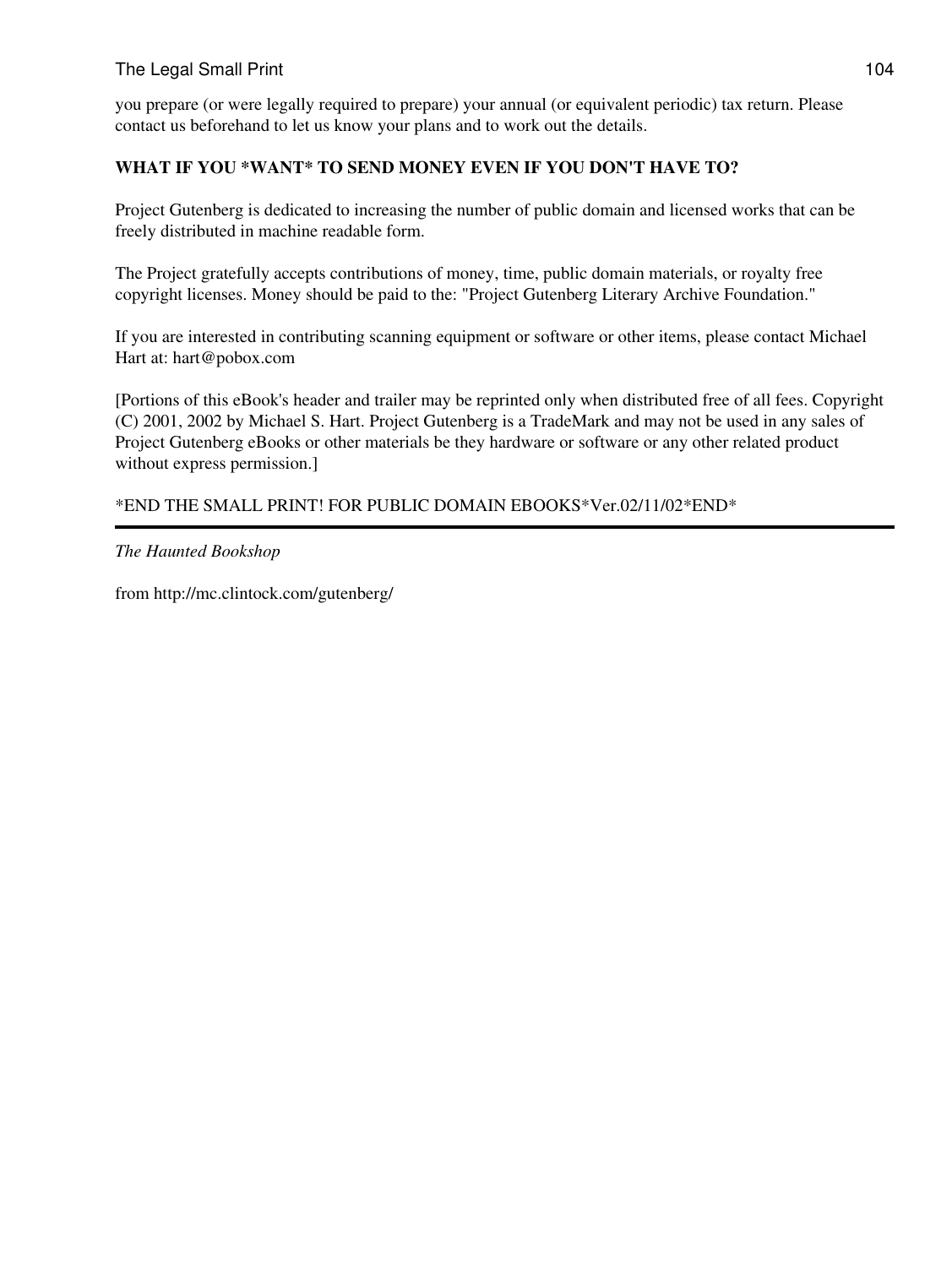you prepare (or were legally required to prepare) your annual (or equivalent periodic) tax return. Please contact us beforehand to let us know your plans and to work out the details.

**WHAT IF YOU *WANT* TO SEND MONEY EVEN IF YOU DON'T HAVE TO?**

Project Gutenberg is dedicated to increasing the number of public domain and licensed works that can be freely distributed in machine readable form.

The Project gratefully accepts contributions of money, time, public domain materials, or royalty free copyright licenses. Money should be paid to the: "Project Gutenberg Literary Archive Foundation."

If you are interested in contributing scanning equipment or software or other items, please contact Michael Hart at: hart@pobox.com

[Portions of this eBook's header and trailer may be reprinted only when distributed free of all fees. Copyright (C) 2001, 2002 by Michael S. Hart. Project Gutenberg is a TradeMark and may not be used in any sales of Project Gutenberg eBooks or other materials be they hardware or software or any other related product without express permission.]

*END THE SMALL PRINT! FOR PUBLIC DOMAIN EBOOKS*Ver.02/11/02*END*

---

*The Haunted Bookshop*

from http://mc.clintock.com/gutenberg/